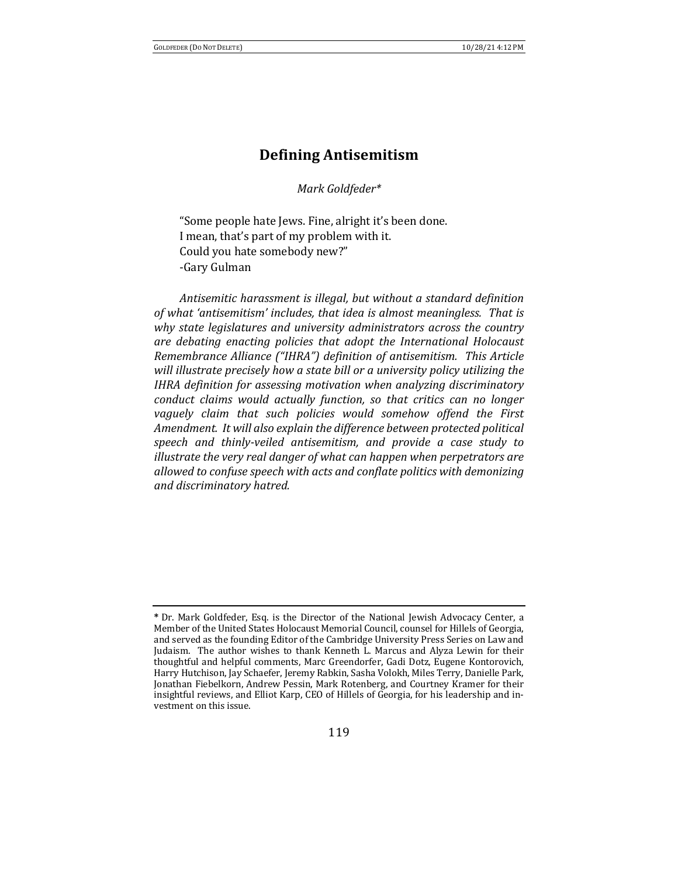# Defining Antisemitism

*Mark Goldfeder\**

"Some people hate Jews. Fine, alright it's been done.
I mean, that's part of my problem with it.
Could you hate somebody new?"
-Gary Gulman

*Antisemitic harassment is illegal, but without a standard definition of what 'antisemitism' includes, that idea is almost meaningless. That is why state legislatures and university administrators across the country are debating enacting policies that adopt the International Holocaust Remembrance Alliance ("IHRA") definition of antisemitism. This Article will illustrate precisely how a state bill or a university policy utilizing the IHRA definition for assessing motivation when analyzing discriminatory conduct claims would actually function, so that critics can no longer vaguely claim that such policies would somehow offend the First Amendment. It will also explain the difference between protected political speech and thinly-veiled antisemitism, and provide a case study to illustrate the very real danger of what can happen when perpetrators are allowed to confuse speech with acts and conflate politics with demonizing and discriminatory hatred.*

---

\* Dr. Mark Goldfeder, Esq. is the Director of the National Jewish Advocacy Center, a Member of the United States Holocaust Memorial Council, counsel for Hillels of Georgia, and served as the founding Editor of the Cambridge University Press Series on Law and Judaism. The author wishes to thank Kenneth L. Marcus and Alyza Lewin for their thoughtful and helpful comments, Marc Greendorfer, Gadi Dotz, Eugene Kontorovich, Harry Hutchison, Jay Schaefer, Jeremy Rabkin, Sasha Volokh, Miles Terry, Danielle Park, Jonathan Fiebelkorn, Andrew Pessin, Mark Rotenberg, and Courtney Kramer for their insightful reviews, and Elliot Karp, CEO of Hillels of Georgia, for his leadership and investment on this issue.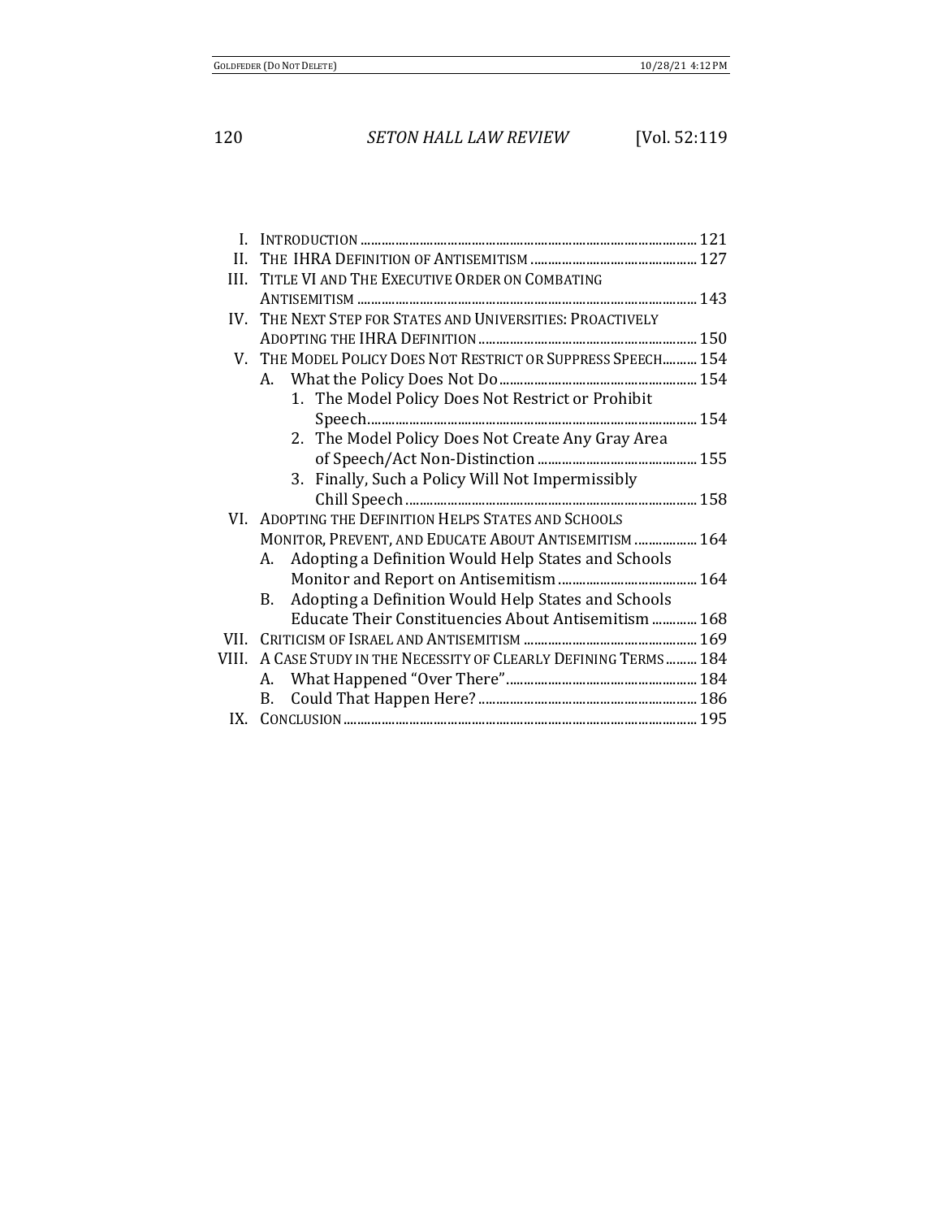| | | |
|---|---|---|
| I. | INTRODUCTION | 121 |
| II. | THE IHRA DEFINITION OF ANTISEMITISM | 127 |
| III. | TITLE VI AND THE EXECUTIVE ORDER ON COMBATING ANTISEMITISM | 143 |
| IV. | THE NEXT STEP FOR STATES AND UNIVERSITIES: PROACTIVELY ADOPTING THE IHRA DEFINITION | 150 |
| V. | THE MODEL POLICY DOES NOT RESTRICT OR SUPPRESS SPEECH | 154 |
| | A. What the Policy Does Not Do | 154 |
| | 1. The Model Policy Does Not Restrict or Prohibit Speech | 154 |
| | 2. The Model Policy Does Not Create Any Gray Area of Speech/Act Non-Distinction | 155 |
| | 3. Finally, Such a Policy Will Not Impermissibly Chill Speech | 158 |
| VI. | ADOPTING THE DEFINITION HELPS STATES AND SCHOOLS MONITOR, PREVENT, AND EDUCATE ABOUT ANTISEMITISM | 164 |
| | A. Adopting a Definition Would Help States and Schools Monitor and Report on Antisemitism | 164 |
| | B. Adopting a Definition Would Help States and Schools Educate Their Constituencies About Antisemitism | 168 |
| VII. | CRITICISM OF ISRAEL AND ANTISEMITISM | 169 |
| VIII. | A CASE STUDY IN THE NECESSITY OF CLEARLY DEFINING TERMS | 184 |
| | A. What Happened "Over There" | 184 |
| | B. Could That Happen Here? | 186 |
| IX. | CONCLUSION | 195 |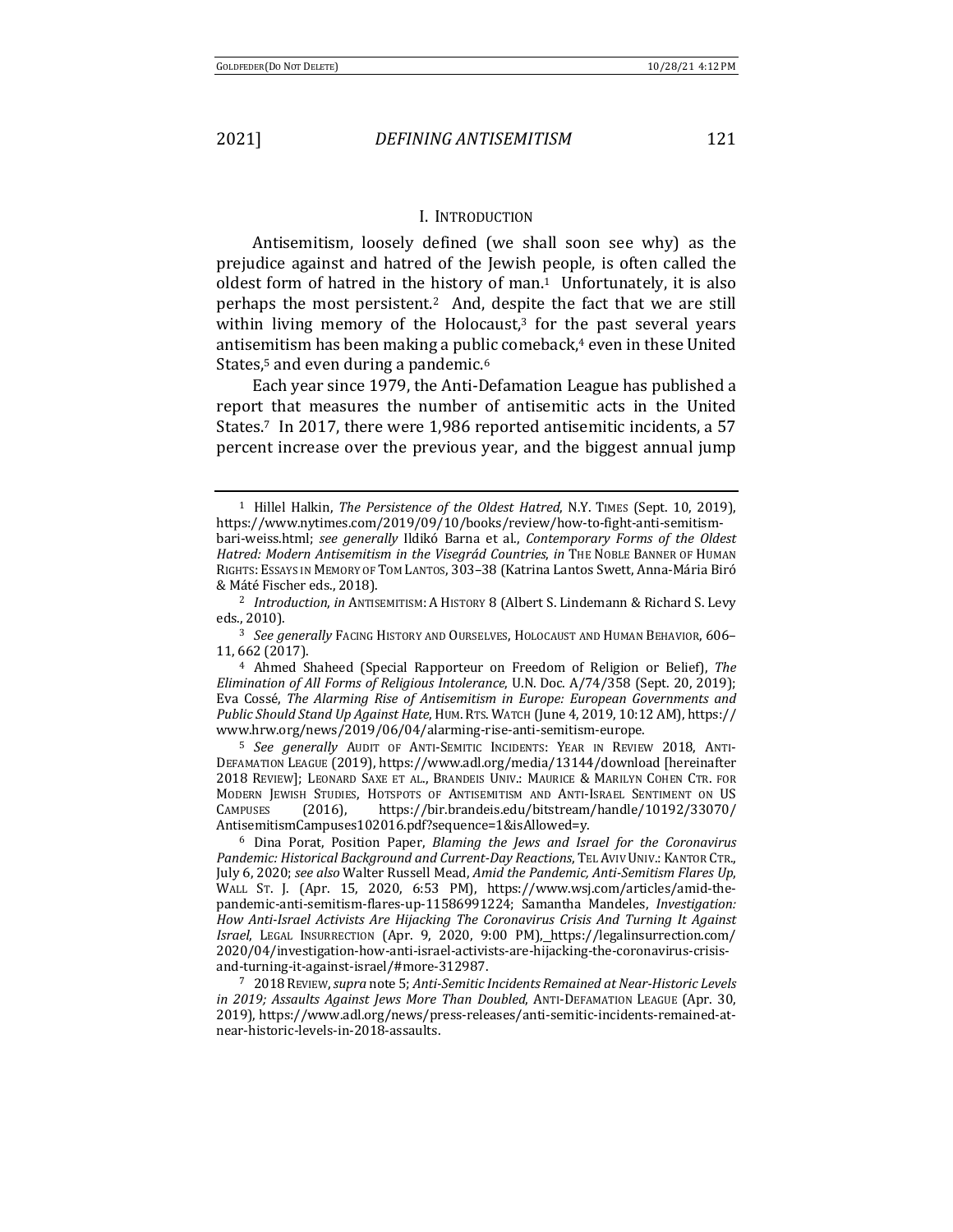## I. Introduction

Antisemitism, loosely defined (we shall soon see why) as the prejudice against and hatred of the Jewish people, is often called the oldest form of hatred in the history of man.[1] Unfortunately, it is also perhaps the most persistent.[2] And, despite the fact that we are still within living memory of the Holocaust,[3] for the past several years antisemitism has been making a public comeback,[4] even in these United States,[5] and even during a pandemic.[6]

Each year since 1979, the Anti-Defamation League has published a report that measures the number of antisemitic acts in the United States.[7] In 2017, there were 1,986 reported antisemitic incidents, a 57 percent increase over the previous year, and the biggest annual jump

---

[1] Hillel Halkin, *The Persistence of the Oldest Hatred*, N.Y. Times (Sept. 10, 2019), https://www.nytimes.com/2019/09/10/books/review/how-to-fight-anti-semitism-bari-weiss.html; *see generally* Ildikó Barna et al., *Contemporary Forms of the Oldest Hatred: Modern Antisemitism in the Visegrád Countries*, *in* The Noble Banner of Human Rights: Essays in Memory of Tom Lantos, 303–38 (Katrina Lantos Swett, Anna-Mária Biró & Máté Fischer eds., 2018).

[2] *Introduction*, *in* Antisemitism: A History 8 (Albert S. Lindemann & Richard S. Levy eds., 2010).

[3] *See generally* Facing History and Ourselves, Holocaust and Human Behavior, 606–11, 662 (2017).

[4] Ahmed Shaheed (Special Rapporteur on Freedom of Religion or Belief), *The Elimination of All Forms of Religious Intolerance*, U.N. Doc. A/74/358 (Sept. 20, 2019); Eva Cossé, *The Alarming Rise of Antisemitism in Europe: European Governments and Public Should Stand Up Against Hate*, Hum. Rts. Watch (June 4, 2019, 10:12 AM), https://www.hrw.org/news/2019/06/04/alarming-rise-anti-semitism-europe.

[5] *See generally* Audit of Anti-Semitic Incidents: Year in Review 2018, Anti-Defamation League (2019), https://www.adl.org/media/13144/download [hereinafter 2018 Review]; Leonard Saxe et al., Brandeis Univ.: Maurice & Marilyn Cohen Ctr. for Modern Jewish Studies, Hotspots of Antisemitism and Anti-Israel Sentiment on US Campuses (2016), https://bir.brandeis.edu/bitstream/handle/10192/33070/AntisemitismCampuses102016.pdf?sequence=1&isAllowed=y.

[6] Dina Porat, Position Paper, *Blaming the Jews and Israel for the Coronavirus Pandemic: Historical Background and Current-Day Reactions*, Tel Aviv Univ.: Kantor Ctr., July 6, 2020; *see also* Walter Russell Mead, *Amid the Pandemic, Anti-Semitism Flares Up*, Wall St. J. (Apr. 15, 2020, 6:53 PM), https://www.wsj.com/articles/amid-the-pandemic-anti-semitism-flares-up-11586991224; Samantha Mandeles, *Investigation: How Anti-Israel Activists Are Hijacking The Coronavirus Crisis And Turning It Against Israel*, Legal Insurrection (Apr. 9, 2020, 9:00 PM), https://legalinsurrection.com/2020/04/investigation-how-anti-israel-activists-are-hijacking-the-coronavirus-crisis-and-turning-it-against-israel/#more-312987.

[7] 2018 Review, *supra* note 5; *Anti-Semitic Incidents Remained at Near-Historic Levels in 2019; Assaults Against Jews More Than Doubled*, Anti-Defamation League (Apr. 30, 2019), https://www.adl.org/news/press-releases/anti-semitic-incidents-remained-at-near-historic-levels-in-2018-assaults.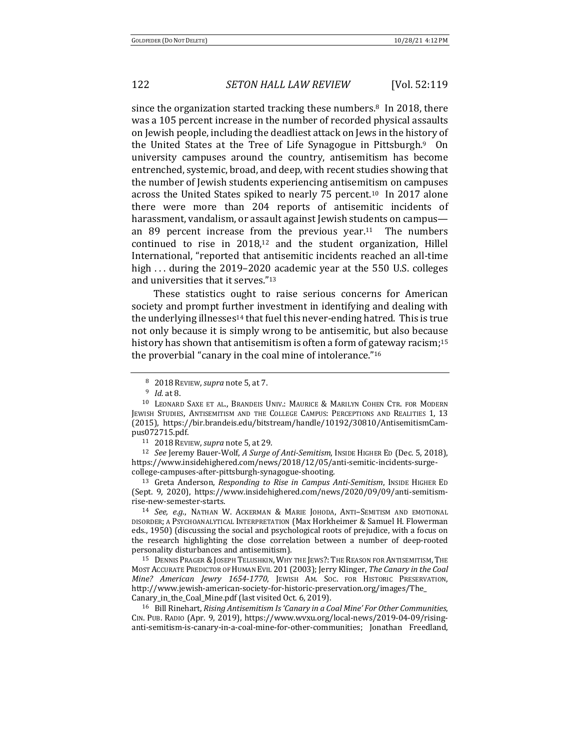since the organization started tracking these numbers.[8] In 2018, there was a 105 percent increase in the number of recorded physical assaults on Jewish people, including the deadliest attack on Jews in the history of the United States at the Tree of Life Synagogue in Pittsburgh.[9] On university campuses around the country, antisemitism has become entrenched, systemic, broad, and deep, with recent studies showing that the number of Jewish students experiencing antisemitism on campuses across the United States spiked to nearly 75 percent.[10] In 2017 alone there were more than 204 reports of antisemitic incidents of harassment, vandalism, or assault against Jewish students on campus—an 89 percent increase from the previous year.[11] The numbers continued to rise in 2018,[12] and the student organization, Hillel International, "reported that antisemitic incidents reached an all-time high . . . during the 2019–2020 academic year at the 550 U.S. colleges and universities that it serves."[13]

These statistics ought to raise serious concerns for American society and prompt further investment in identifying and dealing with the underlying illnesses[14] that fuel this never-ending hatred. This is true not only because it is simply wrong to be antisemitic, but also because history has shown that antisemitism is often a form of gateway racism;[15] the proverbial "canary in the coal mine of intolerance."[16]

---

[8] 2018 REVIEW, *supra* note 5, at 7.

[9] *Id.* at 8.

[10] LEONARD SAXE ET AL., BRANDEIS UNIV.: MAURICE & MARILYN COHEN CTR. FOR MODERN JEWISH STUDIES, ANTISEMITISM AND THE COLLEGE CAMPUS: PERCEPTIONS AND REALITIES 1, 13 (2015), https://bir.brandeis.edu/bitstream/handle/10192/30810/AntisemitismCampus072715.pdf.

[11] 2018 REVIEW, *supra* note 5, at 29.

[12] *See* Jeremy Bauer-Wolf, *A Surge of Anti-Semitism*, INSIDE HIGHER ED (Dec. 5, 2018), https://www.insidehighered.com/news/2018/12/05/anti-semitic-incidents-surge-college-campuses-after-pittsburgh-synagogue-shooting.

[13] Greta Anderson, *Responding to Rise in Campus Anti-Semitism*, INSIDE HIGHER ED (Sept. 9, 2020), https://www.insidehighered.com/news/2020/09/09/anti-semitism-rise-new-semester-starts.

[14] *See, e.g.*, NATHAN W. ACKERMAN & MARIE JOHODA, ANTI–SEMITISM AND EMOTIONAL DISORDER; A PSYCHOANALYTICAL INTERPRETATION (Max Horkheimer & Samuel H. Flowerman eds., 1950) (discussing the social and psychological roots of prejudice, with a focus on the research highlighting the close correlation between a number of deep-rooted personality disturbances and antisemitism).

[15] DENNIS PRAGER & JOSEPH TELUSHKIN, WHY THE JEWS?: THE REASON FOR ANTISEMITISM, THE MOST ACCURATE PREDICTOR OF HUMAN EVIL 201 (2003); Jerry Klinger, *The Canary in the Coal Mine? American Jewry 1654-1770*, JEWISH AM. SOC. FOR HISTORIC PRESERVATION, http://www.jewish-american-society-for-historic-preservation.org/images/The_Canary_in_the_Coal_Mine.pdf (last visited Oct. 6, 2019).

[16] Bill Rinehart, *Rising Antisemitism Is 'Canary in a Coal Mine' For Other Communities*, CIN. PUB. RADIO (Apr. 9, 2019), https://www.wvxu.org/local-news/2019-04-09/rising-anti-semitism-is-canary-in-a-coal-mine-for-other-communities; Jonathan Freedland,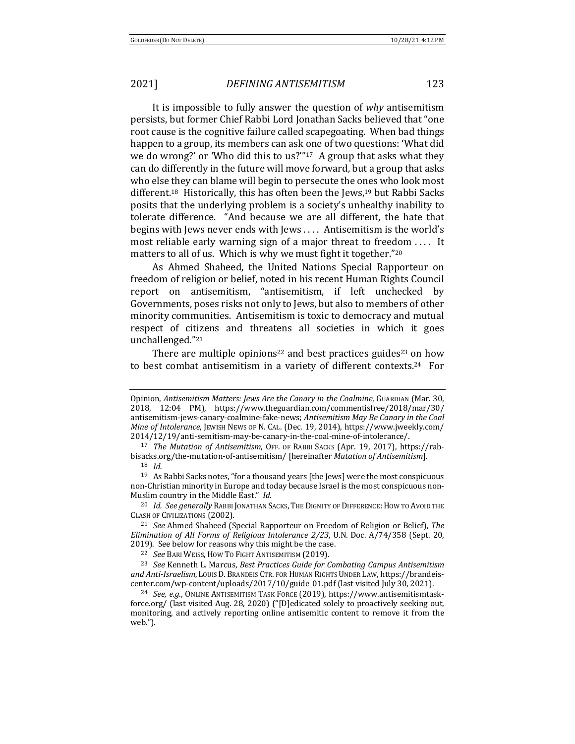It is impossible to fully answer the question of *why* antisemitism persists, but former Chief Rabbi Lord Jonathan Sacks believed that "one root cause is the cognitive failure called scapegoating. When bad things happen to a group, its members can ask one of two questions: 'What did we do wrong?' or 'Who did this to us?'"[17] A group that asks what they can do differently in the future will move forward, but a group that asks who else they can blame will begin to persecute the ones who look most different.[18] Historically, this has often been the Jews,[19] but Rabbi Sacks posits that the underlying problem is a society's unhealthy inability to tolerate difference. "And because we are all different, the hate that begins with Jews never ends with Jews . . . . Antisemitism is the world's most reliable early warning sign of a major threat to freedom . . . . It matters to all of us. Which is why we must fight it together."[20]

As Ahmed Shaheed, the United Nations Special Rapporteur on freedom of religion or belief, noted in his recent Human Rights Council report on antisemitism, "antisemitism, if left unchecked by Governments, poses risks not only to Jews, but also to members of other minority communities. Antisemitism is toxic to democracy and mutual respect of citizens and threatens all societies in which it goes unchallenged."[21]

There are multiple opinions[22] and best practices guides[23] on how to best combat antisemitism in a variety of different contexts.[24] For

---

Opinion, *Antisemitism Matters: Jews Are the Canary in the Coalmine*, GUARDIAN (Mar. 30, 2018, 12:04 PM), https://www.theguardian.com/commentisfree/2018/mar/30/antisemitism-jews-canary-coalmine-fake-news; *Antisemitism May Be Canary in the Coal Mine of Intolerance*, JEWISH NEWS OF N. CAL. (Dec. 19, 2014), https://www.jweekly.com/2014/12/19/anti-semitism-may-be-canary-in-the-coal-mine-of-intolerance/.

[17] *The Mutation of Antisemitism*, OFF. OF RABBI SACKS (Apr. 19, 2017), https://rabbisacks.org/the-mutation-of-antisemitism/ [hereinafter *Mutation of Antisemitism*].

[18] *Id.*

[19] As Rabbi Sacks notes, "for a thousand years [the Jews] were the most conspicuous non-Christian minority in Europe and today because Israel is the most conspicuous non-Muslim country in the Middle East." *Id.*

[20] *Id. See generally* RABBI JONATHAN SACKS, THE DIGNITY OF DIFFERENCE: HOW TO AVOID THE CLASH OF CIVILIZATIONS (2002).

[21] *See* Ahmed Shaheed (Special Rapporteur on Freedom of Religion or Belief), *The Elimination of All Forms of Religious Intolerance 2/23*, U.N. Doc. A/74/358 (Sept. 20, 2019). See below for reasons why this might be the case.

[22] *See* BARI WEISS, HOW TO FIGHT ANTISEMITISM (2019).

[23] *See* Kenneth L. Marcus, *Best Practices Guide for Combating Campus Antisemitism and Anti-Israelism*, LOUIS D. BRANDEIS CTR. FOR HUMAN RIGHTS UNDER LAW, https://brandeiscenter.com/wp-content/uploads/2017/10/guide_01.pdf (last visited July 30, 2021).

[24] *See, e.g.*, ONLINE ANTISEMITISM TASK FORCE (2019), https://www.antisemitismtaskforce.org/ (last visited Aug. 28, 2020) ("[D]edicated solely to proactively seeking out, monitoring, and actively reporting online antisemitic content to remove it from the web.").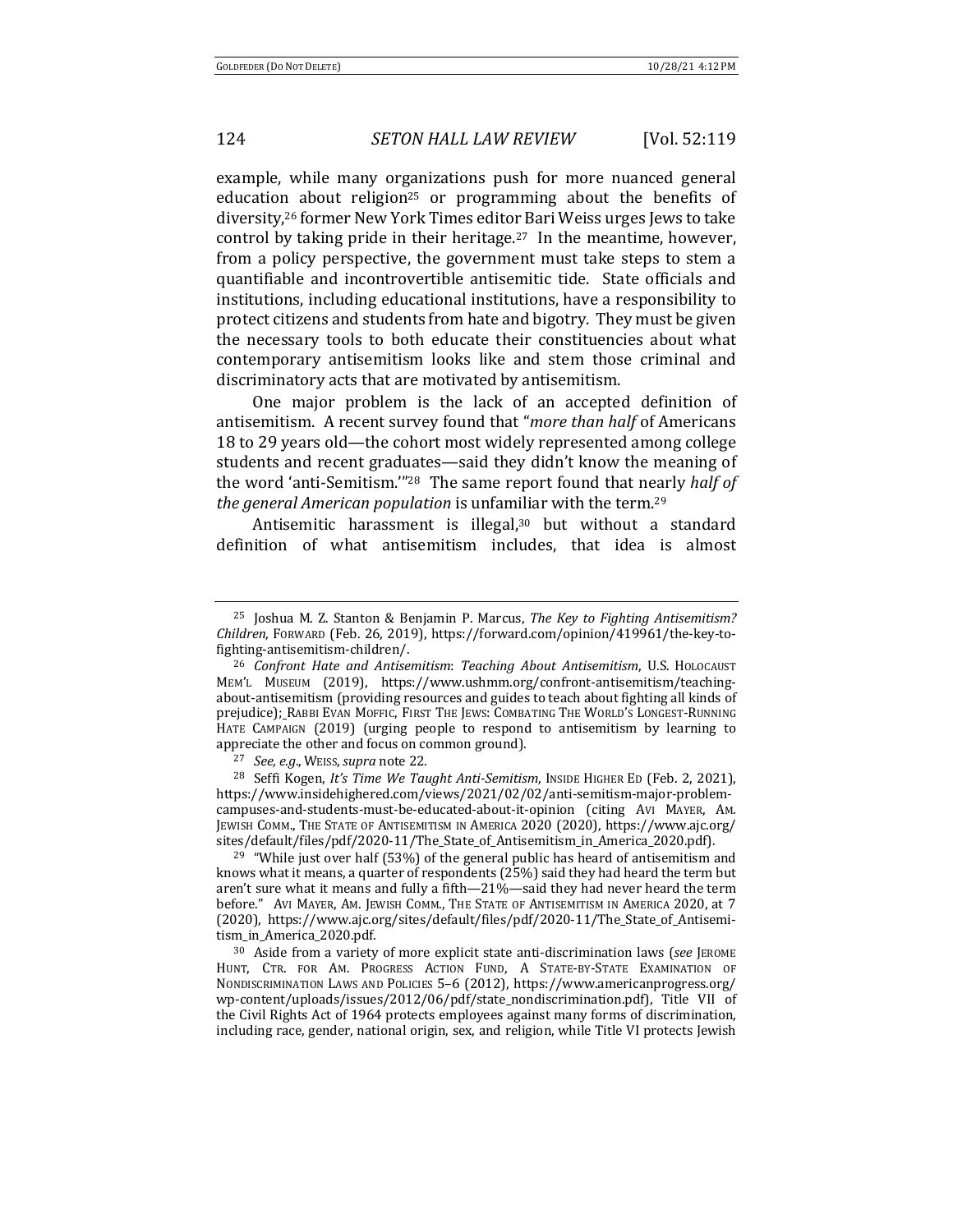example, while many organizations push for more nuanced general education about religion[25] or programming about the benefits of diversity,[26] former New York Times editor Bari Weiss urges Jews to take control by taking pride in their heritage.[27] In the meantime, however, from a policy perspective, the government must take steps to stem a quantifiable and incontrovertible antisemitic tide. State officials and institutions, including educational institutions, have a responsibility to protect citizens and students from hate and bigotry. They must be given the necessary tools to both educate their constituencies about what contemporary antisemitism looks like and stem those criminal and discriminatory acts that are motivated by antisemitism.

One major problem is the lack of an accepted definition of antisemitism. A recent survey found that "*more than half* of Americans 18 to 29 years old—the cohort most widely represented among college students and recent graduates—said they didn't know the meaning of the word 'anti-Semitism.'"[28] The same report found that nearly *half of the general American population* is unfamiliar with the term.[29]

Antisemitic harassment is illegal,[30] but without a standard definition of what antisemitism includes, that idea is almost

---

[25] Joshua M. Z. Stanton & Benjamin P. Marcus, *The Key to Fighting Antisemitism? Children*, FORWARD (Feb. 26, 2019), https://forward.com/opinion/419961/the-key-to-fighting-antisemitism-children/.

[26] *Confront Hate and Antisemitism*: *Teaching About Antisemitism*, U.S. HOLOCAUST MEM'L MUSEUM (2019), https://www.ushmm.org/confront-antisemitism/teaching-about-antisemitism (providing resources and guides to teach about fighting all kinds of prejudice); RABBI EVAN MOFFIC, FIRST THE JEWS: COMBATING THE WORLD'S LONGEST-RUNNING HATE CAMPAIGN (2019) (urging people to respond to antisemitism by learning to appreciate the other and focus on common ground).

[27] *See, e.g.*, WEISS, *supra* note 22.

[28] Seffi Kogen, *It's Time We Taught Anti-Semitism*, INSIDE HIGHER ED (Feb. 2, 2021), https://www.insidehighered.com/views/2021/02/02/anti-semitism-major-problem-campuses-and-students-must-be-educated-about-it-opinion (citing AVI MAYER, AM. JEWISH COMM., THE STATE OF ANTISEMITISM IN AMERICA 2020 (2020), https://www.ajc.org/sites/default/files/pdf/2020-11/The_State_of_Antisemitism_in_America_2020.pdf).

[29] "While just over half (53%) of the general public has heard of antisemitism and knows what it means, a quarter of respondents (25%) said they had heard the term but aren't sure what it means and fully a fifth—21%—said they had never heard the term before." AVI MAYER, AM. JEWISH COMM., THE STATE OF ANTISEMITISM IN AMERICA 2020, at 7 (2020), https://www.ajc.org/sites/default/files/pdf/2020-11/The_State_of_Antisemitism_in_America_2020.pdf.

[30] Aside from a variety of more explicit state anti-discrimination laws (*see* JEROME HUNT, CTR. FOR AM. PROGRESS ACTION FUND, A STATE-BY-STATE EXAMINATION OF NONDISCRIMINATION LAWS AND POLICIES 5–6 (2012), https://www.americanprogress.org/wp-content/uploads/issues/2012/06/pdf/state_nondiscrimination.pdf), Title VII of the Civil Rights Act of 1964 protects employees against many forms of discrimination, including race, gender, national origin, sex, and religion, while Title VI protects Jewish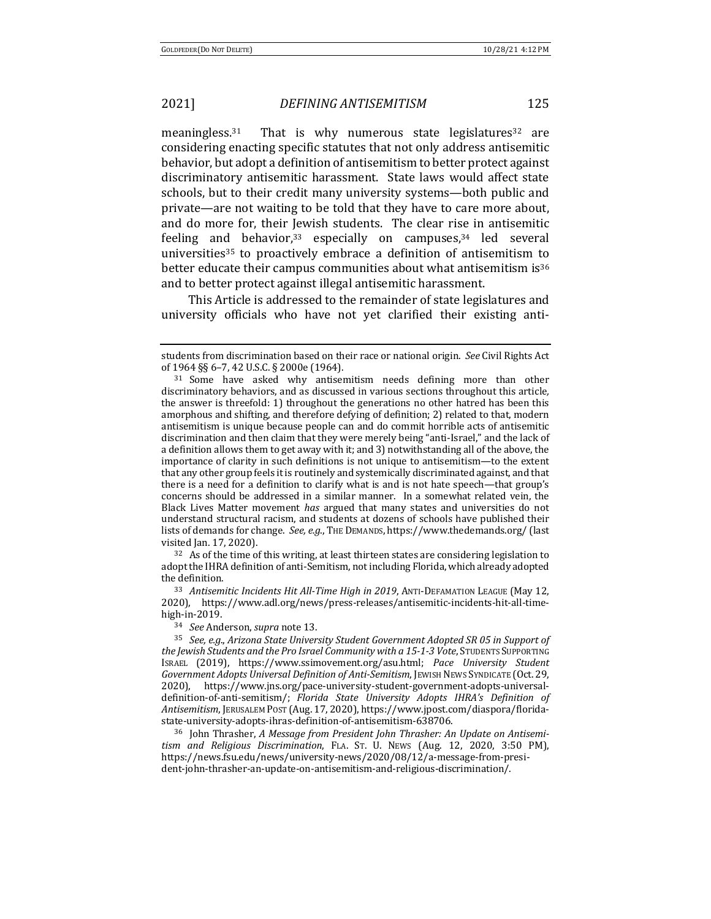meaningless.[31] That is why numerous state legislatures[32] are considering enacting specific statutes that not only address antisemitic behavior, but adopt a definition of antisemitism to better protect against discriminatory antisemitic harassment. State laws would affect state schools, but to their credit many university systems—both public and private—are not waiting to be told that they have to care more about, and do more for, their Jewish students. The clear rise in antisemitic feeling and behavior,[33] especially on campuses,[34] led several universities[35] to proactively embrace a definition of antisemitism to better educate their campus communities about what antisemitism is[36] and to better protect against illegal antisemitic harassment.

This Article is addressed to the remainder of state legislatures and university officials who have not yet clarified their existing anti-

---

students from discrimination based on their race or national origin. *See* Civil Rights Act of 1964 §§ 6–7, 42 U.S.C. § 2000e (1964).

[31] Some have asked why antisemitism needs defining more than other discriminatory behaviors, and as discussed in various sections throughout this article, the answer is threefold: 1) throughout the generations no other hatred has been this amorphous and shifting, and therefore defying of definition; 2) related to that, modern antisemitism is unique because people can and do commit horrible acts of antisemitic discrimination and then claim that they were merely being "anti-Israel," and the lack of a definition allows them to get away with it; and 3) notwithstanding all of the above, the importance of clarity in such definitions is not unique to antisemitism—to the extent that any other group feels it is routinely and systemically discriminated against, and that there is a need for a definition to clarify what is and is not hate speech—that group's concerns should be addressed in a similar manner. In a somewhat related vein, the Black Lives Matter movement *has* argued that many states and universities do not understand structural racism, and students at dozens of schools have published their lists of demands for change. *See, e.g.*, THE DEMANDS, https://www.thedemands.org/ (last visited Jan. 17, 2020).

[32] As of the time of this writing, at least thirteen states are considering legislation to adopt the IHRA definition of anti-Semitism, not including Florida, which already adopted the definition.

[33] *Antisemitic Incidents Hit All-Time High in 2019*, ANTI-DEFAMATION LEAGUE (May 12, 2020), https://www.adl.org/news/press-releases/antisemitic-incidents-hit-all-time-high-in-2019.

[34] *See* Anderson, *supra* note 13.

[35] *See, e.g.*, *Arizona State University Student Government Adopted SR 05 in Support of the Jewish Students and the Pro Israel Community with a 15-1-3 Vote*, STUDENTS SUPPORTING ISRAEL (2019), https://www.ssimovement.org/asu.html; *Pace University Student Government Adopts Universal Definition of Anti-Semitism*, JEWISH NEWS SYNDICATE (Oct. 29, 2020), https://www.jns.org/pace-university-student-government-adopts-universal-definition-of-anti-semitism/; *Florida State University Adopts IHRA's Definition of Antisemitism*, JERUSALEM POST (Aug. 17, 2020), https://www.jpost.com/diaspora/florida-state-university-adopts-ihras-definition-of-antisemitism-638706.

[36] John Thrasher, *A Message from President John Thrasher: An Update on Antisemitism and Religious Discrimination*, FLA. ST. U. NEWS (Aug. 12, 2020, 3:50 PM), https://news.fsu.edu/news/university-news/2020/08/12/a-message-from-president-john-thrasher-an-update-on-antisemitism-and-religious-discrimination/.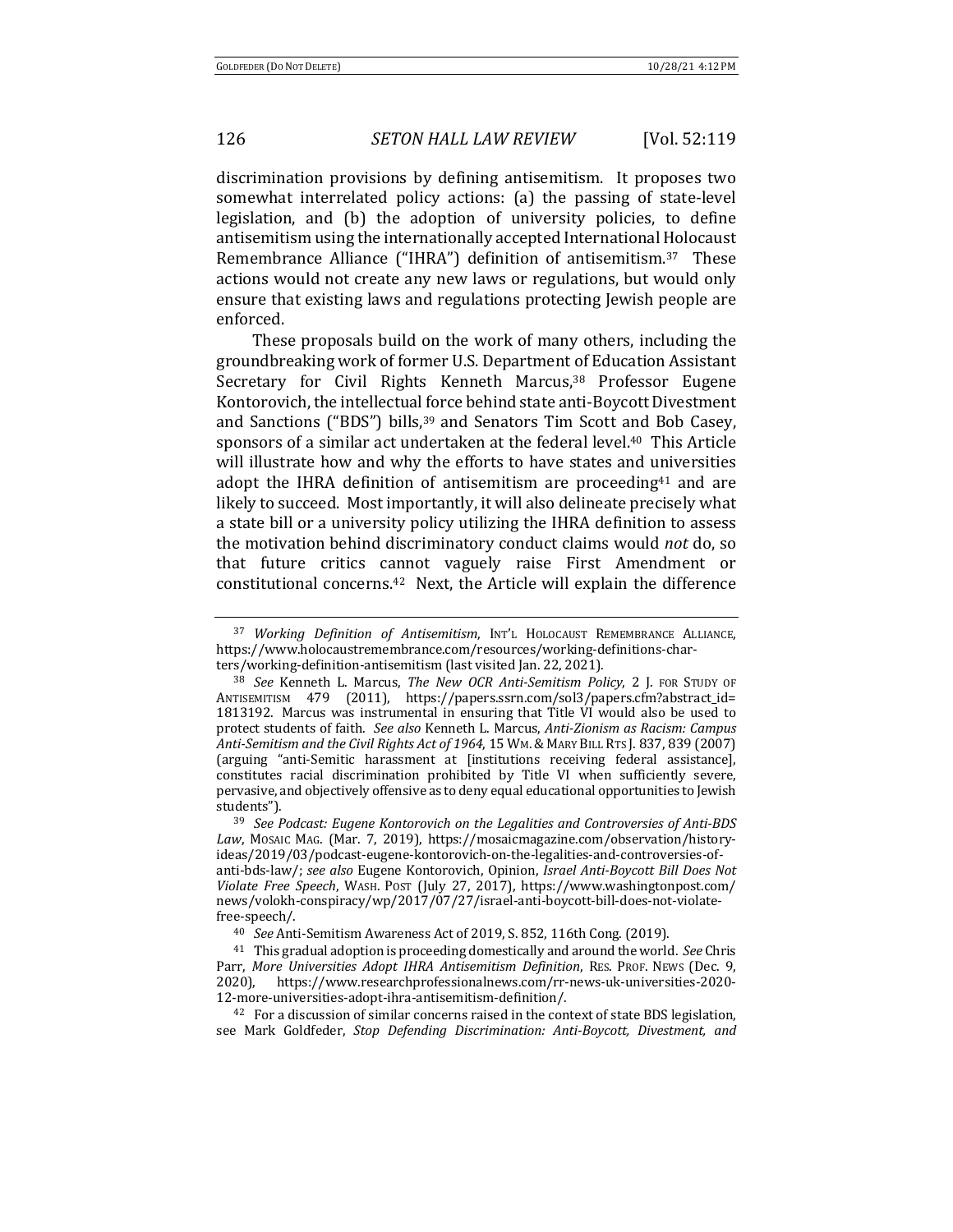discrimination provisions by defining antisemitism. It proposes two somewhat interrelated policy actions: (a) the passing of state-level legislation, and (b) the adoption of university policies, to define antisemitism using the internationally accepted International Holocaust Remembrance Alliance ("IHRA") definition of antisemitism.[37] These actions would not create any new laws or regulations, but would only ensure that existing laws and regulations protecting Jewish people are enforced.

These proposals build on the work of many others, including the groundbreaking work of former U.S. Department of Education Assistant Secretary for Civil Rights Kenneth Marcus,[38] Professor Eugene Kontorovich, the intellectual force behind state anti-Boycott Divestment and Sanctions ("BDS") bills,[39] and Senators Tim Scott and Bob Casey, sponsors of a similar act undertaken at the federal level.[40] This Article will illustrate how and why the efforts to have states and universities adopt the IHRA definition of antisemitism are proceeding[41] and are likely to succeed. Most importantly, it will also delineate precisely what a state bill or a university policy utilizing the IHRA definition to assess the motivation behind discriminatory conduct claims would *not* do, so that future critics cannot vaguely raise First Amendment or constitutional concerns.[42] Next, the Article will explain the difference

---

[37] *Working Definition of Antisemitism*, INT'L HOLOCAUST REMEMBRANCE ALLIANCE, https://www.holocaustremembrance.com/resources/working-definitions-charters/working-definition-antisemitism (last visited Jan. 22, 2021).

[38] *See* Kenneth L. Marcus, *The New OCR Anti-Semitism Policy*, 2 J. FOR STUDY OF ANTISEMITISM 479 (2011), https://papers.ssrn.com/sol3/papers.cfm?abstract_id=1813192. Marcus was instrumental in ensuring that Title VI would also be used to protect students of faith. *See also* Kenneth L. Marcus, *Anti-Zionism as Racism: Campus Anti-Semitism and the Civil Rights Act of 1964*, 15 WM. & MARY BILL RTS J. 837, 839 (2007) (arguing "anti-Semitic harassment at [institutions receiving federal assistance], constitutes racial discrimination prohibited by Title VI when sufficiently severe, pervasive, and objectively offensive as to deny equal educational opportunities to Jewish students").

[39] *See Podcast: Eugene Kontorovich on the Legalities and Controversies of Anti-BDS Law*, MOSAIC MAG. (Mar. 7, 2019), https://mosaicmagazine.com/observation/history-ideas/2019/03/podcast-eugene-kontorovich-on-the-legalities-and-controversies-of-anti-bds-law/; *see also* Eugene Kontorovich, Opinion, *Israel Anti-Boycott Bill Does Not Violate Free Speech*, WASH. POST (July 27, 2017), https://www.washingtonpost.com/news/volokh-conspiracy/wp/2017/07/27/israel-anti-boycott-bill-does-not-violate-free-speech/.

[40] *See* Anti-Semitism Awareness Act of 2019, S. 852, 116th Cong. (2019).

[41] This gradual adoption is proceeding domestically and around the world. *See* Chris Parr, *More Universities Adopt IHRA Antisemitism Definition*, RES. PROF. NEWS (Dec. 9, 2020), https://www.researchprofessionalnews.com/rr-news-uk-universities-2020-12-more-universities-adopt-ihra-antisemitism-definition/.

[42] For a discussion of similar concerns raised in the context of state BDS legislation, see Mark Goldfeder, *Stop Defending Discrimination: Anti-Boycott, Divestment, and*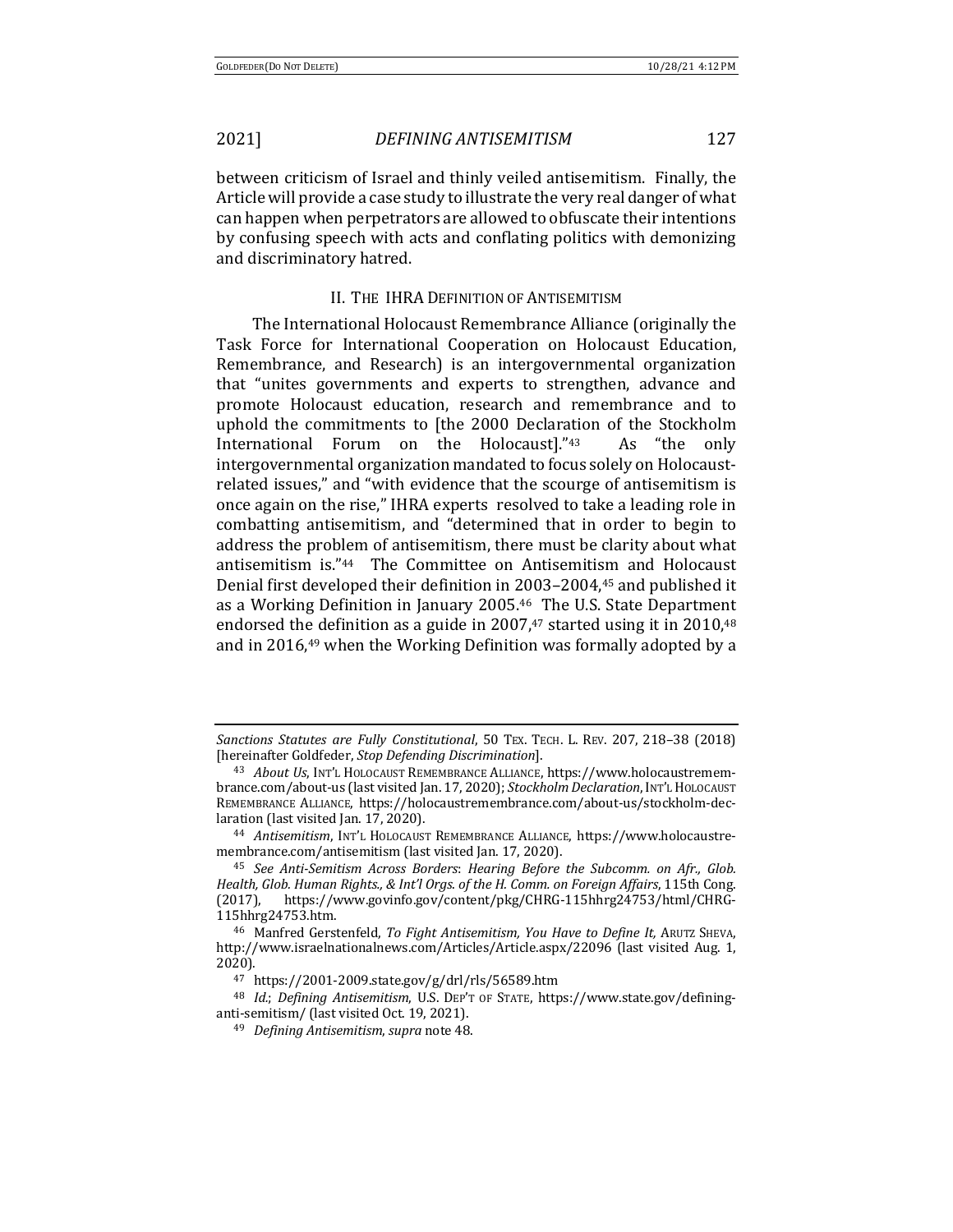between criticism of Israel and thinly veiled antisemitism. Finally, the Article will provide a case study to illustrate the very real danger of what can happen when perpetrators are allowed to obfuscate their intentions by confusing speech with acts and conflating politics with demonizing and discriminatory hatred.

## II. THE IHRA DEFINITION OF ANTISEMITISM

The International Holocaust Remembrance Alliance (originally the Task Force for International Cooperation on Holocaust Education, Remembrance, and Research) is an intergovernmental organization that "unites governments and experts to strengthen, advance and promote Holocaust education, research and remembrance and to uphold the commitments to [the 2000 Declaration of the Stockholm International Forum on the Holocaust]."[43] As "the only intergovernmental organization mandated to focus solely on Holocaust-related issues," and "with evidence that the scourge of antisemitism is once again on the rise," IHRA experts resolved to take a leading role in combatting antisemitism, and "determined that in order to begin to address the problem of antisemitism, there must be clarity about what antisemitism is."[44] The Committee on Antisemitism and Holocaust Denial first developed their definition in 2003–2004,[45] and published it as a Working Definition in January 2005.[46] The U.S. State Department endorsed the definition as a guide in 2007,[47] started using it in 2010,[48] and in 2016,[49] when the Working Definition was formally adopted by a

---

*Sanctions Statutes are Fully Constitutional*, 50 TEX. TECH. L. REV. 207, 218–38 (2018) [hereinafter Goldfeder, *Stop Defending Discrimination*].

[43] *About Us*, INT'L HOLOCAUST REMEMBRANCE ALLIANCE, https://www.holocaustremembrance.com/about-us (last visited Jan. 17, 2020); *Stockholm Declaration*, INT'L HOLOCAUST REMEMBRANCE ALLIANCE, https://holocaustremembrance.com/about-us/stockholm-declaration (last visited Jan. 17, 2020).

[44] *Antisemitism*, INT'L HOLOCAUST REMEMBRANCE ALLIANCE, https://www.holocaustremembrance.com/antisemitism (last visited Jan. 17, 2020).

[45] *See Anti-Semitism Across Borders*: *Hearing Before the Subcomm. on Afr., Glob. Health, Glob. Human Rights., & Int'l Orgs. of the H. Comm. on Foreign Affairs*, 115th Cong. (2017), https://www.govinfo.gov/content/pkg/CHRG-115hhrg24753/html/CHRG-115hhrg24753.htm.

[46] Manfred Gerstenfeld, *To Fight Antisemitism, You Have to Define It,* ARUTZ SHEVA, http://www.israelnationalnews.com/Articles/Article.aspx/22096 (last visited Aug. 1, 2020).

[47] https://2001-2009.state.gov/g/drl/rls/56589.htm

[48] *Id.*; *Defining Antisemitism*, U.S. DEP'T OF STATE, https://www.state.gov/defining-anti-semitism/ (last visited Oct. 19, 2021).

[49] *Defining Antisemitism*, *supra* note 48.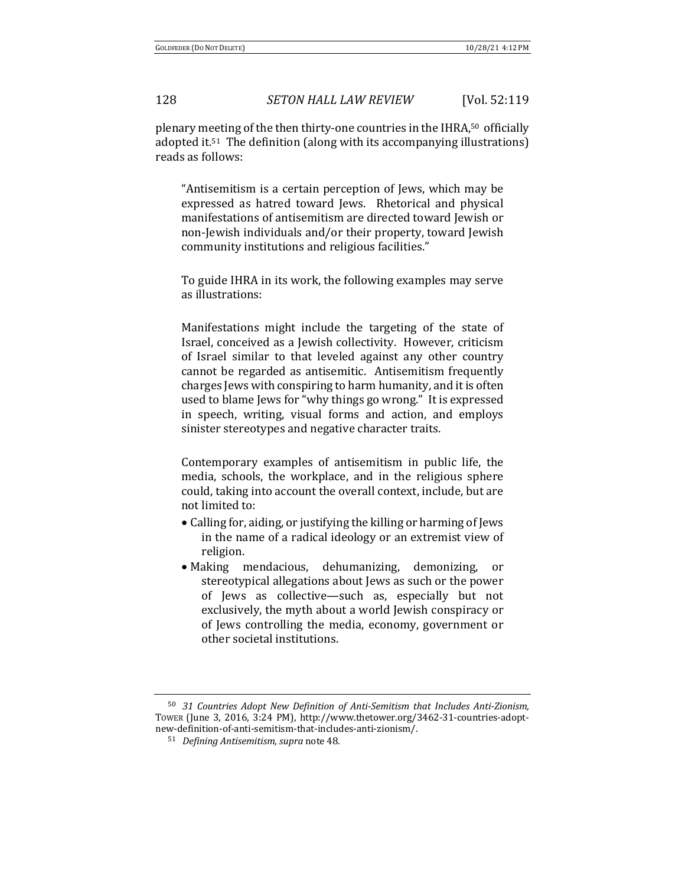plenary meeting of the then thirty-one countries in the IHRA,[50] officially adopted it.[51] The definition (along with its accompanying illustrations) reads as follows:

> "Antisemitism is a certain perception of Jews, which may be expressed as hatred toward Jews. Rhetorical and physical manifestations of antisemitism are directed toward Jewish or non-Jewish individuals and/or their property, toward Jewish community institutions and religious facilities."
>
> To guide IHRA in its work, the following examples may serve as illustrations:
>
> Manifestations might include the targeting of the state of Israel, conceived as a Jewish collectivity. However, criticism of Israel similar to that leveled against any other country cannot be regarded as antisemitic. Antisemitism frequently charges Jews with conspiring to harm humanity, and it is often used to blame Jews for "why things go wrong." It is expressed in speech, writing, visual forms and action, and employs sinister stereotypes and negative character traits.
>
> Contemporary examples of antisemitism in public life, the media, schools, the workplace, and in the religious sphere could, taking into account the overall context, include, but are not limited to:
>
> - Calling for, aiding, or justifying the killing or harming of Jews in the name of a radical ideology or an extremist view of religion.
> - Making mendacious, dehumanizing, demonizing, or stereotypical allegations about Jews as such or the power of Jews as collective—such as, especially but not exclusively, the myth about a world Jewish conspiracy or of Jews controlling the media, economy, government or other societal institutions.

---

[50] *31 Countries Adopt New Definition of Anti-Semitism that Includes Anti-Zionism,* TOWER (June 3, 2016, 3:24 PM), http://www.thetower.org/3462-31-countries-adopt-new-definition-of-anti-semitism-that-includes-anti-zionism/.

[51] *Defining Antisemitism*, *supra* note 48.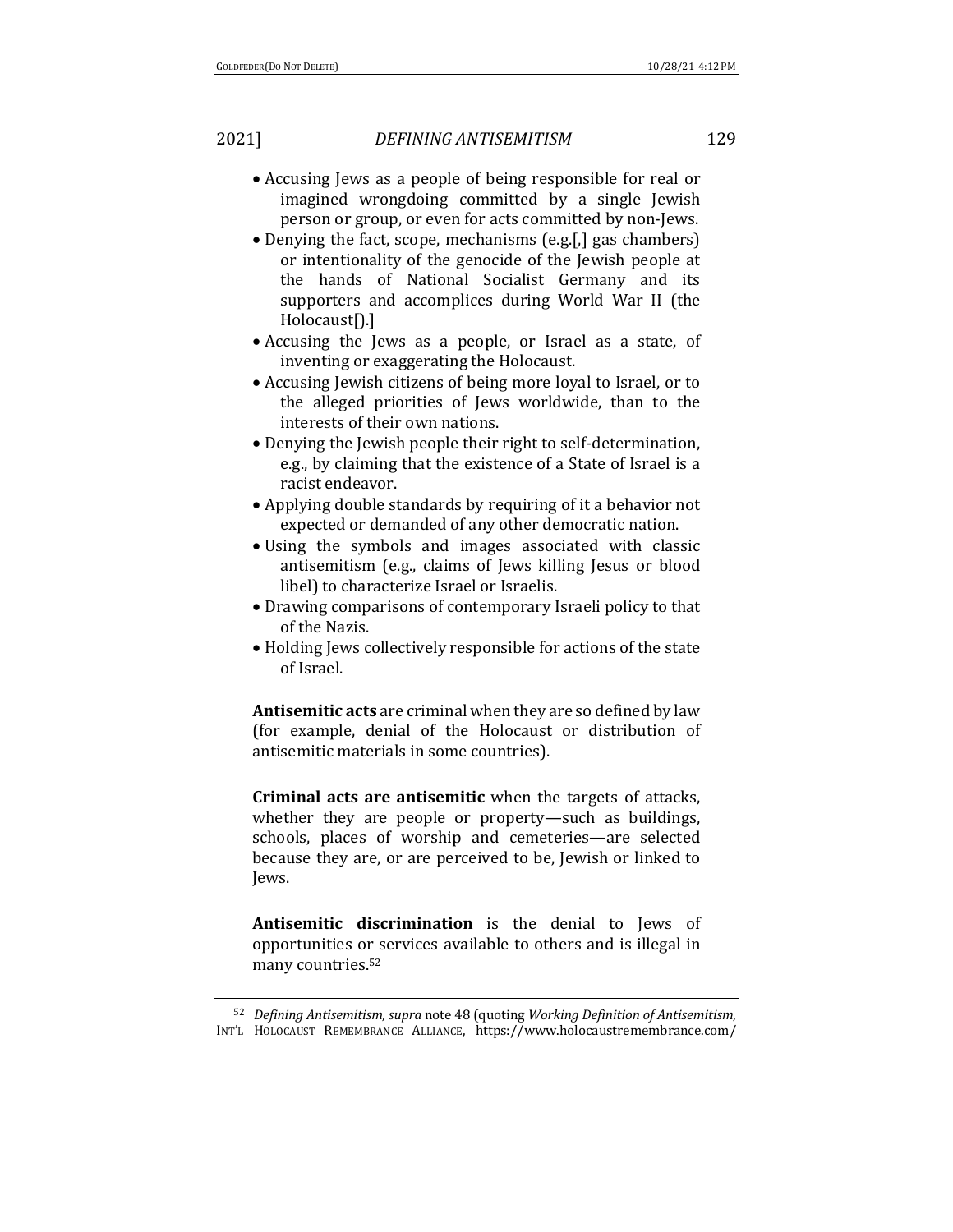- Accusing Jews as a people of being responsible for real or imagined wrongdoing committed by a single Jewish person or group, or even for acts committed by non-Jews.
- Denying the fact, scope, mechanisms (e.g.[,] gas chambers) or intentionality of the genocide of the Jewish people at the hands of National Socialist Germany and its supporters and accomplices during World War II (the Holocaust[).]
- Accusing the Jews as a people, or Israel as a state, of inventing or exaggerating the Holocaust.
- Accusing Jewish citizens of being more loyal to Israel, or to the alleged priorities of Jews worldwide, than to the interests of their own nations.
- Denying the Jewish people their right to self-determination, e.g., by claiming that the existence of a State of Israel is a racist endeavor.
- Applying double standards by requiring of it a behavior not expected or demanded of any other democratic nation.
- Using the symbols and images associated with classic antisemitism (e.g., claims of Jews killing Jesus or blood libel) to characterize Israel or Israelis.
- Drawing comparisons of contemporary Israeli policy to that of the Nazis.
- Holding Jews collectively responsible for actions of the state of Israel.

**Antisemitic acts** are criminal when they are so defined by law (for example, denial of the Holocaust or distribution of antisemitic materials in some countries).

**Criminal acts are antisemitic** when the targets of attacks, whether they are people or property—such as buildings, schools, places of worship and cemeteries—are selected because they are, or are perceived to be, Jewish or linked to Jews.

**Antisemitic discrimination** is the denial to Jews of opportunities or services available to others and is illegal in many countries.[52]

---

[52] *Defining Antisemitism*, *supra* note 48 (quoting *Working Definition of Antisemitism*, INT'L HOLOCAUST REMEMBRANCE ALLIANCE, https://www.holocaustremembrance.com/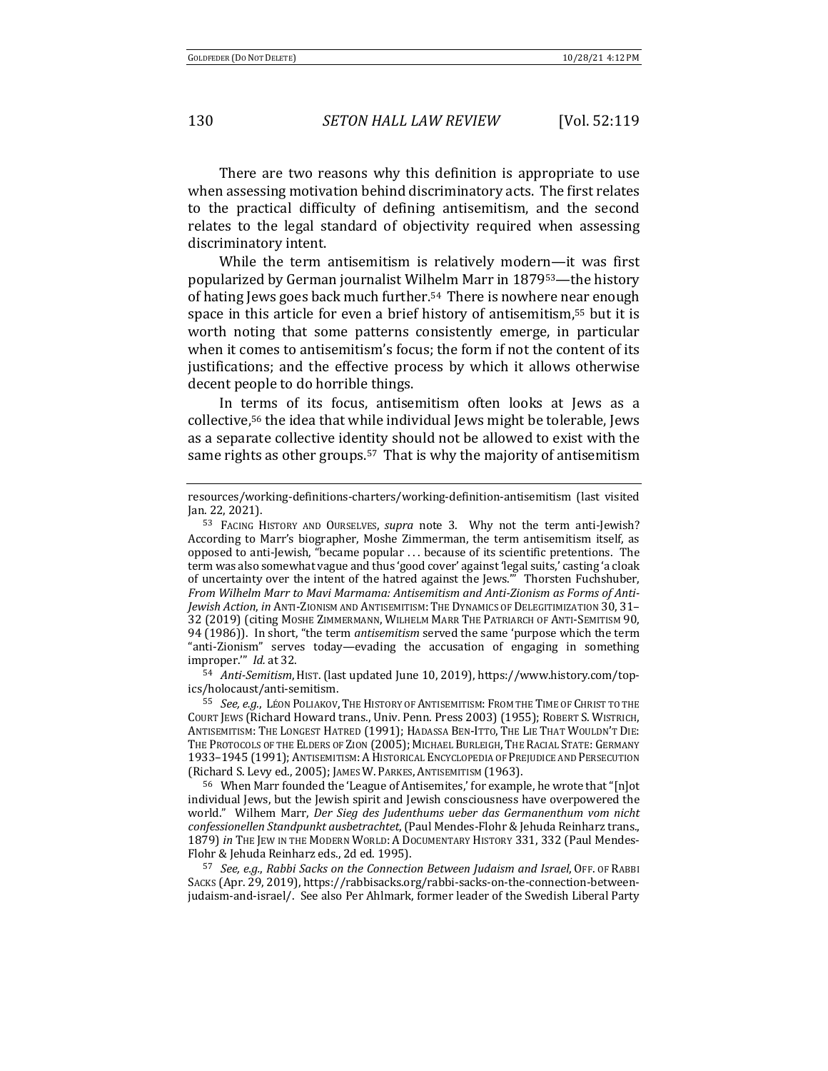There are two reasons why this definition is appropriate to use when assessing motivation behind discriminatory acts. The first relates to the practical difficulty of defining antisemitism, and the second relates to the legal standard of objectivity required when assessing discriminatory intent.

While the term antisemitism is relatively modern—it was first popularized by German journalist Wilhelm Marr in 1879[53]—the history of hating Jews goes back much further.[54] There is nowhere near enough space in this article for even a brief history of antisemitism,[55] but it is worth noting that some patterns consistently emerge, in particular when it comes to antisemitism's focus; the form if not the content of its justifications; and the effective process by which it allows otherwise decent people to do horrible things.

In terms of its focus, antisemitism often looks at Jews as a collective,[56] the idea that while individual Jews might be tolerable, Jews as a separate collective identity should not be allowed to exist with the same rights as other groups.[57] That is why the majority of antisemitism

---

resources/working-definitions-charters/working-definition-antisemitism (last visited Jan. 22, 2021).

[53] FACING HISTORY AND OURSELVES, *supra* note 3. Why not the term anti-Jewish? According to Marr's biographer, Moshe Zimmerman, the term antisemitism itself, as opposed to anti-Jewish, "became popular . . . because of its scientific pretentions. The term was also somewhat vague and thus 'good cover' against 'legal suits,' casting 'a cloak of uncertainty over the intent of the hatred against the Jews.'" Thorsten Fuchshuber, *From Wilhelm Marr to Mavi Marmama: Antisemitism and Anti-Zionism as Forms of Anti-Jewish Action*, *in* ANTI-ZIONISM AND ANTISEMITISM: THE DYNAMICS OF DELEGITIMIZATION 30, 31–32 (2019) (citing MOSHE ZIMMERMANN, WILHELM MARR THE PATRIARCH OF ANTI-SEMITISM 90, 94 (1986)). In short, "the term *antisemitism* served the same 'purpose which the term "anti-Zionism" serves today—evading the accusation of engaging in something improper.'" *Id.* at 32.

[54] *Anti-Semitism*, HIST. (last updated June 10, 2019), https://www.history.com/topics/holocaust/anti-semitism.

[55] *See, e.g.*, LÉON POLIAKOV, THE HISTORY OF ANTISEMITISM: FROM THE TIME OF CHRIST TO THE COURT JEWS (Richard Howard trans., Univ. Penn. Press 2003) (1955); ROBERT S. WISTRICH, ANTISEMITISM: THE LONGEST HATRED (1991); HADASSA BEN-ITTO, THE LIE THAT WOULDN'T DIE: THE PROTOCOLS OF THE ELDERS OF ZION (2005); MICHAEL BURLEIGH, THE RACIAL STATE: GERMANY 1933–1945 (1991); ANTISEMITISM: A HISTORICAL ENCYCLOPEDIA OF PREJUDICE AND PERSECUTION (Richard S. Levy ed., 2005); JAMES W. PARKES, ANTISEMITISM (1963).

[56] When Marr founded the 'League of Antisemites,' for example, he wrote that "[n]ot individual Jews, but the Jewish spirit and Jewish consciousness have overpowered the world." Wilhem Marr, *Der Sieg des Judenthums ueber das Germanenthum vom nicht confessionellen Standpunkt ausbetrachtet*, (Paul Mendes-Flohr & Jehuda Reinharz trans., 1879) *in* THE JEW IN THE MODERN WORLD: A DOCUMENTARY HISTORY 331, 332 (Paul Mendes-Flohr & Jehuda Reinharz eds., 2d ed. 1995).

[57] *See, e.g.*, *Rabbi Sacks on the Connection Between Judaism and Israel*, OFF. OF RABBI SACKS (Apr. 29, 2019), https://rabbisacks.org/rabbi-sacks-on-the-connection-between-judaism-and-israel/. See also Per Ahlmark, former leader of the Swedish Liberal Party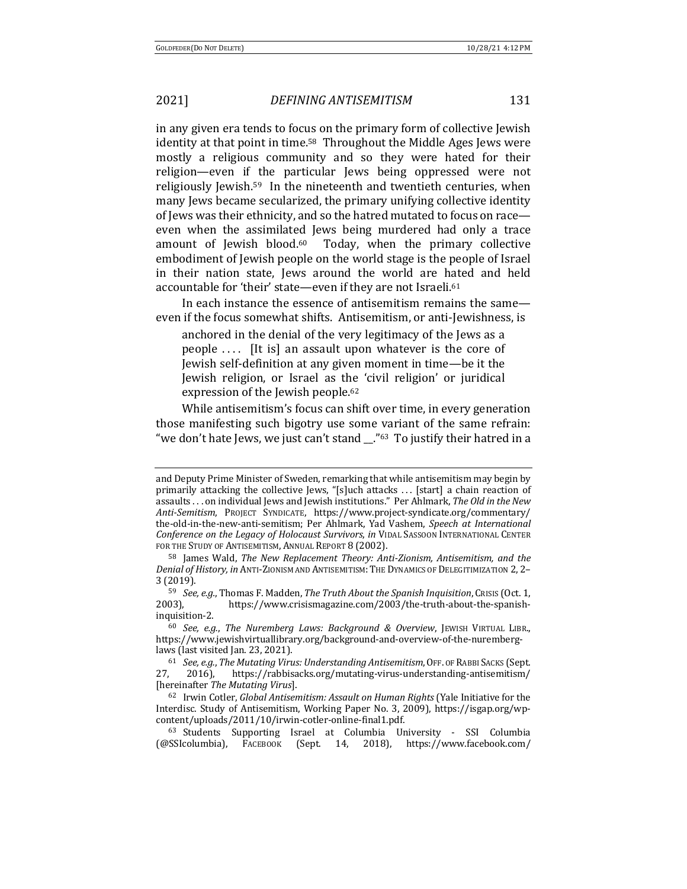in any given era tends to focus on the primary form of collective Jewish identity at that point in time.[58] Throughout the Middle Ages Jews were mostly a religious community and so they were hated for their religion—even if the particular Jews being oppressed were not religiously Jewish.[59] In the nineteenth and twentieth centuries, when many Jews became secularized, the primary unifying collective identity of Jews was their ethnicity, and so the hatred mutated to focus on race—even when the assimilated Jews being murdered had only a trace amount of Jewish blood.[60] Today, when the primary collective embodiment of Jewish people on the world stage is the people of Israel in their nation state, Jews around the world are hated and held accountable for 'their' state—even if they are not Israeli.[61]

In each instance the essence of antisemitism remains the same—even if the focus somewhat shifts. Antisemitism, or anti-Jewishness, is

> anchored in the denial of the very legitimacy of the Jews as a people . . . . [It is] an assault upon whatever is the core of Jewish self-definition at any given moment in time—be it the Jewish religion, or Israel as the 'civil religion' or juridical expression of the Jewish people.[62]

While antisemitism's focus can shift over time, in every generation those manifesting such bigotry use some variant of the same refrain: "we don't hate Jews, we just can't stand __."[63] To justify their hatred in a

---

and Deputy Prime Minister of Sweden, remarking that while antisemitism may begin by primarily attacking the collective Jews, "[s]uch attacks . . . [start] a chain reaction of assaults . . . on individual Jews and Jewish institutions." Per Ahlmark, *The Old in the New Anti-Semitism*, PROJECT SYNDICATE, https://www.project-syndicate.org/commentary/the-old-in-the-new-anti-semitism; Per Ahlmark, Yad Vashem, *Speech at International Conference on the Legacy of Holocaust Survivors*, *in* VIDAL SASSOON INTERNATIONAL CENTER FOR THE STUDY OF ANTISEMITISM, ANNUAL REPORT 8 (2002).

[58] James Wald, *The New Replacement Theory: Anti-Zionism, Antisemitism, and the Denial of History*, *in* ANTI-ZIONISM AND ANTISEMITISM: THE DYNAMICS OF DELEGITIMIZATION 2, 2–3 (2019).

[59] *See, e.g.*, Thomas F. Madden, *The Truth About the Spanish Inquisition*, CRISIS (Oct. 1, 2003), https://www.crisismagazine.com/2003/the-truth-about-the-spanish-inquisition-2.

[60] *See, e.g.*, *The Nuremberg Laws: Background & Overview*, JEWISH VIRTUAL LIBR., https://www.jewishvirtuallibrary.org/background-and-overview-of-the-nuremberg-laws (last visited Jan. 23, 2021).

[61] *See, e.g.*, *The Mutating Virus: Understanding Antisemitism*, OFF. OF RABBI SACKS (Sept. 27, 2016), https://rabbisacks.org/mutating-virus-understanding-antisemitism/ [hereinafter *The Mutating Virus*].

[62] Irwin Cotler, *Global Antisemitism: Assault on Human Rights* (Yale Initiative for the Interdisc. Study of Antisemitism, Working Paper No. 3, 2009), https://isgap.org/wp-content/uploads/2011/10/irwin-cotler-online-final1.pdf.

[63] Students Supporting Israel at Columbia University - SSI Columbia (@SSIcolumbia), FACEBOOK (Sept. 14, 2018), https://www.facebook.com/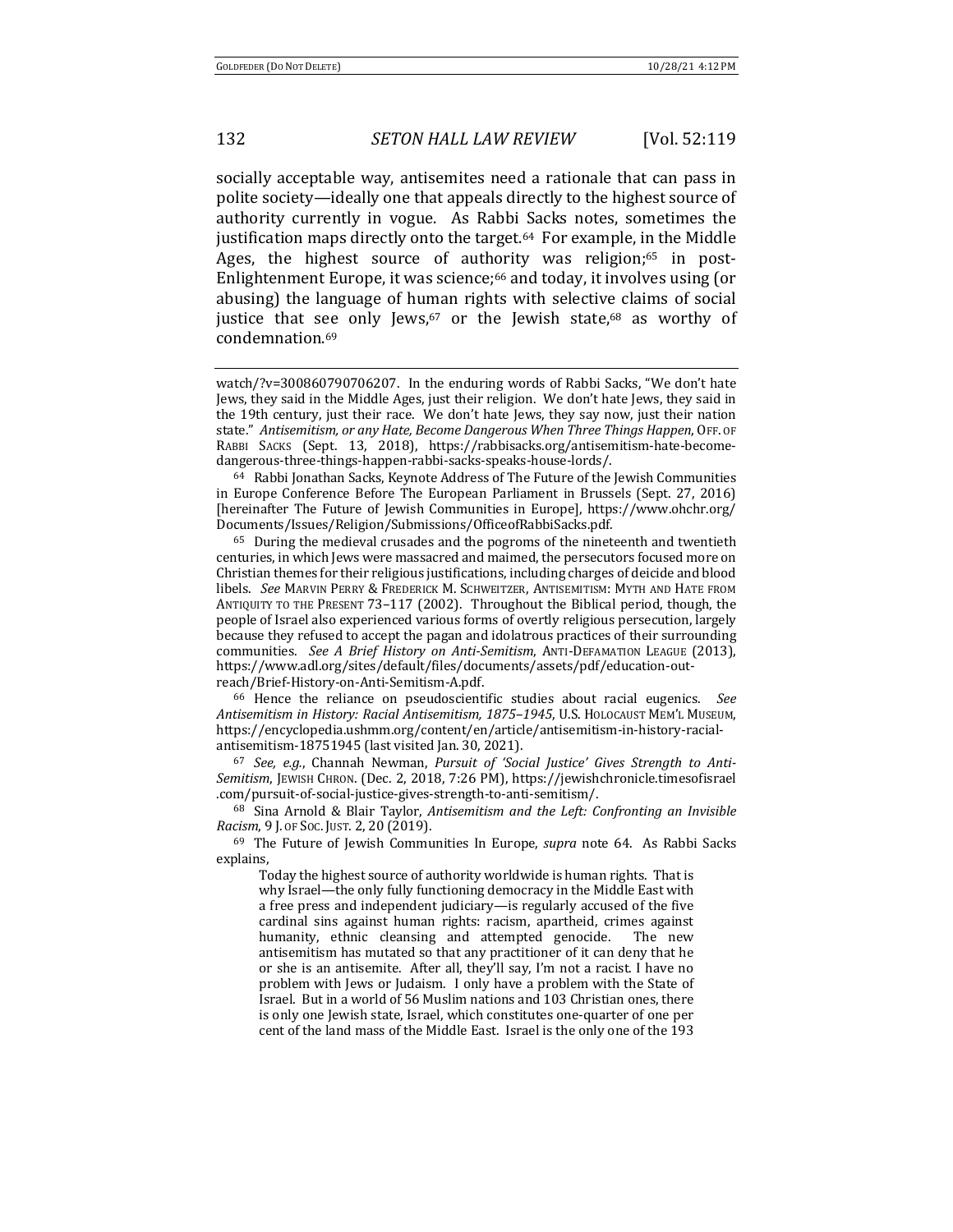socially acceptable way, antisemites need a rationale that can pass in polite society—ideally one that appeals directly to the highest source of authority currently in vogue. As Rabbi Sacks notes, sometimes the justification maps directly onto the target.[64] For example, in the Middle Ages, the highest source of authority was religion;[65] in post-Enlightenment Europe, it was science;[66] and today, it involves using (or abusing) the language of human rights with selective claims of social justice that see only Jews,[67] or the Jewish state,[68] as worthy of condemnation.[69]

---

watch/?v=300860790706207. In the enduring words of Rabbi Sacks, "We don't hate Jews, they said in the Middle Ages, just their religion. We don't hate Jews, they said in the 19th century, just their race. We don't hate Jews, they say now, just their nation state." *Antisemitism, or any Hate, Become Dangerous When Three Things Happen*, OFF. OF RABBI SACKS (Sept. 13, 2018), https://rabbisacks.org/antisemitism-hate-become-dangerous-three-things-happen-rabbi-sacks-speaks-house-lords/.

[64] Rabbi Jonathan Sacks, Keynote Address of The Future of the Jewish Communities in Europe Conference Before The European Parliament in Brussels (Sept. 27, 2016) [hereinafter The Future of Jewish Communities in Europe], https://www.ohchr.org/Documents/Issues/Religion/Submissions/OfficeofRabbiSacks.pdf.

[65] During the medieval crusades and the pogroms of the nineteenth and twentieth centuries, in which Jews were massacred and maimed, the persecutors focused more on Christian themes for their religious justifications, including charges of deicide and blood libels. *See* MARVIN PERRY & FREDERICK M. SCHWEITZER, ANTISEMITISM: MYTH AND HATE FROM ANTIQUITY TO THE PRESENT 73–117 (2002). Throughout the Biblical period, though, the people of Israel also experienced various forms of overtly religious persecution, largely because they refused to accept the pagan and idolatrous practices of their surrounding communities. *See A Brief History on Anti-Semitism*, ANTI-DEFAMATION LEAGUE (2013), https://www.adl.org/sites/default/files/documents/assets/pdf/education-out-reach/Brief-History-on-Anti-Semitism-A.pdf.

[66] Hence the reliance on pseudoscientific studies about racial eugenics. *See Antisemitism in History: Racial Antisemitism, 1875–1945*, U.S. HOLOCAUST MEM'L MUSEUM, https://encyclopedia.ushmm.org/content/en/article/antisemitism-in-history-racial-antisemitism-18751945 (last visited Jan. 30, 2021).

[67] *See, e.g.*, Channah Newman, *Pursuit of 'Social Justice' Gives Strength to Anti-Semitism*, JEWISH CHRON. (Dec. 2, 2018, 7:26 PM), https://jewishchronicle.timesofisrael.com/pursuit-of-social-justice-gives-strength-to-anti-semitism/.

[68] Sina Arnold & Blair Taylor, *Antisemitism and the Left: Confronting an Invisible Racism*, 9 J. OF SOC. JUST. 2, 20 (2019).

[69] The Future of Jewish Communities In Europe, *supra* note 64. As Rabbi Sacks explains,

> Today the highest source of authority worldwide is human rights. That is why Israel—the only fully functioning democracy in the Middle East with a free press and independent judiciary—is regularly accused of the five cardinal sins against human rights: racism, apartheid, crimes against humanity, ethnic cleansing and attempted genocide. The new antisemitism has mutated so that any practitioner of it can deny that he or she is an antisemite. After all, they'll say, I'm not a racist. I have no problem with Jews or Judaism. I only have a problem with the State of Israel. But in a world of 56 Muslim nations and 103 Christian ones, there is only one Jewish state, Israel, which constitutes one-quarter of one per cent of the land mass of the Middle East. Israel is the only one of the 193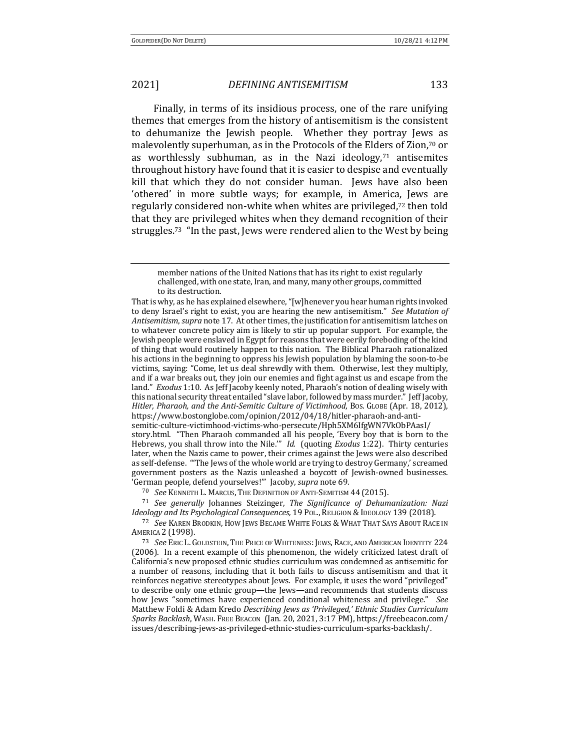Finally, in terms of its insidious process, one of the rare unifying themes that emerges from the history of antisemitism is the consistent to dehumanize the Jewish people. Whether they portray Jews as malevolently superhuman, as in the Protocols of the Elders of Zion,[70] or as worthlessly subhuman, as in the Nazi ideology,[71] antisemites throughout history have found that it is easier to despise and eventually kill that which they do not consider human. Jews have also been 'othered' in more subtle ways; for example, in America, Jews are regularly considered non-white when whites are privileged,[72] then told that they are privileged whites when they demand recognition of their struggles.[73] "In the past, Jews were rendered alien to the West by being

---

> member nations of the United Nations that has its right to exist regularly challenged, with one state, Iran, and many, many other groups, committed to its destruction.

That is why, as he has explained elsewhere, "[w]henever you hear human rights invoked to deny Israel's right to exist, you are hearing the new antisemitism." *See Mutation of Antisemitism*, *supra* note 17. At other times, the justification for antisemitism latches on to whatever concrete policy aim is likely to stir up popular support. For example, the Jewish people were enslaved in Egypt for reasons that were eerily foreboding of the kind of thing that would routinely happen to this nation. The Biblical Pharaoh rationalized his actions in the beginning to oppress his Jewish population by blaming the soon-to-be victims, saying: "Come, let us deal shrewdly with them. Otherwise, lest they multiply, and if a war breaks out, they join our enemies and fight against us and escape from the land." *Exodus* 1:10. As Jeff Jacoby keenly noted, Pharaoh's notion of dealing wisely with this national security threat entailed "slave labor, followed by mass murder." Jeff Jacoby, *Hitler, Pharaoh, and the Anti-Semitic Culture of Victimhood*, BOS. GLOBE (Apr. 18, 2012), https://www.bostonglobe.com/opinion/2012/04/18/hitler-pharaoh-and-anti-semitic-culture-victimhood-victims-who-persecute/Hph5XM6IfgWN7VkObPAasI/story.html. "Then Pharaoh commanded all his people, 'Every boy that is born to the Hebrews, you shall throw into the Nile.'" *Id.* (quoting *Exodus* 1:22). Thirty centuries later, when the Nazis came to power, their crimes against the Jews were also described as self-defense. "'The Jews of the whole world are trying to destroy Germany,' screamed government posters as the Nazis unleashed a boycott of Jewish-owned businesses. 'German people, defend yourselves!'" Jacoby, *supra* note 69.

[70] *See* KENNETH L. MARCUS, THE DEFINITION OF ANTI-SEMITISM 44 (2015).

[71] *See generally* Johannes Steizinger, *The Significance of Dehumanization: Nazi Ideology and Its Psychological Consequences,* 19 POL., RELIGION & IDEOLOGY 139 (2018).

[72] *See* KAREN BRODKIN, HOW JEWS BECAME WHITE FOLKS & WHAT THAT SAYS ABOUT RACE IN AMERICA 2 (1998).

[73] *See* ERIC L. GOLDSTEIN, THE PRICE OF WHITENESS: JEWS, RACE, AND AMERICAN IDENTITY 224 (2006). In a recent example of this phenomenon, the widely criticized latest draft of California's new proposed ethnic studies curriculum was condemned as antisemitic for a number of reasons, including that it both fails to discuss antisemitism and that it reinforces negative stereotypes about Jews. For example, it uses the word "privileged" to describe only one ethnic group—the Jews—and recommends that students discuss how Jews "sometimes have experienced conditional whiteness and privilege." *See* Matthew Foldi & Adam Kredo *Describing Jews as 'Privileged,' Ethnic Studies Curriculum Sparks Backlash*, WASH. FREE BEACON (Jan. 20, 2021, 3:17 PM), https://freebeacon.com/issues/describing-jews-as-privileged-ethnic-studies-curriculum-sparks-backlash/.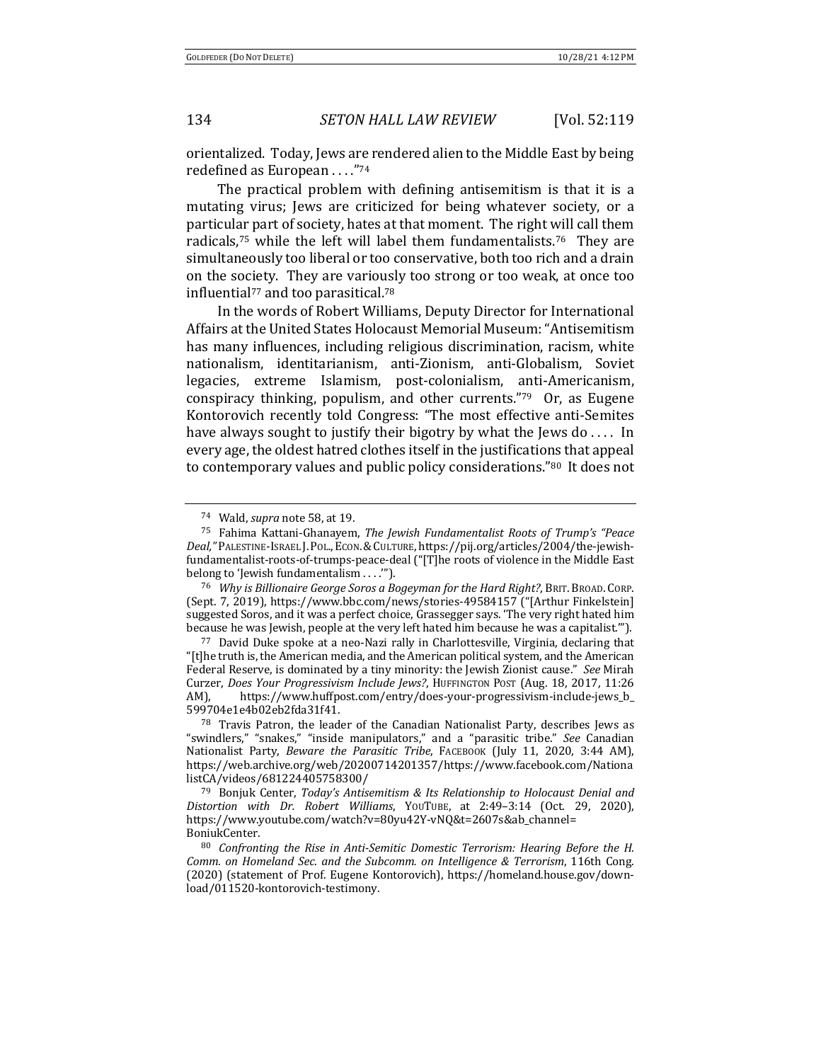orientalized. Today, Jews are rendered alien to the Middle East by being redefined as European . . . ."[74]

The practical problem with defining antisemitism is that it is a mutating virus; Jews are criticized for being whatever society, or a particular part of society, hates at that moment. The right will call them radicals,[75] while the left will label them fundamentalists.[76] They are simultaneously too liberal or too conservative, both too rich and a drain on the society. They are variously too strong or too weak, at once too influential[77] and too parasitical.[78]

In the words of Robert Williams, Deputy Director for International Affairs at the United States Holocaust Memorial Museum: "Antisemitism has many influences, including religious discrimination, racism, white nationalism, identitarianism, anti-Zionism, anti-Globalism, Soviet legacies, extreme Islamism, post-colonialism, anti-Americanism, conspiracy thinking, populism, and other currents."[79] Or, as Eugene Kontorovich recently told Congress: "The most effective anti-Semites have always sought to justify their bigotry by what the Jews do . . . . In every age, the oldest hatred clothes itself in the justifications that appeal to contemporary values and public policy considerations."[80] It does not

---

[74] Wald, *supra* note 58, at 19.

[75] Fahima Kattani-Ghanayem, *The Jewish Fundamentalist Roots of Trump's "Peace Deal,"* PALESTINE-ISRAEL J. POL., ECON. & CULTURE, https://pij.org/articles/2004/the-jewish-fundamentalist-roots-of-trumps-peace-deal ("[T]he roots of violence in the Middle East belong to 'Jewish fundamentalism . . . .'").

[76] *Why is Billionaire George Soros a Bogeyman for the Hard Right?*, BRIT. BROAD. CORP. (Sept. 7, 2019), https://www.bbc.com/news/stories-49584157 ("[Arthur Finkelstein] suggested Soros, and it was a perfect choice, Grassegger says. 'The very right hated him because he was Jewish, people at the very left hated him because he was a capitalist.'").

[77] David Duke spoke at a neo-Nazi rally in Charlottesville, Virginia, declaring that "[t]he truth is, the American media, and the American political system, and the American Federal Reserve, is dominated by a tiny minority: the Jewish Zionist cause." *See* Mirah Curzer, *Does Your Progressivism Include Jews?*, HUFFINGTON POST (Aug. 18, 2017, 11:26 AM), https://www.huffpost.com/entry/does-your-progressivism-include-jews_b_599704e1e4b02eb2fda31f41.

[78] Travis Patron, the leader of the Canadian Nationalist Party, describes Jews as "swindlers," "snakes," "inside manipulators," and a "parasitic tribe." *See* Canadian Nationalist Party, *Beware the Parasitic Tribe*, FACEBOOK (July 11, 2020, 3:44 AM), https://web.archive.org/web/20200714201357/https://www.facebook.com/NationalistCA/videos/681224405758300/

[79] Bonjuk Center, *Today's Antisemitism & Its Relationship to Holocaust Denial and Distortion with Dr. Robert Williams*, YOUTUBE, at 2:49–3:14 (Oct. 29, 2020), https://www.youtube.com/watch?v=80yu42Y-vNQ&t=2607s&ab_channel=BoniukCenter.

[80] *Confronting the Rise in Anti-Semitic Domestic Terrorism: Hearing Before the H. Comm. on Homeland Sec. and the Subcomm. on Intelligence & Terrorism*, 116th Cong. (2020) (statement of Prof. Eugene Kontorovich), https://homeland.house.gov/download/011520-kontorovich-testimony.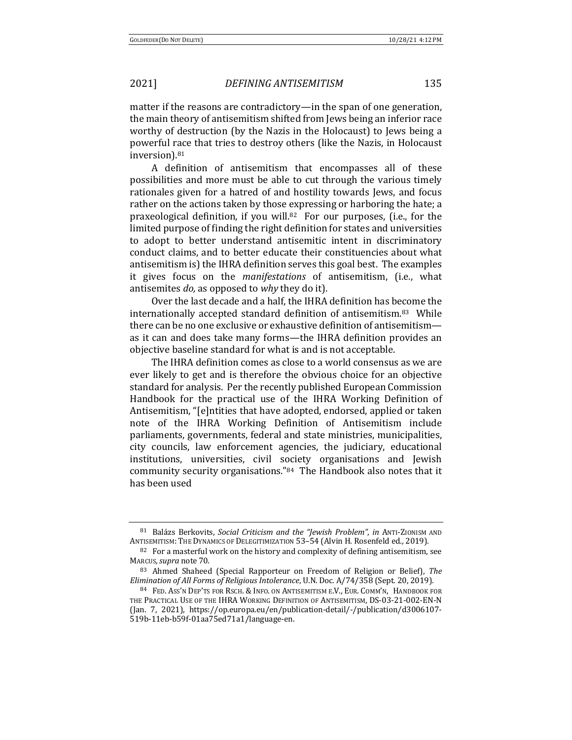matter if the reasons are contradictory—in the span of one generation, the main theory of antisemitism shifted from Jews being an inferior race worthy of destruction (by the Nazis in the Holocaust) to Jews being a powerful race that tries to destroy others (like the Nazis, in Holocaust inversion).[81]

A definition of antisemitism that encompasses all of these possibilities and more must be able to cut through the various timely rationales given for a hatred of and hostility towards Jews, and focus rather on the actions taken by those expressing or harboring the hate; a praxeological definition, if you will.[82] For our purposes, (i.e., for the limited purpose of finding the right definition for states and universities to adopt to better understand antisemitic intent in discriminatory conduct claims, and to better educate their constituencies about what antisemitism is) the IHRA definition serves this goal best. The examples it gives focus on the *manifestations* of antisemitism, (i.e., what antisemites *do,* as opposed to *why* they do it).

Over the last decade and a half, the IHRA definition has become the internationally accepted standard definition of antisemitism.[83] While there can be no one exclusive or exhaustive definition of antisemitism—as it can and does take many forms—the IHRA definition provides an objective baseline standard for what is and is not acceptable.

The IHRA definition comes as close to a world consensus as we are ever likely to get and is therefore the obvious choice for an objective standard for analysis. Per the recently published European Commission Handbook for the practical use of the IHRA Working Definition of Antisemitism, "[e]ntities that have adopted, endorsed, applied or taken note of the IHRA Working Definition of Antisemitism include parliaments, governments, federal and state ministries, municipalities, city councils, law enforcement agencies, the judiciary, educational institutions, universities, civil society organisations and Jewish community security organisations."[84] The Handbook also notes that it has been used

---

[81] Balázs Berkovits, *Social Criticism and the "Jewish Problem"*, *in* ANTI-ZIONISM AND ANTISEMITISM: THE DYNAMICS OF DELEGITIMIZATION 53–54 (Alvin H. Rosenfeld ed., 2019).

[82] For a masterful work on the history and complexity of defining antisemitism, see MARCUS, *supra* note 70.

[83] Ahmed Shaheed (Special Rapporteur on Freedom of Religion or Belief), *The Elimination of All Forms of Religious Intolerance*, U.N. Doc. A/74/358 (Sept. 20, 2019).

[84] FED. ASS'N DEP'TS FOR RSCH. & INFO. ON ANTISEMITISM E.V., EUR. COMM'N, HANDBOOK FOR THE PRACTICAL USE OF THE IHRA WORKING DEFINITION OF ANTISEMITISM, DS-03-21-002-EN-N (Jan. 7, 2021), https://op.europa.eu/en/publication-detail/-/publication/d3006107-519b-11eb-b59f-01aa75ed71a1/language-en.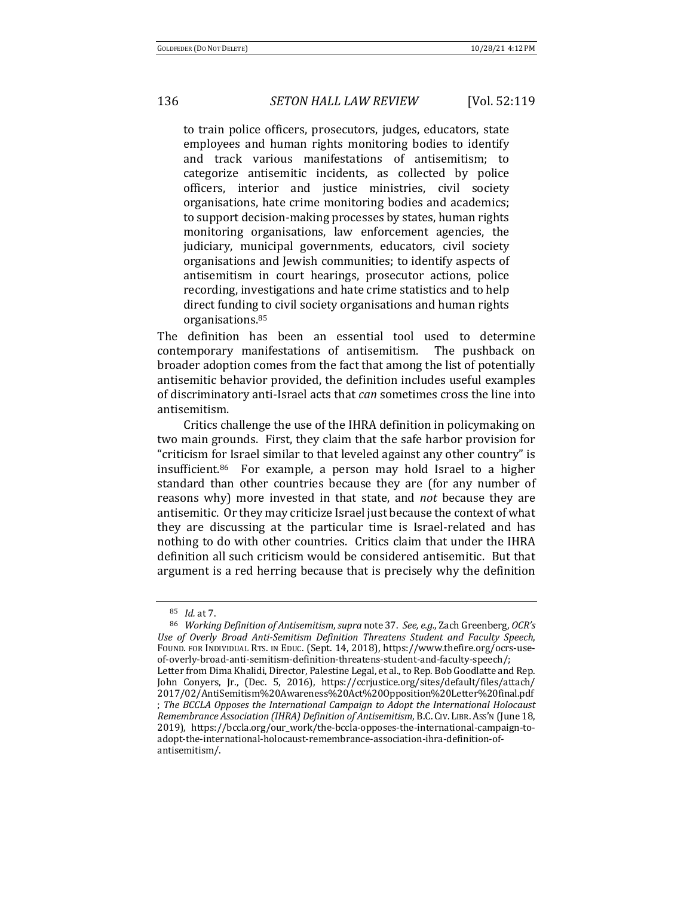> to train police officers, prosecutors, judges, educators, state employees and human rights monitoring bodies to identify and track various manifestations of antisemitism; to categorize antisemitic incidents, as collected by police officers, interior and justice ministries, civil society organisations, hate crime monitoring bodies and academics; to support decision-making processes by states, human rights monitoring organisations, law enforcement agencies, the judiciary, municipal governments, educators, civil society organisations and Jewish communities; to identify aspects of antisemitism in court hearings, prosecutor actions, police recording, investigations and hate crime statistics and to help direct funding to civil society organisations and human rights organisations.[85]

The definition has been an essential tool used to determine contemporary manifestations of antisemitism. The pushback on broader adoption comes from the fact that among the list of potentially antisemitic behavior provided, the definition includes useful examples of discriminatory anti-Israel acts that *can* sometimes cross the line into antisemitism.

Critics challenge the use of the IHRA definition in policymaking on two main grounds. First, they claim that the safe harbor provision for "criticism for Israel similar to that leveled against any other country" is insufficient.[86] For example, a person may hold Israel to a higher standard than other countries because they are (for any number of reasons why) more invested in that state, and *not* because they are antisemitic. Or they may criticize Israel just because the context of what they are discussing at the particular time is Israel-related and has nothing to do with other countries. Critics claim that under the IHRA definition all such criticism would be considered antisemitic. But that argument is a red herring because that is precisely why the definition

---

[85] *Id.* at 7.

[86] *Working Definition of Antisemitism*, *supra* note 37. *See, e.g.*, Zach Greenberg, *OCR's Use of Overly Broad Anti-Semitism Definition Threatens Student and Faculty Speech*, FOUND. FOR INDIVIDUAL RTS. IN EDUC. (Sept. 14, 2018), https://www.thefire.org/ocrs-use-of-overly-broad-anti-semitism-definition-threatens-student-and-faculty-speech/; Letter from Dima Khalidi, Director, Palestine Legal, et al., to Rep. Bob Goodlatte and Rep. John Conyers, Jr., (Dec. 5, 2016), https://ccrjustice.org/sites/default/files/attach/2017/02/AntiSemitism%20Awareness%20Act%20Opposition%20Letter%20final.pdf ; *The BCCLA Opposes the International Campaign to Adopt the International Holocaust Remembrance Association (IHRA) Definition of Antisemitism*, B.C. CIV. LIBR. ASS'N (June 18, 2019), https://bccla.org/our_work/the-bccla-opposes-the-international-campaign-to-adopt-the-international-holocaust-remembrance-association-ihra-definition-of-antisemitism/.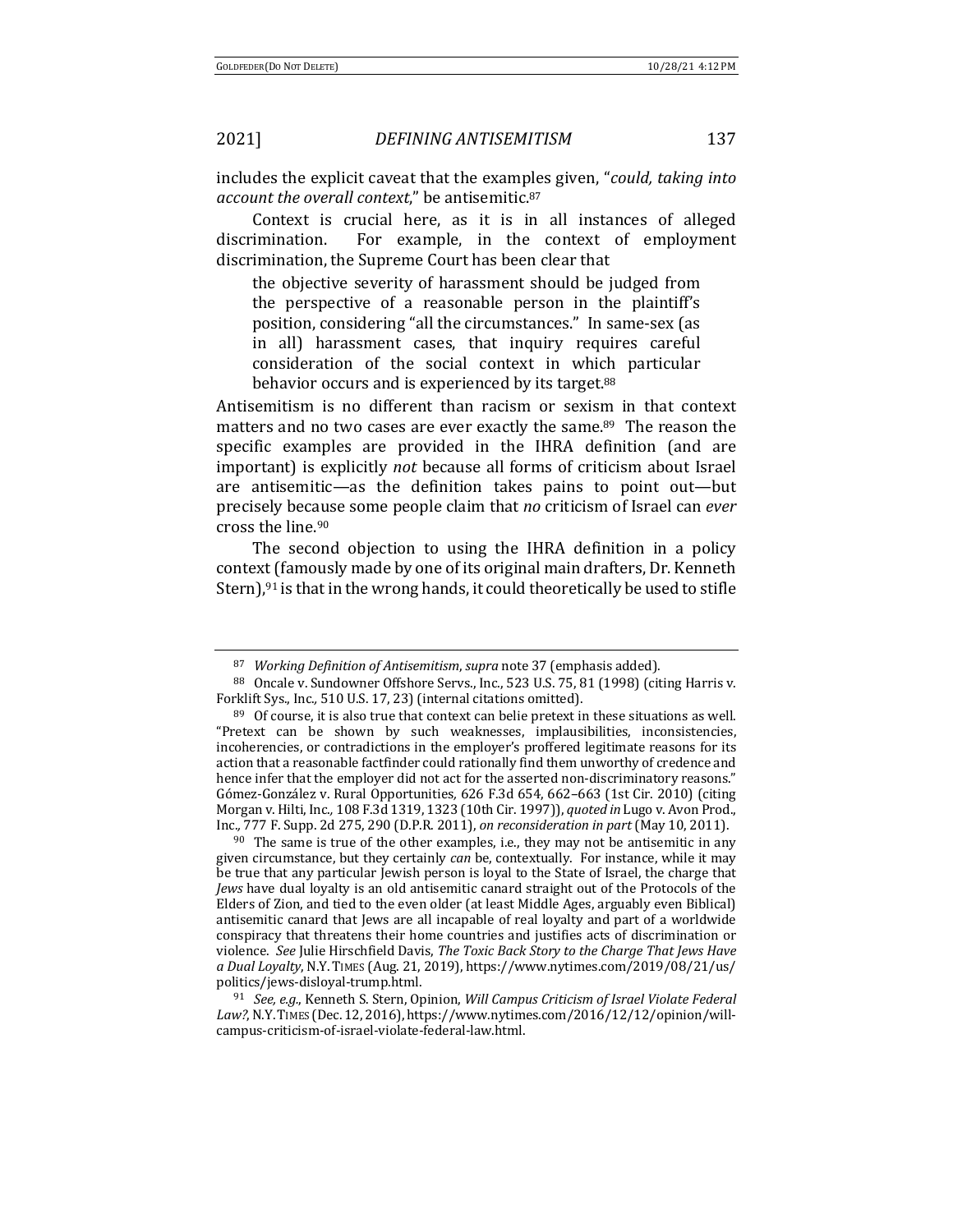includes the explicit caveat that the examples given, "*could, taking into account the overall context*," be antisemitic.[87]

Context is crucial here, as it is in all instances of alleged discrimination. For example, in the context of employment discrimination, the Supreme Court has been clear that

> the objective severity of harassment should be judged from the perspective of a reasonable person in the plaintiff's position, considering "all the circumstances." In same-sex (as in all) harassment cases, that inquiry requires careful consideration of the social context in which particular behavior occurs and is experienced by its target.[88]

Antisemitism is no different than racism or sexism in that context matters and no two cases are ever exactly the same.[89] The reason the specific examples are provided in the IHRA definition (and are important) is explicitly *not* because all forms of criticism about Israel are antisemitic—as the definition takes pains to point out—but precisely because some people claim that *no* criticism of Israel can *ever* cross the line.[90]

The second objection to using the IHRA definition in a policy context (famously made by one of its original main drafters, Dr. Kenneth Stern),[91] is that in the wrong hands, it could theoretically be used to stifle

---

[87] *Working Definition of Antisemitism*, *supra* note 37 (emphasis added).

[88] Oncale v. Sundowner Offshore Servs., Inc., 523 U.S. 75, 81 (1998) (citing Harris v. Forklift Sys., Inc., 510 U.S. 17, 23) (internal citations omitted).

[89] Of course, it is also true that context can belie pretext in these situations as well. "Pretext can be shown by such weaknesses, implausibilities, inconsistencies, incoherencies, or contradictions in the employer's proffered legitimate reasons for its action that a reasonable factfinder could rationally find them unworthy of credence and hence infer that the employer did not act for the asserted non-discriminatory reasons." Gómez-González v. Rural Opportunities, 626 F.3d 654, 662–663 (1st Cir. 2010) (citing Morgan v. Hilti, Inc., 108 F.3d 1319, 1323 (10th Cir. 1997)), *quoted in* Lugo v. Avon Prod., Inc., 777 F. Supp. 2d 275, 290 (D.P.R. 2011), *on reconsideration in part* (May 10, 2011).

[90] The same is true of the other examples, i.e., they may not be antisemitic in any given circumstance, but they certainly *can* be, contextually. For instance, while it may be true that any particular Jewish person is loyal to the State of Israel, the charge that *Jews* have dual loyalty is an old antisemitic canard straight out of the Protocols of the Elders of Zion, and tied to the even older (at least Middle Ages, arguably even Biblical) antisemitic canard that Jews are all incapable of real loyalty and part of a worldwide conspiracy that threatens their home countries and justifies acts of discrimination or violence. *See* Julie Hirschfield Davis, *The Toxic Back Story to the Charge That Jews Have a Dual Loyalty*, N.Y. TIMES (Aug. 21, 2019), https://www.nytimes.com/2019/08/21/us/politics/jews-disloyal-trump.html.

[91] *See, e.g.*, Kenneth S. Stern, Opinion, *Will Campus Criticism of Israel Violate Federal Law?*, N.Y. TIMES (Dec. 12, 2016), https://www.nytimes.com/2016/12/12/opinion/will-campus-criticism-of-israel-violate-federal-law.html.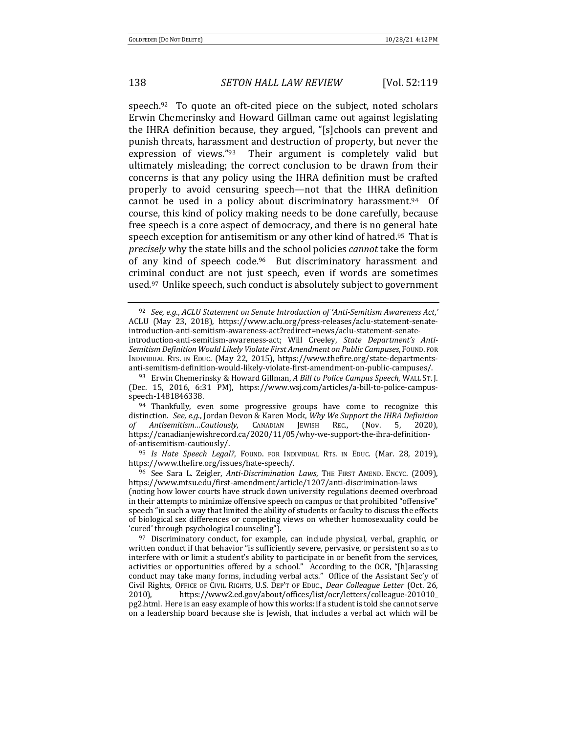speech.[92] To quote an oft-cited piece on the subject, noted scholars Erwin Chemerinsky and Howard Gillman came out against legislating the IHRA definition because, they argued, "[s]chools can prevent and punish threats, harassment and destruction of property, but never the expression of views."[93] Their argument is completely valid but ultimately misleading; the correct conclusion to be drawn from their concerns is that any policy using the IHRA definition must be crafted properly to avoid censuring speech—not that the IHRA definition cannot be used in a policy about discriminatory harassment.[94] Of course, this kind of policy making needs to be done carefully, because free speech is a core aspect of democracy, and there is no general hate speech exception for antisemitism or any other kind of hatred.[95] That is *precisely* why the state bills and the school policies *cannot* take the form of any kind of speech code.[96] But discriminatory harassment and criminal conduct are not just speech, even if words are sometimes used.[97] Unlike speech, such conduct is absolutely subject to government

---

[92] *See, e.g.*, *ACLU Statement on Senate Introduction of 'Anti-Semitism Awareness Act,'* ACLU (May 23, 2018), https://www.aclu.org/press-releases/aclu-statement-senate-introduction-anti-semitism-awareness-act?redirect=news/aclu-statement-senate-introduction-anti-semitism-awareness-act; Will Creeley, *State Department's Anti-Semitism Definition Would Likely Violate First Amendment on Public Campuses*, FOUND. FOR INDIVIDUAL RTS. IN EDUC. (May 22, 2015), https://www.thefire.org/state-departments-anti-semitism-definition-would-likely-violate-first-amendment-on-public-campuses/.

[93] Erwin Chemerinsky & Howard Gillman, *A Bill to Police Campus Speech*, WALL ST. J. (Dec. 15, 2016, 6:31 PM), https://www.wsj.com/articles/a-bill-to-police-campus-speech-1481846338.

[94] Thankfully, even some progressive groups have come to recognize this distinction. *See, e.g.*, Jordan Devon & Karen Mock, *Why We Support the IHRA Definition of Antisemitism…Cautiously*, CANADIAN JEWISH REC., (Nov. 5, 2020), https://canadianjewishrecord.ca/2020/11/05/why-we-support-the-ihra-definition-of-antisemitism-cautiously/.

[95] *Is Hate Speech Legal?*, FOUND. FOR INDIVIDUAL RTS. IN EDUC. (Mar. 28, 2019), https://www.thefire.org/issues/hate-speech/.

[96] See Sara L. Zeigler, *Anti-Discrimination Laws*, THE FIRST AMEND. ENCYC. (2009), https://www.mtsu.edu/first-amendment/article/1207/anti-discrimination-laws (noting how lower courts have struck down university regulations deemed overbroad in their attempts to minimize offensive speech on campus or that prohibited "offensive" speech "in such a way that limited the ability of students or faculty to discuss the effects of biological sex differences or competing views on whether homosexuality could be 'cured' through psychological counseling").

[97] Discriminatory conduct, for example, can include physical, verbal, graphic, or written conduct if that behavior "is sufficiently severe, pervasive, or persistent so as to interfere with or limit a student's ability to participate in or benefit from the services, activities or opportunities offered by a school." According to the OCR, "[h]arassing conduct may take many forms, including verbal acts." Office of the Assistant Sec'y of Civil Rights, OFFICE OF CIVIL RIGHTS, U.S. DEP'T OF EDUC., *Dear Colleague Letter* (Oct. 26, 2010), https://www2.ed.gov/about/offices/list/ocr/letters/colleague-201010_pg2.html. Here is an easy example of how this works: if a student is told she cannot serve on a leadership board because she is Jewish, that includes a verbal act which will be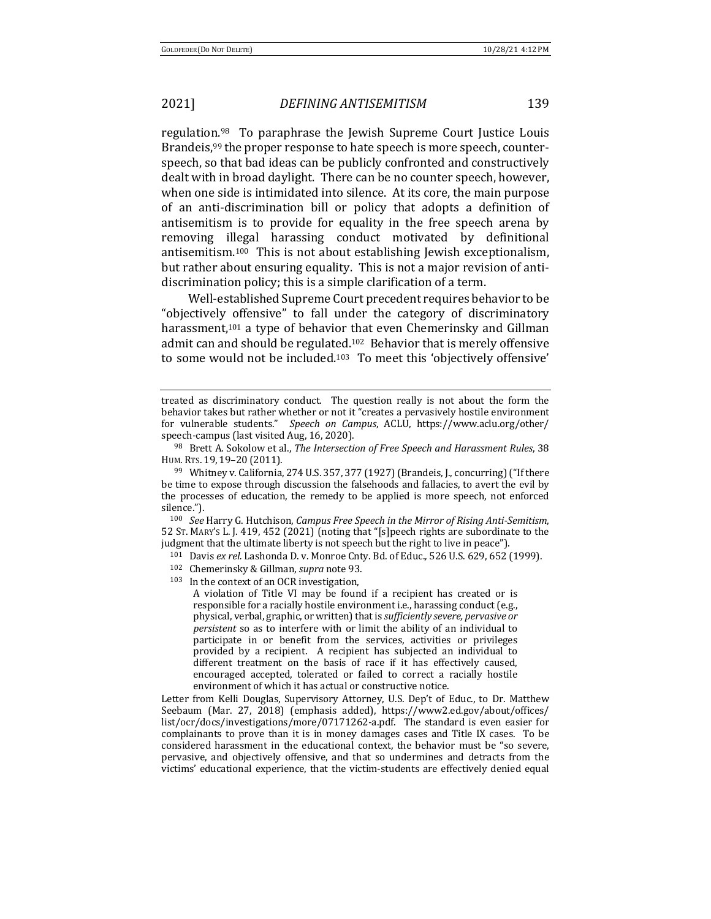regulation.[98] To paraphrase the Jewish Supreme Court Justice Louis Brandeis,[99] the proper response to hate speech is more speech, counter-speech, so that bad ideas can be publicly confronted and constructively dealt with in broad daylight. There can be no counter speech, however, when one side is intimidated into silence. At its core, the main purpose of an anti-discrimination bill or policy that adopts a definition of antisemitism is to provide for equality in the free speech arena by removing illegal harassing conduct motivated by definitional antisemitism.[100] This is not about establishing Jewish exceptionalism, but rather about ensuring equality. This is not a major revision of anti-discrimination policy; this is a simple clarification of a term.

Well-established Supreme Court precedent requires behavior to be "objectively offensive" to fall under the category of discriminatory harassment,[101] a type of behavior that even Chemerinsky and Gillman admit can and should be regulated.[102] Behavior that is merely offensive to some would not be included.[103] To meet this 'objectively offensive'

---

treated as discriminatory conduct. The question really is not about the form the behavior takes but rather whether or not it "creates a pervasively hostile environment for vulnerable students." *Speech on Campus*, ACLU, https://www.aclu.org/other/speech-campus (last visited Aug, 16, 2020).

[98] Brett A. Sokolow et al., *The Intersection of Free Speech and Harassment Rules*, 38 HUM. RTS. 19, 19–20 (2011).

[99] Whitney v. California, 274 U.S. 357, 377 (1927) (Brandeis, J., concurring) ("If there be time to expose through discussion the falsehoods and fallacies, to avert the evil by the processes of education, the remedy to be applied is more speech, not enforced silence.").

[100] *See* Harry G. Hutchison, *Campus Free Speech in the Mirror of Rising Anti-Semitism*, 52 ST. MARY'S L. J. 419, 452 (2021) (noting that "[s]peech rights are subordinate to the judgment that the ultimate liberty is not speech but the right to live in peace").

[101] Davis *ex rel.* Lashonda D. v. Monroe Cnty. Bd. of Educ., 526 U.S. 629, 652 (1999).

[102] Chemerinsky & Gillman, *supra* note 93.

[103] In the context of an OCR investigation,

> A violation of Title VI may be found if a recipient has created or is responsible for a racially hostile environment i.e., harassing conduct (e.g., physical, verbal, graphic, or written) that is *sufficiently severe, pervasive or persistent* so as to interfere with or limit the ability of an individual to participate in or benefit from the services, activities or privileges provided by a recipient. A recipient has subjected an individual to different treatment on the basis of race if it has effectively caused, encouraged accepted, tolerated or failed to correct a racially hostile environment of which it has actual or constructive notice.

Letter from Kelli Douglas, Supervisory Attorney, U.S. Dep't of Educ., to Dr. Matthew Seebaum (Mar. 27, 2018) (emphasis added), https://www2.ed.gov/about/offices/list/ocr/docs/investigations/more/07171262-a.pdf. The standard is even easier for complainants to prove than it is in money damages cases and Title IX cases. To be considered harassment in the educational context, the behavior must be "so severe, pervasive, and objectively offensive, and that so undermines and detracts from the victims' educational experience, that the victim-students are effectively denied equal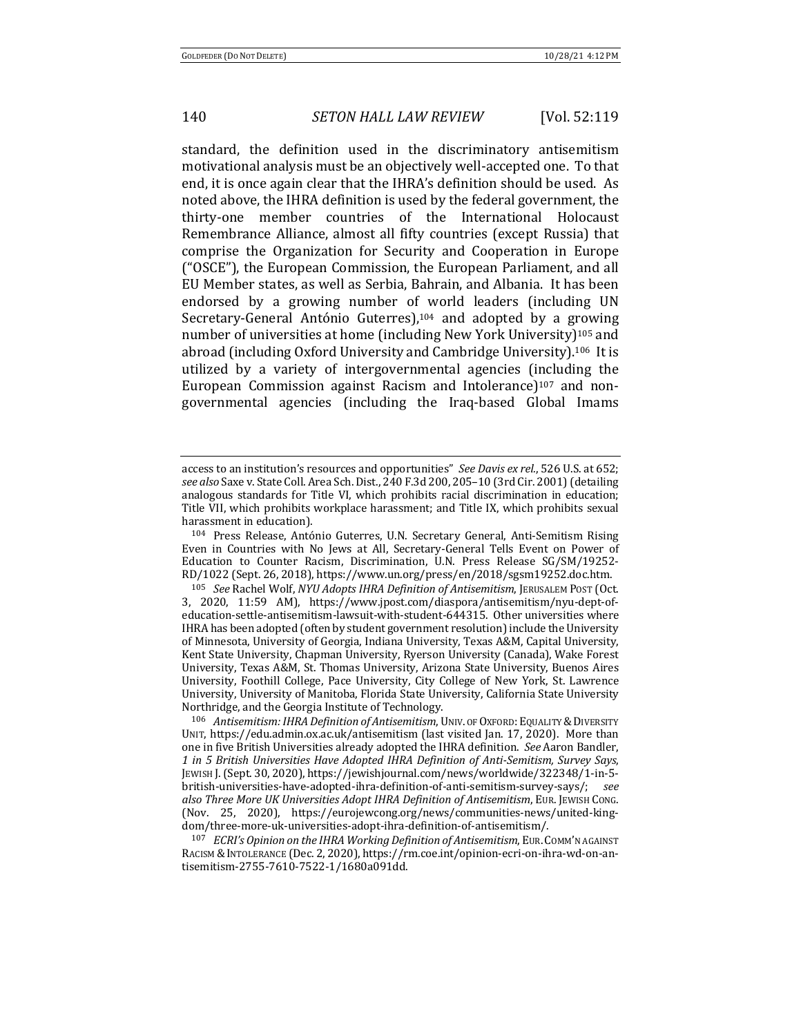standard, the definition used in the discriminatory antisemitism motivational analysis must be an objectively well-accepted one. To that end, it is once again clear that the IHRA's definition should be used. As noted above, the IHRA definition is used by the federal government, the thirty-one member countries of the International Holocaust Remembrance Alliance, almost all fifty countries (except Russia) that comprise the Organization for Security and Cooperation in Europe ("OSCE"), the European Commission, the European Parliament, and all EU Member states, as well as Serbia, Bahrain, and Albania. It has been endorsed by a growing number of world leaders (including UN Secretary-General António Guterres),[104] and adopted by a growing number of universities at home (including New York University)[105] and abroad (including Oxford University and Cambridge University).[106] It is utilized by a variety of intergovernmental agencies (including the European Commission against Racism and Intolerance)[107] and non-governmental agencies (including the Iraq-based Global Imams

---

access to an institution's resources and opportunities" *See Davis ex rel.*, 526 U.S. at 652; *see also* Saxe v. State Coll. Area Sch. Dist., 240 F.3d 200, 205–10 (3rd Cir. 2001) (detailing analogous standards for Title VI, which prohibits racial discrimination in education; Title VII, which prohibits workplace harassment; and Title IX, which prohibits sexual harassment in education).

[104] Press Release, António Guterres, U.N. Secretary General, Anti-Semitism Rising Even in Countries with No Jews at All, Secretary-General Tells Event on Power of Education to Counter Racism, Discrimination, U.N. Press Release SG/SM/19252-RD/1022 (Sept. 26, 2018), https://www.un.org/press/en/2018/sgsm19252.doc.htm.

[105] *See* Rachel Wolf, *NYU Adopts IHRA Definition of Antisemitism*, JERUSALEM POST (Oct. 3, 2020, 11:59 AM), https://www.jpost.com/diaspora/antisemitism/nyu-dept-of-education-settle-antisemitism-lawsuit-with-student-644315. Other universities where IHRA has been adopted (often by student government resolution) include the University of Minnesota, University of Georgia, Indiana University, Texas A&M, Capital University, Kent State University, Chapman University, Ryerson University (Canada), Wake Forest University, Texas A&M, St. Thomas University, Arizona State University, Buenos Aires University, Foothill College, Pace University, City College of New York, St. Lawrence University, University of Manitoba, Florida State University, California State University Northridge, and the Georgia Institute of Technology.

[106] *Antisemitism: IHRA Definition of Antisemitism*, UNIV. OF OXFORD: EQUALITY & DIVERSITY UNIT, https://edu.admin.ox.ac.uk/antisemitism (last visited Jan. 17, 2020). More than one in five British Universities already adopted the IHRA definition. *See* Aaron Bandler, *1 in 5 British Universities Have Adopted IHRA Definition of Anti-Semitism, Survey Says*, JEWISH J. (Sept. 30, 2020), https://jewishjournal.com/news/worldwide/322348/1-in-5-british-universities-have-adopted-ihra-definition-of-anti-semitism-survey-says/; *see also Three More UK Universities Adopt IHRA Definition of Antisemitism*, EUR. JEWISH CONG. (Nov. 25, 2020), https://eurojewcong.org/news/communities-news/united-kingdom/three-more-uk-universities-adopt-ihra-definition-of-antisemitism/.

[107] *ECRI's Opinion on the IHRA Working Definition of Antisemitism*, EUR. COMM'N AGAINST RACISM & INTOLERANCE (Dec. 2, 2020), https://rm.coe.int/opinion-ecri-on-ihra-wd-on-antisemitism-2755-7610-7522-1/1680a091dd.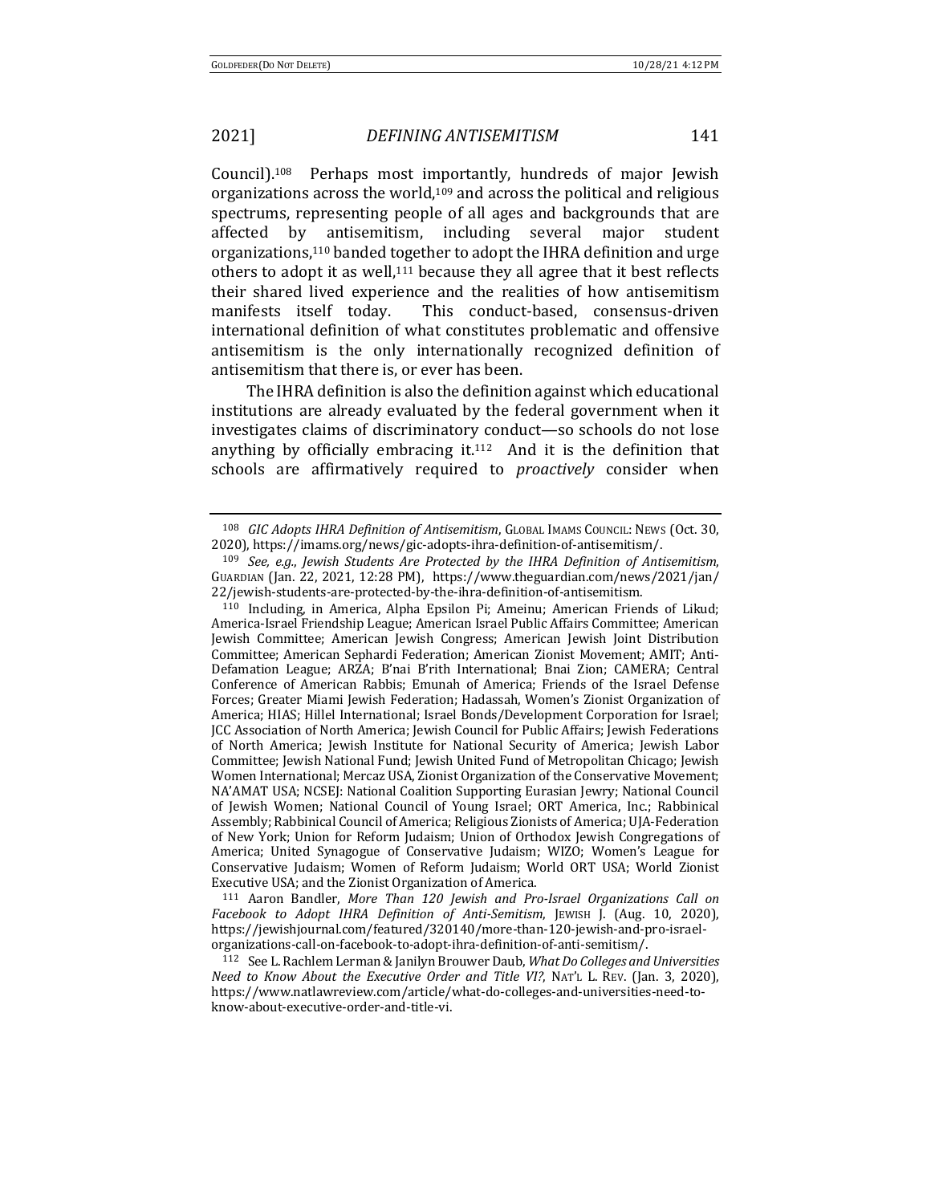Council).[108] Perhaps most importantly, hundreds of major Jewish organizations across the world,[109] and across the political and religious spectrums, representing people of all ages and backgrounds that are affected by antisemitism, including several major student organizations,[110] banded together to adopt the IHRA definition and urge others to adopt it as well,[111] because they all agree that it best reflects their shared lived experience and the realities of how antisemitism manifests itself today. This conduct-based, consensus-driven international definition of what constitutes problematic and offensive antisemitism is the only internationally recognized definition of antisemitism that there is, or ever has been.

The IHRA definition is also the definition against which educational institutions are already evaluated by the federal government when it investigates claims of discriminatory conduct—so schools do not lose anything by officially embracing it.[112] And it is the definition that schools are affirmatively required to *proactively* consider when

---

[108] *GIC Adopts IHRA Definition of Antisemitism*, GLOBAL IMAMS COUNCIL: NEWS (Oct. 30, 2020), https://imams.org/news/gic-adopts-ihra-definition-of-antisemitism/.

[109] *See, e.g.*, *Jewish Students Are Protected by the IHRA Definition of Antisemitism*, GUARDIAN (Jan. 22, 2021, 12:28 PM), https://www.theguardian.com/news/2021/jan/22/jewish-students-are-protected-by-the-ihra-definition-of-antisemitism.

[110] Including, in America, Alpha Epsilon Pi; Ameinu; American Friends of Likud; America-Israel Friendship League; American Israel Public Affairs Committee; American Jewish Committee; American Jewish Congress; American Jewish Joint Distribution Committee; American Sephardi Federation; American Zionist Movement; AMIT; Anti-Defamation League; ARZA; B'nai B'rith International; Bnai Zion; CAMERA; Central Conference of American Rabbis; Emunah of America; Friends of the Israel Defense Forces; Greater Miami Jewish Federation; Hadassah, Women's Zionist Organization of America; HIAS; Hillel International; Israel Bonds/Development Corporation for Israel; JCC Association of North America; Jewish Council for Public Affairs; Jewish Federations of North America; Jewish Institute for National Security of America; Jewish Labor Committee; Jewish National Fund; Jewish United Fund of Metropolitan Chicago; Jewish Women International; Mercaz USA, Zionist Organization of the Conservative Movement; NA'AMAT USA; NCSEJ: National Coalition Supporting Eurasian Jewry; National Council of Jewish Women; National Council of Young Israel; ORT America, Inc.; Rabbinical Assembly; Rabbinical Council of America; Religious Zionists of America; UJA-Federation of New York; Union for Reform Judaism; Union of Orthodox Jewish Congregations of America; United Synagogue of Conservative Judaism; WIZO; Women's League for Conservative Judaism; Women of Reform Judaism; World ORT USA; World Zionist Executive USA; and the Zionist Organization of America.

[111] Aaron Bandler, *More Than 120 Jewish and Pro-Israel Organizations Call on Facebook to Adopt IHRA Definition of Anti-Semitism*, JEWISH J. (Aug. 10, 2020), https://jewishjournal.com/featured/320140/more-than-120-jewish-and-pro-israel-organizations-call-on-facebook-to-adopt-ihra-definition-of-anti-semitism/.

[112] See L. Rachlem Lerman & Janilyn Brouwer Daub, *What Do Colleges and Universities Need to Know About the Executive Order and Title VI?*, NAT'L L. REV. (Jan. 3, 2020), https://www.natlawreview.com/article/what-do-colleges-and-universities-need-to-know-about-executive-order-and-title-vi.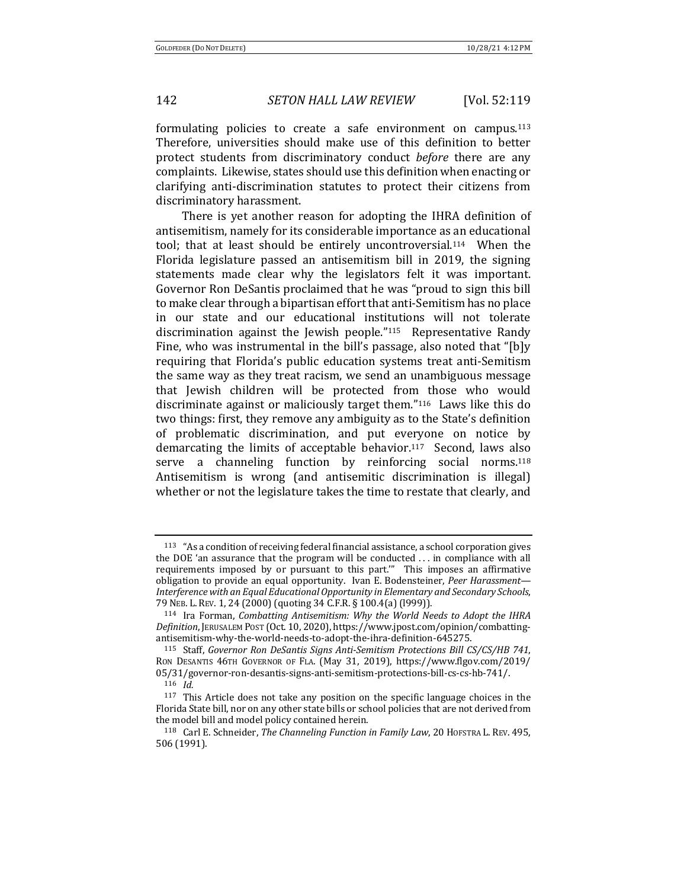formulating policies to create a safe environment on campus.[113] Therefore, universities should make use of this definition to better protect students from discriminatory conduct *before* there are any complaints. Likewise, states should use this definition when enacting or clarifying anti-discrimination statutes to protect their citizens from discriminatory harassment.

There is yet another reason for adopting the IHRA definition of antisemitism, namely for its considerable importance as an educational tool; that at least should be entirely uncontroversial.[114] When the Florida legislature passed an antisemitism bill in 2019, the signing statements made clear why the legislators felt it was important. Governor Ron DeSantis proclaimed that he was "proud to sign this bill to make clear through a bipartisan effort that anti-Semitism has no place in our state and our educational institutions will not tolerate discrimination against the Jewish people."[115] Representative Randy Fine, who was instrumental in the bill's passage, also noted that "[b]y requiring that Florida's public education systems treat anti-Semitism the same way as they treat racism, we send an unambiguous message that Jewish children will be protected from those who would discriminate against or maliciously target them."[116] Laws like this do two things: first, they remove any ambiguity as to the State's definition of problematic discrimination, and put everyone on notice by demarcating the limits of acceptable behavior.[117] Second, laws also serve a channeling function by reinforcing social norms.[118] Antisemitism is wrong (and antisemitic discrimination is illegal) whether or not the legislature takes the time to restate that clearly, and

---

[113] "As a condition of receiving federal financial assistance, a school corporation gives the DOE 'an assurance that the program will be conducted . . . in compliance with all requirements imposed by or pursuant to this part.'" This imposes an affirmative obligation to provide an equal opportunity. Ivan E. Bodensteiner, *Peer Harassment—Interference with an Equal Educational Opportunity in Elementary and Secondary Schools*, 79 NEB. L. REV. 1, 24 (2000) (quoting 34 C.F.R. § 100.4(a) (l999)).

[114] Ira Forman, *Combatting Antisemitism: Why the World Needs to Adopt the IHRA Definition*, JERUSALEM POST (Oct. 10, 2020), https://www.jpost.com/opinion/combatting-antisemitism-why-the-world-needs-to-adopt-the-ihra-definition-645275.

[115] Staff, *Governor Ron DeSantis Signs Anti-Semitism Protections Bill CS/CS/HB 741*, RON DESANTIS 46TH GOVERNOR OF FLA. (May 31, 2019), https://www.flgov.com/2019/05/31/governor-ron-desantis-signs-anti-semitism-protections-bill-cs-cs-hb-741/.

[116] *Id.*

[117] This Article does not take any position on the specific language choices in the Florida State bill, nor on any other state bills or school policies that are not derived from the model bill and model policy contained herein.

[118] Carl E. Schneider, *The Channeling Function in Family Law*, 20 HOFSTRA L. REV. 495, 506 (1991).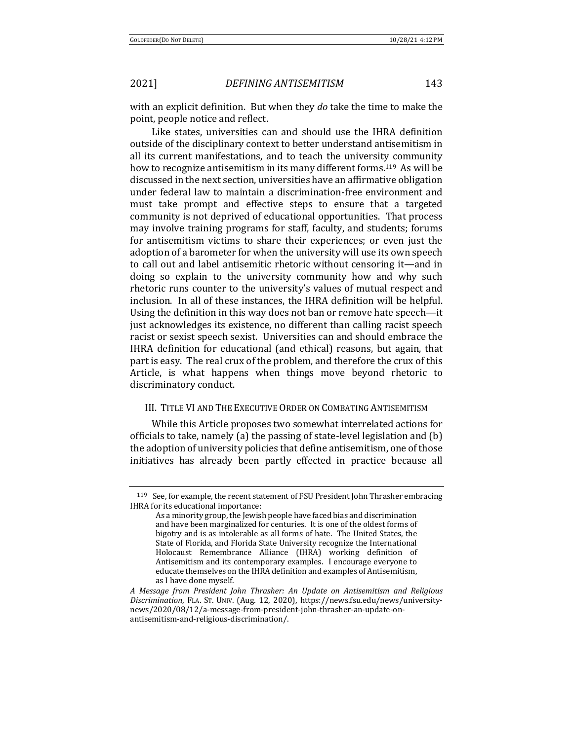with an explicit definition. But when they *do* take the time to make the point, people notice and reflect.

Like states, universities can and should use the IHRA definition outside of the disciplinary context to better understand antisemitism in all its current manifestations, and to teach the university community how to recognize antisemitism in its many different forms.[119] As will be discussed in the next section, universities have an affirmative obligation under federal law to maintain a discrimination-free environment and must take prompt and effective steps to ensure that a targeted community is not deprived of educational opportunities. That process may involve training programs for staff, faculty, and students; forums for antisemitism victims to share their experiences; or even just the adoption of a barometer for when the university will use its own speech to call out and label antisemitic rhetoric without censoring it—and in doing so explain to the university community how and why such rhetoric runs counter to the university's values of mutual respect and inclusion. In all of these instances, the IHRA definition will be helpful. Using the definition in this way does not ban or remove hate speech—it just acknowledges its existence, no different than calling racist speech racist or sexist speech sexist. Universities can and should embrace the IHRA definition for educational (and ethical) reasons, but again, that part is easy. The real crux of the problem, and therefore the crux of this Article, is what happens when things move beyond rhetoric to discriminatory conduct.

## III. TITLE VI AND THE EXECUTIVE ORDER ON COMBATING ANTISEMITISM

While this Article proposes two somewhat interrelated actions for officials to take, namely (a) the passing of state-level legislation and (b) the adoption of university policies that define antisemitism, one of those initiatives has already been partly effected in practice because all

---

[119] See, for example, the recent statement of FSU President John Thrasher embracing IHRA for its educational importance:

> As a minority group, the Jewish people have faced bias and discrimination and have been marginalized for centuries. It is one of the oldest forms of bigotry and is as intolerable as all forms of hate. The United States, the State of Florida, and Florida State University recognize the International Holocaust Remembrance Alliance (IHRA) working definition of Antisemitism and its contemporary examples. I encourage everyone to educate themselves on the IHRA definition and examples of Antisemitism, as I have done myself.

*A Message from President John Thrasher: An Update on Antisemitism and Religious Discrimination*, FLA. ST. UNIV. (Aug. 12, 2020), https://news.fsu.edu/news/university-news/2020/08/12/a-message-from-president-john-thrasher-an-update-on-antisemitism-and-religious-discrimination/.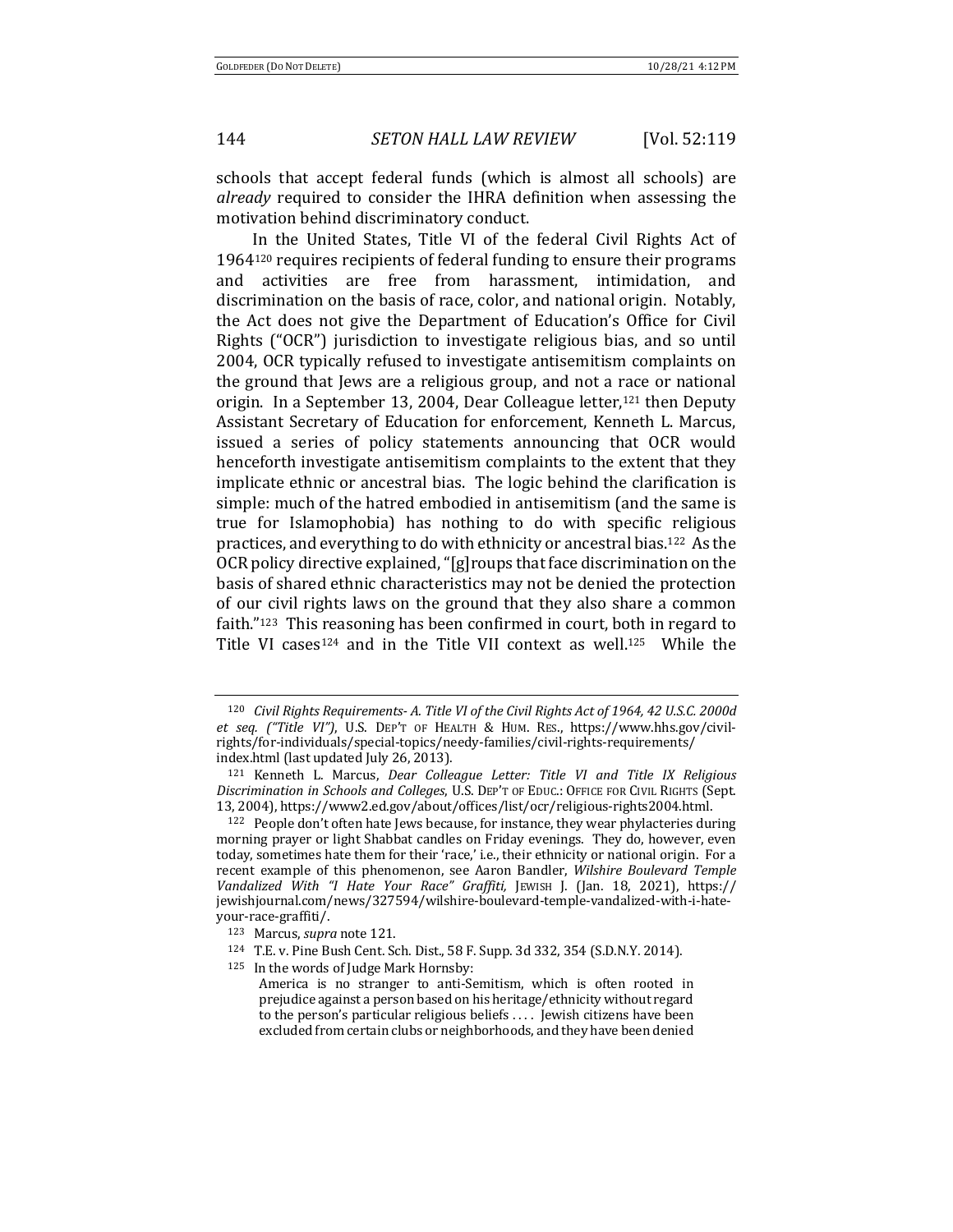schools that accept federal funds (which is almost all schools) are *already* required to consider the IHRA definition when assessing the motivation behind discriminatory conduct.

In the United States, Title VI of the federal Civil Rights Act of 1964[120] requires recipients of federal funding to ensure their programs and activities are free from harassment, intimidation, and discrimination on the basis of race, color, and national origin. Notably, the Act does not give the Department of Education's Office for Civil Rights ("OCR") jurisdiction to investigate religious bias, and so until 2004, OCR typically refused to investigate antisemitism complaints on the ground that Jews are a religious group, and not a race or national origin. In a September 13, 2004, Dear Colleague letter,[121] then Deputy Assistant Secretary of Education for enforcement, Kenneth L. Marcus, issued a series of policy statements announcing that OCR would henceforth investigate antisemitism complaints to the extent that they implicate ethnic or ancestral bias. The logic behind the clarification is simple: much of the hatred embodied in antisemitism (and the same is true for Islamophobia) has nothing to do with specific religious practices, and everything to do with ethnicity or ancestral bias.[122] As the OCR policy directive explained, "[g]roups that face discrimination on the basis of shared ethnic characteristics may not be denied the protection of our civil rights laws on the ground that they also share a common faith."[123] This reasoning has been confirmed in court, both in regard to Title VI cases[124] and in the Title VII context as well.[125] While the

---

[120] *Civil Rights Requirements- A. Title VI of the Civil Rights Act of 1964, 42 U.S.C. 2000d et seq. ("Title VI")*, U.S. DEP'T OF HEALTH & HUM. RES., https://www.hhs.gov/civil-rights/for-individuals/special-topics/needy-families/civil-rights-requirements/index.html (last updated July 26, 2013).

[121] Kenneth L. Marcus, *Dear Colleague Letter: Title VI and Title IX Religious Discrimination in Schools and Colleges*, U.S. DEP'T OF EDUC.: OFFICE FOR CIVIL RIGHTS (Sept. 13, 2004), https://www2.ed.gov/about/offices/list/ocr/religious-rights2004.html.

[122] People don't often hate Jews because, for instance, they wear phylacteries during morning prayer or light Shabbat candles on Friday evenings. They do, however, even today, sometimes hate them for their 'race,' i.e., their ethnicity or national origin. For a recent example of this phenomenon, see Aaron Bandler, *Wilshire Boulevard Temple Vandalized With "I Hate Your Race" Graffiti,* JEWISH J. (Jan. 18, 2021), https://jewishjournal.com/news/327594/wilshire-boulevard-temple-vandalized-with-i-hate-your-race-graffiti/.

[123] Marcus, *supra* note 121.

[124] T.E. v. Pine Bush Cent. Sch. Dist., 58 F. Supp. 3d 332, 354 (S.D.N.Y. 2014).

[125] In the words of Judge Mark Hornsby:

> America is no stranger to anti-Semitism, which is often rooted in prejudice against a person based on his heritage/ethnicity without regard to the person's particular religious beliefs . . . . Jewish citizens have been excluded from certain clubs or neighborhoods, and they have been denied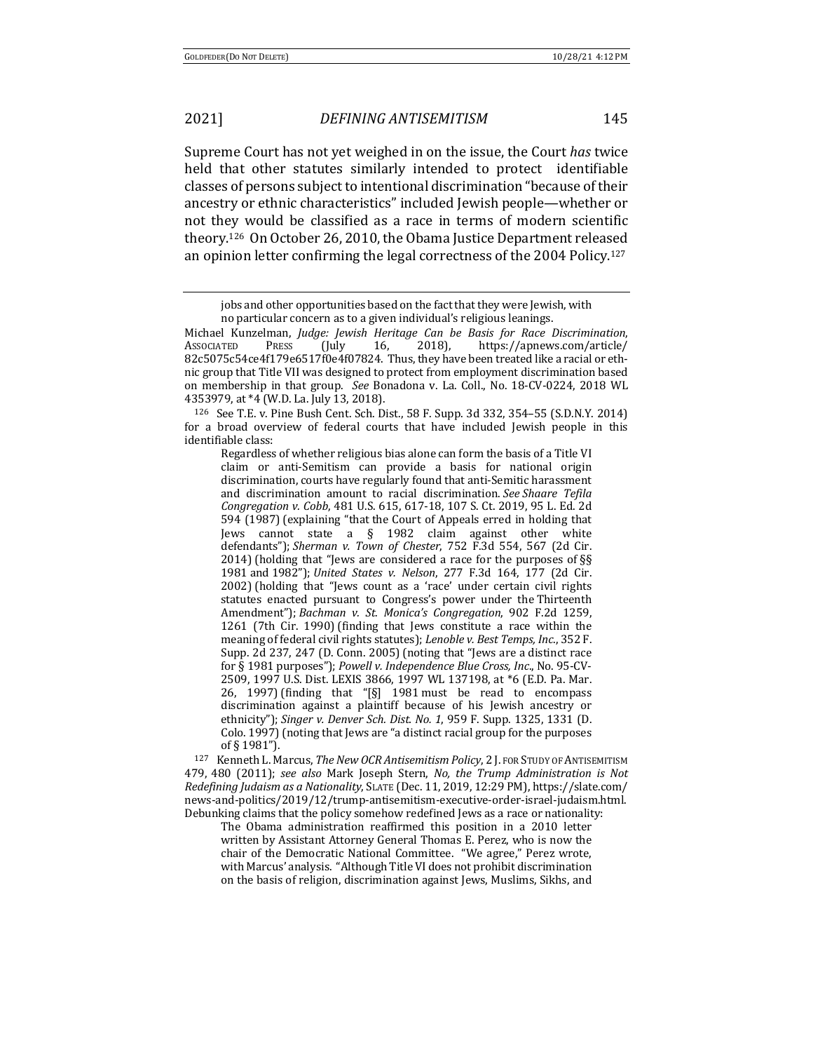Supreme Court has not yet weighed in on the issue, the Court *has* twice held that other statutes similarly intended to protect identifiable classes of persons subject to intentional discrimination "because of their ancestry or ethnic characteristics" included Jewish people—whether or not they would be classified as a race in terms of modern scientific theory.[126] On October 26, 2010, the Obama Justice Department released an opinion letter confirming the legal correctness of the 2004 Policy.[127]

---

> jobs and other opportunities based on the fact that they were Jewish, with no particular concern as to a given individual's religious leanings.

Michael Kunzelman, *Judge: Jewish Heritage Can be Basis for Race Discrimination*, ASSOCIATED PRESS (July 16, 2018), https://apnews.com/article/82c5075c54ce4f179e6517f0e4f07824. Thus, they have been treated like a racial or ethnic group that Title VII was designed to protect from employment discrimination based on membership in that group. *See* Bonadona v. La. Coll., No. 18-CV-0224, 2018 WL 4353979, at *4 (W.D. La. July 13, 2018).

[126] See T.E. v. Pine Bush Cent. Sch. Dist., 58 F. Supp. 3d 332, 354–55 (S.D.N.Y. 2014) for a broad overview of federal courts that have included Jewish people in this identifiable class:

> Regardless of whether religious bias alone can form the basis of a Title VI claim or anti-Semitism can provide a basis for national origin discrimination, courts have regularly found that anti-Semitic harassment and discrimination amount to racial discrimination. *See Shaare Tefila Congregation v. Cobb*, 481 U.S. 615, 617-18, 107 S. Ct. 2019, 95 L. Ed. 2d 594 (1987) (explaining "that the Court of Appeals erred in holding that Jews cannot state a § 1982 claim against other white defendants"); *Sherman v. Town of Chester*, 752 F.3d 554, 567 (2d Cir. 2014) (holding that "Jews are considered a race for the purposes of §§ 1981 and 1982"); *United States v. Nelson*, 277 F.3d 164, 177 (2d Cir. 2002) (holding that "Jews count as a 'race' under certain civil rights statutes enacted pursuant to Congress's power under the Thirteenth Amendment"); *Bachman v. St. Monica's Congregation*, 902 F.2d 1259, 1261 (7th Cir. 1990) (finding that Jews constitute a race within the meaning of federal civil rights statutes); *Lenoble v. Best Temps, Inc.*, 352 F. Supp. 2d 237, 247 (D. Conn. 2005) (noting that "Jews are a distinct race for § 1981 purposes"); *Powell v. Independence Blue Cross, Inc.*, No. 95-CV-2509, 1997 U.S. Dist. LEXIS 3866, 1997 WL 137198, at *6 (E.D. Pa. Mar. 26, 1997) (finding that "[§] 1981 must be read to encompass discrimination against a plaintiff because of his Jewish ancestry or ethnicity"); *Singer v. Denver Sch. Dist. No. 1*, 959 F. Supp. 1325, 1331 (D. Colo. 1997) (noting that Jews are "a distinct racial group for the purposes of § 1981").

[127] Kenneth L. Marcus, *The New OCR Antisemitism Policy*, 2 J. FOR STUDY OF ANTISEMITISM 479, 480 (2011); *see also* Mark Joseph Stern, *No, the Trump Administration is Not Redefining Judaism as a Nationality*, SLATE (Dec. 11, 2019, 12:29 PM), https://slate.com/news-and-politics/2019/12/trump-antisemitism-executive-order-israel-judaism.html. Debunking claims that the policy somehow redefined Jews as a race or nationality:

> The Obama administration reaffirmed this position in a 2010 letter written by Assistant Attorney General Thomas E. Perez, who is now the chair of the Democratic National Committee. "We agree," Perez wrote, with Marcus' analysis. "Although Title VI does not prohibit discrimination on the basis of religion, discrimination against Jews, Muslims, Sikhs, and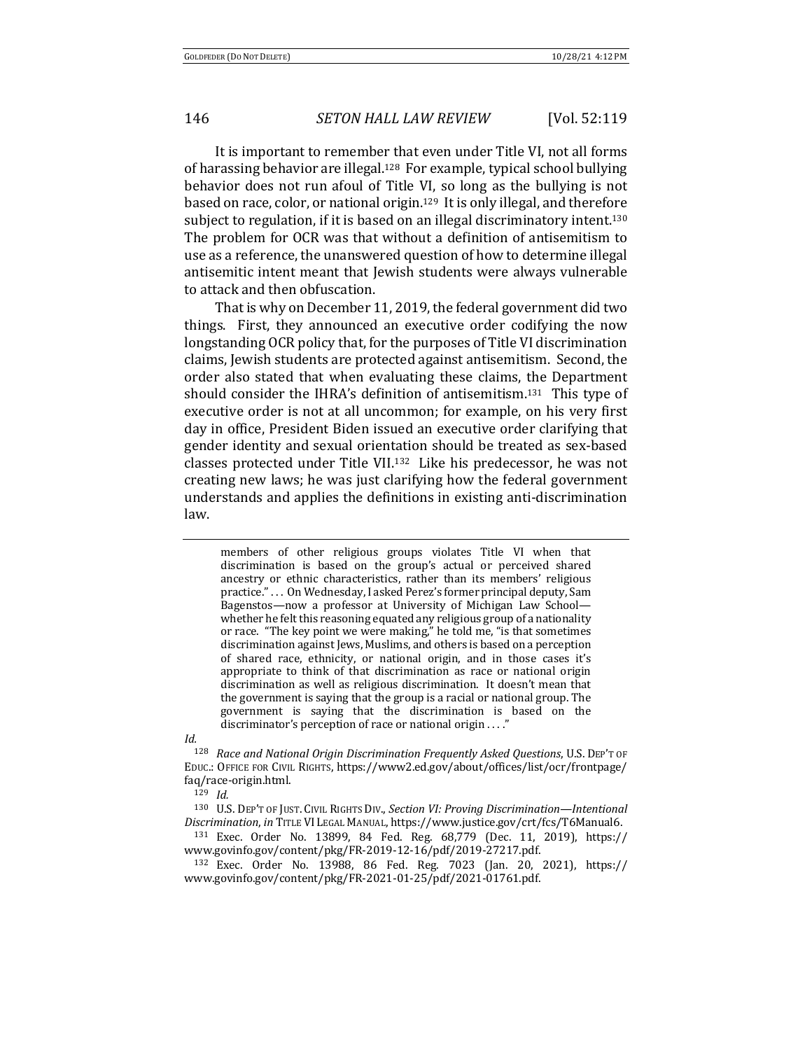It is important to remember that even under Title VI, not all forms of harassing behavior are illegal.[128] For example, typical school bullying behavior does not run afoul of Title VI, so long as the bullying is not based on race, color, or national origin.[129] It is only illegal, and therefore subject to regulation, if it is based on an illegal discriminatory intent.[130] The problem for OCR was that without a definition of antisemitism to use as a reference, the unanswered question of how to determine illegal antisemitic intent meant that Jewish students were always vulnerable to attack and then obfuscation.

That is why on December 11, 2019, the federal government did two things. First, they announced an executive order codifying the now longstanding OCR policy that, for the purposes of Title VI discrimination claims, Jewish students are protected against antisemitism. Second, the order also stated that when evaluating these claims, the Department should consider the IHRA's definition of antisemitism.[131] This type of executive order is not at all uncommon; for example, on his very first day in office, President Biden issued an executive order clarifying that gender identity and sexual orientation should be treated as sex-based classes protected under Title VII.[132] Like his predecessor, he was not creating new laws; he was just clarifying how the federal government understands and applies the definitions in existing anti-discrimination law.

---

> members of other religious groups violates Title VI when that discrimination is based on the group's actual or perceived shared ancestry or ethnic characteristics, rather than its members' religious practice." . . . On Wednesday, I asked Perez's former principal deputy, Sam Bagenstos—now a professor at University of Michigan Law School—whether he felt this reasoning equated any religious group of a nationality or race. "The key point we were making," he told me, "is that sometimes discrimination against Jews, Muslims, and others is based on a perception of shared race, ethnicity, or national origin, and in those cases it's appropriate to think of that discrimination as race or national origin discrimination as well as religious discrimination. It doesn't mean that the government is saying that the group is a racial or national group. The government is saying that the discrimination is based on the discriminator's perception of race or national origin . . . ."

*Id.*

[128] *Race and National Origin Discrimination Frequently Asked Questions*, U.S. DEP'T OF EDUC.: OFFICE FOR CIVIL RIGHTS, https://www2.ed.gov/about/offices/list/ocr/frontpage/faq/race-origin.html.

[129] *Id.*

[130] U.S. DEP'T OF JUST. CIVIL RIGHTS DIV., *Section VI: Proving Discrimination—Intentional Discrimination*, *in* TITLE VI LEGAL MANUAL, https://www.justice.gov/crt/fcs/T6Manual6.

[131] Exec. Order No. 13899, 84 Fed. Reg. 68,779 (Dec. 11, 2019), https://www.govinfo.gov/content/pkg/FR-2019-12-16/pdf/2019-27217.pdf.

[132] Exec. Order No. 13988, 86 Fed. Reg. 7023 (Jan. 20, 2021), https://www.govinfo.gov/content/pkg/FR-2021-01-25/pdf/2021-01761.pdf.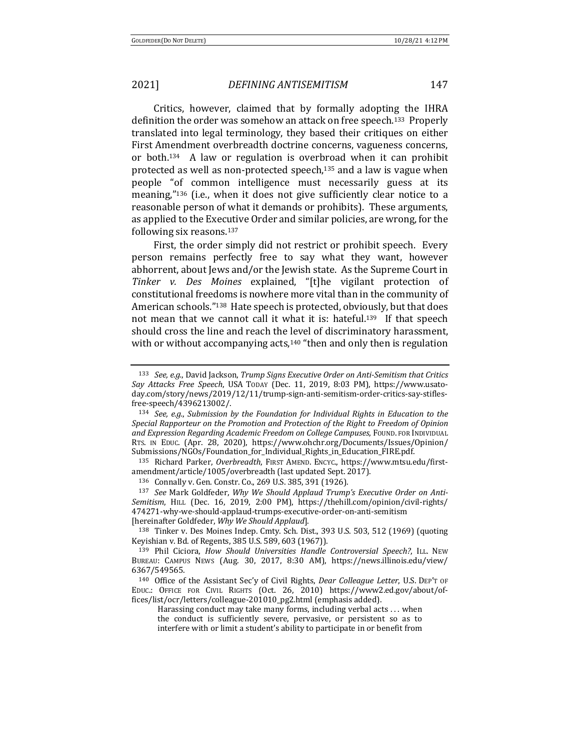Critics, however, claimed that by formally adopting the IHRA definition the order was somehow an attack on free speech.[133] Properly translated into legal terminology, they based their critiques on either First Amendment overbreadth doctrine concerns, vagueness concerns, or both.[134] A law or regulation is overbroad when it can prohibit protected as well as non-protected speech,[135] and a law is vague when people "of common intelligence must necessarily guess at its meaning,"[136] (i.e., when it does not give sufficiently clear notice to a reasonable person of what it demands or prohibits). These arguments, as applied to the Executive Order and similar policies, are wrong, for the following six reasons.[137]

First, the order simply did not restrict or prohibit speech. Every person remains perfectly free to say what they want, however abhorrent, about Jews and/or the Jewish state. As the Supreme Court in *Tinker v. Des Moines* explained, "[t]he vigilant protection of constitutional freedoms is nowhere more vital than in the community of American schools."[138] Hate speech is protected, obviously, but that does not mean that we cannot call it what it is: hateful.[139] If that speech should cross the line and reach the level of discriminatory harassment, with or without accompanying acts,[140] "then and only then is regulation

---

[133] *See, e.g.*, David Jackson, *Trump Signs Executive Order on Anti-Semitism that Critics Say Attacks Free Speech*, USA TODAY (Dec. 11, 2019, 8:03 PM), https://www.usatoday.com/story/news/2019/12/11/trump-sign-anti-semitism-order-critics-say-stifles-free-speech/4396213002/.

[134] *See, e.g.*, *Submission by the Foundation for Individual Rights in Education to the Special Rapporteur on the Promotion and Protection of the Right to Freedom of Opinion and Expression Regarding Academic Freedom on College Campuses*, FOUND. FOR INDIVIDUAL RTS. IN EDUC. (Apr. 28, 2020), https://www.ohchr.org/Documents/Issues/Opinion/Submissions/NGOs/Foundation_for_Individual_Rights_in_Education_FIRE.pdf.

[135] Richard Parker, *Overbreadth*, FIRST AMEND. ENCYC., https://www.mtsu.edu/first-amendment/article/1005/overbreadth (last updated Sept. 2017).

[136] Connally v. Gen. Constr. Co., 269 U.S. 385, 391 (1926).

[137] *See* Mark Goldfeder, *Why We Should Applaud Trump's Executive Order on Anti-Semitism*, HILL (Dec. 16, 2019, 2:00 PM), https://thehill.com/opinion/civil-rights/474271-why-we-should-applaud-trumps-executive-order-on-anti-semitism [hereinafter Goldfeder, *Why We Should Applaud*].

[138] Tinker v. Des Moines Indep. Cmty. Sch. Dist., 393 U.S. 503, 512 (1969) (quoting Keyishian v. Bd. of Regents, 385 U.S. 589, 603 (1967)).

[139] Phil Ciciora, *How Should Universities Handle Controversial Speech?*, ILL. NEW BUREAU: CAMPUS NEWS (Aug. 30, 2017, 8:30 AM), https://news.illinois.edu/view/6367/549565.

[140] Office of the Assistant Sec'y of Civil Rights, *Dear Colleague Letter*, U.S. DEP'T OF EDUC.: OFFICE FOR CIVIL RIGHTS (Oct. 26, 2010) https://www2.ed.gov/about/offices/list/ocr/letters/colleague-201010_pg2.html (emphasis added).

> Harassing conduct may take many forms, including verbal acts . . . when the conduct is sufficiently severe, pervasive, or persistent so as to interfere with or limit a student's ability to participate in or benefit from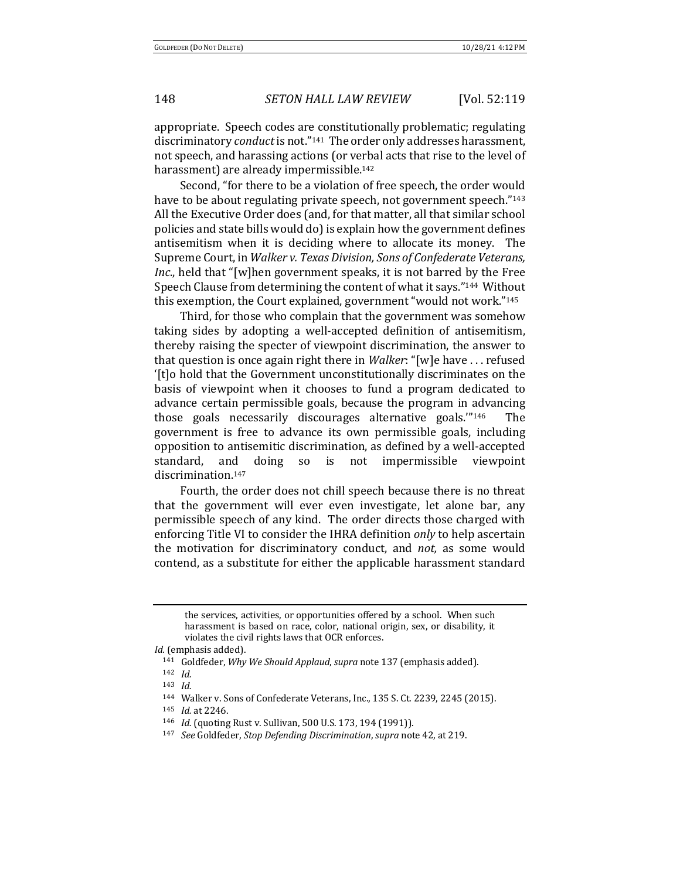appropriate. Speech codes are constitutionally problematic; regulating discriminatory *conduct* is not."[141] The order only addresses harassment, not speech, and harassing actions (or verbal acts that rise to the level of harassment) are already impermissible.[142]

Second, "for there to be a violation of free speech, the order would have to be about regulating private speech, not government speech."[143] All the Executive Order does (and, for that matter, all that similar school policies and state bills would do) is explain how the government defines antisemitism when it is deciding where to allocate its money. The Supreme Court, in *Walker v. Texas Division, Sons of Confederate Veterans, Inc.*, held that "[w]hen government speaks, it is not barred by the Free Speech Clause from determining the content of what it says."[144] Without this exemption, the Court explained, government "would not work."[145]

Third, for those who complain that the government was somehow taking sides by adopting a well-accepted definition of antisemitism, thereby raising the specter of viewpoint discrimination, the answer to that question is once again right there in *Walker*: "[w]e have . . . refused '[t]o hold that the Government unconstitutionally discriminates on the basis of viewpoint when it chooses to fund a program dedicated to advance certain permissible goals, because the program in advancing those goals necessarily discourages alternative goals.'"[146] The government is free to advance its own permissible goals, including opposition to antisemitic discrimination, as defined by a well-accepted standard, and doing so is not impermissible viewpoint discrimination.[147]

Fourth, the order does not chill speech because there is no threat that the government will ever even investigate, let alone bar, any permissible speech of any kind. The order directs those charged with enforcing Title VI to consider the IHRA definition *only* to help ascertain the motivation for discriminatory conduct, and *not,* as some would contend, as a substitute for either the applicable harassment standard

---

> the services, activities, or opportunities offered by a school. When such harassment is based on race, color, national origin, sex, or disability, it violates the civil rights laws that OCR enforces.

*Id.* (emphasis added).

[141] Goldfeder, *Why We Should Applaud*, *supra* note 137 (emphasis added).

[142] *Id.*

[143] *Id.*

[144] Walker v. Sons of Confederate Veterans, Inc., 135 S. Ct. 2239, 2245 (2015).

[145] *Id.* at 2246.

[146] *Id.* (quoting Rust v. Sullivan, 500 U.S. 173, 194 (1991)).

[147] *See* Goldfeder, *Stop Defending Discrimination*, *supra* note 42, at 219.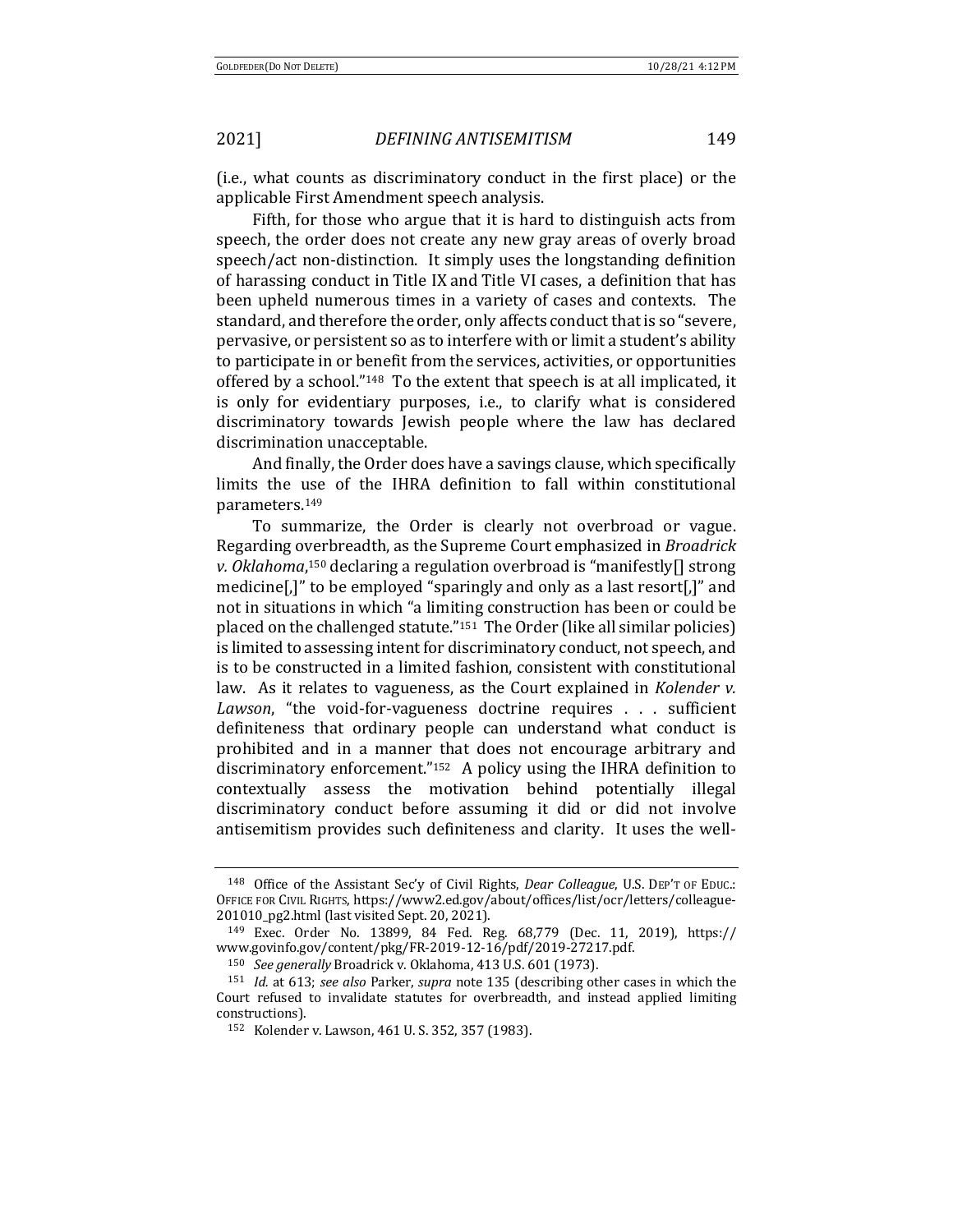(i.e., what counts as discriminatory conduct in the first place) or the applicable First Amendment speech analysis.

Fifth, for those who argue that it is hard to distinguish acts from speech, the order does not create any new gray areas of overly broad speech/act non-distinction. It simply uses the longstanding definition of harassing conduct in Title IX and Title VI cases, a definition that has been upheld numerous times in a variety of cases and contexts. The standard, and therefore the order, only affects conduct that is so "severe, pervasive, or persistent so as to interfere with or limit a student's ability to participate in or benefit from the services, activities, or opportunities offered by a school."[148] To the extent that speech is at all implicated, it is only for evidentiary purposes, i.e., to clarify what is considered discriminatory towards Jewish people where the law has declared discrimination unacceptable.

And finally, the Order does have a savings clause, which specifically limits the use of the IHRA definition to fall within constitutional parameters.[149]

To summarize, the Order is clearly not overbroad or vague. Regarding overbreadth, as the Supreme Court emphasized in *Broadrick v. Oklahoma*,[150] declaring a regulation overbroad is "manifestly[] strong medicine[,]" to be employed "sparingly and only as a last resort[,]" and not in situations in which "a limiting construction has been or could be placed on the challenged statute."[151] The Order (like all similar policies) is limited to assessing intent for discriminatory conduct, not speech, and is to be constructed in a limited fashion, consistent with constitutional law. As it relates to vagueness, as the Court explained in *Kolender v. Lawson*, "the void-for-vagueness doctrine requires . . . sufficient definiteness that ordinary people can understand what conduct is prohibited and in a manner that does not encourage arbitrary and discriminatory enforcement."[152] A policy using the IHRA definition to contextually assess the motivation behind potentially illegal discriminatory conduct before assuming it did or did not involve antisemitism provides such definiteness and clarity. It uses the well-

---

[148] Office of the Assistant Sec'y of Civil Rights, *Dear Colleague*, U.S. DEP'T OF EDUC.: OFFICE FOR CIVIL RIGHTS, https://www2.ed.gov/about/offices/list/ocr/letters/colleague-201010_pg2.html (last visited Sept. 20, 2021).

[149] Exec. Order No. 13899, 84 Fed. Reg. 68,779 (Dec. 11, 2019), https://www.govinfo.gov/content/pkg/FR-2019-12-16/pdf/2019-27217.pdf.

[150] *See generally* Broadrick v. Oklahoma, 413 U.S. 601 (1973).

[151] *Id.* at 613; *see also* Parker, *supra* note 135 (describing other cases in which the Court refused to invalidate statutes for overbreadth, and instead applied limiting constructions).

[152] Kolender v. Lawson, 461 U. S. 352, 357 (1983).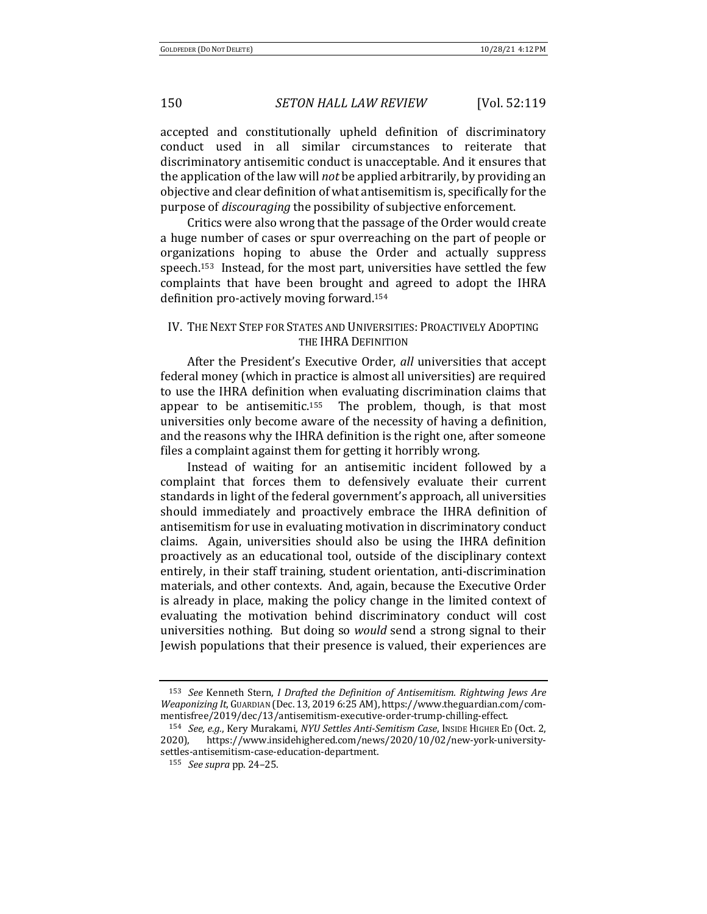accepted and constitutionally upheld definition of discriminatory conduct used in all similar circumstances to reiterate that discriminatory antisemitic conduct is unacceptable. And it ensures that the application of the law will *not* be applied arbitrarily, by providing an objective and clear definition of what antisemitism is, specifically for the purpose of *discouraging* the possibility of subjective enforcement.

Critics were also wrong that the passage of the Order would create a huge number of cases or spur overreaching on the part of people or organizations hoping to abuse the Order and actually suppress speech.[153] Instead, for the most part, universities have settled the few complaints that have been brought and agreed to adopt the IHRA definition pro-actively moving forward.[154]

## IV. The Next Step for States and Universities: Proactively Adopting the IHRA Definition

After the President's Executive Order, *all* universities that accept federal money (which in practice is almost all universities) are required to use the IHRA definition when evaluating discrimination claims that appear to be antisemitic.[155] The problem, though, is that most universities only become aware of the necessity of having a definition, and the reasons why the IHRA definition is the right one, after someone files a complaint against them for getting it horribly wrong.

Instead of waiting for an antisemitic incident followed by a complaint that forces them to defensively evaluate their current standards in light of the federal government's approach, all universities should immediately and proactively embrace the IHRA definition of antisemitism for use in evaluating motivation in discriminatory conduct claims. Again, universities should also be using the IHRA definition proactively as an educational tool, outside of the disciplinary context entirely, in their staff training, student orientation, anti-discrimination materials, and other contexts. And, again, because the Executive Order is already in place, making the policy change in the limited context of evaluating the motivation behind discriminatory conduct will cost universities nothing. But doing so *would* send a strong signal to their Jewish populations that their presence is valued, their experiences are

---

[153] *See* Kenneth Stern, *I Drafted the Definition of Antisemitism. Rightwing Jews Are Weaponizing It*, Guardian (Dec. 13, 2019 6:25 AM), https://www.theguardian.com/commentisfree/2019/dec/13/antisemitism-executive-order-trump-chilling-effect.

[154] *See, e.g.*, Kery Murakami, *NYU Settles Anti-Semitism Case*, Inside Higher Ed (Oct. 2, 2020), https://www.insidehighered.com/news/2020/10/02/new-york-university-settles-antisemitism-case-education-department.

[155] *See supra* pp. 24–25.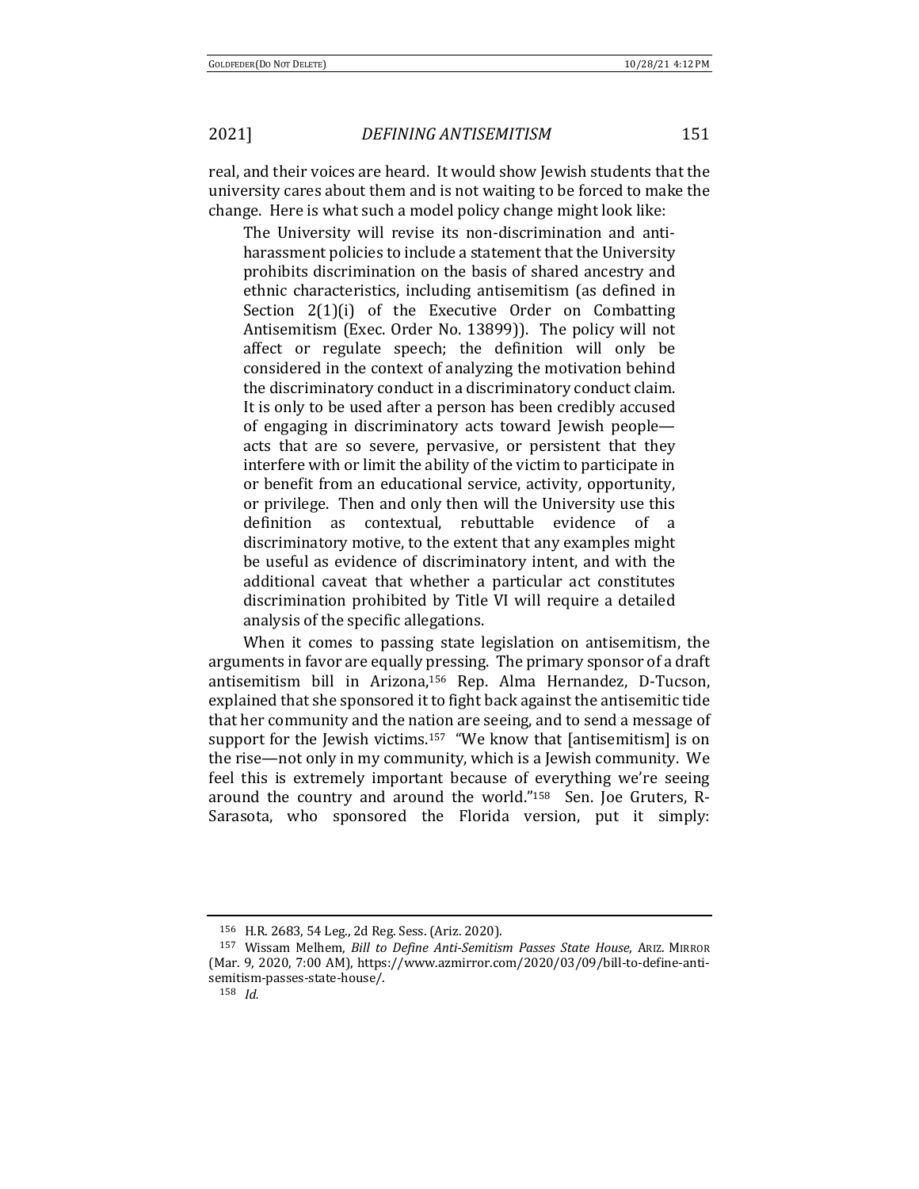real, and their voices are heard. It would show Jewish students that the university cares about them and is not waiting to be forced to make the change. Here is what such a model policy change might look like:

> The University will revise its non-discrimination and anti-harassment policies to include a statement that the University prohibits discrimination on the basis of shared ancestry and ethnic characteristics, including antisemitism (as defined in Section 2(1)(i) of the Executive Order on Combatting Antisemitism (Exec. Order No. 13899)). The policy will not affect or regulate speech; the definition will only be considered in the context of analyzing the motivation behind the discriminatory conduct in a discriminatory conduct claim. It is only to be used after a person has been credibly accused of engaging in discriminatory acts toward Jewish people—acts that are so severe, pervasive, or persistent that they interfere with or limit the ability of the victim to participate in or benefit from an educational service, activity, opportunity, or privilege. Then and only then will the University use this definition as contextual, rebuttable evidence of a discriminatory motive, to the extent that any examples might be useful as evidence of discriminatory intent, and with the additional caveat that whether a particular act constitutes discrimination prohibited by Title VI will require a detailed analysis of the specific allegations.

When it comes to passing state legislation on antisemitism, the arguments in favor are equally pressing. The primary sponsor of a draft antisemitism bill in Arizona,[156] Rep. Alma Hernandez, D-Tucson, explained that she sponsored it to fight back against the antisemitic tide that her community and the nation are seeing, and to send a message of support for the Jewish victims.[157] "We know that [antisemitism] is on the rise—not only in my community, which is a Jewish community. We feel this is extremely important because of everything we're seeing around the country and around the world."[158] Sen. Joe Gruters, R-Sarasota, who sponsored the Florida version, put it simply:

---

[156] H.R. 2683, 54 Leg., 2d Reg. Sess. (Ariz. 2020).

[157] Wissam Melhem, *Bill to Define Anti-Semitism Passes State House*, ARIZ. MIRROR (Mar. 9, 2020, 7:00 AM), https://www.azmirror.com/2020/03/09/bill-to-define-anti-semitism-passes-state-house/.

[158] *Id.*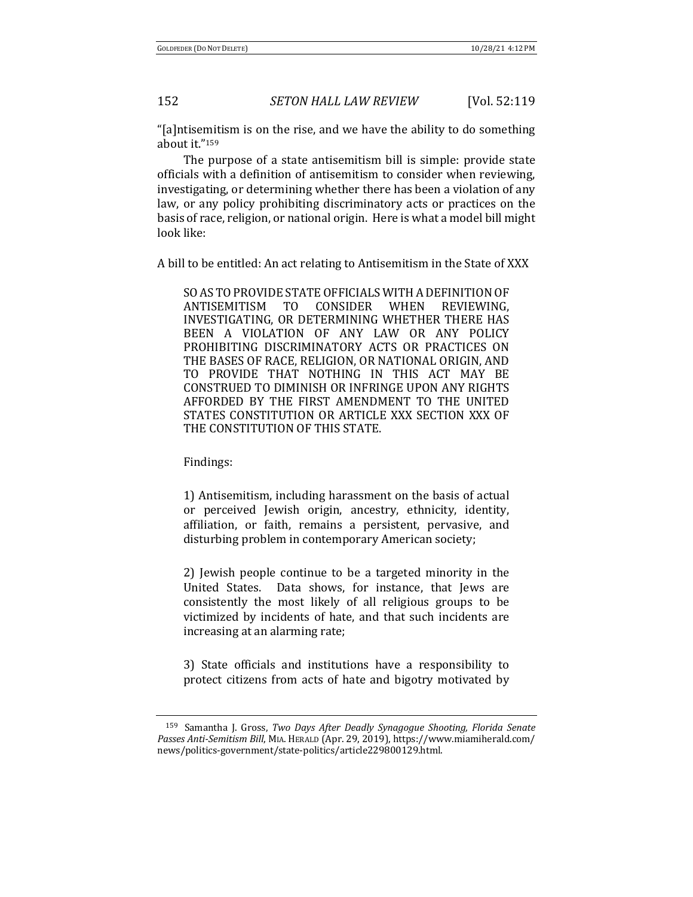"[a]ntisemitism is on the rise, and we have the ability to do something about it."[159]

The purpose of a state antisemitism bill is simple: provide state officials with a definition of antisemitism to consider when reviewing, investigating, or determining whether there has been a violation of any law, or any policy prohibiting discriminatory acts or practices on the basis of race, religion, or national origin. Here is what a model bill might look like:

A bill to be entitled: An act relating to Antisemitism in the State of XXX

> SO AS TO PROVIDE STATE OFFICIALS WITH A DEFINITION OF ANTISEMITISM TO CONSIDER WHEN REVIEWING, INVESTIGATING, OR DETERMINING WHETHER THERE HAS BEEN A VIOLATION OF ANY LAW OR ANY POLICY PROHIBITING DISCRIMINATORY ACTS OR PRACTICES ON THE BASES OF RACE, RELIGION, OR NATIONAL ORIGIN, AND TO PROVIDE THAT NOTHING IN THIS ACT MAY BE CONSTRUED TO DIMINISH OR INFRINGE UPON ANY RIGHTS AFFORDED BY THE FIRST AMENDMENT TO THE UNITED STATES CONSTITUTION OR ARTICLE XXX SECTION XXX OF THE CONSTITUTION OF THIS STATE.
>
> Findings:
>
> 1) Antisemitism, including harassment on the basis of actual or perceived Jewish origin, ancestry, ethnicity, identity, affiliation, or faith, remains a persistent, pervasive, and disturbing problem in contemporary American society;
>
> 2) Jewish people continue to be a targeted minority in the United States. Data shows, for instance, that Jews are consistently the most likely of all religious groups to be victimized by incidents of hate, and that such incidents are increasing at an alarming rate;
>
> 3) State officials and institutions have a responsibility to protect citizens from acts of hate and bigotry motivated by

[159] Samantha J. Gross, *Two Days After Deadly Synagogue Shooting, Florida Senate Passes Anti-Semitism Bill*, MIA. HERALD (Apr. 29, 2019), https://www.miamiherald.com/news/politics-government/state-politics/article229800129.html.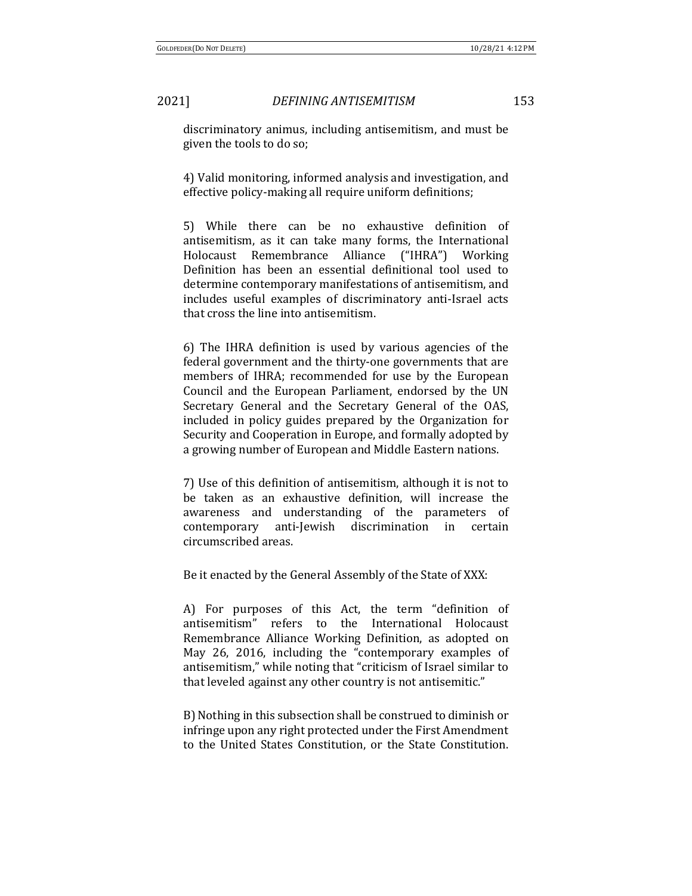discriminatory animus, including antisemitism, and must be given the tools to do so;

4) Valid monitoring, informed analysis and investigation, and effective policy-making all require uniform definitions;

5) While there can be no exhaustive definition of antisemitism, as it can take many forms, the International Holocaust Remembrance Alliance ("IHRA") Working Definition has been an essential definitional tool used to determine contemporary manifestations of antisemitism, and includes useful examples of discriminatory anti-Israel acts that cross the line into antisemitism.

6) The IHRA definition is used by various agencies of the federal government and the thirty-one governments that are members of IHRA; recommended for use by the European Council and the European Parliament, endorsed by the UN Secretary General and the Secretary General of the OAS, included in policy guides prepared by the Organization for Security and Cooperation in Europe, and formally adopted by a growing number of European and Middle Eastern nations.

7) Use of this definition of antisemitism, although it is not to be taken as an exhaustive definition, will increase the awareness and understanding of the parameters of contemporary anti-Jewish discrimination in certain circumscribed areas.

Be it enacted by the General Assembly of the State of XXX:

A) For purposes of this Act, the term "definition of antisemitism" refers to the International Holocaust Remembrance Alliance Working Definition, as adopted on May 26, 2016, including the "contemporary examples of antisemitism," while noting that "criticism of Israel similar to that leveled against any other country is not antisemitic."

B) Nothing in this subsection shall be construed to diminish or infringe upon any right protected under the First Amendment to the United States Constitution, or the State Constitution.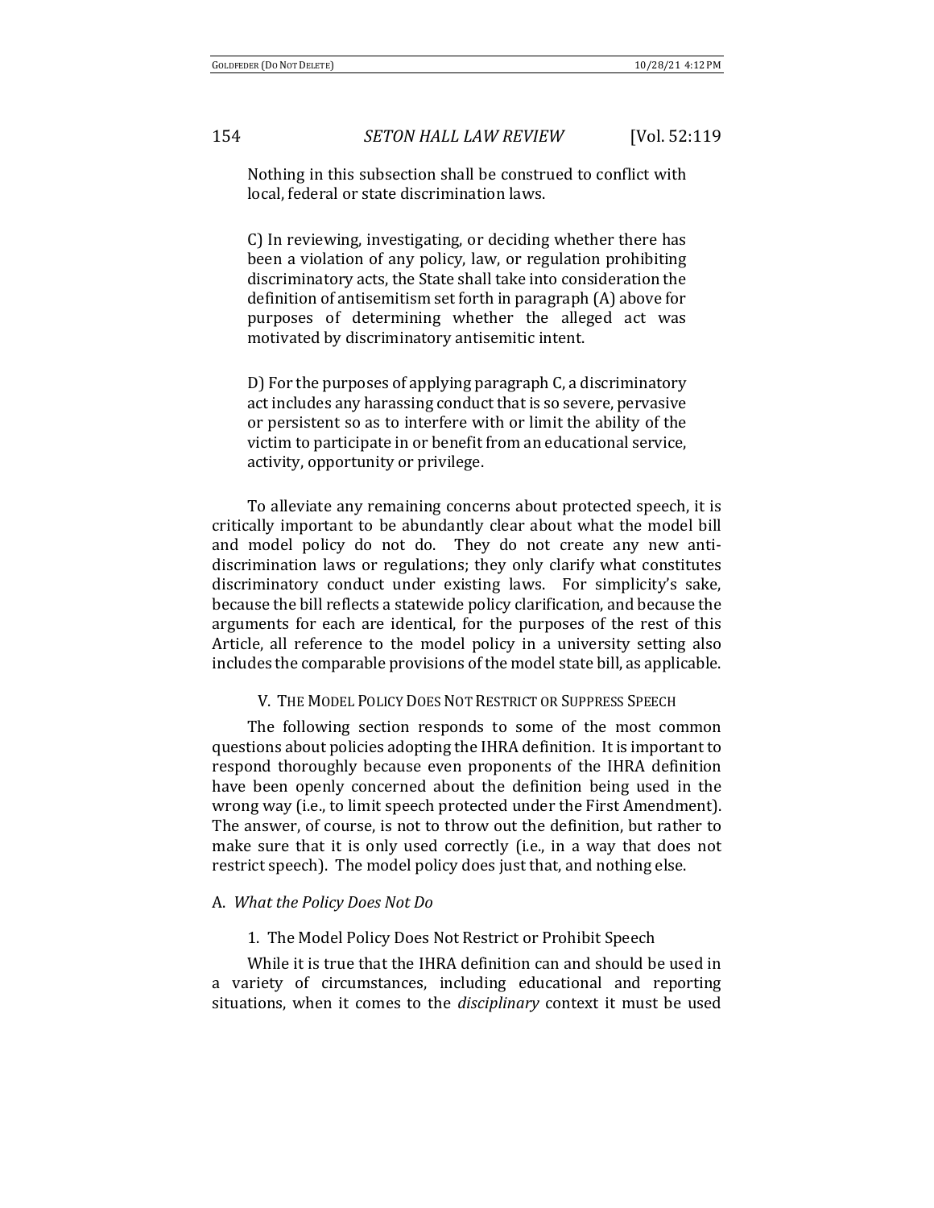> Nothing in this subsection shall be construed to conflict with local, federal or state discrimination laws.
>
> C) In reviewing, investigating, or deciding whether there has been a violation of any policy, law, or regulation prohibiting discriminatory acts, the State shall take into consideration the definition of antisemitism set forth in paragraph (A) above for purposes of determining whether the alleged act was motivated by discriminatory antisemitic intent.
>
> D) For the purposes of applying paragraph C, a discriminatory act includes any harassing conduct that is so severe, pervasive or persistent so as to interfere with or limit the ability of the victim to participate in or benefit from an educational service, activity, opportunity or privilege.

To alleviate any remaining concerns about protected speech, it is critically important to be abundantly clear about what the model bill and model policy do not do. They do not create any new anti-discrimination laws or regulations; they only clarify what constitutes discriminatory conduct under existing laws. For simplicity's sake, because the bill reflects a statewide policy clarification, and because the arguments for each are identical, for the purposes of the rest of this Article, all reference to the model policy in a university setting also includes the comparable provisions of the model state bill, as applicable.

## V. The Model Policy Does Not Restrict or Suppress Speech

The following section responds to some of the most common questions about policies adopting the IHRA definition. It is important to respond thoroughly because even proponents of the IHRA definition have been openly concerned about the definition being used in the wrong way (i.e., to limit speech protected under the First Amendment). The answer, of course, is not to throw out the definition, but rather to make sure that it is only used correctly (i.e., in a way that does not restrict speech). The model policy does just that, and nothing else.

### A. *What the Policy Does Not Do*

#### 1. The Model Policy Does Not Restrict or Prohibit Speech

While it is true that the IHRA definition can and should be used in a variety of circumstances, including educational and reporting situations, when it comes to the *disciplinary* context it must be used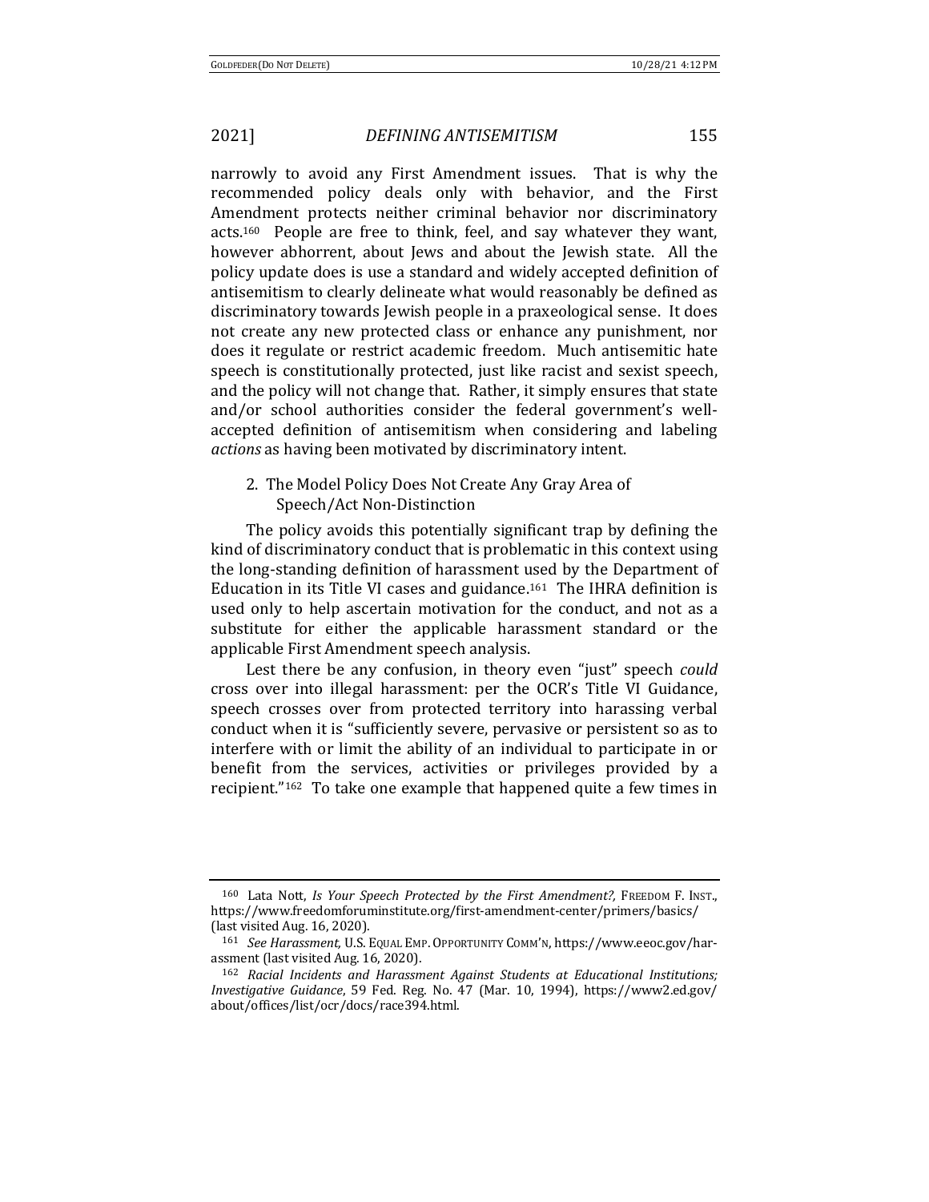narrowly to avoid any First Amendment issues. That is why the recommended policy deals only with behavior, and the First Amendment protects neither criminal behavior nor discriminatory acts.[160] People are free to think, feel, and say whatever they want, however abhorrent, about Jews and about the Jewish state. All the policy update does is use a standard and widely accepted definition of antisemitism to clearly delineate what would reasonably be defined as discriminatory towards Jewish people in a praxeological sense. It does not create any new protected class or enhance any punishment, nor does it regulate or restrict academic freedom. Much antisemitic hate speech is constitutionally protected, just like racist and sexist speech, and the policy will not change that. Rather, it simply ensures that state and/or school authorities consider the federal government's well-accepted definition of antisemitism when considering and labeling *actions* as having been motivated by discriminatory intent.

### 2. The Model Policy Does Not Create Any Gray Area of Speech/Act Non-Distinction

The policy avoids this potentially significant trap by defining the kind of discriminatory conduct that is problematic in this context using the long-standing definition of harassment used by the Department of Education in its Title VI cases and guidance.[161] The IHRA definition is used only to help ascertain motivation for the conduct, and not as a substitute for either the applicable harassment standard or the applicable First Amendment speech analysis.

Lest there be any confusion, in theory even "just" speech *could* cross over into illegal harassment: per the OCR's Title VI Guidance, speech crosses over from protected territory into harassing verbal conduct when it is "sufficiently severe, pervasive or persistent so as to interfere with or limit the ability of an individual to participate in or benefit from the services, activities or privileges provided by a recipient."[162] To take one example that happened quite a few times in

---

[160] Lata Nott, *Is Your Speech Protected by the First Amendment?*, FREEDOM F. INST., https://www.freedomforuminstitute.org/first-amendment-center/primers/basics/ (last visited Aug. 16, 2020).

[161] *See Harassment,* U.S. EQUAL EMP. OPPORTUNITY COMM'N, https://www.eeoc.gov/harassment (last visited Aug. 16, 2020).

[162] *Racial Incidents and Harassment Against Students at Educational Institutions; Investigative Guidance*, 59 Fed. Reg. No. 47 (Mar. 10, 1994), https://www2.ed.gov/about/offices/list/ocr/docs/race394.html.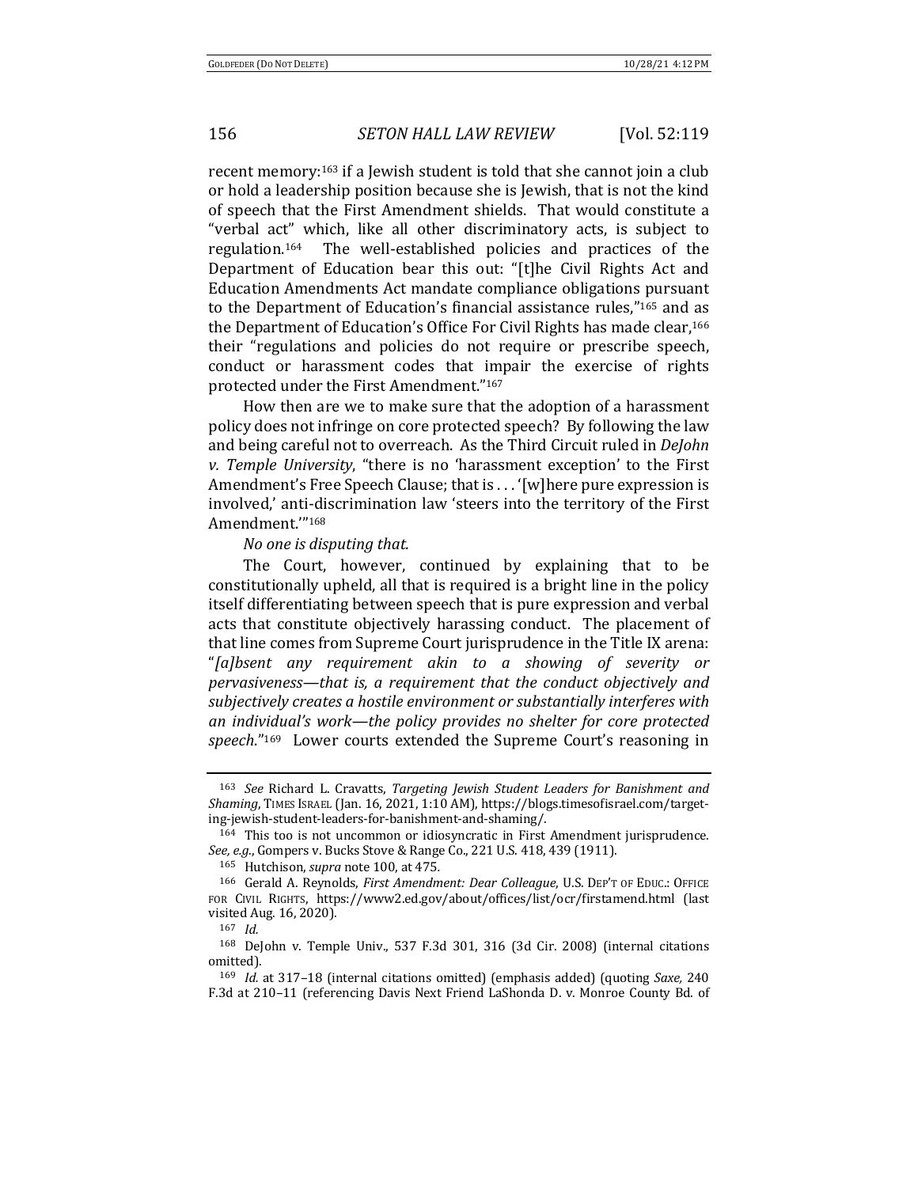recent memory:[163] if a Jewish student is told that she cannot join a club or hold a leadership position because she is Jewish, that is not the kind of speech that the First Amendment shields. That would constitute a "verbal act" which, like all other discriminatory acts, is subject to regulation.[164] The well-established policies and practices of the Department of Education bear this out: "[t]he Civil Rights Act and Education Amendments Act mandate compliance obligations pursuant to the Department of Education's financial assistance rules,"[165] and as the Department of Education's Office For Civil Rights has made clear,[166] their "regulations and policies do not require or prescribe speech, conduct or harassment codes that impair the exercise of rights protected under the First Amendment."[167]

How then are we to make sure that the adoption of a harassment policy does not infringe on core protected speech? By following the law and being careful not to overreach. As the Third Circuit ruled in *DeJohn v. Temple University*, "there is no 'harassment exception' to the First Amendment's Free Speech Clause; that is . . . '[w]here pure expression is involved,' anti-discrimination law 'steers into the territory of the First Amendment.'"[168]

*No one is disputing that.*

The Court, however, continued by explaining that to be constitutionally upheld, all that is required is a bright line in the policy itself differentiating between speech that is pure expression and verbal acts that constitute objectively harassing conduct. The placement of that line comes from Supreme Court jurisprudence in the Title IX arena: "*[a]bsent any requirement akin to a showing of severity or pervasiveness—that is, a requirement that the conduct objectively and subjectively creates a hostile environment or substantially interferes with an individual's work—the policy provides no shelter for core protected speech*."[169] Lower courts extended the Supreme Court's reasoning in

---

[163] *See* Richard L. Cravatts, *Targeting Jewish Student Leaders for Banishment and Shaming*, TIMES ISRAEL (Jan. 16, 2021, 1:10 AM), https://blogs.timesofisrael.com/targeting-jewish-student-leaders-for-banishment-and-shaming/.

[164] This too is not uncommon or idiosyncratic in First Amendment jurisprudence. *See, e.g.*, Gompers v. Bucks Stove & Range Co., 221 U.S. 418, 439 (1911).

[165] Hutchison, *supra* note 100, at 475.

[166] Gerald A. Reynolds, *First Amendment: Dear Colleague*, U.S. DEP'T OF EDUC.: OFFICE FOR CIVIL RIGHTS, https://www2.ed.gov/about/offices/list/ocr/firstamend.html (last visited Aug. 16, 2020).

[167] *Id.*

[168] DeJohn v. Temple Univ., 537 F.3d 301, 316 (3d Cir. 2008) (internal citations omitted).

[169] *Id.* at 317–18 (internal citations omitted) (emphasis added) (quoting *Saxe,* 240 F.3d at 210–11 (referencing Davis Next Friend LaShonda D. v. Monroe County Bd. of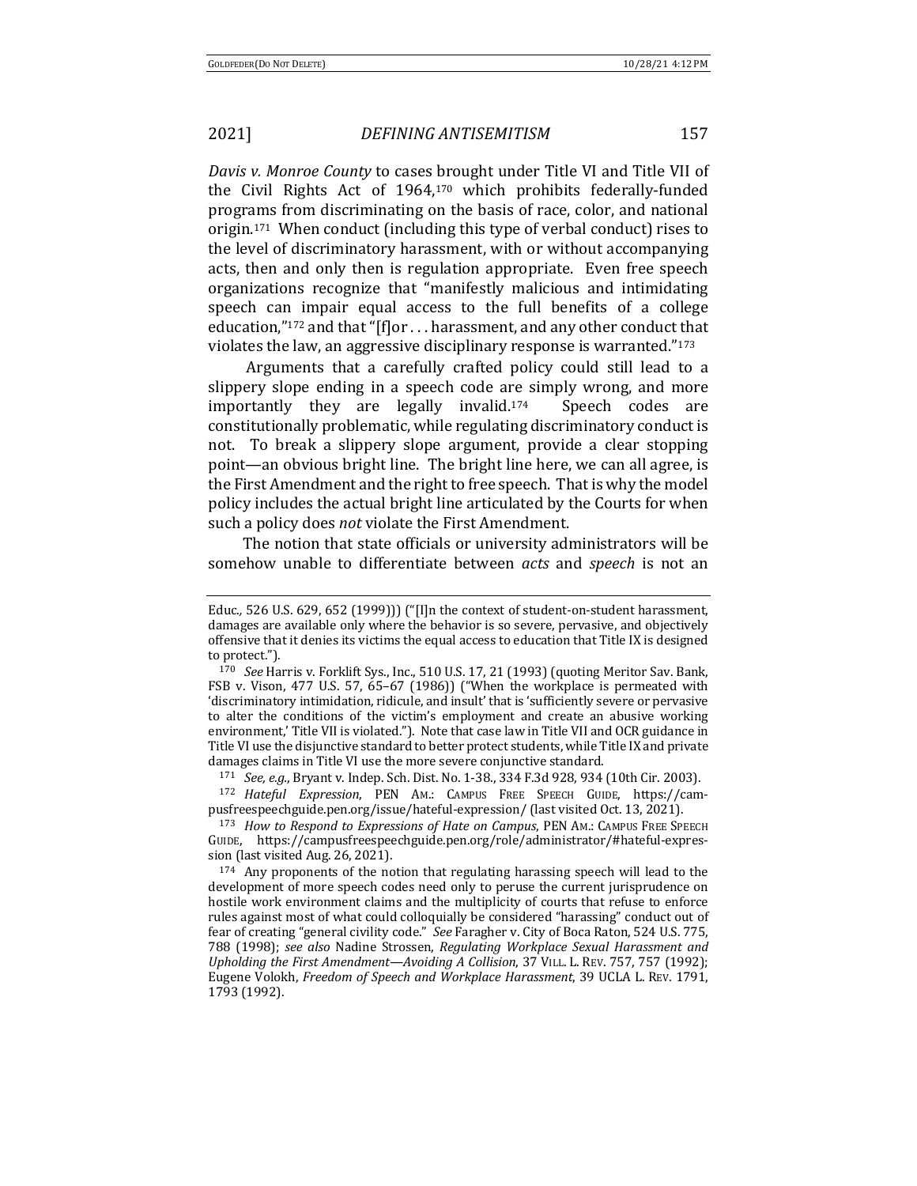*Davis v. Monroe County* to cases brought under Title VI and Title VII of the Civil Rights Act of 1964,[170] which prohibits federally-funded programs from discriminating on the basis of race, color, and national origin.[171] When conduct (including this type of verbal conduct) rises to the level of discriminatory harassment, with or without accompanying acts, then and only then is regulation appropriate. Even free speech organizations recognize that "manifestly malicious and intimidating speech can impair equal access to the full benefits of a college education,"[172] and that "[f]or . . . harassment, and any other conduct that violates the law, an aggressive disciplinary response is warranted."[173]

Arguments that a carefully crafted policy could still lead to a slippery slope ending in a speech code are simply wrong, and more importantly they are legally invalid.[174] Speech codes are constitutionally problematic, while regulating discriminatory conduct is not. To break a slippery slope argument, provide a clear stopping point—an obvious bright line. The bright line here, we can all agree, is the First Amendment and the right to free speech. That is why the model policy includes the actual bright line articulated by the Courts for when such a policy does *not* violate the First Amendment.

The notion that state officials or university administrators will be somehow unable to differentiate between *acts* and *speech* is not an

---

Educ., 526 U.S. 629, 652 (1999))) ("[I]n the context of student-on-student harassment, damages are available only where the behavior is so severe, pervasive, and objectively offensive that it denies its victims the equal access to education that Title IX is designed to protect.").

[170] *See* Harris v. Forklift Sys., Inc., 510 U.S. 17, 21 (1993) (quoting Meritor Sav. Bank, FSB v. Vison, 477 U.S. 57, 65–67 (1986)) ("When the workplace is permeated with 'discriminatory intimidation, ridicule, and insult' that is 'sufficiently severe or pervasive to alter the conditions of the victim's employment and create an abusive working environment,' Title VII is violated."). Note that case law in Title VII and OCR guidance in Title VI use the disjunctive standard to better protect students, while Title IX and private damages claims in Title VI use the more severe conjunctive standard.

[171] *See, e.g.*, Bryant v. Indep. Sch. Dist. No. 1-38., 334 F.3d 928, 934 (10th Cir. 2003).

[172] *Hateful Expression*, PEN AM.: CAMPUS FREE SPEECH GUIDE, https://campusfreespeechguide.pen.org/issue/hateful-expression/ (last visited Oct. 13, 2021).

[173] *How to Respond to Expressions of Hate on Campus*, PEN AM.: CAMPUS FREE SPEECH GUIDE, https://campusfreespeechguide.pen.org/role/administrator/#hateful-expression (last visited Aug. 26, 2021).

[174] Any proponents of the notion that regulating harassing speech will lead to the development of more speech codes need only to peruse the current jurisprudence on hostile work environment claims and the multiplicity of courts that refuse to enforce rules against most of what could colloquially be considered "harassing" conduct out of fear of creating "general civility code." *See* Faragher v. City of Boca Raton, 524 U.S. 775, 788 (1998); *see also* Nadine Strossen, *Regulating Workplace Sexual Harassment and Upholding the First Amendment—Avoiding A Collision*, 37 VILL. L. REV. 757, 757 (1992); Eugene Volokh, *Freedom of Speech and Workplace Harassment*, 39 UCLA L. REV. 1791, 1793 (1992).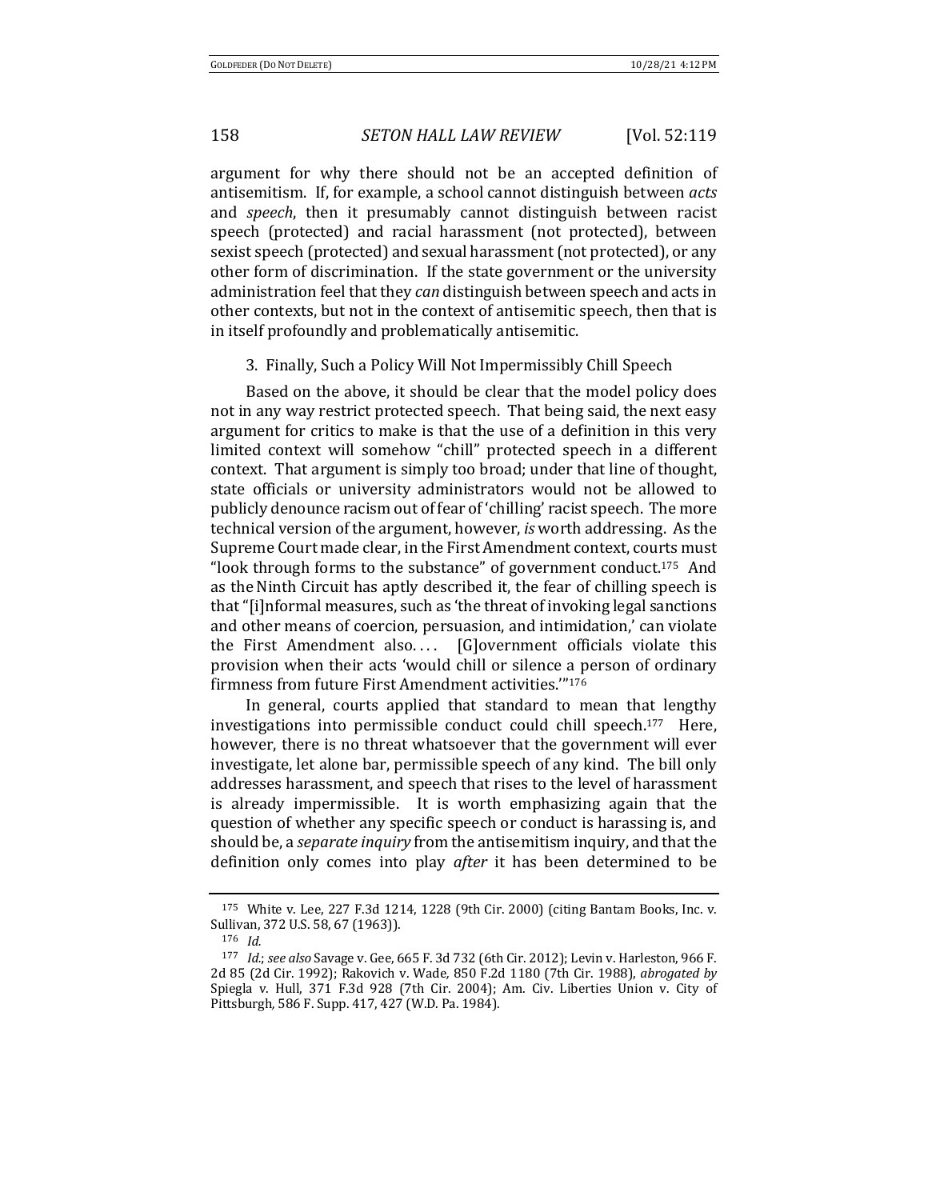argument for why there should not be an accepted definition of antisemitism. If, for example, a school cannot distinguish between *acts* and *speech*, then it presumably cannot distinguish between racist speech (protected) and racial harassment (not protected), between sexist speech (protected) and sexual harassment (not protected), or any other form of discrimination. If the state government or the university administration feel that they *can* distinguish between speech and acts in other contexts, but not in the context of antisemitic speech, then that is in itself profoundly and problematically antisemitic.

### 3. Finally, Such a Policy Will Not Impermissibly Chill Speech

Based on the above, it should be clear that the model policy does not in any way restrict protected speech. That being said, the next easy argument for critics to make is that the use of a definition in this very limited context will somehow "chill" protected speech in a different context. That argument is simply too broad; under that line of thought, state officials or university administrators would not be allowed to publicly denounce racism out of fear of 'chilling' racist speech. The more technical version of the argument, however, *is* worth addressing. As the Supreme Court made clear, in the First Amendment context, courts must "look through forms to the substance" of government conduct.[175] And as the Ninth Circuit has aptly described it, the fear of chilling speech is that "[i]nformal measures, such as 'the threat of invoking legal sanctions and other means of coercion, persuasion, and intimidation,' can violate the First Amendment also. . . . [G]overnment officials violate this provision when their acts 'would chill or silence a person of ordinary firmness from future First Amendment activities.'"[176]

In general, courts applied that standard to mean that lengthy investigations into permissible conduct could chill speech.[177] Here, however, there is no threat whatsoever that the government will ever investigate, let alone bar, permissible speech of any kind. The bill only addresses harassment, and speech that rises to the level of harassment is already impermissible. It is worth emphasizing again that the question of whether any specific speech or conduct is harassing is, and should be, a *separate inquiry* from the antisemitism inquiry, and that the definition only comes into play *after* it has been determined to be

---

[175] White v. Lee, 227 F.3d 1214, 1228 (9th Cir. 2000) (citing Bantam Books, Inc. v. Sullivan, 372 U.S. 58, 67 (1963)).

[176] *Id.*

[177] *Id.*; *see also* Savage v. Gee, 665 F. 3d 732 (6th Cir. 2012); Levin v. Harleston, 966 F. 2d 85 (2d Cir. 1992); Rakovich v. Wade, 850 F.2d 1180 (7th Cir. 1988), *abrogated by* Spiegla v. Hull, 371 F.3d 928 (7th Cir. 2004); Am. Civ. Liberties Union v. City of Pittsburgh, 586 F. Supp. 417, 427 (W.D. Pa. 1984).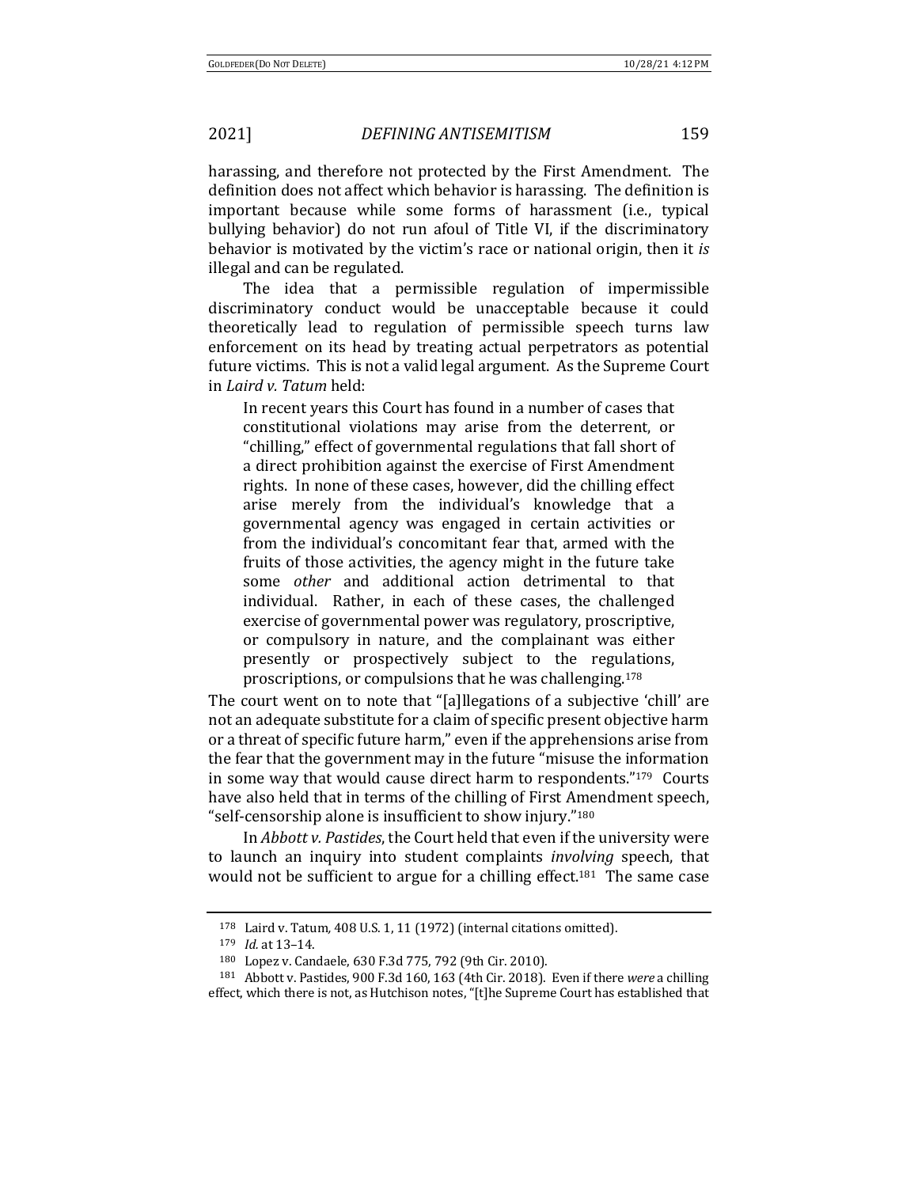harassing, and therefore not protected by the First Amendment. The definition does not affect which behavior is harassing. The definition is important because while some forms of harassment (i.e., typical bullying behavior) do not run afoul of Title VI, if the discriminatory behavior is motivated by the victim's race or national origin, then it *is* illegal and can be regulated.

The idea that a permissible regulation of impermissible discriminatory conduct would be unacceptable because it could theoretically lead to regulation of permissible speech turns law enforcement on its head by treating actual perpetrators as potential future victims. This is not a valid legal argument. As the Supreme Court in *Laird v. Tatum* held:

> In recent years this Court has found in a number of cases that constitutional violations may arise from the deterrent, or "chilling," effect of governmental regulations that fall short of a direct prohibition against the exercise of First Amendment rights. In none of these cases, however, did the chilling effect arise merely from the individual's knowledge that a governmental agency was engaged in certain activities or from the individual's concomitant fear that, armed with the fruits of those activities, the agency might in the future take some *other* and additional action detrimental to that individual. Rather, in each of these cases, the challenged exercise of governmental power was regulatory, proscriptive, or compulsory in nature, and the complainant was either presently or prospectively subject to the regulations, proscriptions, or compulsions that he was challenging.[178]

The court went on to note that "[a]llegations of a subjective 'chill' are not an adequate substitute for a claim of specific present objective harm or a threat of specific future harm," even if the apprehensions arise from the fear that the government may in the future "misuse the information in some way that would cause direct harm to respondents."[179] Courts have also held that in terms of the chilling of First Amendment speech, "self-censorship alone is insufficient to show injury."[180]

In *Abbott v. Pastides*, the Court held that even if the university were to launch an inquiry into student complaints *involving* speech, that would not be sufficient to argue for a chilling effect.[181] The same case

---

[178] Laird v. Tatum, 408 U.S. 1, 11 (1972) (internal citations omitted).

[179] *Id.* at 13–14.

[180] Lopez v. Candaele, 630 F.3d 775, 792 (9th Cir. 2010).

[181] Abbott v. Pastides, 900 F.3d 160, 163 (4th Cir. 2018). Even if there *were* a chilling effect, which there is not, as Hutchison notes, "[t]he Supreme Court has established that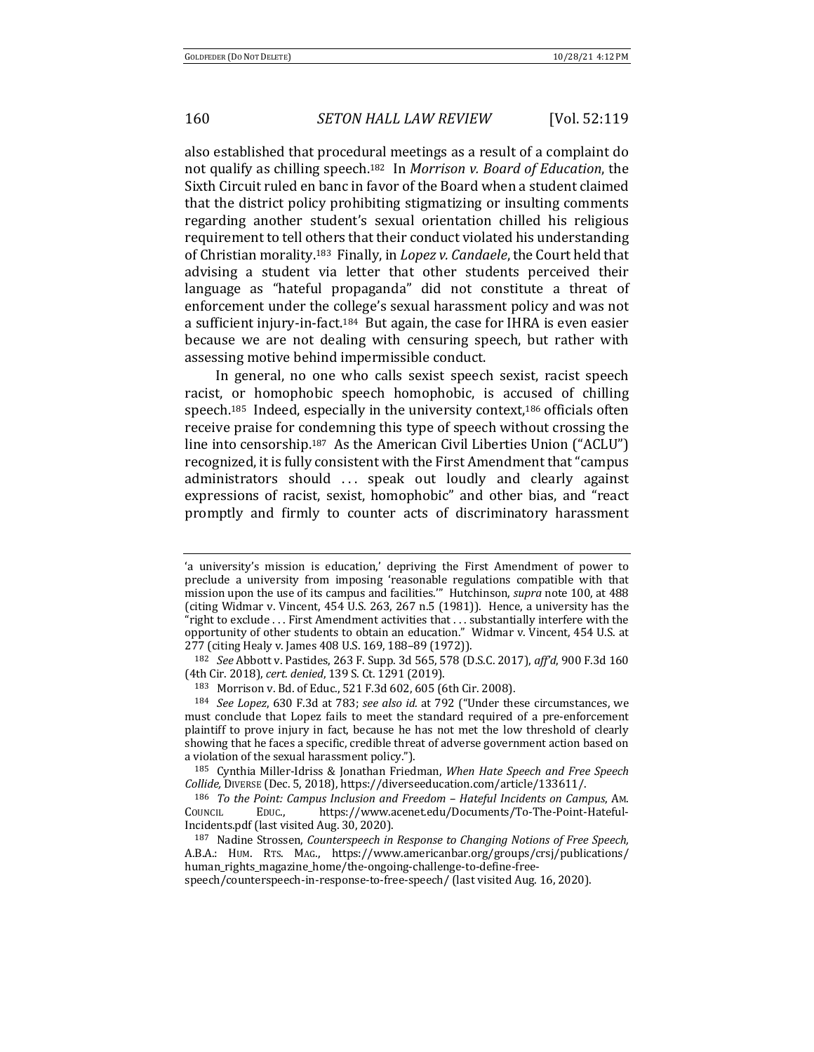also established that procedural meetings as a result of a complaint do not qualify as chilling speech.[182] In *Morrison v. Board of Education*, the Sixth Circuit ruled en banc in favor of the Board when a student claimed that the district policy prohibiting stigmatizing or insulting comments regarding another student's sexual orientation chilled his religious requirement to tell others that their conduct violated his understanding of Christian morality.[183] Finally, in *Lopez v. Candaele*, the Court held that advising a student via letter that other students perceived their language as "hateful propaganda" did not constitute a threat of enforcement under the college's sexual harassment policy and was not a sufficient injury-in-fact.[184] But again, the case for IHRA is even easier because we are not dealing with censuring speech, but rather with assessing motive behind impermissible conduct.

In general, no one who calls sexist speech sexist, racist speech racist, or homophobic speech homophobic, is accused of chilling speech.[185] Indeed, especially in the university context,[186] officials often receive praise for condemning this type of speech without crossing the line into censorship.[187] As the American Civil Liberties Union ("ACLU") recognized, it is fully consistent with the First Amendment that "campus administrators should . . . speak out loudly and clearly against expressions of racist, sexist, homophobic" and other bias, and "react promptly and firmly to counter acts of discriminatory harassment

---

'a university's mission is education,' depriving the First Amendment of power to preclude a university from imposing 'reasonable regulations compatible with that mission upon the use of its campus and facilities.'" Hutchinson, *supra* note 100, at 488 (citing Widmar v. Vincent, 454 U.S. 263, 267 n.5 (1981)). Hence, a university has the "right to exclude . . . First Amendment activities that . . . substantially interfere with the opportunity of other students to obtain an education." Widmar v. Vincent, 454 U.S. at 277 (citing Healy v. James 408 U.S. 169, 188–89 (1972)).

[182] *See* Abbott v. Pastides, 263 F. Supp. 3d 565, 578 (D.S.C. 2017), *aff'd*, 900 F.3d 160 (4th Cir. 2018), *cert. denied*, 139 S. Ct. 1291 (2019).

[183] Morrison v. Bd. of Educ., 521 F.3d 602, 605 (6th Cir. 2008).

[184] *See Lopez*, 630 F.3d at 783; *see also id.* at 792 ("Under these circumstances, we must conclude that Lopez fails to meet the standard required of a pre-enforcement plaintiff to prove injury in fact, because he has not met the low threshold of clearly showing that he faces a specific, credible threat of adverse government action based on a violation of the sexual harassment policy.").

[185] Cynthia Miller-Idriss & Jonathan Friedman, *When Hate Speech and Free Speech Collide,* DIVERSE (Dec. 5, 2018), https://diverseeducation.com/article/133611/.

[186] *To the Point: Campus Inclusion and Freedom – Hateful Incidents on Campus*, AM. COUNCIL EDUC., https://www.acenet.edu/Documents/To-The-Point-Hateful-Incidents.pdf (last visited Aug. 30, 2020).

[187] Nadine Strossen, *Counterspeech in Response to Changing Notions of Free Speech,* A.B.A.: HUM. RTS. MAG., https://www.americanbar.org/groups/crsj/publications/human_rights_magazine_home/the-ongoing-challenge-to-define-free-speech/counterspeech-in-response-to-free-speech/ (last visited Aug. 16, 2020).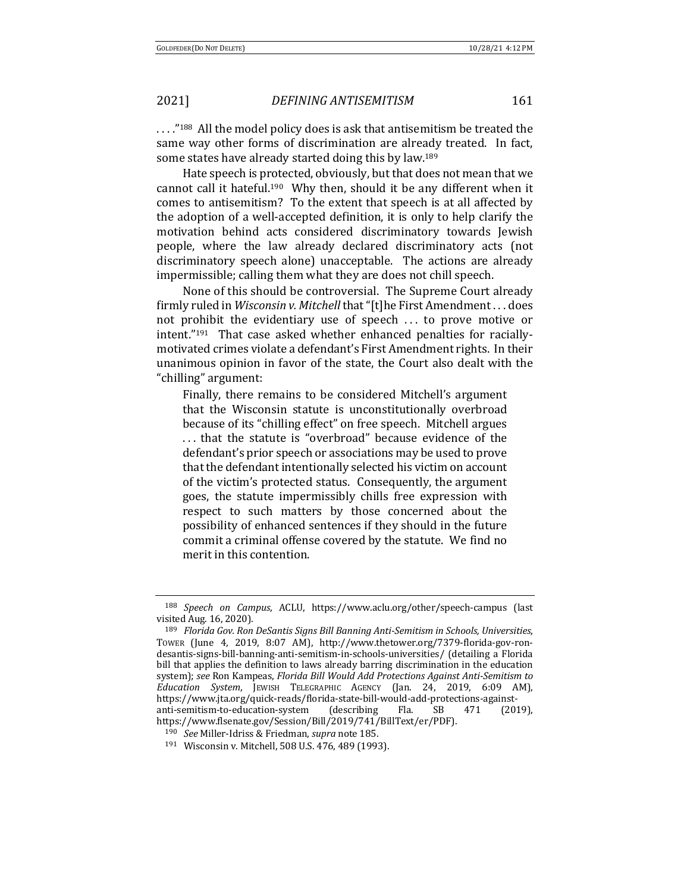. . . ."[188] All the model policy does is ask that antisemitism be treated the same way other forms of discrimination are already treated. In fact, some states have already started doing this by law.[189]

Hate speech is protected, obviously, but that does not mean that we cannot call it hateful.[190] Why then, should it be any different when it comes to antisemitism? To the extent that speech is at all affected by the adoption of a well-accepted definition, it is only to help clarify the motivation behind acts considered discriminatory towards Jewish people, where the law already declared discriminatory acts (not discriminatory speech alone) unacceptable. The actions are already impermissible; calling them what they are does not chill speech.

None of this should be controversial. The Supreme Court already firmly ruled in *Wisconsin v. Mitchell* that "[t]he First Amendment . . . does not prohibit the evidentiary use of speech . . . to prove motive or intent."[191] That case asked whether enhanced penalties for racially-motivated crimes violate a defendant's First Amendment rights. In their unanimous opinion in favor of the state, the Court also dealt with the "chilling" argument:

> Finally, there remains to be considered Mitchell's argument that the Wisconsin statute is unconstitutionally overbroad because of its "chilling effect" on free speech. Mitchell argues . . . that the statute is "overbroad" because evidence of the defendant's prior speech or associations may be used to prove that the defendant intentionally selected his victim on account of the victim's protected status. Consequently, the argument goes, the statute impermissibly chills free expression with respect to such matters by those concerned about the possibility of enhanced sentences if they should in the future commit a criminal offense covered by the statute. We find no merit in this contention.

---

[188] *Speech on Campus*, ACLU, https://www.aclu.org/other/speech-campus (last visited Aug. 16, 2020).

[189] *Florida Gov. Ron DeSantis Signs Bill Banning Anti-Semitism in Schools, Universities*, TOWER (June 4, 2019, 8:07 AM), http://www.thetower.org/7379-florida-gov-ron-desantis-signs-bill-banning-anti-semitism-in-schools-universities/ (detailing a Florida bill that applies the definition to laws already barring discrimination in the education system); *see* Ron Kampeas, *Florida Bill Would Add Protections Against Anti-Semitism to Education System*, JEWISH TELEGRAPHIC AGENCY (Jan. 24, 2019, 6:09 AM), https://www.jta.org/quick-reads/florida-state-bill-would-add-protections-against-anti-semitism-to-education-system (describing Fla. SB 471 (2019), https://www.flsenate.gov/Session/Bill/2019/741/BillText/er/PDF).

[190] *See* Miller-Idriss & Friedman, *supra* note 185.

[191] Wisconsin v. Mitchell, 508 U.S. 476, 489 (1993).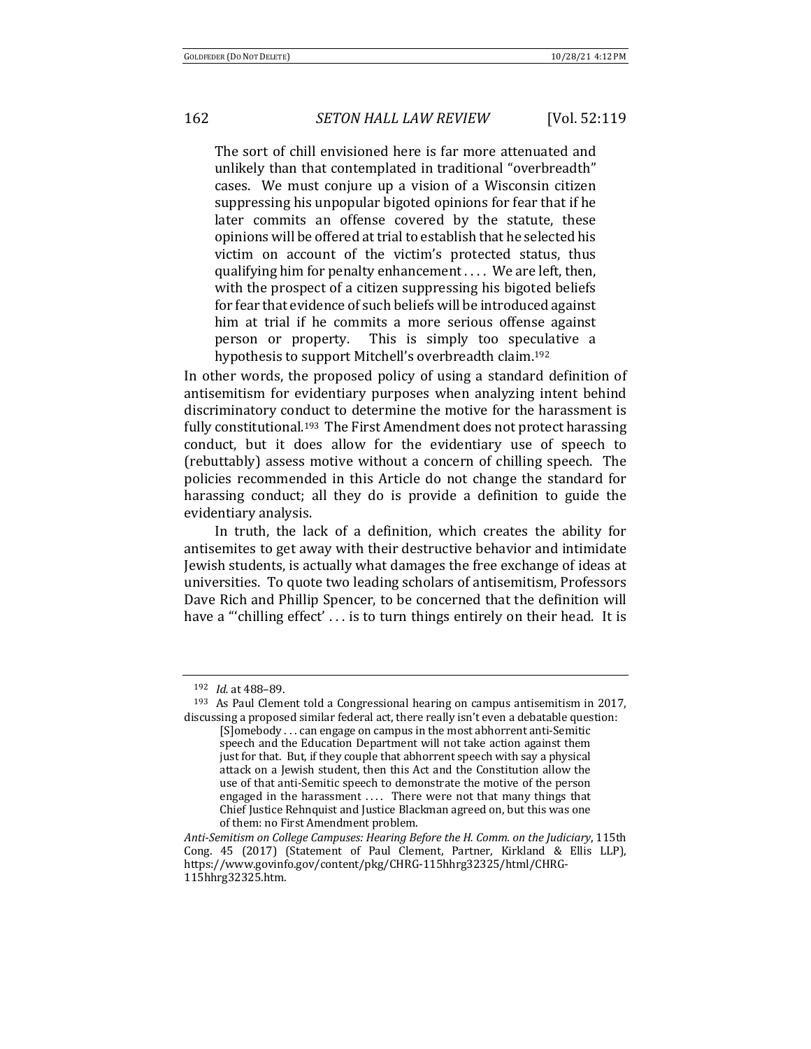> The sort of chill envisioned here is far more attenuated and unlikely than that contemplated in traditional "overbreadth" cases. We must conjure up a vision of a Wisconsin citizen suppressing his unpopular bigoted opinions for fear that if he later commits an offense covered by the statute, these opinions will be offered at trial to establish that he selected his victim on account of the victim's protected status, thus qualifying him for penalty enhancement . . . . We are left, then, with the prospect of a citizen suppressing his bigoted beliefs for fear that evidence of such beliefs will be introduced against him at trial if he commits a more serious offense against person or property. This is simply too speculative a hypothesis to support Mitchell's overbreadth claim.[192]

In other words, the proposed policy of using a standard definition of antisemitism for evidentiary purposes when analyzing intent behind discriminatory conduct to determine the motive for the harassment is fully constitutional.[193] The First Amendment does not protect harassing conduct, but it does allow for the evidentiary use of speech to (rebuttably) assess motive without a concern of chilling speech. The policies recommended in this Article do not change the standard for harassing conduct; all they do is provide a definition to guide the evidentiary analysis.

In truth, the lack of a definition, which creates the ability for antisemites to get away with their destructive behavior and intimidate Jewish students, is actually what damages the free exchange of ideas at universities. To quote two leading scholars of antisemitism, Professors Dave Rich and Phillip Spencer, to be concerned that the definition will have a "'chilling effect' . . . is to turn things entirely on their head. It is

---

[192] *Id.* at 488–89.

[193] As Paul Clement told a Congressional hearing on campus antisemitism in 2017, discussing a proposed similar federal act, there really isn't even a debatable question:

> [S]omebody . . . can engage on campus in the most abhorrent anti-Semitic speech and the Education Department will not take action against them just for that. But, if they couple that abhorrent speech with say a physical attack on a Jewish student, then this Act and the Constitution allow the use of that anti-Semitic speech to demonstrate the motive of the person engaged in the harassment . . . . There were not that many things that Chief Justice Rehnquist and Justice Blackman agreed on, but this was one of them: no First Amendment problem.

*Anti-Semitism on College Campuses: Hearing Before the H. Comm. on the Judiciary*, 115th Cong. 45 (2017) (Statement of Paul Clement, Partner, Kirkland & Ellis LLP), https://www.govinfo.gov/content/pkg/CHRG-115hhrg32325/html/CHRG-115hhrg32325.htm.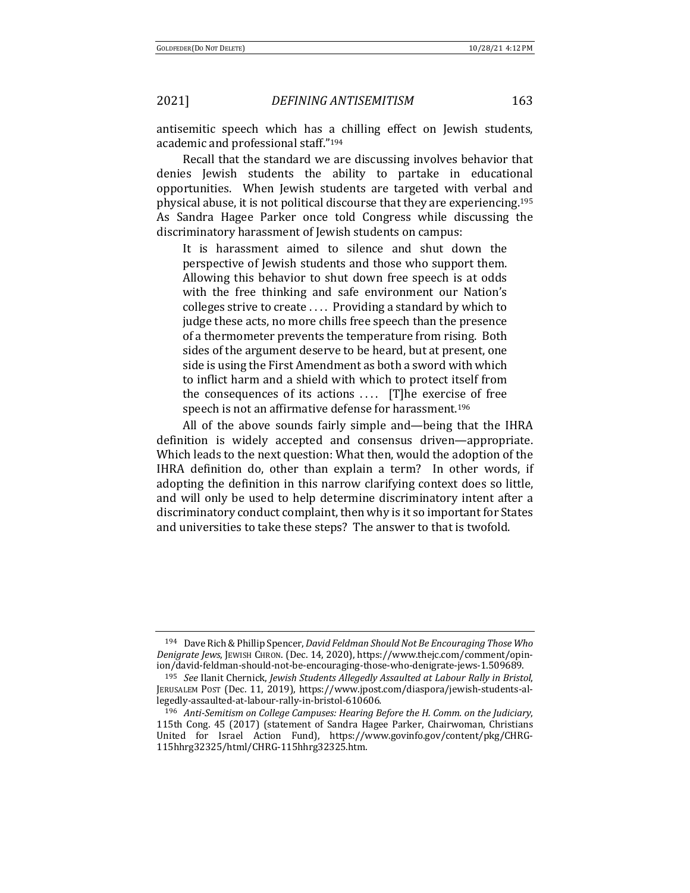antisemitic speech which has a chilling effect on Jewish students, academic and professional staff."[194]

Recall that the standard we are discussing involves behavior that denies Jewish students the ability to partake in educational opportunities. When Jewish students are targeted with verbal and physical abuse, it is not political discourse that they are experiencing.[195] As Sandra Hagee Parker once told Congress while discussing the discriminatory harassment of Jewish students on campus:

> It is harassment aimed to silence and shut down the perspective of Jewish students and those who support them. Allowing this behavior to shut down free speech is at odds with the free thinking and safe environment our Nation's colleges strive to create . . . . Providing a standard by which to judge these acts, no more chills free speech than the presence of a thermometer prevents the temperature from rising. Both sides of the argument deserve to be heard, but at present, one side is using the First Amendment as both a sword with which to inflict harm and a shield with which to protect itself from the consequences of its actions . . . . [T]he exercise of free speech is not an affirmative defense for harassment.[196]

All of the above sounds fairly simple and—being that the IHRA definition is widely accepted and consensus driven—appropriate. Which leads to the next question: What then, would the adoption of the IHRA definition do, other than explain a term? In other words, if adopting the definition in this narrow clarifying context does so little, and will only be used to help determine discriminatory intent after a discriminatory conduct complaint, then why is it so important for States and universities to take these steps? The answer to that is twofold.

---

[194] Dave Rich & Phillip Spencer, *David Feldman Should Not Be Encouraging Those Who Denigrate Jews*, JEWISH CHRON. (Dec. 14, 2020), https://www.thejc.com/comment/opinion/david-feldman-should-not-be-encouraging-those-who-denigrate-jews-1.509689.

[195] *See* Ilanit Chernick, *Jewish Students Allegedly Assaulted at Labour Rally in Bristol*, JERUSALEM POST (Dec. 11, 2019), https://www.jpost.com/diaspora/jewish-students-allegedly-assaulted-at-labour-rally-in-bristol-610606.

[196] *Anti-Semitism on College Campuses: Hearing Before the H. Comm. on the Judiciary*, 115th Cong. 45 (2017) (statement of Sandra Hagee Parker, Chairwoman, Christians United for Israel Action Fund), https://www.govinfo.gov/content/pkg/CHRG-115hhrg32325/html/CHRG-115hhrg32325.htm.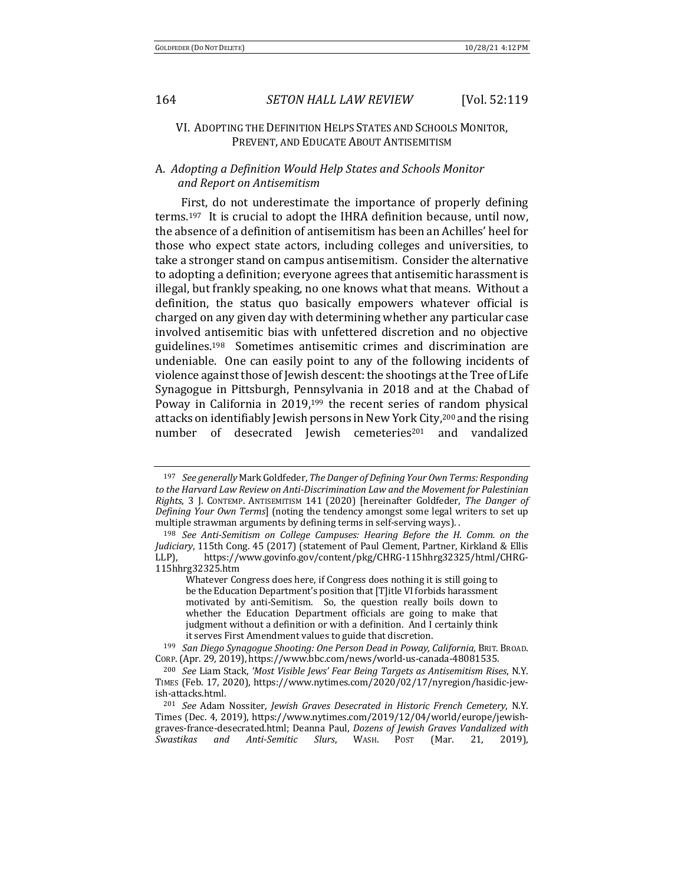## VI. ADOPTING THE DEFINITION HELPS STATES AND SCHOOLS MONITOR, PREVENT, AND EDUCATE ABOUT ANTISEMITISM

### A. *Adopting a Definition Would Help States and Schools Monitor and Report on Antisemitism*

First, do not underestimate the importance of properly defining terms.[197] It is crucial to adopt the IHRA definition because, until now, the absence of a definition of antisemitism has been an Achilles' heel for those who expect state actors, including colleges and universities, to take a stronger stand on campus antisemitism. Consider the alternative to adopting a definition; everyone agrees that antisemitic harassment is illegal, but frankly speaking, no one knows what that means. Without a definition, the status quo basically empowers whatever official is charged on any given day with determining whether any particular case involved antisemitic bias with unfettered discretion and no objective guidelines.[198] Sometimes antisemitic crimes and discrimination are undeniable. One can easily point to any of the following incidents of violence against those of Jewish descent: the shootings at the Tree of Life Synagogue in Pittsburgh, Pennsylvania in 2018 and at the Chabad of Poway in California in 2019,[199] the recent series of random physical attacks on identifiably Jewish persons in New York City,[200] and the rising number of desecrated Jewish cemeteries[201] and vandalized

---

[197] *See generally* Mark Goldfeder, *The Danger of Defining Your Own Terms: Responding to the Harvard Law Review on Anti-Discrimination Law and the Movement for Palestinian Rights*, 3 J. CONTEMP. ANTISEMITISM 141 (2020) [hereinafter Goldfeder, *The Danger of Defining Your Own Terms*] (noting the tendency amongst some legal writers to set up multiple strawman arguments by defining terms in self-serving ways). .

[198] *See Anti-Semitism on College Campuses: Hearing Before the H. Comm. on the Judiciary*, 115th Cong. 45 (2017) (statement of Paul Clement, Partner, Kirkland & Ellis LLP), https://www.govinfo.gov/content/pkg/CHRG-115hhrg32325/html/CHRG-115hhrg32325.htm

> Whatever Congress does here, if Congress does nothing it is still going to be the Education Department's position that [T]itle VI forbids harassment motivated by anti-Semitism. So, the question really boils down to whether the Education Department officials are going to make that judgment without a definition or with a definition. And I certainly think it serves First Amendment values to guide that discretion.

[199] *San Diego Synagogue Shooting: One Person Dead in Poway, California*, BRIT. BROAD. CORP. (Apr. 29, 2019), https://www.bbc.com/news/world-us-canada-48081535.

[200] *See* Liam Stack, *'Most Visible Jews' Fear Being Targets as Antisemitism Rises*, N.Y. TIMES (Feb. 17, 2020), https://www.nytimes.com/2020/02/17/nyregion/hasidic-jewish-attacks.html.

[201] *See* Adam Nossiter, *Jewish Graves Desecrated in Historic French Cemetery*, N.Y. Times (Dec. 4, 2019), https://www.nytimes.com/2019/12/04/world/europe/jewish-graves-france-desecrated.html; Deanna Paul, *Dozens of Jewish Graves Vandalized with Swastikas and Anti-Semitic Slurs*, WASH. POST (Mar. 21, 2019),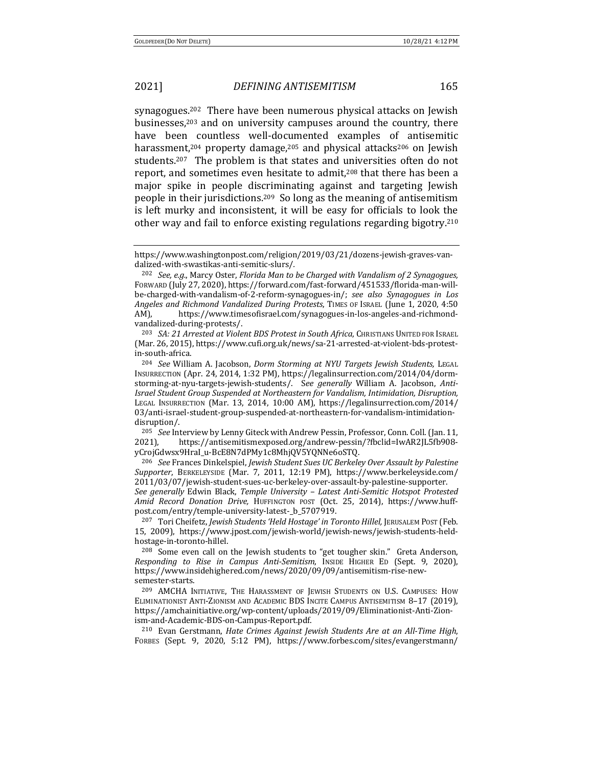synagogues.[202] There have been numerous physical attacks on Jewish businesses,[203] and on university campuses around the country, there have been countless well-documented examples of antisemitic harassment,[204] property damage,[205] and physical attacks[206] on Jewish students.[207] The problem is that states and universities often do not report, and sometimes even hesitate to admit,[208] that there has been a major spike in people discriminating against and targeting Jewish people in their jurisdictions.[209] So long as the meaning of antisemitism is left murky and inconsistent, it will be easy for officials to look the other way and fail to enforce existing regulations regarding bigotry.[210]

---

https://www.washingtonpost.com/religion/2019/03/21/dozens-jewish-graves-vandalized-with-swastikas-anti-semitic-slurs/.

[202] *See, e.g.*, Marcy Oster, *Florida Man to be Charged with Vandalism of 2 Synagogues,* FORWARD (July 27, 2020), https://forward.com/fast-forward/451533/florida-man-will-be-charged-with-vandalism-of-2-reform-synagogues-in/; *see also Synagogues in Los Angeles and Richmond Vandalized During Protests*, TIMES OF ISRAEL (June 1, 2020, 4:50 AM), https://www.timesofisrael.com/synagogues-in-los-angeles-and-richmond-vandalized-during-protests/.

[203] *SA: 21 Arrested at Violent BDS Protest in South Africa*, CHRISTIANS UNITED FOR ISRAEL (Mar. 26, 2015), https://www.cufi.org.uk/news/sa-21-arrested-at-violent-bds-protest-in-south-africa.

[204] *See* William A. Jacobson, *Dorm Storming at NYU Targets Jewish Students,* LEGAL INSURRECTION (Apr. 24, 2014, 1:32 PM), https://legalinsurrection.com/2014/04/dorm-storming-at-nyu-targets-jewish-students/. *See generally* William A. Jacobson, *Anti-Israel Student Group Suspended at Northeastern for Vandalism, Intimidation, Disruption,* LEGAL INSURRECTION (Mar. 13, 2014, 10:00 AM), https://legalinsurrection.com/2014/03/anti-israel-student-group-suspended-at-northeastern-for-vandalism-intimidation-disruption/.

[205] *See* Interview by Lenny Giteck with Andrew Pessin, Professor, Conn. Coll. (Jan. 11, 2021), https://antisemitismexposed.org/andrew-pessin/?fbclid=IwAR2JL5fb908-yCrojGdwsx9HraI_u-BcE8N7dPMy1c8MhjQV5YQNNe6oSTQ.

[206] *See* Frances Dinkelspiel, *Jewish Student Sues UC Berkeley Over Assault by Palestine Supporter*, BERKELEYSIDE (Mar. 7, 2011, 12:19 PM), https://www.berkeleyside.com/2011/03/07/jewish-student-sues-uc-berkeley-over-assault-by-palestine-supporter. *See generally* Edwin Black, *Temple University – Latest Anti-Semitic Hotspot Protested Amid Record Donation Drive,* HUFFINGTON POST (Oct. 25, 2014), https://www.huffpost.com/entry/temple-university-latest-_b_5707919.

[207] Tori Cheifetz, *Jewish Students 'Held Hostage' in Toronto Hillel,* JERUSALEM POST (Feb. 15, 2009), https://www.jpost.com/jewish-world/jewish-news/jewish-students-held-hostage-in-toronto-hillel.

[208] Some even call on the Jewish students to "get tougher skin." Greta Anderson, *Responding to Rise in Campus Anti-Semitism*, INSIDE HIGHER ED (Sept. 9, 2020), https://www.insidehighered.com/news/2020/09/09/antisemitism-rise-new-semester-starts.

[209] AMCHA INITIATIVE, THE HARASSMENT OF JEWISH STUDENTS ON U.S. CAMPUSES: HOW ELIMINATIONIST ANTI-ZIONISM AND ACADEMIC BDS INCITE CAMPUS ANTISEMITISM 8–17 (2019), https://amchainitiative.org/wp-content/uploads/2019/09/Eliminationist-Anti-Zionism-and-Academic-BDS-on-Campus-Report.pdf.

[210] Evan Gerstmann, *Hate Crimes Against Jewish Students Are at an All-Time High*, FORBES (Sept. 9, 2020, 5:12 PM), https://www.forbes.com/sites/evangerstmann/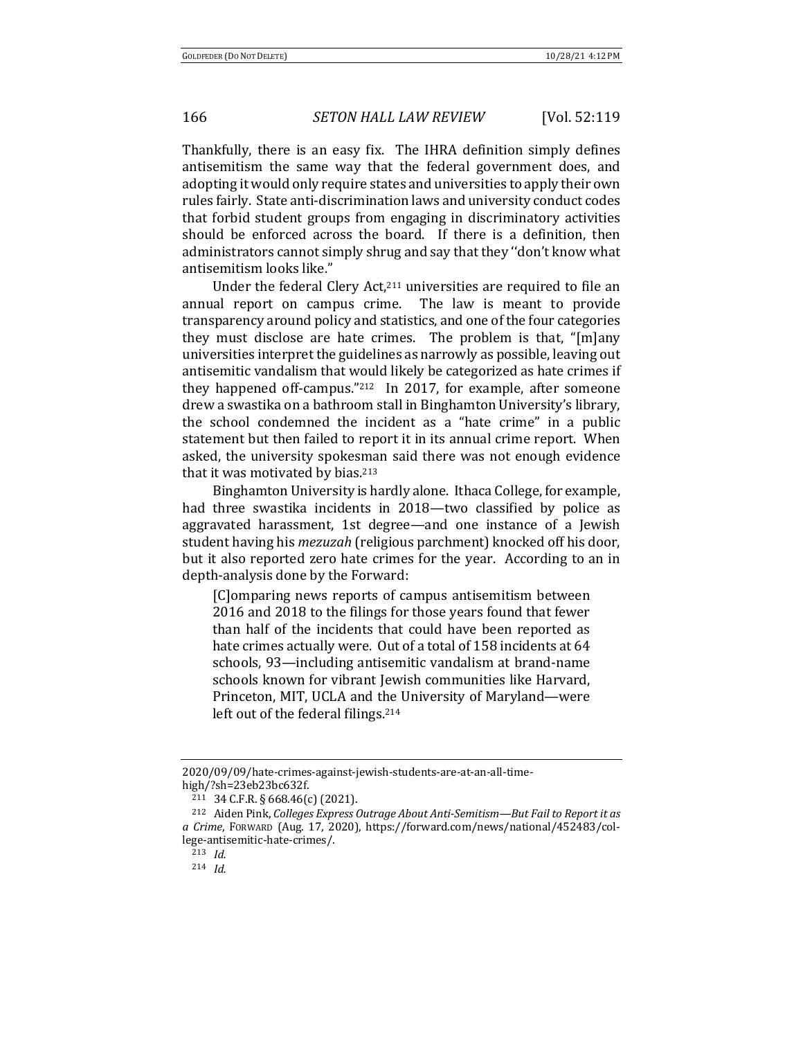Thankfully, there is an easy fix. The IHRA definition simply defines antisemitism the same way that the federal government does, and adopting it would only require states and universities to apply their own rules fairly. State anti-discrimination laws and university conduct codes that forbid student groups from engaging in discriminatory activities should be enforced across the board. If there is a definition, then administrators cannot simply shrug and say that they ''don't know what antisemitism looks like."

Under the federal Clery Act,[211] universities are required to file an annual report on campus crime. The law is meant to provide transparency around policy and statistics, and one of the four categories they must disclose are hate crimes. The problem is that, "[m]any universities interpret the guidelines as narrowly as possible, leaving out antisemitic vandalism that would likely be categorized as hate crimes if they happened off-campus."[212] In 2017, for example, after someone drew a swastika on a bathroom stall in Binghamton University's library, the school condemned the incident as a "hate crime" in a public statement but then failed to report it in its annual crime report. When asked, the university spokesman said there was not enough evidence that it was motivated by bias.[213]

Binghamton University is hardly alone. Ithaca College, for example, had three swastika incidents in 2018—two classified by police as aggravated harassment, 1st degree—and one instance of a Jewish student having his *mezuzah* (religious parchment) knocked off his door, but it also reported zero hate crimes for the year. According to an in depth-analysis done by the Forward:

> [C]omparing news reports of campus antisemitism between 2016 and 2018 to the filings for those years found that fewer than half of the incidents that could have been reported as hate crimes actually were. Out of a total of 158 incidents at 64 schools, 93—including antisemitic vandalism at brand-name schools known for vibrant Jewish communities like Harvard, Princeton, MIT, UCLA and the University of Maryland—were left out of the federal filings.[214]

---

2020/09/09/hate-crimes-against-jewish-students-are-at-an-all-time-high/?sh=23eb23bc632f.

[211] 34 C.F.R. § 668.46(c) (2021).

[212] Aiden Pink, *Colleges Express Outrage About Anti-Semitism—But Fail to Report it as a Crime*, FORWARD (Aug. 17, 2020), https://forward.com/news/national/452483/college-antisemitic-hate-crimes/.

[213] *Id.*

[214] *Id.*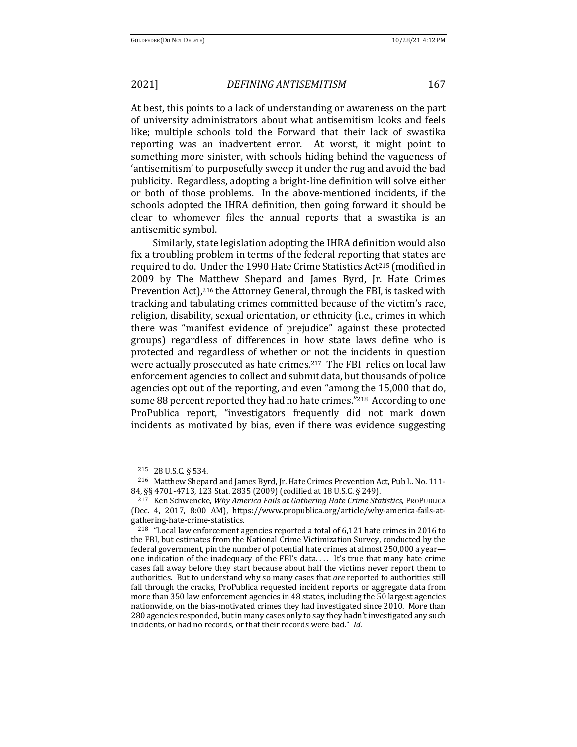At best, this points to a lack of understanding or awareness on the part of university administrators about what antisemitism looks and feels like; multiple schools told the Forward that their lack of swastika reporting was an inadvertent error. At worst, it might point to something more sinister, with schools hiding behind the vagueness of 'antisemitism' to purposefully sweep it under the rug and avoid the bad publicity. Regardless, adopting a bright-line definition will solve either or both of those problems. In the above-mentioned incidents, if the schools adopted the IHRA definition, then going forward it should be clear to whomever files the annual reports that a swastika is an antisemitic symbol.

Similarly, state legislation adopting the IHRA definition would also fix a troubling problem in terms of the federal reporting that states are required to do. Under the 1990 Hate Crime Statistics Act[215] (modified in 2009 by The Matthew Shepard and James Byrd, Jr. Hate Crimes Prevention Act),[216] the Attorney General, through the FBI, is tasked with tracking and tabulating crimes committed because of the victim's race, religion, disability, sexual orientation, or ethnicity (i.e., crimes in which there was "manifest evidence of prejudice" against these protected groups) regardless of differences in how state laws define who is protected and regardless of whether or not the incidents in question were actually prosecuted as hate crimes.[217] The FBI relies on local law enforcement agencies to collect and submit data, but thousands of police agencies opt out of the reporting, and even "among the 15,000 that do, some 88 percent reported they had no hate crimes."[218] According to one ProPublica report, "investigators frequently did not mark down incidents as motivated by bias, even if there was evidence suggesting

---

[215] 28 U.S.C. § 534.

[216] Matthew Shepard and James Byrd, Jr. Hate Crimes Prevention Act, Pub L. No. 111-84, §§ 4701-4713, 123 Stat. 2835 (2009) (codified at 18 U.S.C. § 249).

[217] Ken Schwencke, *Why America Fails at Gathering Hate Crime Statistics*, PROPUBLICA (Dec. 4, 2017, 8:00 AM), https://www.propublica.org/article/why-america-fails-at-gathering-hate-crime-statistics.

[218] "Local law enforcement agencies reported a total of 6,121 hate crimes in 2016 to the FBI, but estimates from the National Crime Victimization Survey, conducted by the federal government, pin the number of potential hate crimes at almost 250,000 a year—one indication of the inadequacy of the FBI's data. . . . It's true that many hate crime cases fall away before they start because about half the victims never report them to authorities. But to understand why so many cases that *are* reported to authorities still fall through the cracks, ProPublica requested incident reports or aggregate data from more than 350 law enforcement agencies in 48 states, including the 50 largest agencies nationwide, on the bias-motivated crimes they had investigated since 2010. More than 280 agencies responded, but in many cases only to say they hadn't investigated any such incidents, or had no records, or that their records were bad." *Id.*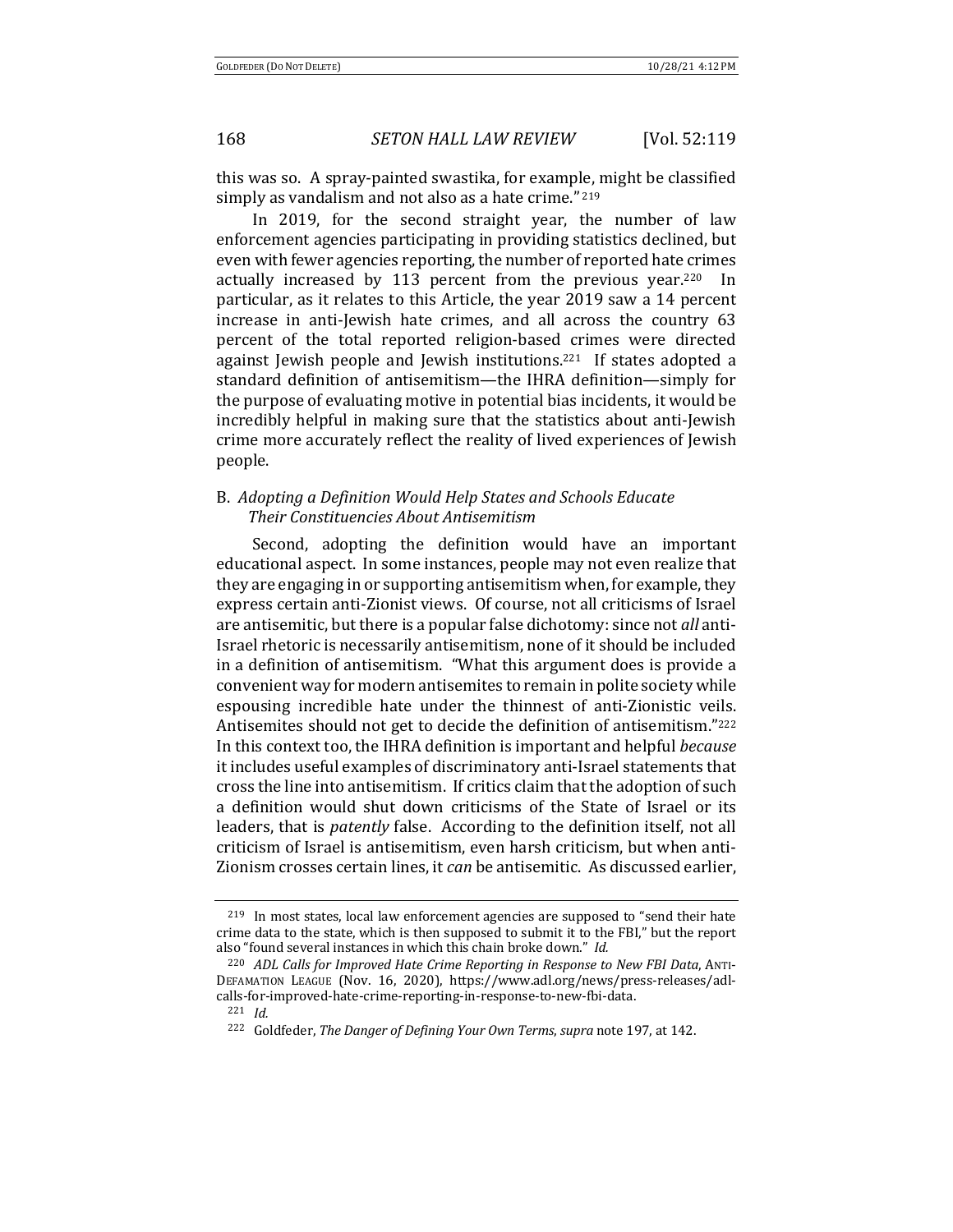this was so. A spray-painted swastika, for example, might be classified simply as vandalism and not also as a hate crime."[219]

In 2019, for the second straight year, the number of law enforcement agencies participating in providing statistics declined, but even with fewer agencies reporting, the number of reported hate crimes actually increased by 113 percent from the previous year.[220] In particular, as it relates to this Article, the year 2019 saw a 14 percent increase in anti-Jewish hate crimes, and all across the country 63 percent of the total reported religion-based crimes were directed against Jewish people and Jewish institutions.[221] If states adopted a standard definition of antisemitism—the IHRA definition—simply for the purpose of evaluating motive in potential bias incidents, it would be incredibly helpful in making sure that the statistics about anti-Jewish crime more accurately reflect the reality of lived experiences of Jewish people.

### B. *Adopting a Definition Would Help States and Schools Educate Their Constituencies About Antisemitism*

Second, adopting the definition would have an important educational aspect. In some instances, people may not even realize that they are engaging in or supporting antisemitism when, for example, they express certain anti-Zionist views. Of course, not all criticisms of Israel are antisemitic, but there is a popular false dichotomy: since not *all* anti-Israel rhetoric is necessarily antisemitism, none of it should be included in a definition of antisemitism. "What this argument does is provide a convenient way for modern antisemites to remain in polite society while espousing incredible hate under the thinnest of anti-Zionistic veils. Antisemites should not get to decide the definition of antisemitism."[222] In this context too, the IHRA definition is important and helpful *because* it includes useful examples of discriminatory anti-Israel statements that cross the line into antisemitism. If critics claim that the adoption of such a definition would shut down criticisms of the State of Israel or its leaders, that is *patently* false. According to the definition itself, not all criticism of Israel is antisemitism, even harsh criticism, but when anti-Zionism crosses certain lines, it *can* be antisemitic. As discussed earlier,

---

[219] In most states, local law enforcement agencies are supposed to "send their hate crime data to the state, which is then supposed to submit it to the FBI," but the report also "found several instances in which this chain broke down." *Id.*

[220] *ADL Calls for Improved Hate Crime Reporting in Response to New FBI Data*, ANTI-DEFAMATION LEAGUE (Nov. 16, 2020), https://www.adl.org/news/press-releases/adl-calls-for-improved-hate-crime-reporting-in-response-to-new-fbi-data.

[221] *Id.*

[222] Goldfeder, *The Danger of Defining Your Own Terms*, *supra* note 197, at 142.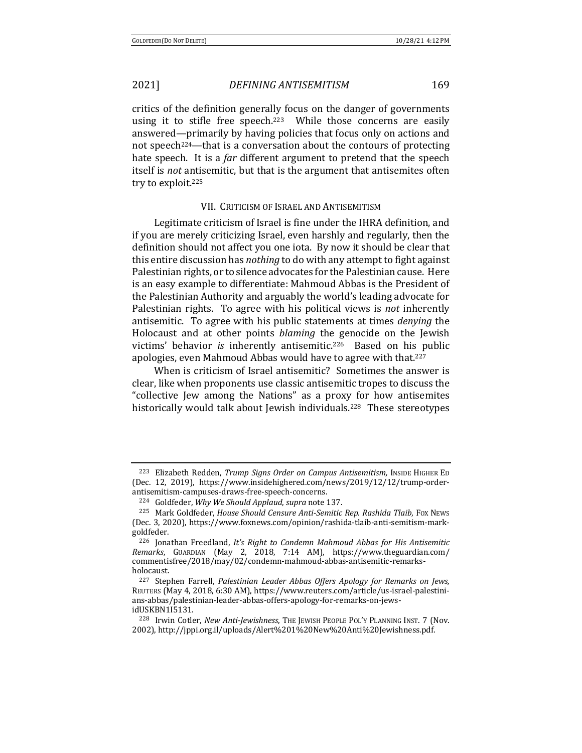critics of the definition generally focus on the danger of governments using it to stifle free speech.[223] While those concerns are easily answered—primarily by having policies that focus only on actions and not speech[224]—that is a conversation about the contours of protecting hate speech. It is a *far* different argument to pretend that the speech itself is *not* antisemitic, but that is the argument that antisemites often try to exploit.[225]

## VII. CRITICISM OF ISRAEL AND ANTISEMITISM

Legitimate criticism of Israel is fine under the IHRA definition, and if you are merely criticizing Israel, even harshly and regularly, then the definition should not affect you one iota. By now it should be clear that this entire discussion has *nothing* to do with any attempt to fight against Palestinian rights, or to silence advocates for the Palestinian cause. Here is an easy example to differentiate: Mahmoud Abbas is the President of the Palestinian Authority and arguably the world's leading advocate for Palestinian rights. To agree with his political views is *not* inherently antisemitic. To agree with his public statements at times *denying* the Holocaust and at other points *blaming* the genocide on the Jewish victims' behavior *is* inherently antisemitic.[226] Based on his public apologies, even Mahmoud Abbas would have to agree with that.[227]

When is criticism of Israel antisemitic? Sometimes the answer is clear, like when proponents use classic antisemitic tropes to discuss the "collective Jew among the Nations" as a proxy for how antisemites historically would talk about Jewish individuals.[228] These stereotypes

---

[223] Elizabeth Redden, *Trump Signs Order on Campus Antisemitism,* INSIDE HIGHER ED (Dec. 12, 2019), https://www.insidehighered.com/news/2019/12/12/trump-order-antisemitism-campuses-draws-free-speech-concerns.

[224] Goldfeder, *Why We Should Applaud*, *supra* note 137.

[225] Mark Goldfeder, *House Should Censure Anti-Semitic Rep. Rashida Tlaib*, FOX NEWS (Dec. 3, 2020), https://www.foxnews.com/opinion/rashida-tlaib-anti-semitism-mark-goldfeder.

[226] Jonathan Freedland, *It's Right to Condemn Mahmoud Abbas for His Antisemitic Remarks*, GUARDIAN (May 2, 2018, 7:14 AM), https://www.theguardian.com/commentisfree/2018/may/02/condemn-mahmoud-abbas-antisemitic-remarks-holocaust.

[227] Stephen Farrell, *Palestinian Leader Abbas Offers Apology for Remarks on Jews,* REUTERS (May 4, 2018, 6:30 AM), https://www.reuters.com/article/us-israel-palestinians-abbas/palestinian-leader-abbas-offers-apology-for-remarks-on-jews-idUSKBN1I5131.

[228] Irwin Cotler, *New Anti-Jewishness*, THE JEWISH PEOPLE POL'Y PLANNING INST. 7 (Nov. 2002), http://jppi.org.il/uploads/Alert%201%20New%20Anti%20Jewishness.pdf.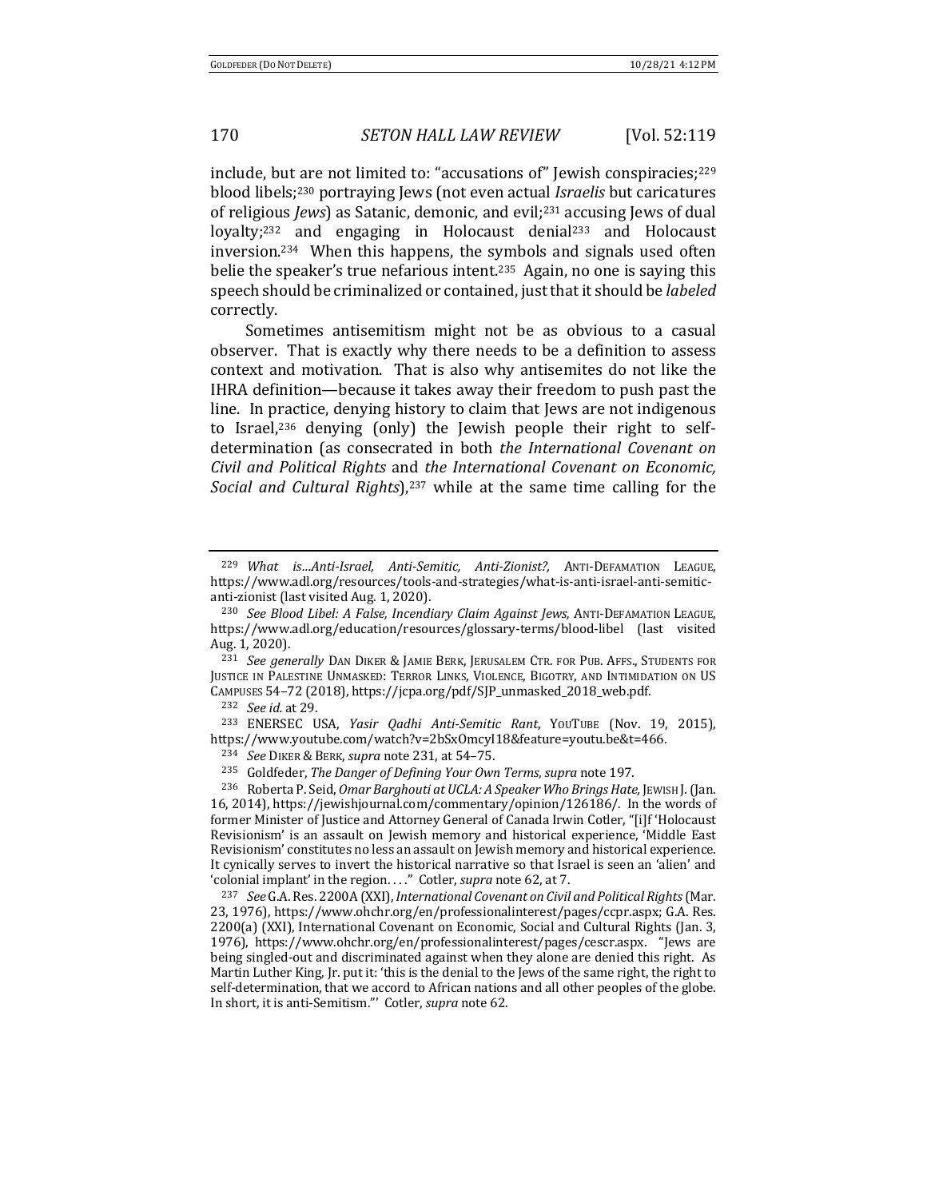include, but are not limited to: "accusations of" Jewish conspiracies;[229] blood libels;[230] portraying Jews (not even actual *Israelis* but caricatures of religious *Jews*) as Satanic, demonic, and evil;[231] accusing Jews of dual loyalty;[232] and engaging in Holocaust denial[233] and Holocaust inversion.[234] When this happens, the symbols and signals used often belie the speaker's true nefarious intent.[235] Again, no one is saying this speech should be criminalized or contained, just that it should be *labeled* correctly.

Sometimes antisemitism might not be as obvious to a casual observer. That is exactly why there needs to be a definition to assess context and motivation. That is also why antisemites do not like the IHRA definition—because it takes away their freedom to push past the line. In practice, denying history to claim that Jews are not indigenous to Israel,[236] denying (only) the Jewish people their right to self-determination (as consecrated in both *the International Covenant on Civil and Political Rights* and *the International Covenant on Economic, Social and Cultural Rights*),[237] while at the same time calling for the

---

[229] *What is…Anti-Israel, Anti-Semitic, Anti-Zionist?,* ANTI-DEFAMATION LEAGUE, https://www.adl.org/resources/tools-and-strategies/what-is-anti-israel-anti-semitic-anti-zionist (last visited Aug. 1, 2020).

[230] *See Blood Libel: A False, Incendiary Claim Against Jews,* ANTI-DEFAMATION LEAGUE, https://www.adl.org/education/resources/glossary-terms/blood-libel (last visited Aug. 1, 2020).

[231] *See generally* DAN DIKER & JAMIE BERK, JERUSALEM CTR. FOR PUB. AFFS., STUDENTS FOR JUSTICE IN PALESTINE UNMASKED: TERROR LINKS, VIOLENCE, BIGOTRY, AND INTIMIDATION ON US CAMPUSES 54–72 (2018), https://jcpa.org/pdf/SJP_unmasked_2018_web.pdf.

[232] *See id.* at 29.

[233] ENERSEC USA, *Yasir Qadhi Anti-Semitic Rant*, YOUTUBE (Nov. 19, 2015), https://www.youtube.com/watch?v=2bSxOmcyI18&feature=youtu.be&t=466.

[234] *See* DIKER & BERK, *supra* note 231, at 54–75.

[235] Goldfeder, *The Danger of Defining Your Own Terms, supra* note 197.

[236] Roberta P. Seid, *Omar Barghouti at UCLA: A Speaker Who Brings Hate,* JEWISH J. (Jan. 16, 2014), https://jewishjournal.com/commentary/opinion/126186/. In the words of former Minister of Justice and Attorney General of Canada Irwin Cotler, "[i]f 'Holocaust Revisionism' is an assault on Jewish memory and historical experience, 'Middle East Revisionism' constitutes no less an assault on Jewish memory and historical experience. It cynically serves to invert the historical narrative so that Israel is seen an 'alien' and 'colonial implant' in the region. . . ." Cotler, *supra* note 62, at 7.

[237] *See* G.A. Res. 2200A (XXI), *International Covenant on Civil and Political Rights* (Mar. 23, 1976), https://www.ohchr.org/en/professionalinterest/pages/ccpr.aspx; G.A. Res. 2200(a) (XXI), International Covenant on Economic, Social and Cultural Rights (Jan. 3, 1976), https://www.ohchr.org/en/professionalinterest/pages/cescr.aspx. "Jews are being singled-out and discriminated against when they alone are denied this right. As Martin Luther King, Jr. put it: 'this is the denial to the Jews of the same right, the right to self-determination, that we accord to African nations and all other peoples of the globe. In short, it is anti-Semitism."' Cotler, *supra* note 62.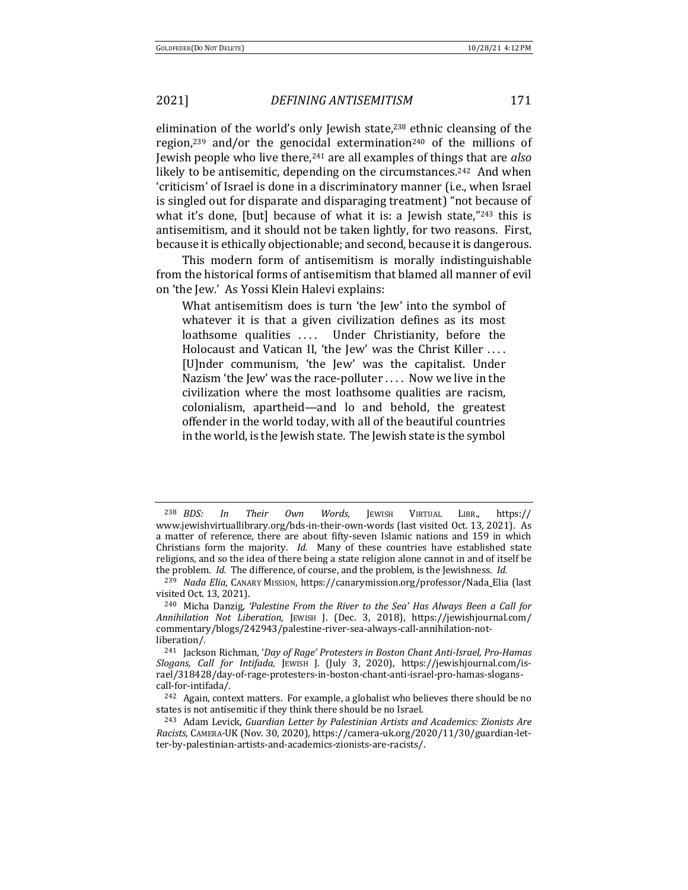elimination of the world's only Jewish state,[238] ethnic cleansing of the region,[239] and/or the genocidal extermination[240] of the millions of Jewish people who live there,[241] are all examples of things that are *also* likely to be antisemitic, depending on the circumstances.[242] And when 'criticism' of Israel is done in a discriminatory manner (i.e., when Israel is singled out for disparate and disparaging treatment) "not because of what it's done, [but] because of what it is: a Jewish state,"[243] this is antisemitism, and it should not be taken lightly, for two reasons. First, because it is ethically objectionable; and second, because it is dangerous.

This modern form of antisemitism is morally indistinguishable from the historical forms of antisemitism that blamed all manner of evil on 'the Jew.' As Yossi Klein Halevi explains:

> What antisemitism does is turn 'the Jew' into the symbol of whatever it is that a given civilization defines as its most loathsome qualities . . . . Under Christianity, before the Holocaust and Vatican II, 'the Jew' was the Christ Killer . . . . [U]nder communism, 'the Jew' was the capitalist. Under Nazism 'the Jew' was the race-polluter . . . . Now we live in the civilization where the most loathsome qualities are racism, colonialism, apartheid—and lo and behold, the greatest offender in the world today, with all of the beautiful countries in the world, is the Jewish state. The Jewish state is the symbol

---

[238] *BDS: In Their Own Words,* JEWISH VIRTUAL LIBR., https://www.jewishvirtuallibrary.org/bds-in-their-own-words (last visited Oct. 13, 2021). As a matter of reference, there are about fifty-seven Islamic nations and 159 in which Christians form the majority. *Id.* Many of these countries have established state religions, and so the idea of there being a state religion alone cannot in and of itself be the problem. *Id.* The difference, of course, and the problem, is the Jewishness. *Id.*

[239] *Nada Elia,* CANARY MISSION, https://canarymission.org/professor/Nada_Elia (last visited Oct. 13, 2021).

[240] Micha Danzig, *'Palestine From the River to the Sea' Has Always Been a Call for Annihilation Not Liberation,* JEWISH J. (Dec. 3, 2018), https://jewishjournal.com/commentary/blogs/242943/palestine-river-sea-always-call-annihilation-not-liberation/.

[241] Jackson Richman, *'Day of Rage' Protesters in Boston Chant Anti-Israel, Pro-Hamas Slogans, Call for Intifada,* JEWISH J. (July 3, 2020), https://jewishjournal.com/israel/318428/day-of-rage-protesters-in-boston-chant-anti-israel-pro-hamas-slogans-call-for-intifada/.

[242] Again, context matters. For example, a globalist who believes there should be no states is not antisemitic if they think there should be no Israel.

[243] Adam Levick, *Guardian Letter by Palestinian Artists and Academics: Zionists Are Racists*, CAMERA-UK (Nov. 30, 2020), https://camera-uk.org/2020/11/30/guardian-letter-by-palestinian-artists-and-academics-zionists-are-racists/.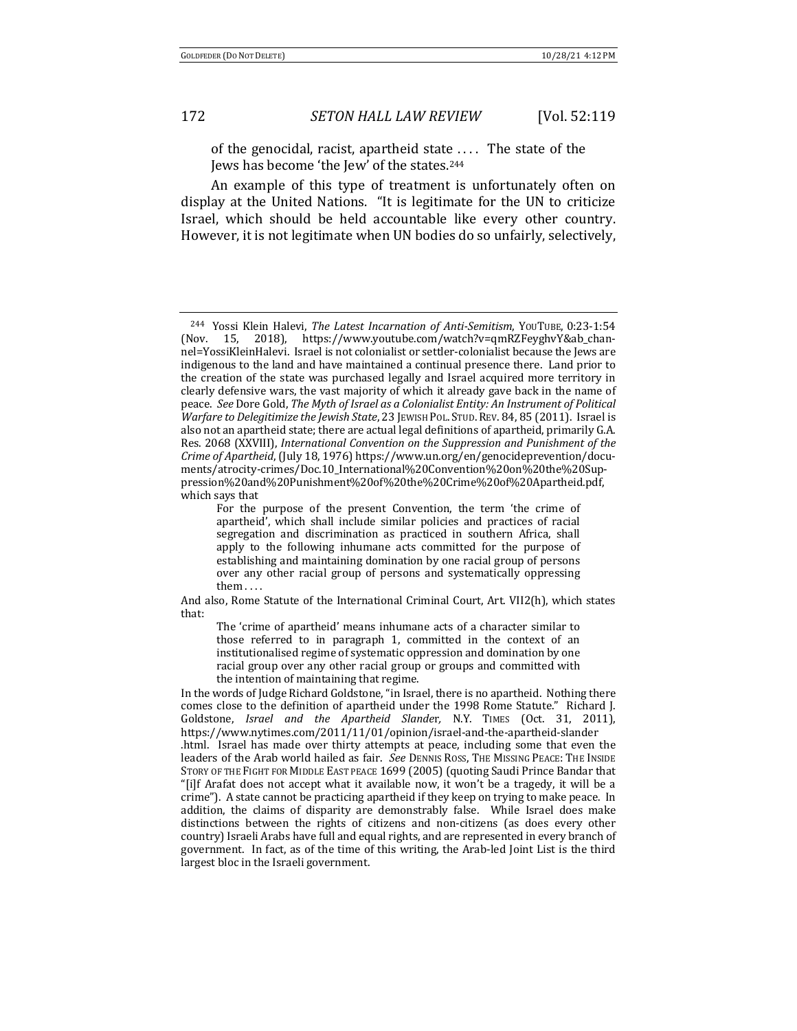of the genocidal, racist, apartheid state . . . . The state of the Jews has become 'the Jew' of the states.[244]

An example of this type of treatment is unfortunately often on display at the United Nations. "It is legitimate for the UN to criticize Israel, which should be held accountable like every other country. However, it is not legitimate when UN bodies do so unfairly, selectively,

---

[244] Yossi Klein Halevi, *The Latest Incarnation of Anti-Semitism*, YOUTUBE, 0:23-1:54 (Nov. 15, 2018), https://www.youtube.com/watch?v=qmRZFeyghvY&ab_channel=YossiKleinHalevi. Israel is not colonialist or settler-colonialist because the Jews are indigenous to the land and have maintained a continual presence there. Land prior to the creation of the state was purchased legally and Israel acquired more territory in clearly defensive wars, the vast majority of which it already gave back in the name of peace. *See* Dore Gold, *The Myth of Israel as a Colonialist Entity: An Instrument of Political Warfare to Delegitimize the Jewish State*, 23 JEWISH POL. STUD. REV. 84, 85 (2011). Israel is also not an apartheid state; there are actual legal definitions of apartheid, primarily G.A. Res. 2068 (XXVIII), *International Convention on the Suppression and Punishment of the Crime of Apartheid*, (July 18, 1976) https://www.un.org/en/genocideprevention/documents/atrocity-crimes/Doc.10_International%20Convention%20on%20the%20Suppression%20and%20Punishment%20of%20the%20Crime%20of%20Apartheid.pdf, which says that

> For the purpose of the present Convention, the term 'the crime of apartheid', which shall include similar policies and practices of racial segregation and discrimination as practiced in southern Africa, shall apply to the following inhumane acts committed for the purpose of establishing and maintaining domination by one racial group of persons over any other racial group of persons and systematically oppressing them . . . .

And also, Rome Statute of the International Criminal Court, Art. VII2(h), which states that:

> The 'crime of apartheid' means inhumane acts of a character similar to those referred to in paragraph 1, committed in the context of an institutionalised regime of systematic oppression and domination by one racial group over any other racial group or groups and committed with the intention of maintaining that regime.

In the words of Judge Richard Goldstone, "in Israel, there is no apartheid. Nothing there comes close to the definition of apartheid under the 1998 Rome Statute." Richard J. Goldstone, *Israel and the Apartheid Slander*, N.Y. TIMES (Oct. 31, 2011), https://www.nytimes.com/2011/11/01/opinion/israel-and-the-apartheid-slander.html. Israel has made over thirty attempts at peace, including some that even the leaders of the Arab world hailed as fair. *See* DENNIS ROSS, THE MISSING PEACE: THE INSIDE STORY OF THE FIGHT FOR MIDDLE EAST PEACE 1699 (2005) (quoting Saudi Prince Bandar that "[i]f Arafat does not accept what it available now, it won't be a tragedy, it will be a crime"). A state cannot be practicing apartheid if they keep on trying to make peace. In addition, the claims of disparity are demonstrably false. While Israel does make distinctions between the rights of citizens and non-citizens (as does every other country) Israeli Arabs have full and equal rights, and are represented in every branch of government. In fact, as of the time of this writing, the Arab-led Joint List is the third largest bloc in the Israeli government.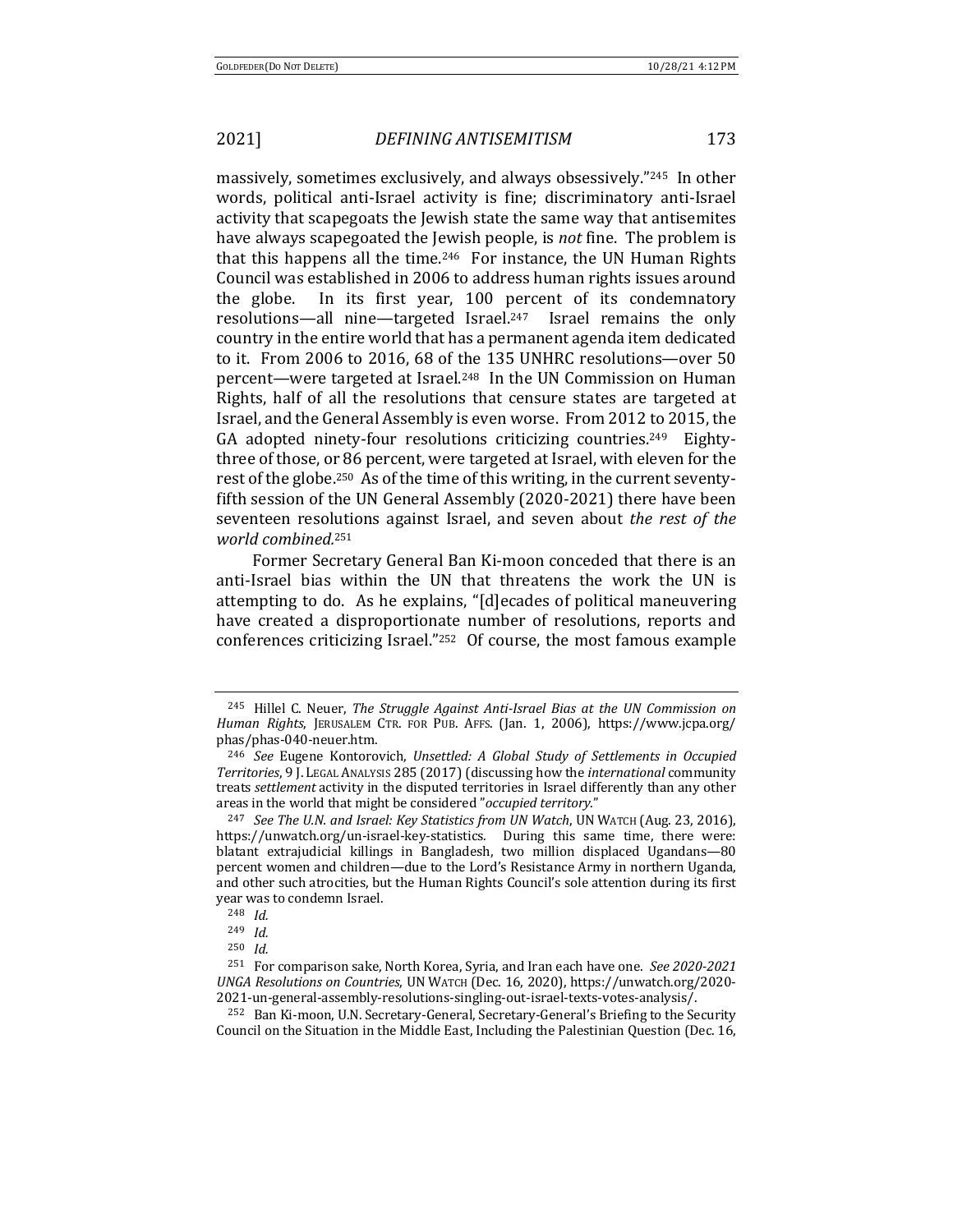massively, sometimes exclusively, and always obsessively."[245] In other words, political anti-Israel activity is fine; discriminatory anti-Israel activity that scapegoats the Jewish state the same way that antisemites have always scapegoated the Jewish people, is *not* fine. The problem is that this happens all the time.[246] For instance, the UN Human Rights Council was established in 2006 to address human rights issues around the globe. In its first year, 100 percent of its condemnatory resolutions—all nine—targeted Israel.[247] Israel remains the only country in the entire world that has a permanent agenda item dedicated to it. From 2006 to 2016, 68 of the 135 UNHRC resolutions—over 50 percent—were targeted at Israel.[248] In the UN Commission on Human Rights, half of all the resolutions that censure states are targeted at Israel, and the General Assembly is even worse. From 2012 to 2015, the GA adopted ninety-four resolutions criticizing countries.[249] Eighty-three of those, or 86 percent, were targeted at Israel, with eleven for the rest of the globe.[250] As of the time of this writing, in the current seventy-fifth session of the UN General Assembly (2020-2021) there have been seventeen resolutions against Israel, and seven about *the rest of the world combined.*[251]

Former Secretary General Ban Ki-moon conceded that there is an anti-Israel bias within the UN that threatens the work the UN is attempting to do. As he explains, "[d]ecades of political maneuvering have created a disproportionate number of resolutions, reports and conferences criticizing Israel."[252] Of course, the most famous example

---

[245] Hillel C. Neuer, *The Struggle Against Anti-Israel Bias at the UN Commission on Human Rights*, JERUSALEM CTR. FOR PUB. AFFS. (Jan. 1, 2006), https://www.jcpa.org/phas/phas-040-neuer.htm.

[246] *See* Eugene Kontorovich, *Unsettled: A Global Study of Settlements in Occupied Territories*, 9 J. LEGAL ANALYSIS 285 (2017) (discussing how the *international* community treats *settlement* activity in the disputed territories in Israel differently than any other areas in the world that might be considered "*occupied territory*."

[247] *See The U.N. and Israel: Key Statistics from UN Watch*, UN WATCH (Aug. 23, 2016), https://unwatch.org/un-israel-key-statistics. During this same time, there were: blatant extrajudicial killings in Bangladesh, two million displaced Ugandans—80 percent women and children—due to the Lord's Resistance Army in northern Uganda, and other such atrocities, but the Human Rights Council's sole attention during its first year was to condemn Israel.

[248] *Id.*

[249] *Id.*

[250] *Id.*

[251] For comparison sake, North Korea, Syria, and Iran each have one. *See 2020-2021 UNGA Resolutions on Countries*, UN WATCH (Dec. 16, 2020), https://unwatch.org/2020-2021-un-general-assembly-resolutions-singling-out-israel-texts-votes-analysis/.

[252] Ban Ki-moon, U.N. Secretary-General, Secretary-General's Briefing to the Security Council on the Situation in the Middle East, Including the Palestinian Question (Dec. 16,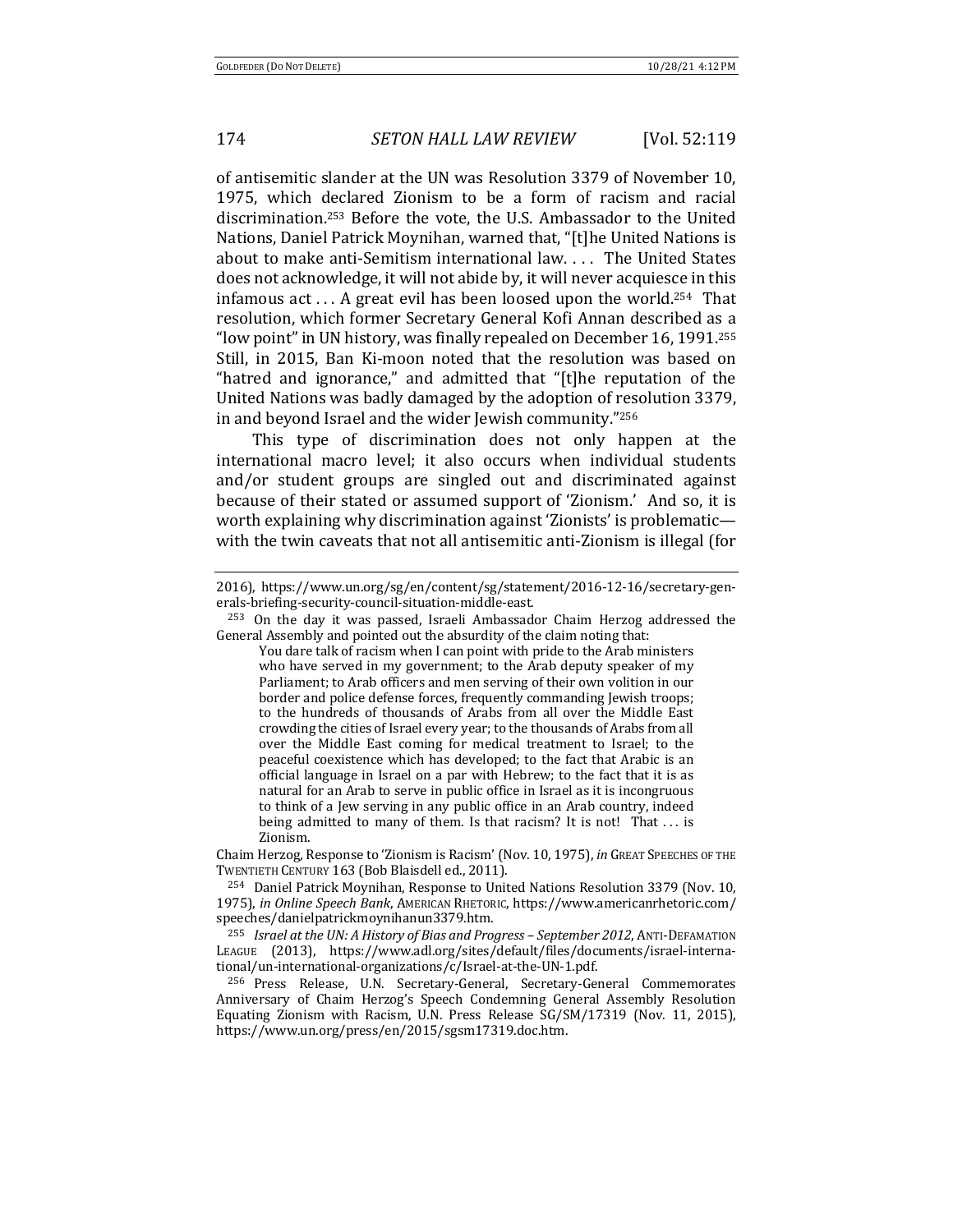of antisemitic slander at the UN was Resolution 3379 of November 10, 1975, which declared Zionism to be a form of racism and racial discrimination.[253] Before the vote, the U.S. Ambassador to the United Nations, Daniel Patrick Moynihan, warned that, "[t]he United Nations is about to make anti-Semitism international law. . . . The United States does not acknowledge, it will not abide by, it will never acquiesce in this infamous act . . . A great evil has been loosed upon the world.[254] That resolution, which former Secretary General Kofi Annan described as a "low point" in UN history, was finally repealed on December 16, 1991.[255] Still, in 2015, Ban Ki-moon noted that the resolution was based on "hatred and ignorance," and admitted that "[t]he reputation of the United Nations was badly damaged by the adoption of resolution 3379, in and beyond Israel and the wider Jewish community."[256]

This type of discrimination does not only happen at the international macro level; it also occurs when individual students and/or student groups are singled out and discriminated against because of their stated or assumed support of 'Zionism.' And so, it is worth explaining why discrimination against 'Zionists' is problematic—with the twin caveats that not all antisemitic anti-Zionism is illegal (for

---

2016), https://www.un.org/sg/en/content/sg/statement/2016-12-16/secretary-generals-briefing-security-council-situation-middle-east.

[253] On the day it was passed, Israeli Ambassador Chaim Herzog addressed the General Assembly and pointed out the absurdity of the claim noting that:

> You dare talk of racism when I can point with pride to the Arab ministers who have served in my government; to the Arab deputy speaker of my Parliament; to Arab officers and men serving of their own volition in our border and police defense forces, frequently commanding Jewish troops; to the hundreds of thousands of Arabs from all over the Middle East crowding the cities of Israel every year; to the thousands of Arabs from all over the Middle East coming for medical treatment to Israel; to the peaceful coexistence which has developed; to the fact that Arabic is an official language in Israel on a par with Hebrew; to the fact that it is as natural for an Arab to serve in public office in Israel as it is incongruous to think of a Jew serving in any public office in an Arab country, indeed being admitted to many of them. Is that racism? It is not! That . . . is Zionism.

Chaim Herzog, Response to 'Zionism is Racism' (Nov. 10, 1975), *in* GREAT SPEECHES OF THE TWENTIETH CENTURY 163 (Bob Blaisdell ed., 2011).

[254] Daniel Patrick Moynihan, Response to United Nations Resolution 3379 (Nov. 10, 1975), *in Online Speech Bank*, AMERICAN RHETORIC, https://www.americanrhetoric.com/speeches/danielpatrickmoynihanun3379.htm.

[255] *Israel at the UN: A History of Bias and Progress – September 2012*, ANTI-DEFAMATION LEAGUE (2013), https://www.adl.org/sites/default/files/documents/israel-international/un-international-organizations/c/Israel-at-the-UN-1.pdf.

[256] Press Release, U.N. Secretary-General, Secretary-General Commemorates Anniversary of Chaim Herzog's Speech Condemning General Assembly Resolution Equating Zionism with Racism, U.N. Press Release SG/SM/17319 (Nov. 11, 2015), https://www.un.org/press/en/2015/sgsm17319.doc.htm.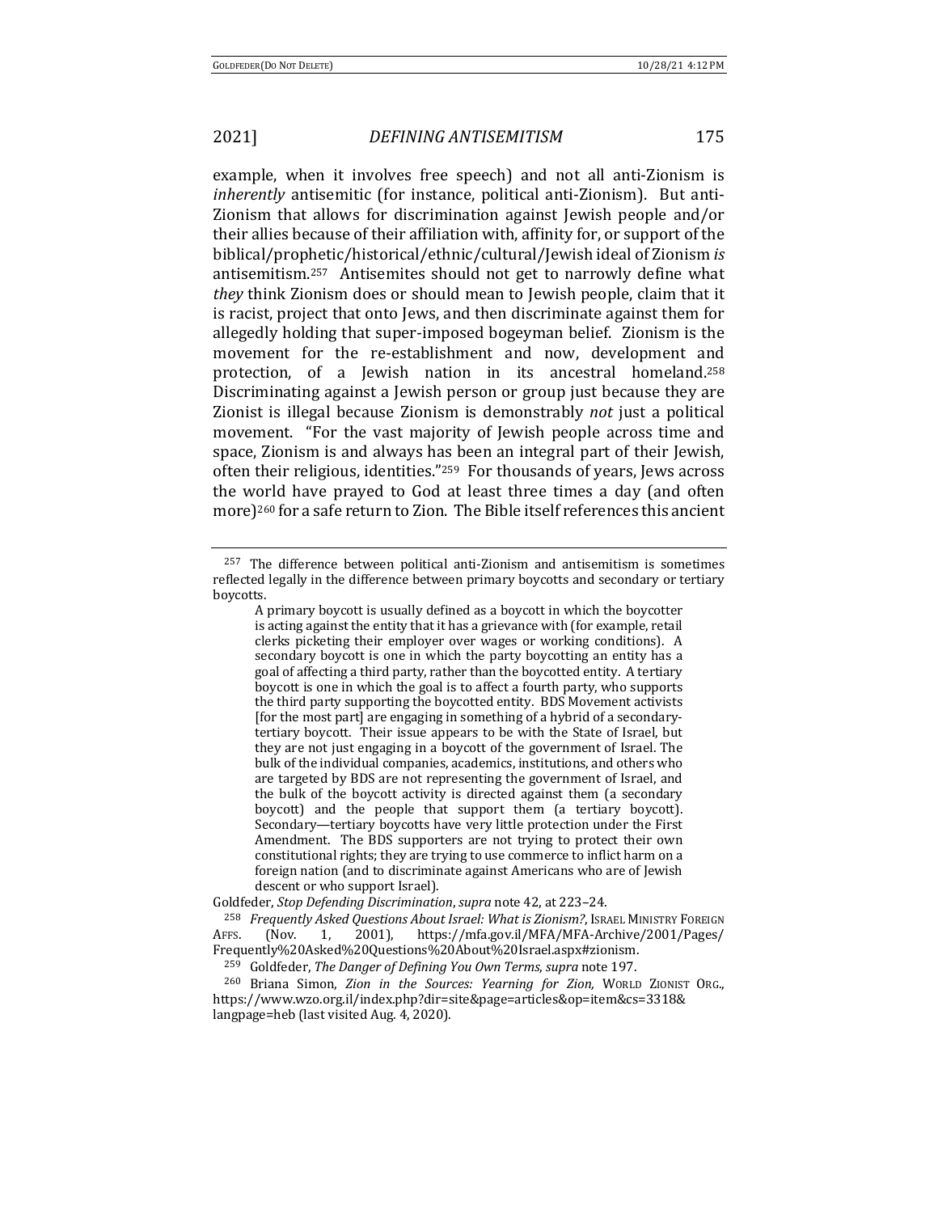example, when it involves free speech) and not all anti-Zionism is *inherently* antisemitic (for instance, political anti-Zionism). But anti-Zionism that allows for discrimination against Jewish people and/or their allies because of their affiliation with, affinity for, or support of the biblical/prophetic/historical/ethnic/cultural/Jewish ideal of Zionism *is* antisemitism.[257] Antisemites should not get to narrowly define what *they* think Zionism does or should mean to Jewish people, claim that it is racist, project that onto Jews, and then discriminate against them for allegedly holding that super-imposed bogeyman belief. Zionism is the movement for the re-establishment and now, development and protection, of a Jewish nation in its ancestral homeland.[258] Discriminating against a Jewish person or group just because they are Zionist is illegal because Zionism is demonstrably *not* just a political movement. "For the vast majority of Jewish people across time and space, Zionism is and always has been an integral part of their Jewish, often their religious, identities."[259] For thousands of years, Jews across the world have prayed to God at least three times a day (and often more)[260] for a safe return to Zion. The Bible itself references this ancient

---

[257] The difference between political anti-Zionism and antisemitism is sometimes reflected legally in the difference between primary boycotts and secondary or tertiary boycotts.

> A primary boycott is usually defined as a boycott in which the boycotter is acting against the entity that it has a grievance with (for example, retail clerks picketing their employer over wages or working conditions). A secondary boycott is one in which the party boycotting an entity has a goal of affecting a third party, rather than the boycotted entity. A tertiary boycott is one in which the goal is to affect a fourth party, who supports the third party supporting the boycotted entity. BDS Movement activists [for the most part] are engaging in something of a hybrid of a secondary-tertiary boycott. Their issue appears to be with the State of Israel, but they are not just engaging in a boycott of the government of Israel. The bulk of the individual companies, academics, institutions, and others who are targeted by BDS are not representing the government of Israel, and the bulk of the boycott activity is directed against them (a secondary boycott) and the people that support them (a tertiary boycott). Secondary—tertiary boycotts have very little protection under the First Amendment. The BDS supporters are not trying to protect their own constitutional rights; they are trying to use commerce to inflict harm on a foreign nation (and to discriminate against Americans who are of Jewish descent or who support Israel).

Goldfeder, *Stop Defending Discrimination*, *supra* note 42, at 223–24.

[258] *Frequently Asked Questions About Israel: What is Zionism?*, ISRAEL MINISTRY FOREIGN AFFS. (Nov. 1, 2001), https://mfa.gov.il/MFA/MFA-Archive/2001/Pages/Frequently%20Asked%20Questions%20About%20Israel.aspx#zionism.

[259] Goldfeder, *The Danger of Defining You Own Terms*, *supra* note 197.

[260] Briana Simon, *Zion in the Sources: Yearning for Zion,* WORLD ZIONIST ORG., https://www.wzo.org.il/index.php?dir=site&page=articles&op=item&cs=3318&langpage=heb (last visited Aug. 4, 2020).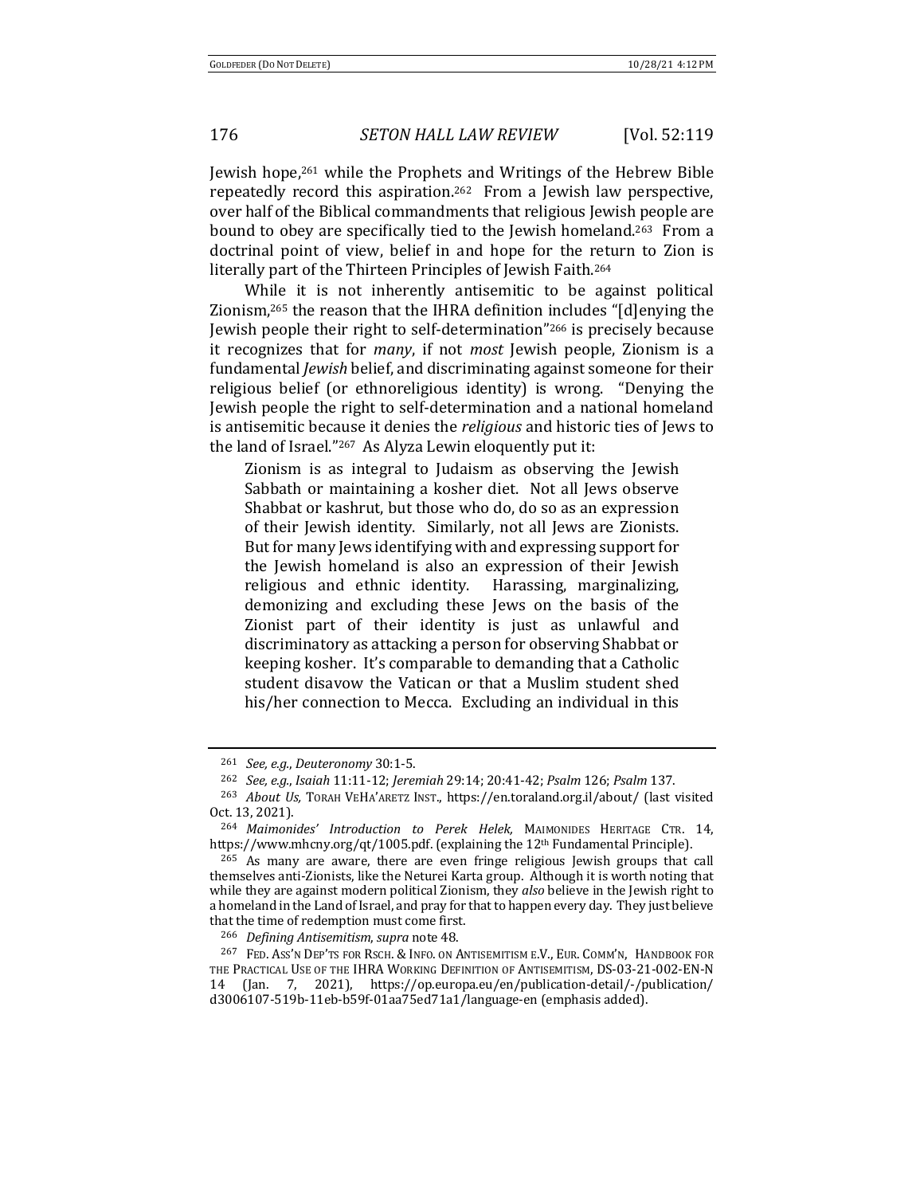Jewish hope,[261] while the Prophets and Writings of the Hebrew Bible repeatedly record this aspiration.[262] From a Jewish law perspective, over half of the Biblical commandments that religious Jewish people are bound to obey are specifically tied to the Jewish homeland.[263] From a doctrinal point of view, belief in and hope for the return to Zion is literally part of the Thirteen Principles of Jewish Faith.[264]

While it is not inherently antisemitic to be against political Zionism,[265] the reason that the IHRA definition includes "[d]enying the Jewish people their right to self-determination"[266] is precisely because it recognizes that for *many*, if not *most* Jewish people, Zionism is a fundamental *Jewish* belief, and discriminating against someone for their religious belief (or ethnoreligious identity) is wrong. "Denying the Jewish people the right to self-determination and a national homeland is antisemitic because it denies the *religious* and historic ties of Jews to the land of Israel."[267] As Alyza Lewin eloquently put it:

> Zionism is as integral to Judaism as observing the Jewish Sabbath or maintaining a kosher diet. Not all Jews observe Shabbat or kashrut, but those who do, do so as an expression of their Jewish identity. Similarly, not all Jews are Zionists. But for many Jews identifying with and expressing support for the Jewish homeland is also an expression of their Jewish religious and ethnic identity. Harassing, marginalizing, demonizing and excluding these Jews on the basis of the Zionist part of their identity is just as unlawful and discriminatory as attacking a person for observing Shabbat or keeping kosher. It's comparable to demanding that a Catholic student disavow the Vatican or that a Muslim student shed his/her connection to Mecca. Excluding an individual in this

---

[261] *See, e.g.*, *Deuteronomy* 30:1-5.

[262] *See, e.g.*, *Isaiah* 11:11-12; *Jeremiah* 29:14; 20:41-42; *Psalm* 126; *Psalm* 137.

[263] *About Us,* TORAH VEHA'ARETZ INST., https://en.toraland.org.il/about/ (last visited Oct. 13, 2021).

[264] *Maimonides' Introduction to Perek Helek,* MAIMONIDES HERITAGE CTR. 14, https://www.mhcny.org/qt/1005.pdf. (explaining the 12th Fundamental Principle).

[265] As many are aware, there are even fringe religious Jewish groups that call themselves anti-Zionists, like the Neturei Karta group. Although it is worth noting that while they are against modern political Zionism, they *also* believe in the Jewish right to a homeland in the Land of Israel, and pray for that to happen every day. They just believe that the time of redemption must come first.

[266] *Defining Antisemitism*, *supra* note 48.

[267] FED. ASS'N DEP'TS FOR RSCH. & INFO. ON ANTISEMITISM E.V., EUR. COMM'N, HANDBOOK FOR THE PRACTICAL USE OF THE IHRA WORKING DEFINITION OF ANTISEMITISM, DS-03-21-002-EN-N 14 (Jan. 7, 2021), https://op.europa.eu/en/publication-detail/-/publication/d3006107-519b-11eb-b59f-01aa75ed71a1/language-en (emphasis added).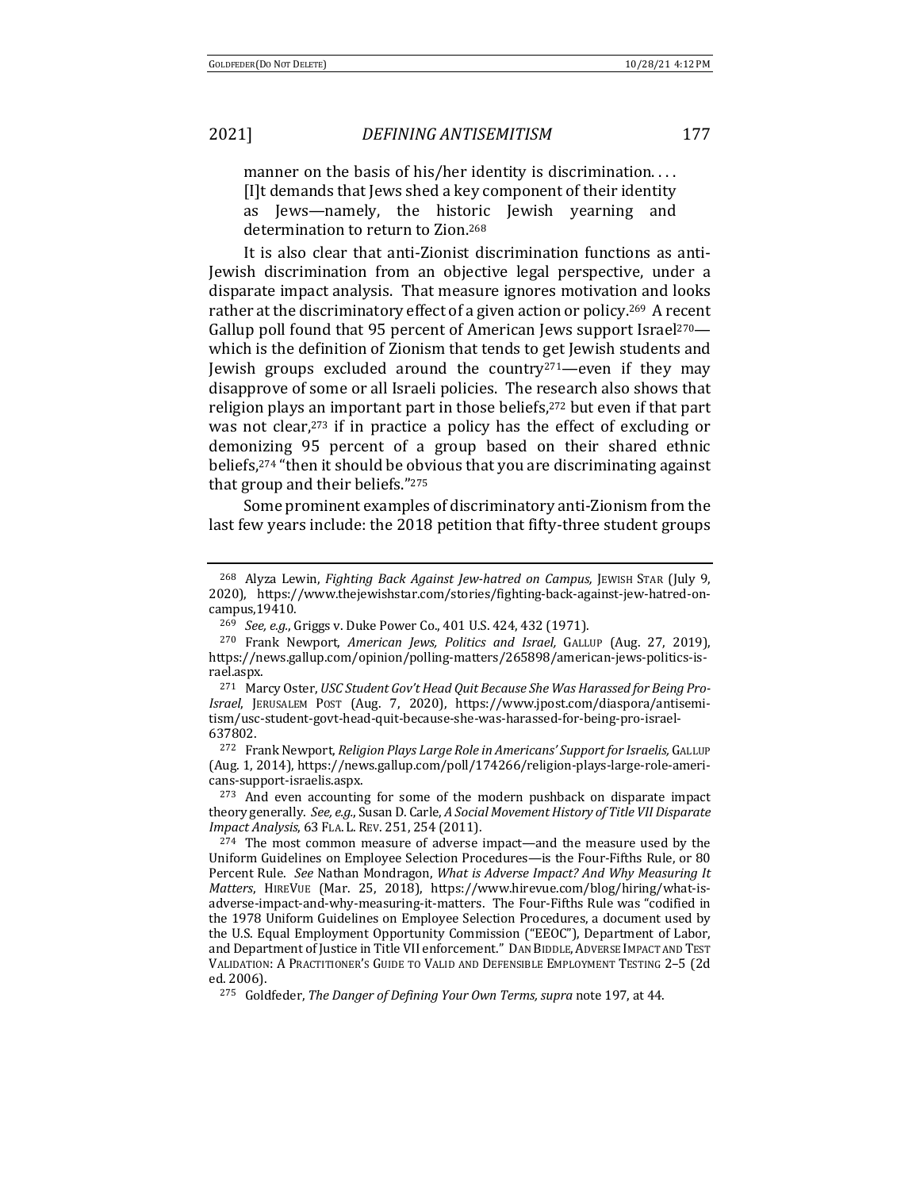manner on the basis of his/her identity is discrimination. . . . [I]t demands that Jews shed a key component of their identity as Jews—namely, the historic Jewish yearning and determination to return to Zion.[268]

It is also clear that anti-Zionist discrimination functions as anti-Jewish discrimination from an objective legal perspective, under a disparate impact analysis. That measure ignores motivation and looks rather at the discriminatory effect of a given action or policy.[269] A recent Gallup poll found that 95 percent of American Jews support Israel[270]—which is the definition of Zionism that tends to get Jewish students and Jewish groups excluded around the country[271]—even if they may disapprove of some or all Israeli policies. The research also shows that religion plays an important part in those beliefs,[272] but even if that part was not clear,[273] if in practice a policy has the effect of excluding or demonizing 95 percent of a group based on their shared ethnic beliefs,[274] "then it should be obvious that you are discriminating against that group and their beliefs."[275]

Some prominent examples of discriminatory anti-Zionism from the last few years include: the 2018 petition that fifty-three student groups

---

[268] Alyza Lewin, *Fighting Back Against Jew-hatred on Campus,* JEWISH STAR (July 9, 2020), https://www.thejewishstar.com/stories/fighting-back-against-jew-hatred-on-campus,19410.

[269] *See, e.g.*, Griggs v. Duke Power Co., 401 U.S. 424, 432 (1971).

[270] Frank Newport, *American Jews, Politics and Israel,* GALLUP (Aug. 27, 2019), https://news.gallup.com/opinion/polling-matters/265898/american-jews-politics-israel.aspx.

[271] Marcy Oster, *USC Student Gov't Head Quit Because She Was Harassed for Being Pro-Israel*, JERUSALEM POST (Aug. 7, 2020), https://www.jpost.com/diaspora/antisemitism/usc-student-govt-head-quit-because-she-was-harassed-for-being-pro-israel-637802.

[272] Frank Newport, *Religion Plays Large Role in Americans' Support for Israelis,* GALLUP (Aug. 1, 2014), https://news.gallup.com/poll/174266/religion-plays-large-role-americans-support-israelis.aspx.

[273] And even accounting for some of the modern pushback on disparate impact theory generally. *See, e.g.*, Susan D. Carle, *A Social Movement History of Title VII Disparate Impact Analysis*, 63 FLA. L. REV. 251, 254 (2011).

[274] The most common measure of adverse impact—and the measure used by the Uniform Guidelines on Employee Selection Procedures—is the Four-Fifths Rule, or 80 Percent Rule. *See* Nathan Mondragon, *What is Adverse Impact? And Why Measuring It Matters*, HIREVUE (Mar. 25, 2018), https://www.hirevue.com/blog/hiring/what-is-adverse-impact-and-why-measuring-it-matters. The Four-Fifths Rule was "codified in the 1978 Uniform Guidelines on Employee Selection Procedures, a document used by the U.S. Equal Employment Opportunity Commission ("EEOC"), Department of Labor, and Department of Justice in Title VII enforcement." DAN BIDDLE, ADVERSE IMPACT AND TEST VALIDATION: A PRACTITIONER'S GUIDE TO VALID AND DEFENSIBLE EMPLOYMENT TESTING 2–5 (2d ed. 2006).

[275] Goldfeder, *The Danger of Defining Your Own Terms, supra* note 197, at 44.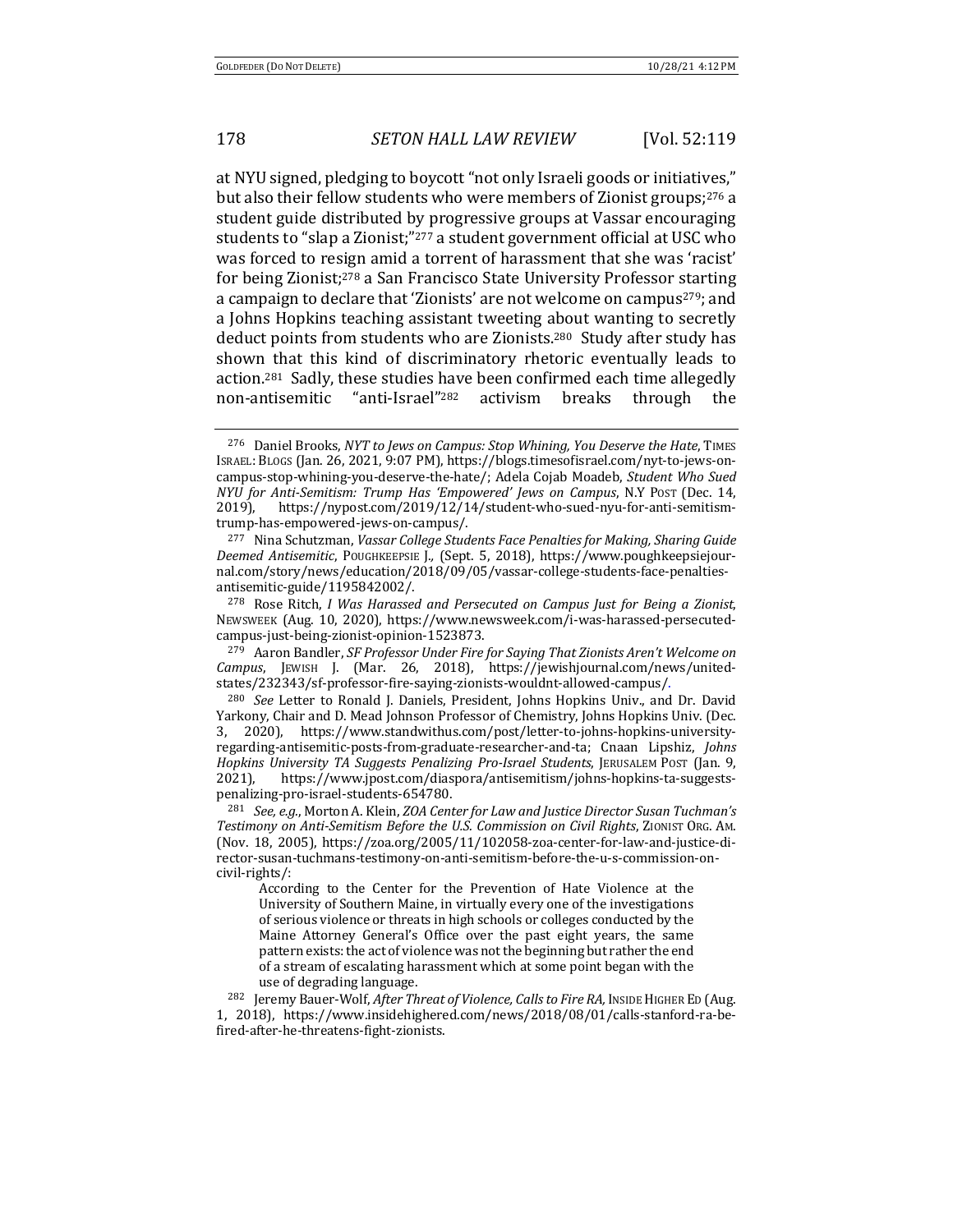at NYU signed, pledging to boycott "not only Israeli goods or initiatives," but also their fellow students who were members of Zionist groups;[276] a student guide distributed by progressive groups at Vassar encouraging students to "slap a Zionist;"[277] a student government official at USC who was forced to resign amid a torrent of harassment that she was 'racist' for being Zionist;[278] a San Francisco State University Professor starting a campaign to declare that 'Zionists' are not welcome on campus[279]; and a Johns Hopkins teaching assistant tweeting about wanting to secretly deduct points from students who are Zionists.[280] Study after study has shown that this kind of discriminatory rhetoric eventually leads to action.[281] Sadly, these studies have been confirmed each time allegedly non-antisemitic "anti-Israel"[282] activism breaks through the

---

[276] Daniel Brooks, *NYT to Jews on Campus: Stop Whining, You Deserve the Hate*, TIMES ISRAEL: BLOGS (Jan. 26, 2021, 9:07 PM), https://blogs.timesofisrael.com/nyt-to-jews-on-campus-stop-whining-you-deserve-the-hate/; Adela Cojab Moadeb, *Student Who Sued NYU for Anti-Semitism: Trump Has 'Empowered' Jews on Campus*, N.Y POST (Dec. 14, 2019), https://nypost.com/2019/12/14/student-who-sued-nyu-for-anti-semitism-trump-has-empowered-jews-on-campus/.

[277] Nina Schutzman, *Vassar College Students Face Penalties for Making, Sharing Guide Deemed Antisemitic*, POUGHKEEPSIE J., (Sept. 5, 2018), https://www.poughkeepsiejournal.com/story/news/education/2018/09/05/vassar-college-students-face-penalties-antisemitic-guide/1195842002/.

[278] Rose Ritch, *I Was Harassed and Persecuted on Campus Just for Being a Zionist*, NEWSWEEK (Aug. 10, 2020), https://www.newsweek.com/i-was-harassed-persecuted-campus-just-being-zionist-opinion-1523873.

[279] Aaron Bandler, *SF Professor Under Fire for Saying That Zionists Aren't Welcome on Campus*, JEWISH J. (Mar. 26, 2018), https://jewishjournal.com/news/united-states/232343/sf-professor-fire-saying-zionists-wouldnt-allowed-campus/.

[280] *See* Letter to Ronald J. Daniels, President, Johns Hopkins Univ., and Dr. David Yarkony, Chair and D. Mead Johnson Professor of Chemistry, Johns Hopkins Univ. (Dec. 3, 2020), https://www.standwithus.com/post/letter-to-johns-hopkins-university-regarding-antisemitic-posts-from-graduate-researcher-and-ta; Cnaan Lipshiz, *Johns Hopkins University TA Suggests Penalizing Pro-Israel Students*, JERUSALEM POST (Jan. 9, 2021), https://www.jpost.com/diaspora/antisemitism/johns-hopkins-ta-suggests-penalizing-pro-israel-students-654780.

[281] *See, e.g.*, Morton A. Klein, *ZOA Center for Law and Justice Director Susan Tuchman's Testimony on Anti-Semitism Before the U.S. Commission on Civil Rights*, ZIONIST ORG. AM. (Nov. 18, 2005), https://zoa.org/2005/11/102058-zoa-center-for-law-and-justice-director-susan-tuchmans-testimony-on-anti-semitism-before-the-u-s-commission-on-civil-rights/:

> According to the Center for the Prevention of Hate Violence at the University of Southern Maine, in virtually every one of the investigations of serious violence or threats in high schools or colleges conducted by the Maine Attorney General's Office over the past eight years, the same pattern exists: the act of violence was not the beginning but rather the end of a stream of escalating harassment which at some point began with the use of degrading language.

[282] Jeremy Bauer-Wolf, *After Threat of Violence, Calls to Fire RA,* INSIDE HIGHER ED (Aug. 1, 2018), https://www.insidehighered.com/news/2018/08/01/calls-stanford-ra-be-fired-after-he-threatens-fight-zionists.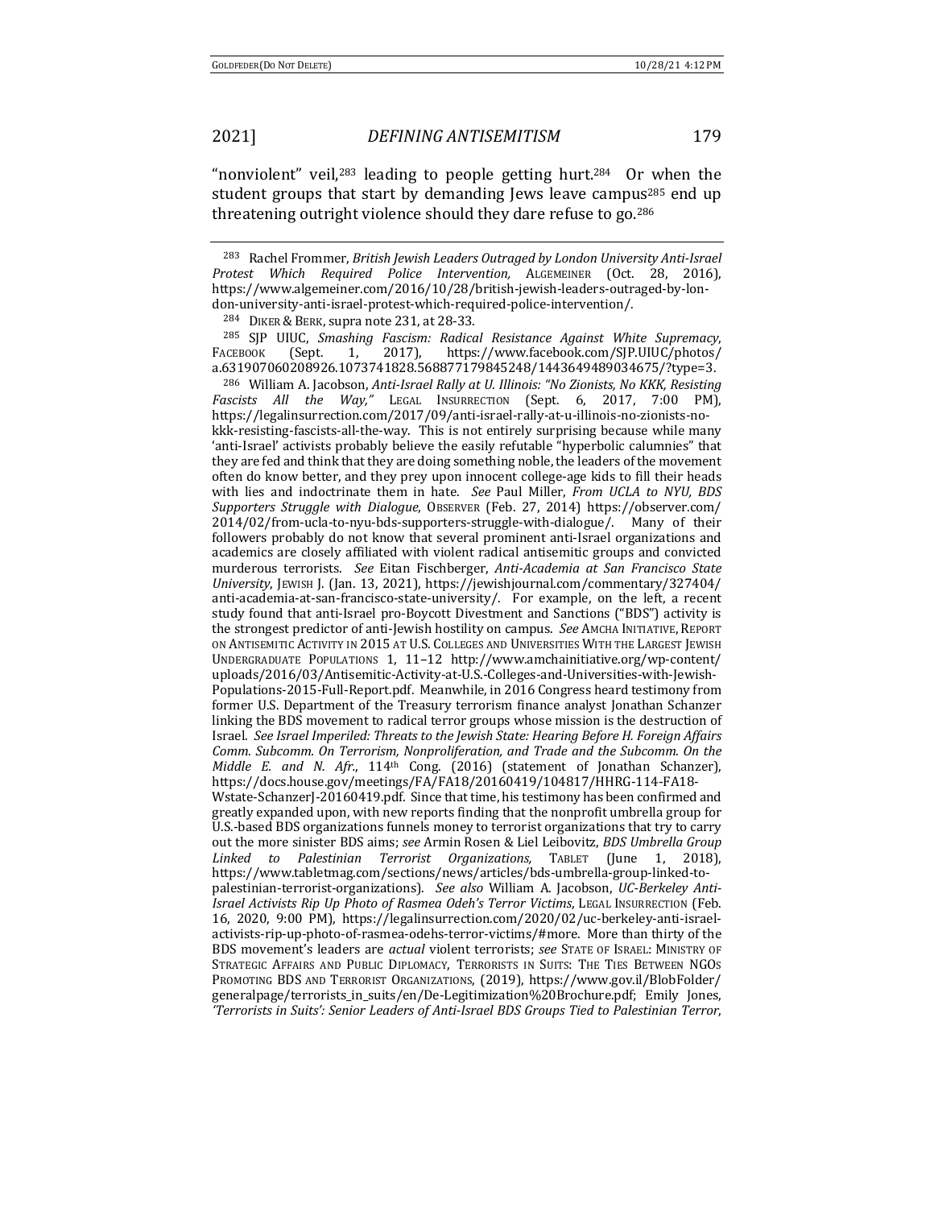"nonviolent" veil,[283] leading to people getting hurt.[284] Or when the student groups that start by demanding Jews leave campus[285] end up threatening outright violence should they dare refuse to go.[286]

---

[283] Rachel Frommer, *British Jewish Leaders Outraged by London University Anti-Israel Protest Which Required Police Intervention*, ALGEMEINER (Oct. 28, 2016), https://www.algemeiner.com/2016/10/28/british-jewish-leaders-outraged-by-london-university-anti-israel-protest-which-required-police-intervention/.

[284] DIKER & BERK, supra note 231, at 28-33.

[285] SJP UIUC, *Smashing Fascism: Radical Resistance Against White Supremacy*, FACEBOOK (Sept. 1, 2017), https://www.facebook.com/SJP.UIUC/photos/a.631907060208926.1073741828.568877179845248/1443649489034675/?type=3.

[286] William A. Jacobson, *Anti-Israel Rally at U. Illinois: "No Zionists, No KKK, Resisting Fascists All the Way,"* LEGAL INSURRECTION (Sept. 6, 2017, 7:00 PM), https://legalinsurrection.com/2017/09/anti-israel-rally-at-u-illinois-no-zionists-no-kkk-resisting-fascists-all-the-way. This is not entirely surprising because while many 'anti-Israel' activists probably believe the easily refutable "hyperbolic calumnies" that they are fed and think that they are doing something noble, the leaders of the movement often do know better, and they prey upon innocent college-age kids to fill their heads with lies and indoctrinate them in hate. *See* Paul Miller, *From UCLA to NYU, BDS Supporters Struggle with Dialogue*, OBSERVER (Feb. 27, 2014) https://observer.com/2014/02/from-ucla-to-nyu-bds-supporters-struggle-with-dialogue/. Many of their followers probably do not know that several prominent anti-Israel organizations and academics are closely affiliated with violent radical antisemitic groups and convicted murderous terrorists. *See* Eitan Fischberger, *Anti-Academia at San Francisco State University*, JEWISH J. (Jan. 13, 2021), https://jewishjournal.com/commentary/327404/anti-academia-at-san-francisco-state-university/. For example, on the left, a recent study found that anti-Israel pro-Boycott Divestment and Sanctions ("BDS") activity is the strongest predictor of anti-Jewish hostility on campus. *See* AMCHA INITIATIVE, REPORT ON ANTISEMITIC ACTIVITY IN 2015 AT U.S. COLLEGES AND UNIVERSITIES WITH THE LARGEST JEWISH UNDERGRADUATE POPULATIONS 1, 11–12 http://www.amchainitiative.org/wp-content/uploads/2016/03/Antisemitic-Activity-at-U.S.-Colleges-and-Universities-with-Jewish-Populations-2015-Full-Report.pdf. Meanwhile, in 2016 Congress heard testimony from former U.S. Department of the Treasury terrorism finance analyst Jonathan Schanzer linking the BDS movement to radical terror groups whose mission is the destruction of Israel. *See Israel Imperiled: Threats to the Jewish State: Hearing Before H. Foreign Affairs Comm. Subcomm. On Terrorism, Nonproliferation, and Trade and the Subcomm. On the Middle E. and N. Afr.*, 114th Cong. (2016) (statement of Jonathan Schanzer), https://docs.house.gov/meetings/FA/FA18/20160419/104817/HHRG-114-FA18-Wstate-SchanzerJ-20160419.pdf. Since that time, his testimony has been confirmed and greatly expanded upon, with new reports finding that the nonprofit umbrella group for U.S.-based BDS organizations funnels money to terrorist organizations that try to carry out the more sinister BDS aims; *see* Armin Rosen & Liel Leibovitz, *BDS Umbrella Group Linked to Palestinian Terrorist Organizations*, TABLET (June 1, 2018), https://www.tabletmag.com/sections/news/articles/bds-umbrella-group-linked-to-palestinian-terrorist-organizations). *See also* William A. Jacobson, *UC-Berkeley Anti-Israel Activists Rip Up Photo of Rasmea Odeh's Terror Victims*, LEGAL INSURRECTION (Feb. 16, 2020, 9:00 PM), https://legalinsurrection.com/2020/02/uc-berkeley-anti-israel-activists-rip-up-photo-of-rasmea-odehs-terror-victims/#more. More than thirty of the BDS movement's leaders are *actual* violent terrorists; *see* STATE OF ISRAEL: MINISTRY OF STRATEGIC AFFAIRS AND PUBLIC DIPLOMACY, TERRORISTS IN SUITS: THE TIES BETWEEN NGOS PROMOTING BDS AND TERRORIST ORGANIZATIONS, (2019), https://www.gov.il/BlobFolder/generalpage/terrorists_in_suits/en/De-Legitimization%20Brochure.pdf; Emily Jones, *'Terrorists in Suits': Senior Leaders of Anti-Israel BDS Groups Tied to Palestinian Terror*,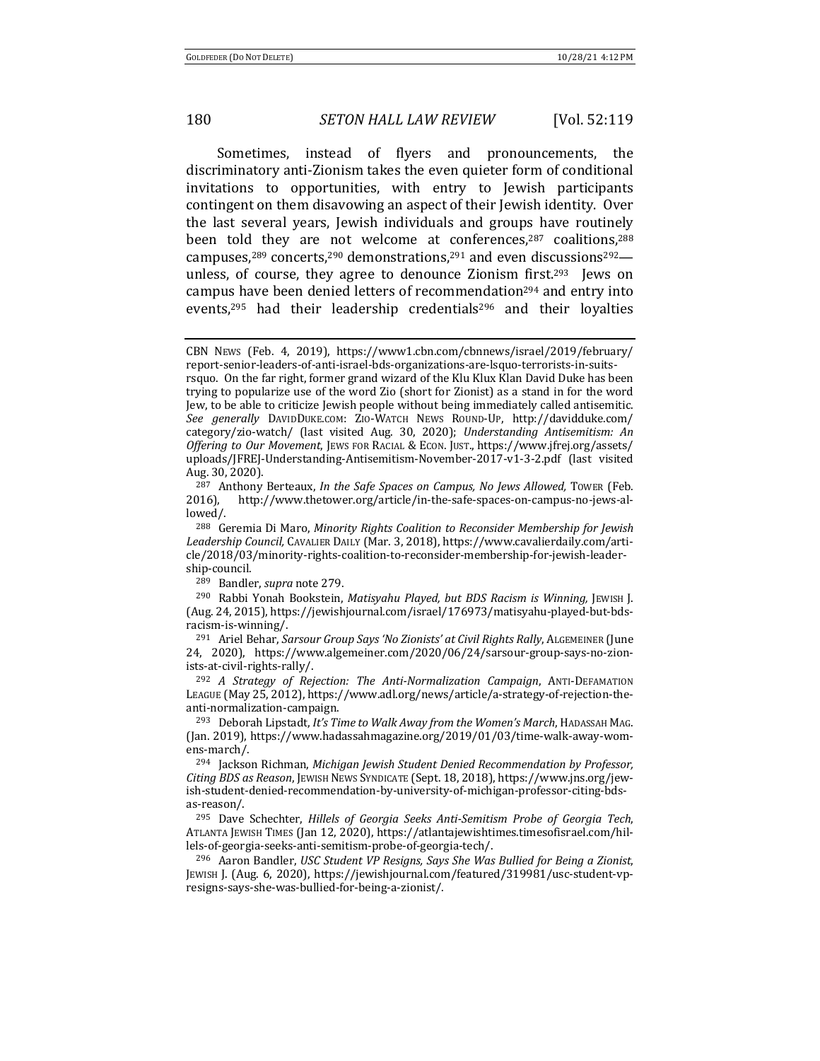Sometimes, instead of flyers and pronouncements, the discriminatory anti-Zionism takes the even quieter form of conditional invitations to opportunities, with entry to Jewish participants contingent on them disavowing an aspect of their Jewish identity. Over the last several years, Jewish individuals and groups have routinely been told they are not welcome at conferences,[287] coalitions,[288] campuses,[289] concerts,[290] demonstrations,[291] and even discussions[292]—unless, of course, they agree to denounce Zionism first.[293] Jews on campus have been denied letters of recommendation[294] and entry into events,[295] had their leadership credentials[296] and their loyalties

---

CBN NEWS (Feb. 4, 2019), https://www1.cbn.com/cbnnews/israel/2019/february/report-senior-leaders-of-anti-israel-bds-organizations-are-lsquo-terrorists-in-suits-rsquo. On the far right, former grand wizard of the Klu Klux Klan David Duke has been trying to popularize use of the word Zio (short for Zionist) as a stand in for the word Jew, to be able to criticize Jewish people without being immediately called antisemitic. *See generally* DAVIDDUKE.COM: ZIO-WATCH NEWS ROUND-UP, http://davidduke.com/category/zio-watch/ (last visited Aug. 30, 2020); *Understanding Antisemitism: An Offering to Our Movement*, JEWS FOR RACIAL & ECON. JUST., https://www.jfrej.org/assets/uploads/JFREJ-Understanding-Antisemitism-November-2017-v1-3-2.pdf (last visited Aug. 30, 2020).

[287] Anthony Berteaux, *In the Safe Spaces on Campus, No Jews Allowed,* TOWER (Feb. 2016), http://www.thetower.org/article/in-the-safe-spaces-on-campus-no-jews-allowed/.

[288] Geremia Di Maro, *Minority Rights Coalition to Reconsider Membership for Jewish Leadership Council,* CAVALIER DAILY (Mar. 3, 2018), https://www.cavalierdaily.com/article/2018/03/minority-rights-coalition-to-reconsider-membership-for-jewish-leadership-council.

[289] Bandler, *supra* note 279.

[290] Rabbi Yonah Bookstein, *Matisyahu Played, but BDS Racism is Winning,* JEWISH J. (Aug. 24, 2015), https://jewishjournal.com/israel/176973/matisyahu-played-but-bds-racism-is-winning/.

[291] Ariel Behar, *Sarsour Group Says 'No Zionists' at Civil Rights Rally*, ALGEMEINER (June 24, 2020), https://www.algemeiner.com/2020/06/24/sarsour-group-says-no-zionists-at-civil-rights-rally/.

[292] *A Strategy of Rejection: The Anti-Normalization Campaign*, ANTI-DEFAMATION LEAGUE (May 25, 2012), https://www.adl.org/news/article/a-strategy-of-rejection-the-anti-normalization-campaign.

[293] Deborah Lipstadt, *It's Time to Walk Away from the Women's March*, HADASSAH MAG. (Jan. 2019), https://www.hadassahmagazine.org/2019/01/03/time-walk-away-womens-march/.

[294] Jackson Richman, *Michigan Jewish Student Denied Recommendation by Professor, Citing BDS as Reason*, JEWISH NEWS SYNDICATE (Sept. 18, 2018), https://www.jns.org/jewish-student-denied-recommendation-by-university-of-michigan-professor-citing-bds-as-reason/.

[295] Dave Schechter, *Hillels of Georgia Seeks Anti-Semitism Probe of Georgia Tech*, ATLANTA JEWISH TIMES (Jan 12, 2020), https://atlantajewishtimes.timesofisrael.com/hillels-of-georgia-seeks-anti-semitism-probe-of-georgia-tech/.

[296] Aaron Bandler, *USC Student VP Resigns, Says She Was Bullied for Being a Zionist*, JEWISH J. (Aug. 6, 2020), https://jewishjournal.com/featured/319981/usc-student-vp-resigns-says-she-was-bullied-for-being-a-zionist/.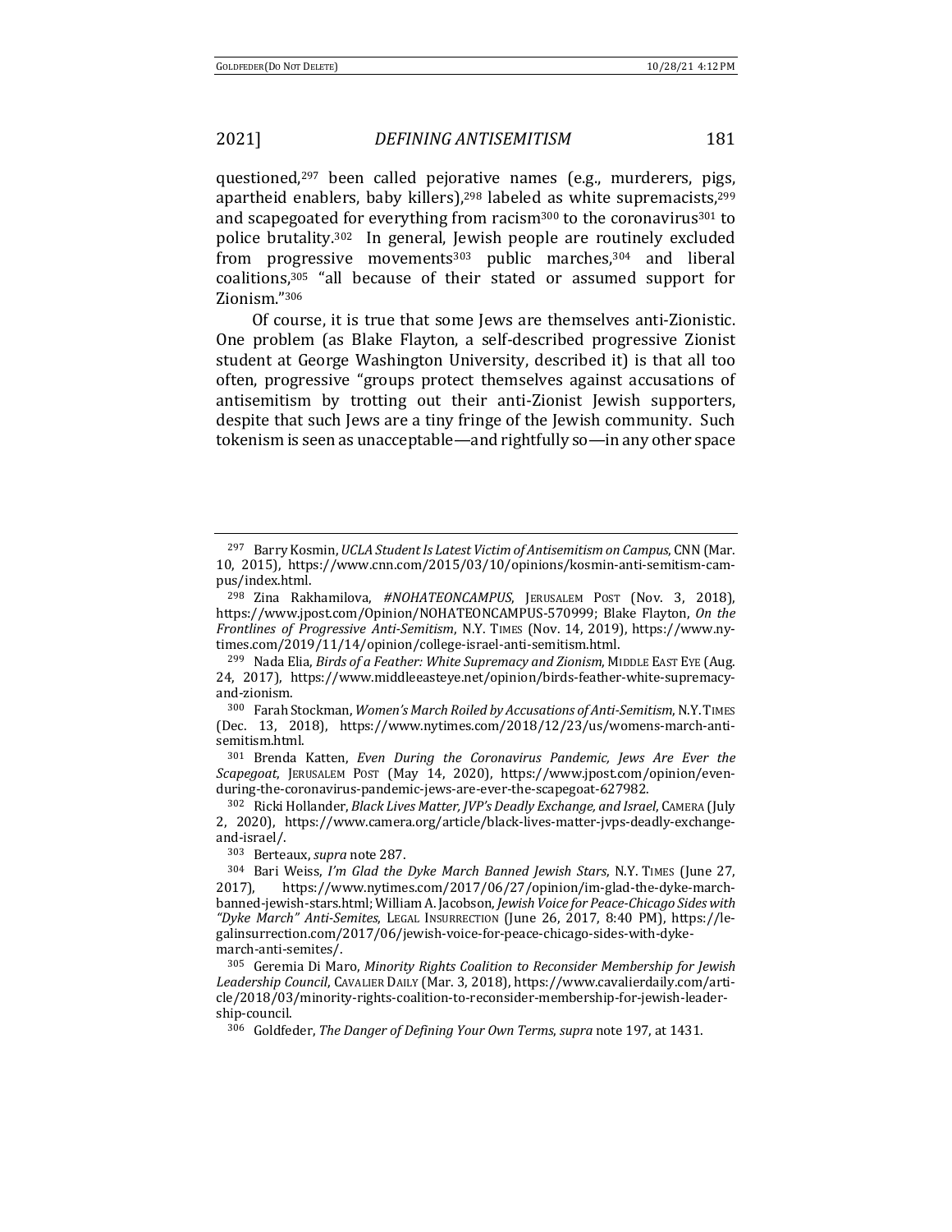questioned,[297] been called pejorative names (e.g., murderers, pigs, apartheid enablers, baby killers),[298] labeled as white supremacists,[299] and scapegoated for everything from racism[300] to the coronavirus[301] to police brutality.[302] In general, Jewish people are routinely excluded from progressive movements[303] public marches,[304] and liberal coalitions,[305] "all because of their stated or assumed support for Zionism."[306]

Of course, it is true that some Jews are themselves anti-Zionistic. One problem (as Blake Flayton, a self-described progressive Zionist student at George Washington University, described it) is that all too often, progressive "groups protect themselves against accusations of antisemitism by trotting out their anti-Zionist Jewish supporters, despite that such Jews are a tiny fringe of the Jewish community. Such tokenism is seen as unacceptable—and rightfully so—in any other space

---

[297] Barry Kosmin, *UCLA Student Is Latest Victim of Antisemitism on Campus*, CNN (Mar. 10, 2015), https://www.cnn.com/2015/03/10/opinions/kosmin-anti-semitism-campus/index.html.

[298] Zina Rakhamilova, *#NOHATEONCAMPUS*, JERUSALEM POST (Nov. 3, 2018), https://www.jpost.com/Opinion/NOHATEONCAMPUS-570999; Blake Flayton, *On the Frontlines of Progressive Anti-Semitism*, N.Y. TIMES (Nov. 14, 2019), https://www.nytimes.com/2019/11/14/opinion/college-israel-anti-semitism.html.

[299] Nada Elia, *Birds of a Feather: White Supremacy and Zionism*, MIDDLE EAST EYE (Aug. 24, 2017), https://www.middleeasteye.net/opinion/birds-feather-white-supremacy-and-zionism.

[300] Farah Stockman, *Women's March Roiled by Accusations of Anti-Semitism*, N.Y. TIMES (Dec. 13, 2018), https://www.nytimes.com/2018/12/23/us/womens-march-anti-semitism.html.

[301] Brenda Katten, *Even During the Coronavirus Pandemic, Jews Are Ever the Scapegoat*, JERUSALEM POST (May 14, 2020), https://www.jpost.com/opinion/even-during-the-coronavirus-pandemic-jews-are-ever-the-scapegoat-627982.

[302] Ricki Hollander, *Black Lives Matter, JVP's Deadly Exchange, and Israel*, CAMERA (July 2, 2020), https://www.camera.org/article/black-lives-matter-jvps-deadly-exchange-and-israel/.

[303] Berteaux, *supra* note 287.

[304] Bari Weiss, *I'm Glad the Dyke March Banned Jewish Stars*, N.Y. TIMES (June 27, 2017), https://www.nytimes.com/2017/06/27/opinion/im-glad-the-dyke-march-banned-jewish-stars.html; William A. Jacobson, *Jewish Voice for Peace-Chicago Sides with "Dyke March" Anti-Semites*, LEGAL INSURRECTION (June 26, 2017, 8:40 PM), https://legalinsurrection.com/2017/06/jewish-voice-for-peace-chicago-sides-with-dyke-march-anti-semites/.

[305] Geremia Di Maro, *Minority Rights Coalition to Reconsider Membership for Jewish Leadership Council*, CAVALIER DAILY (Mar. 3, 2018), https://www.cavalierdaily.com/article/2018/03/minority-rights-coalition-to-reconsider-membership-for-jewish-leadership-council.

[306] Goldfeder, *The Danger of Defining Your Own Terms*, *supra* note 197, at 1431.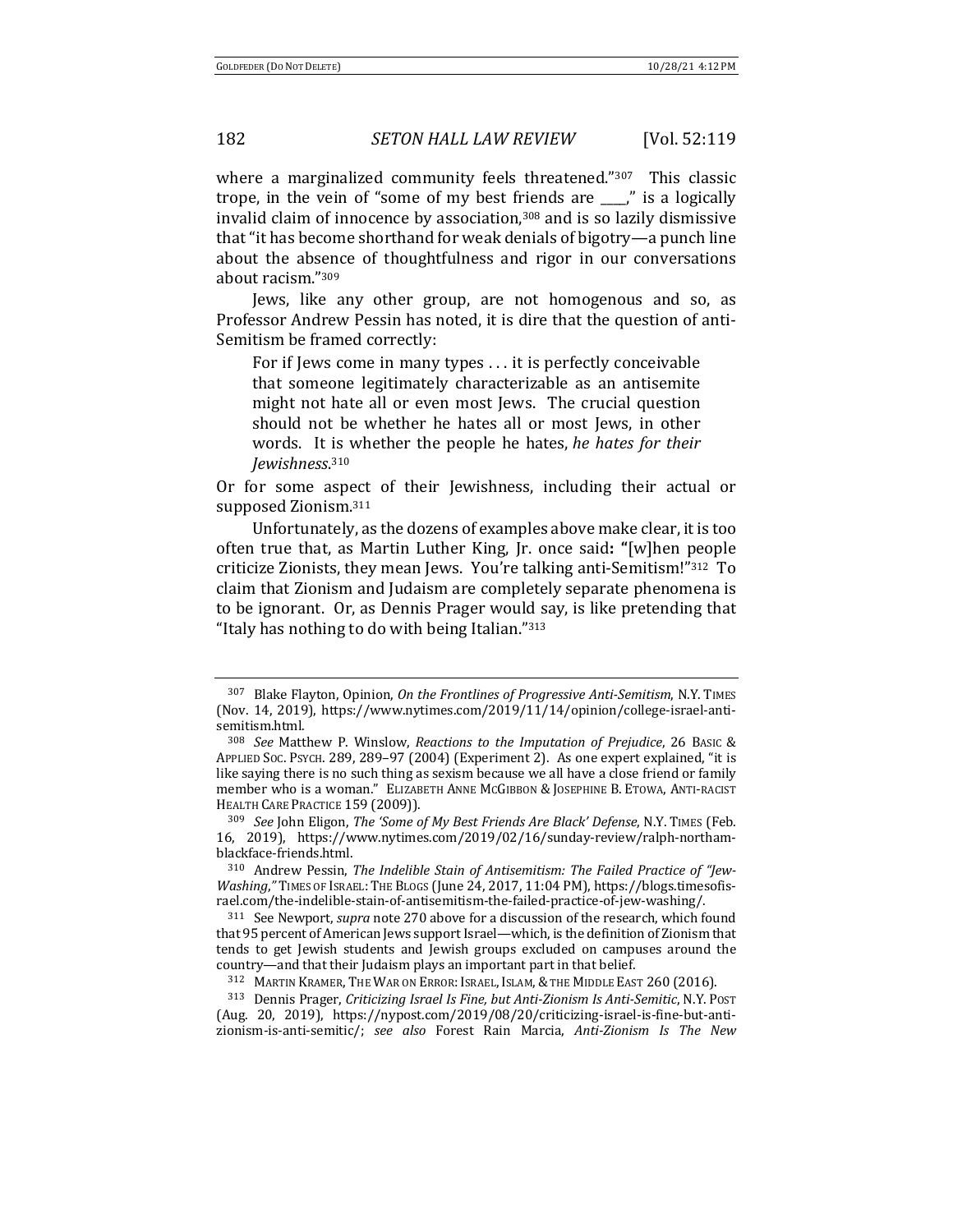where a marginalized community feels threatened."[307] This classic trope, in the vein of "some of my best friends are ____," is a logically invalid claim of innocence by association,[308] and is so lazily dismissive that "it has become shorthand for weak denials of bigotry—a punch line about the absence of thoughtfulness and rigor in our conversations about racism."[309]

Jews, like any other group, are not homogenous and so, as Professor Andrew Pessin has noted, it is dire that the question of anti-Semitism be framed correctly:

> For if Jews come in many types . . . it is perfectly conceivable that someone legitimately characterizable as an antisemite might not hate all or even most Jews. The crucial question should not be whether he hates all or most Jews, in other words. It is whether the people he hates, *he hates for their Jewishness*.[310]

Or for some aspect of their Jewishness, including their actual or supposed Zionism.[311]

Unfortunately, as the dozens of examples above make clear, it is too often true that, as Martin Luther King, Jr. once said**:** "[w]hen people criticize Zionists, they mean Jews. You're talking anti-Semitism!"[312] To claim that Zionism and Judaism are completely separate phenomena is to be ignorant. Or, as Dennis Prager would say, is like pretending that "Italy has nothing to do with being Italian."[313]

---

[307] Blake Flayton, Opinion, *On the Frontlines of Progressive Anti-Semitism*, N.Y. TIMES (Nov. 14, 2019), https://www.nytimes.com/2019/11/14/opinion/college-israel-anti-semitism.html.

[308] *See* Matthew P. Winslow, *Reactions to the Imputation of Prejudice*, 26 BASIC & APPLIED SOC. PSYCH. 289, 289–97 (2004) (Experiment 2). As one expert explained, "it is like saying there is no such thing as sexism because we all have a close friend or family member who is a woman." ELIZABETH ANNE MCGIBBON & JOSEPHINE B. ETOWA, ANTI-RACIST HEALTH CARE PRACTICE 159 (2009)).

[309] *See* John Eligon, *The 'Some of My Best Friends Are Black' Defense*, N.Y. TIMES (Feb. 16, 2019), https://www.nytimes.com/2019/02/16/sunday-review/ralph-northam-blackface-friends.html.

[310] Andrew Pessin, *The Indelible Stain of Antisemitism: The Failed Practice of "Jew-Washing*,*"* TIMES OF ISRAEL: THE BLOGS (June 24, 2017, 11:04 PM), https://blogs.timesofisrael.com/the-indelible-stain-of-antisemitism-the-failed-practice-of-jew-washing/.

[311] See Newport, *supra* note 270 above for a discussion of the research, which found that 95 percent of American Jews support Israel—which, is the definition of Zionism that tends to get Jewish students and Jewish groups excluded on campuses around the country—and that their Judaism plays an important part in that belief.

[312] MARTIN KRAMER, THE WAR ON ERROR: ISRAEL, ISLAM, & THE MIDDLE EAST 260 (2016).

[313] Dennis Prager, *Criticizing Israel Is Fine, but Anti-Zionism Is Anti-Semitic*, N.Y. POST (Aug. 20, 2019), https://nypost.com/2019/08/20/criticizing-israel-is-fine-but-anti-zionism-is-anti-semitic/; *see also* Forest Rain Marcia, *Anti-Zionism Is The New*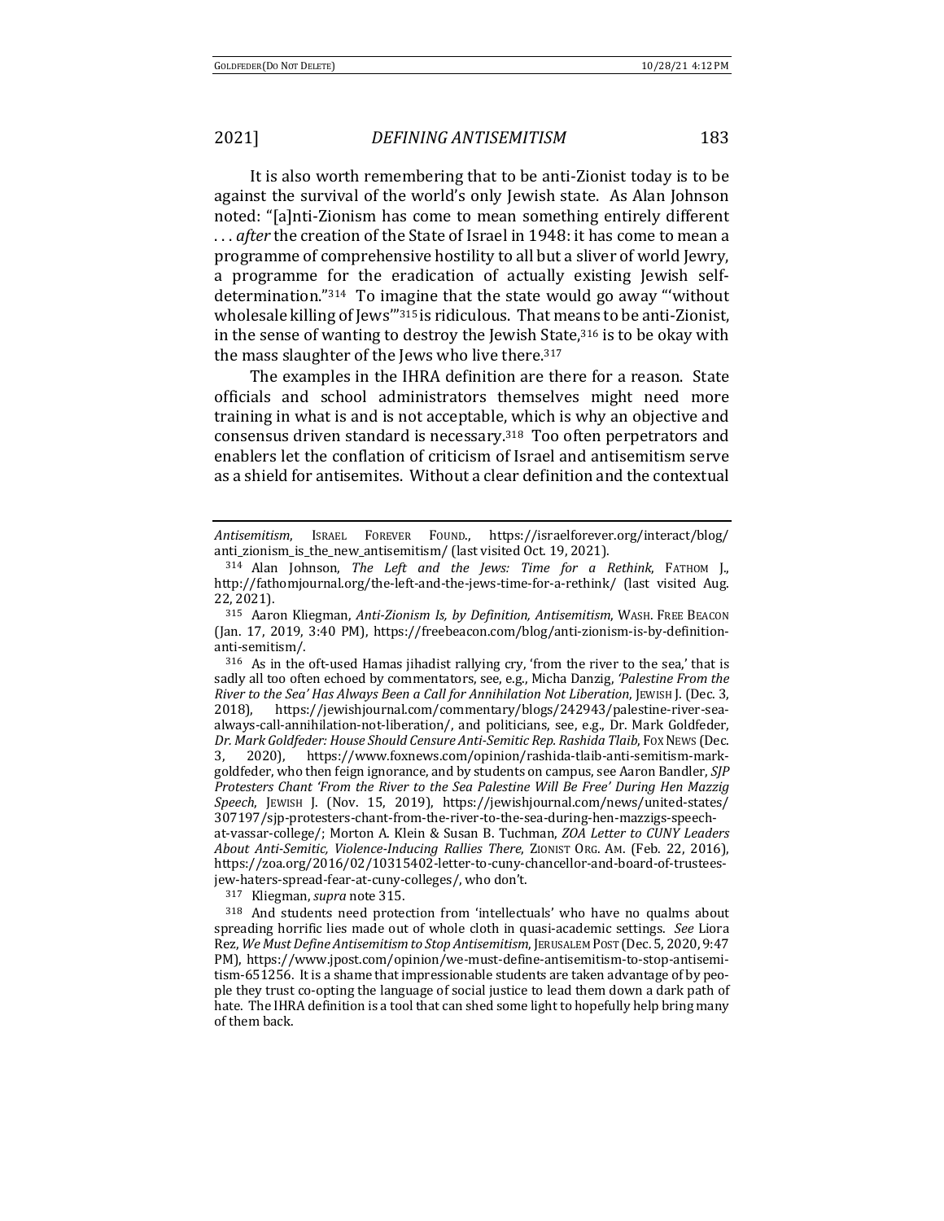It is also worth remembering that to be anti-Zionist today is to be against the survival of the world's only Jewish state. As Alan Johnson noted: "[a]nti-Zionism has come to mean something entirely different . . . *after* the creation of the State of Israel in 1948: it has come to mean a programme of comprehensive hostility to all but a sliver of world Jewry, a programme for the eradication of actually existing Jewish self-determination."[314] To imagine that the state would go away "'without wholesale killing of Jews'"[315] is ridiculous. That means to be anti-Zionist, in the sense of wanting to destroy the Jewish State,[316] is to be okay with the mass slaughter of the Jews who live there.[317]

The examples in the IHRA definition are there for a reason. State officials and school administrators themselves might need more training in what is and is not acceptable, which is why an objective and consensus driven standard is necessary.[318] Too often perpetrators and enablers let the conflation of criticism of Israel and antisemitism serve as a shield for antisemites. Without a clear definition and the contextual

---

*Antisemitism*, ISRAEL FOREVER FOUND., https://israelforever.org/interact/blog/anti_zionism_is_the_new_antisemitism/ (last visited Oct. 19, 2021).

[314] Alan Johnson, *The Left and the Jews: Time for a Rethink*, FATHOM J., http://fathomjournal.org/the-left-and-the-jews-time-for-a-rethink/ (last visited Aug. 22, 2021).

[315] Aaron Kliegman, *Anti-Zionism Is, by Definition, Antisemitism*, WASH. FREE BEACON (Jan. 17, 2019, 3:40 PM), https://freebeacon.com/blog/anti-zionism-is-by-definition-anti-semitism/.

[316] As in the oft-used Hamas jihadist rallying cry, 'from the river to the sea,' that is sadly all too often echoed by commentators, see, e.g., Micha Danzig, *'Palestine From the River to the Sea' Has Always Been a Call for Annihilation Not Liberation*, JEWISH J. (Dec. 3, 2018), https://jewishjournal.com/commentary/blogs/242943/palestine-river-sea-always-call-annihilation-not-liberation/, and politicians, see, e.g., Dr. Mark Goldfeder, *Dr. Mark Goldfeder: House Should Censure Anti-Semitic Rep. Rashida Tlaib*, FOX NEWS (Dec. 3, 2020), https://www.foxnews.com/opinion/rashida-tlaib-anti-semitism-mark-goldfeder, who then feign ignorance, and by students on campus, see Aaron Bandler, *SJP Protesters Chant 'From the River to the Sea Palestine Will Be Free' During Hen Mazzig Speech*, JEWISH J. (Nov. 15, 2019), https://jewishjournal.com/news/united-states/307197/sjp-protesters-chant-from-the-river-to-the-sea-during-hen-mazzigs-speech-at-vassar-college/; Morton A. Klein & Susan B. Tuchman, *ZOA Letter to CUNY Leaders About Anti-Semitic, Violence-Inducing Rallies There*, ZIONIST ORG. AM. (Feb. 22, 2016), https://zoa.org/2016/02/10315402-letter-to-cuny-chancellor-and-board-of-trustees-jew-haters-spread-fear-at-cuny-colleges/, who don't.

[317] Kliegman, *supra* note 315.

[318] And students need protection from 'intellectuals' who have no qualms about spreading horrific lies made out of whole cloth in quasi-academic settings. *See* Liora Rez, *We Must Define Antisemitism to Stop Antisemitism*, JERUSALEM POST (Dec. 5, 2020, 9:47 PM), https://www.jpost.com/opinion/we-must-define-antisemitism-to-stop-antisemitism-651256. It is a shame that impressionable students are taken advantage of by people they trust co-opting the language of social justice to lead them down a dark path of hate. The IHRA definition is a tool that can shed some light to hopefully help bring many of them back.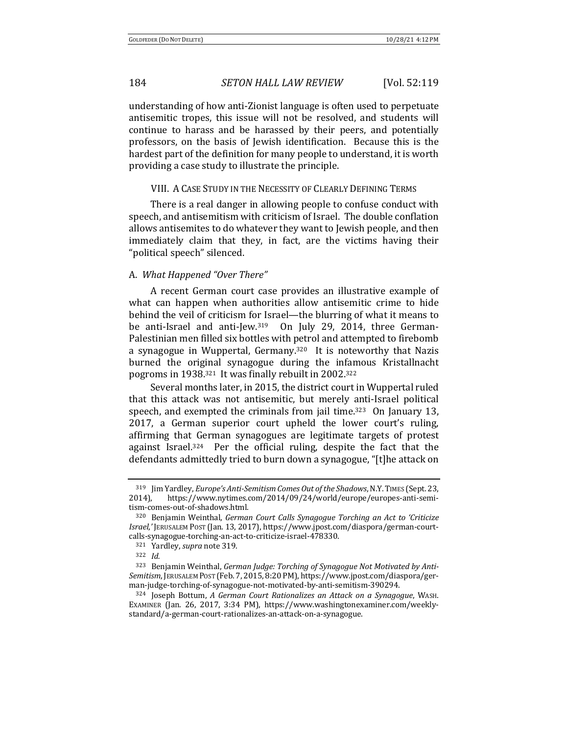understanding of how anti-Zionist language is often used to perpetuate antisemitic tropes, this issue will not be resolved, and students will continue to harass and be harassed by their peers, and potentially professors, on the basis of Jewish identification. Because this is the hardest part of the definition for many people to understand, it is worth providing a case study to illustrate the principle.

## VIII. A Case Study in the Necessity of Clearly Defining Terms

There is a real danger in allowing people to confuse conduct with speech, and antisemitism with criticism of Israel. The double conflation allows antisemites to do whatever they want to Jewish people, and then immediately claim that they, in fact, are the victims having their "political speech" silenced.

### A. *What Happened "Over There"*

A recent German court case provides an illustrative example of what can happen when authorities allow antisemitic crime to hide behind the veil of criticism for Israel—the blurring of what it means to be anti-Israel and anti-Jew.[319] On July 29, 2014, three German-Palestinian men filled six bottles with petrol and attempted to firebomb a synagogue in Wuppertal, Germany.[320] It is noteworthy that Nazis burned the original synagogue during the infamous Kristallnacht pogroms in 1938.[321] It was finally rebuilt in 2002.[322]

Several months later, in 2015, the district court in Wuppertal ruled that this attack was not antisemitic, but merely anti-Israel political speech, and exempted the criminals from jail time.[323] On January 13, 2017, a German superior court upheld the lower court's ruling, affirming that German synagogues are legitimate targets of protest against Israel.[324] Per the official ruling, despite the fact that the defendants admittedly tried to burn down a synagogue, "[t]he attack on

---

[319] Jim Yardley, *Europe's Anti-Semitism Comes Out of the Shadows*, N.Y. Times (Sept. 23, 2014), https://www.nytimes.com/2014/09/24/world/europe/europes-anti-semitism-comes-out-of-shadows.html.

[320] Benjamin Weinthal, *German Court Calls Synagogue Torching an Act to 'Criticize Israel*,*'* Jerusalem Post (Jan. 13, 2017), https://www.jpost.com/diaspora/german-court-calls-synagogue-torching-an-act-to-criticize-israel-478330.

[321] Yardley, *supra* note 319.

[322] *Id.*

[323] Benjamin Weinthal, *German Judge: Torching of Synagogue Not Motivated by Anti-Semitism*, Jerusalem Post (Feb. 7, 2015, 8:20 PM), https://www.jpost.com/diaspora/german-judge-torching-of-synagogue-not-motivated-by-anti-semitism-390294.

[324] Joseph Bottum, *A German Court Rationalizes an Attack on a Synagogue*, Wash. Examiner (Jan. 26, 2017, 3:34 PM), https://www.washingtonexaminer.com/weekly-standard/a-german-court-rationalizes-an-attack-on-a-synagogue.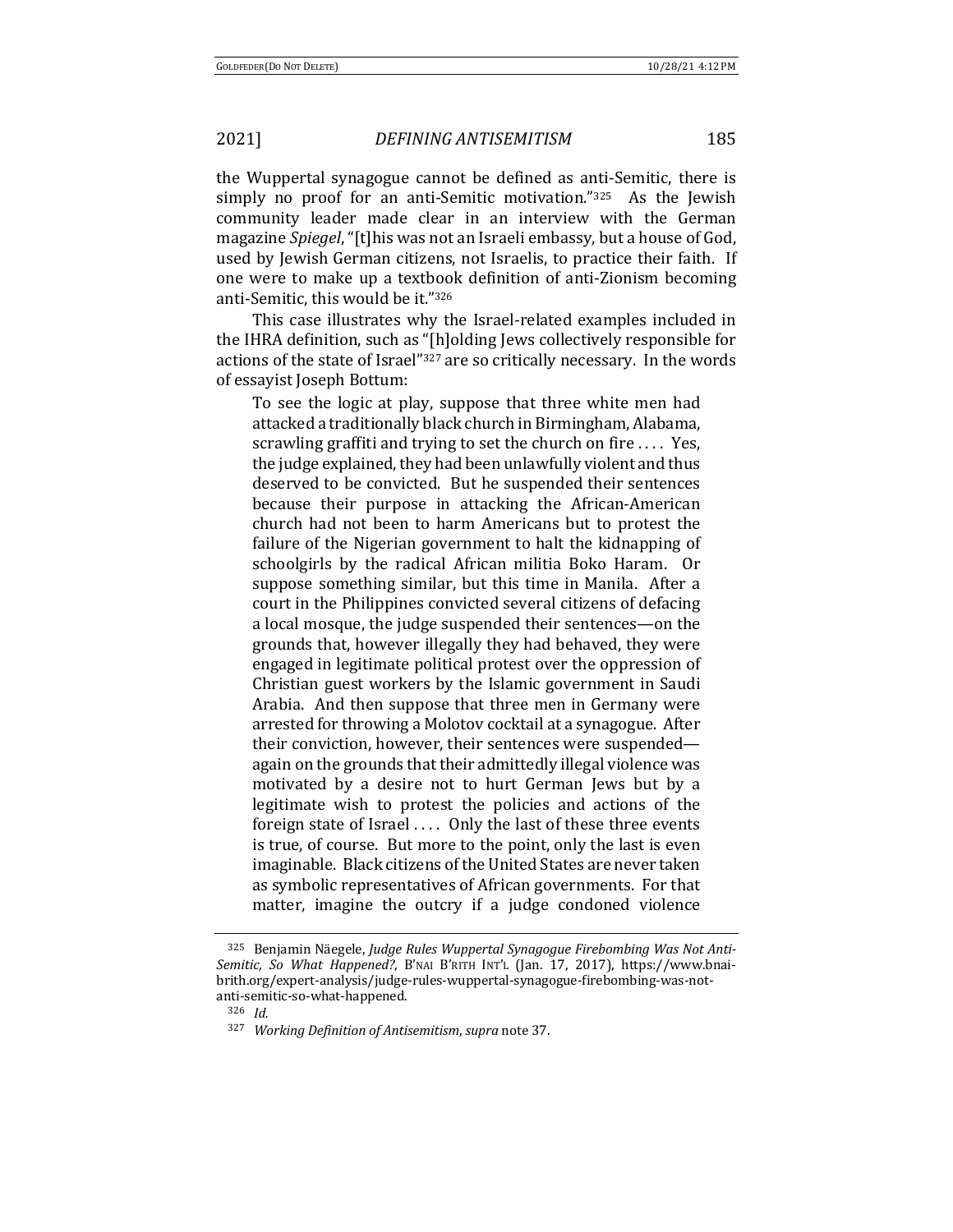the Wuppertal synagogue cannot be defined as anti-Semitic, there is simply no proof for an anti-Semitic motivation."[325] As the Jewish community leader made clear in an interview with the German magazine *Spiegel*, "[t]his was not an Israeli embassy, but a house of God, used by Jewish German citizens, not Israelis, to practice their faith. If one were to make up a textbook definition of anti-Zionism becoming anti-Semitic, this would be it."[326]

This case illustrates why the Israel-related examples included in the IHRA definition, such as "[h]olding Jews collectively responsible for actions of the state of Israel"[327] are so critically necessary. In the words of essayist Joseph Bottum:

> To see the logic at play, suppose that three white men had attacked a traditionally black church in Birmingham, Alabama, scrawling graffiti and trying to set the church on fire . . . . Yes, the judge explained, they had been unlawfully violent and thus deserved to be convicted. But he suspended their sentences because their purpose in attacking the African-American church had not been to harm Americans but to protest the failure of the Nigerian government to halt the kidnapping of schoolgirls by the radical African militia Boko Haram. Or suppose something similar, but this time in Manila. After a court in the Philippines convicted several citizens of defacing a local mosque, the judge suspended their sentences—on the grounds that, however illegally they had behaved, they were engaged in legitimate political protest over the oppression of Christian guest workers by the Islamic government in Saudi Arabia. And then suppose that three men in Germany were arrested for throwing a Molotov cocktail at a synagogue. After their conviction, however, their sentences were suspended—again on the grounds that their admittedly illegal violence was motivated by a desire not to hurt German Jews but by a legitimate wish to protest the policies and actions of the foreign state of Israel . . . . Only the last of these three events is true, of course. But more to the point, only the last is even imaginable. Black citizens of the United States are never taken as symbolic representatives of African governments. For that matter, imagine the outcry if a judge condoned violence

---

[325] Benjamin Näegele, *Judge Rules Wuppertal Synagogue Firebombing Was Not Anti-Semitic, So What Happened?*, B'NAI B'RITH INT'L (Jan. 17, 2017), https://www.bnaibrith.org/expert-analysis/judge-rules-wuppertal-synagogue-firebombing-was-not-anti-semitic-so-what-happened.

[326] *Id.*

[327] *Working Definition of Antisemitism*, *supra* note 37.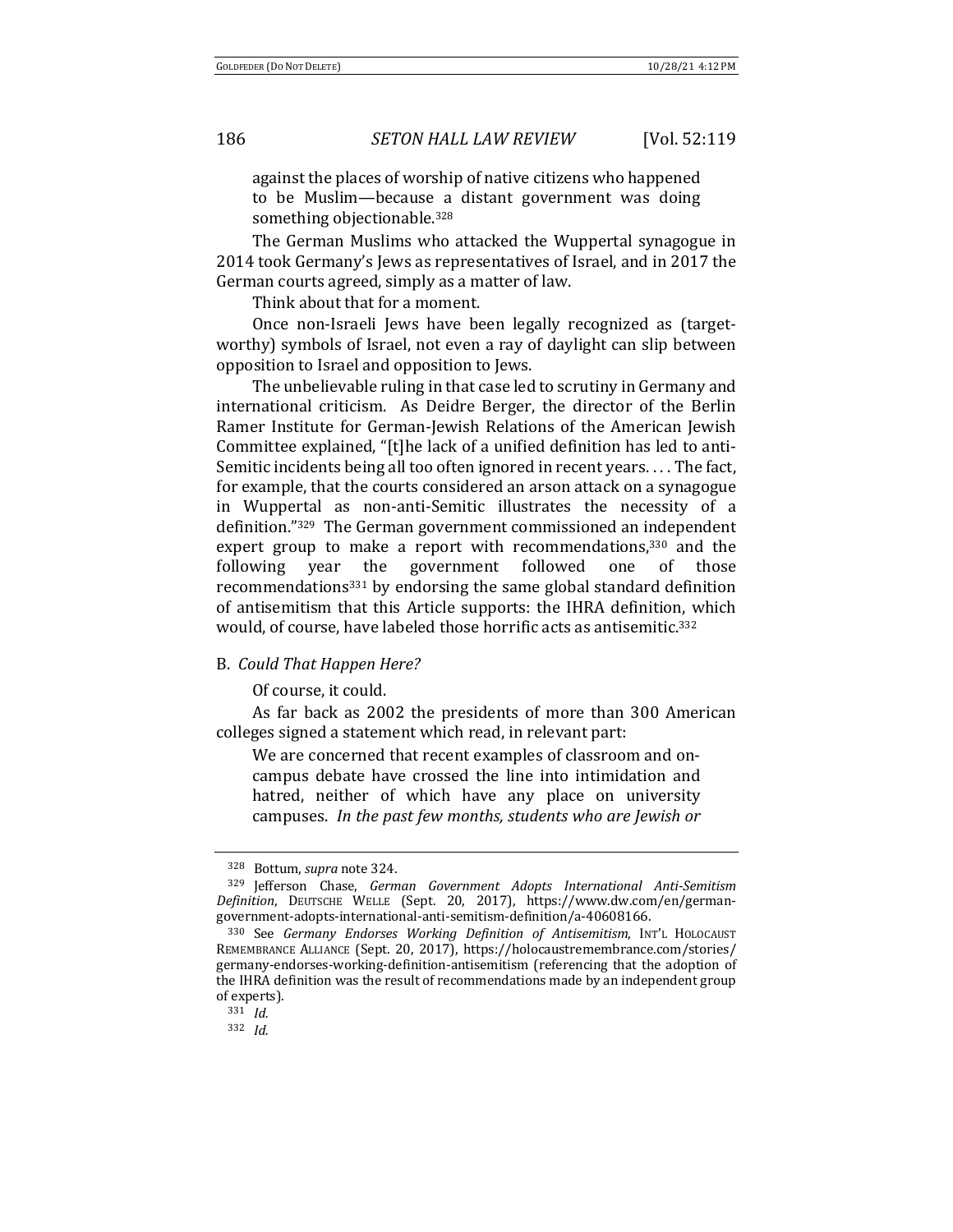> against the places of worship of native citizens who happened to be Muslim—because a distant government was doing something objectionable.[328]

The German Muslims who attacked the Wuppertal synagogue in 2014 took Germany's Jews as representatives of Israel, and in 2017 the German courts agreed, simply as a matter of law.

Think about that for a moment.

Once non-Israeli Jews have been legally recognized as (target-worthy) symbols of Israel, not even a ray of daylight can slip between opposition to Israel and opposition to Jews.

The unbelievable ruling in that case led to scrutiny in Germany and international criticism. As Deidre Berger, the director of the Berlin Ramer Institute for German-Jewish Relations of the American Jewish Committee explained, "[t]he lack of a unified definition has led to anti-Semitic incidents being all too often ignored in recent years. . . . The fact, for example, that the courts considered an arson attack on a synagogue in Wuppertal as non-anti-Semitic illustrates the necessity of a definition."[329] The German government commissioned an independent expert group to make a report with recommendations,[330] and the following year the government followed one of those recommendations[331] by endorsing the same global standard definition of antisemitism that this Article supports: the IHRA definition, which would, of course, have labeled those horrific acts as antisemitic.[332]

## B. *Could That Happen Here?*

Of course, it could.

As far back as 2002 the presidents of more than 300 American colleges signed a statement which read, in relevant part:

> We are concerned that recent examples of classroom and on-campus debate have crossed the line into intimidation and hatred, neither of which have any place on university campuses. *In the past few months, students who are Jewish or*

---

[328] Bottum, *supra* note 324.

[329] Jefferson Chase, *German Government Adopts International Anti-Semitism Definition*, DEUTSCHE WELLE (Sept. 20, 2017), https://www.dw.com/en/german-government-adopts-international-anti-semitism-definition/a-40608166.

[330] See *Germany Endorses Working Definition of Antisemitism*, INT'L HOLOCAUST REMEMBRANCE ALLIANCE (Sept. 20, 2017), https://holocaustremembrance.com/stories/germany-endorses-working-definition-antisemitism (referencing that the adoption of the IHRA definition was the result of recommendations made by an independent group of experts).

[331] *Id.*

[332] *Id.*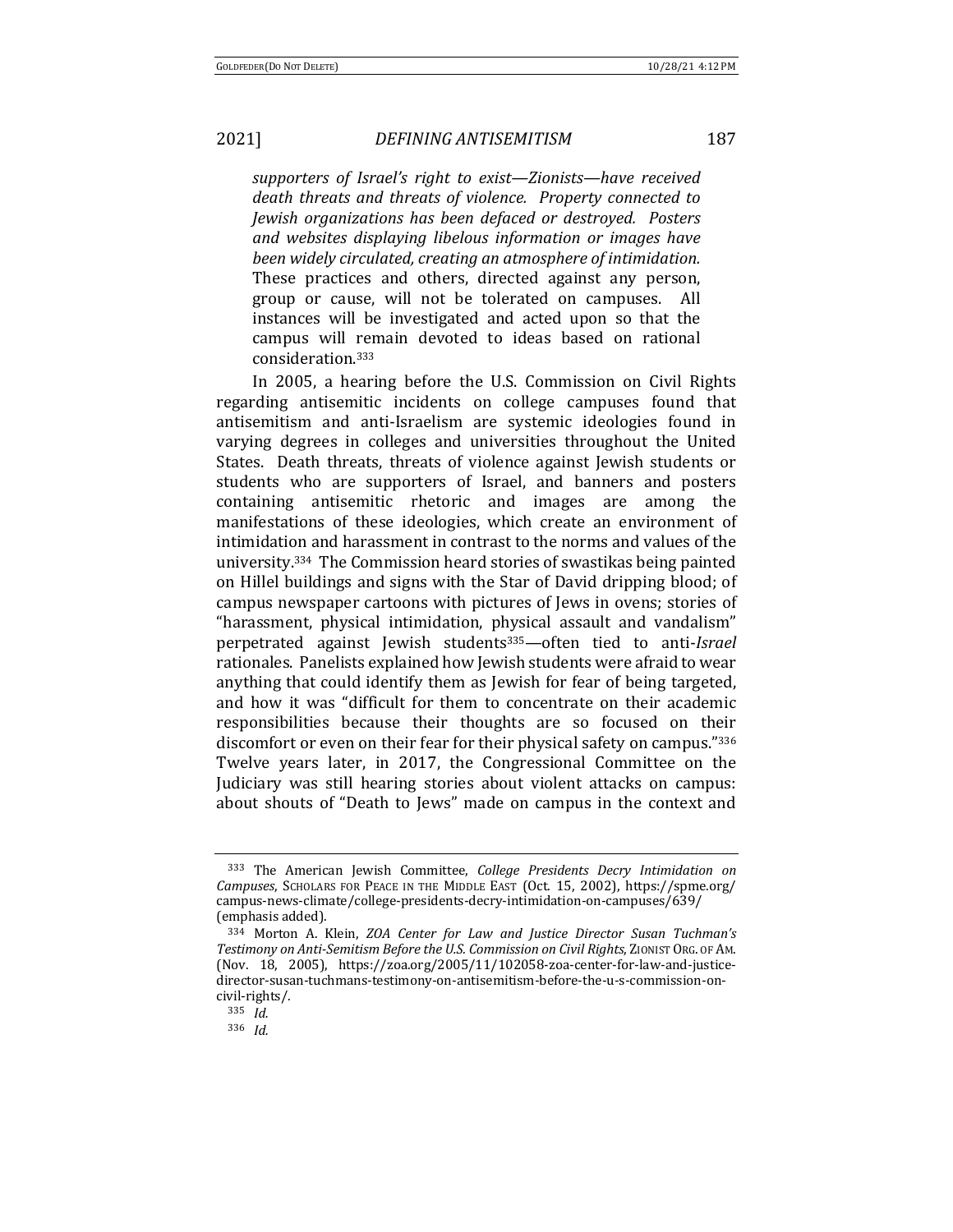> *supporters of Israel's right to exist—Zionists—have received death threats and threats of violence. Property connected to Jewish organizations has been defaced or destroyed. Posters and websites displaying libelous information or images have been widely circulated, creating an atmosphere of intimidation.* These practices and others, directed against any person, group or cause, will not be tolerated on campuses. All instances will be investigated and acted upon so that the campus will remain devoted to ideas based on rational consideration.[333]

In 2005, a hearing before the U.S. Commission on Civil Rights regarding antisemitic incidents on college campuses found that antisemitism and anti-Israelism are systemic ideologies found in varying degrees in colleges and universities throughout the United States. Death threats, threats of violence against Jewish students or students who are supporters of Israel, and banners and posters containing antisemitic rhetoric and images are among the manifestations of these ideologies, which create an environment of intimidation and harassment in contrast to the norms and values of the university.[334] The Commission heard stories of swastikas being painted on Hillel buildings and signs with the Star of David dripping blood; of campus newspaper cartoons with pictures of Jews in ovens; stories of "harassment, physical intimidation, physical assault and vandalism" perpetrated against Jewish students[335]—often tied to anti-*Israel* rationales. Panelists explained how Jewish students were afraid to wear anything that could identify them as Jewish for fear of being targeted, and how it was "difficult for them to concentrate on their academic responsibilities because their thoughts are so focused on their discomfort or even on their fear for their physical safety on campus."[336] Twelve years later, in 2017, the Congressional Committee on the Judiciary was still hearing stories about violent attacks on campus: about shouts of "Death to Jews" made on campus in the context and

---

[333] The American Jewish Committee, *College Presidents Decry Intimidation on Campuses*, SCHOLARS FOR PEACE IN THE MIDDLE EAST (Oct. 15, 2002), https://spme.org/campus-news-climate/college-presidents-decry-intimidation-on-campuses/639/ (emphasis added).

[334] Morton A. Klein, *ZOA Center for Law and Justice Director Susan Tuchman's Testimony on Anti-Semitism Before the U.S. Commission on Civil Rights*, ZIONIST ORG. OF AM. (Nov. 18, 2005), https://zoa.org/2005/11/102058-zoa-center-for-law-and-justice-director-susan-tuchmans-testimony-on-antisemitism-before-the-u-s-commission-on-civil-rights/.

[335] *Id.*

[336] *Id.*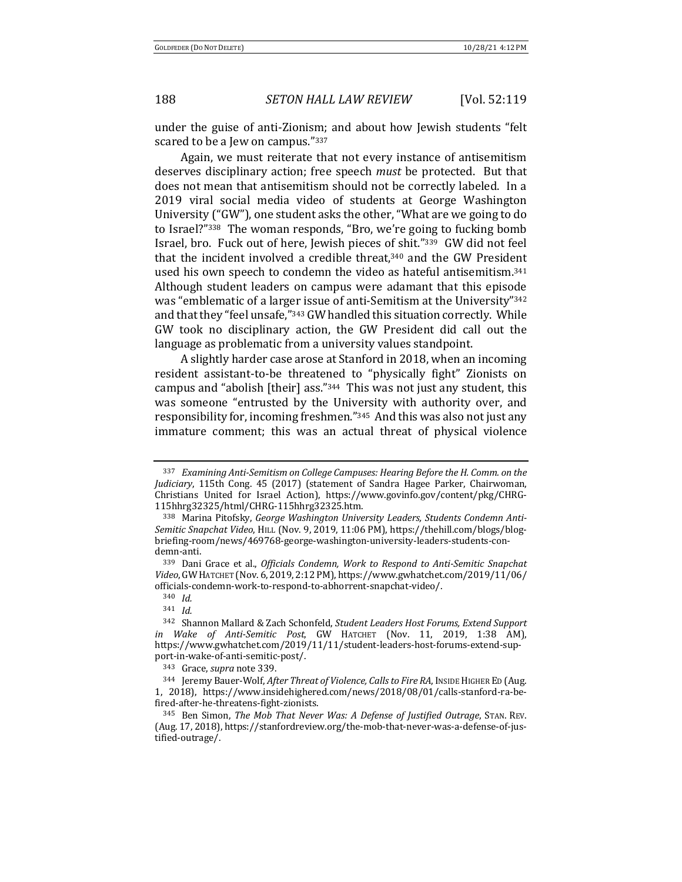under the guise of anti-Zionism; and about how Jewish students "felt scared to be a Jew on campus."[337]

Again, we must reiterate that not every instance of antisemitism deserves disciplinary action; free speech *must* be protected. But that does not mean that antisemitism should not be correctly labeled. In a 2019 viral social media video of students at George Washington University ("GW"), one student asks the other, "What are we going to do to Israel?"[338] The woman responds, "Bro, we're going to fucking bomb Israel, bro. Fuck out of here, Jewish pieces of shit."[339] GW did not feel that the incident involved a credible threat,[340] and the GW President used his own speech to condemn the video as hateful antisemitism.[341] Although student leaders on campus were adamant that this episode was "emblematic of a larger issue of anti-Semitism at the University"[342] and that they "feel unsafe,"[343] GW handled this situation correctly. While GW took no disciplinary action, the GW President did call out the language as problematic from a university values standpoint.

A slightly harder case arose at Stanford in 2018, when an incoming resident assistant-to-be threatened to "physically fight" Zionists on campus and "abolish [their] ass."[344] This was not just any student, this was someone "entrusted by the University with authority over, and responsibility for, incoming freshmen."[345] And this was also not just any immature comment; this was an actual threat of physical violence

---

[337] *Examining Anti-Semitism on College Campuses: Hearing Before the H. Comm. on the Judiciary*, 115th Cong. 45 (2017) (statement of Sandra Hagee Parker, Chairwoman, Christians United for Israel Action), https://www.govinfo.gov/content/pkg/CHRG-115hhrg32325/html/CHRG-115hhrg32325.htm.

[338] Marina Pitofsky, *George Washington University Leaders, Students Condemn Anti-Semitic Snapchat Video*, HILL (Nov. 9, 2019, 11:06 PM), https://thehill.com/blogs/blog-briefing-room/news/469768-george-washington-university-leaders-students-condemn-anti.

[339] Dani Grace et al., *Officials Condemn, Work to Respond to Anti-Semitic Snapchat Video*, GW HATCHET (Nov. 6, 2019, 2:12 PM), https://www.gwhatchet.com/2019/11/06/officials-condemn-work-to-respond-to-abhorrent-snapchat-video/.

[340] *Id.*

[341] *Id.*

[342] Shannon Mallard & Zach Schonfeld, *Student Leaders Host Forums, Extend Support in Wake of Anti-Semitic Post*, GW HATCHET (Nov. 11, 2019, 1:38 AM), https://www.gwhatchet.com/2019/11/11/student-leaders-host-forums-extend-support-in-wake-of-anti-semitic-post/.

[343] Grace, *supra* note 339.

[344] Jeremy Bauer-Wolf, *After Threat of Violence, Calls to Fire RA*, INSIDE HIGHER ED (Aug. 1, 2018), https://www.insidehighered.com/news/2018/08/01/calls-stanford-ra-be-fired-after-he-threatens-fight-zionists.

[345] Ben Simon, *The Mob That Never Was: A Defense of Justified Outrage*, STAN. REV. (Aug. 17, 2018), https://stanfordreview.org/the-mob-that-never-was-a-defense-of-justified-outrage/.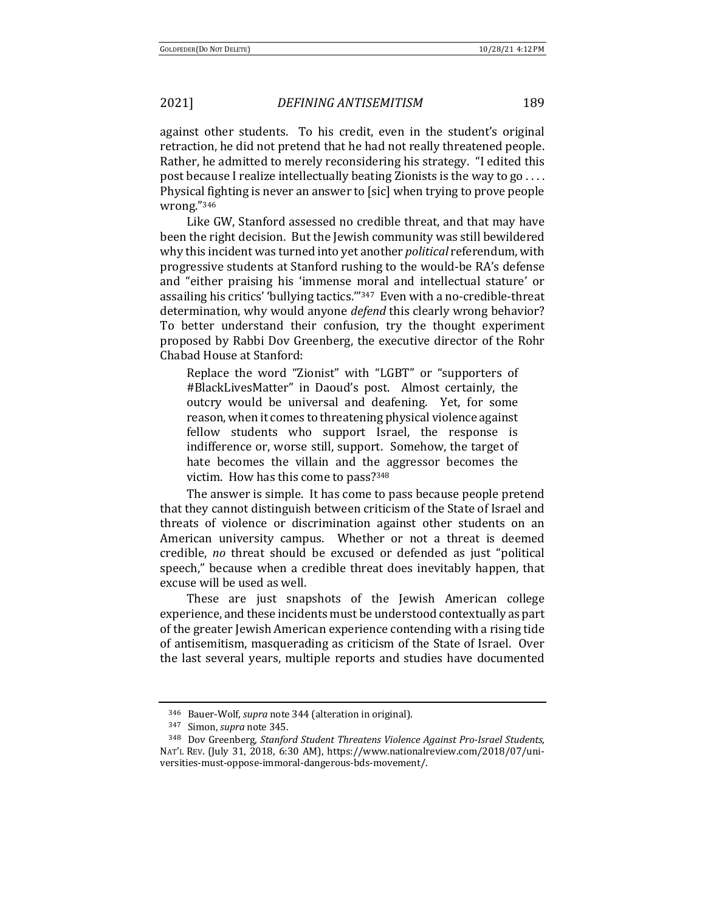against other students. To his credit, even in the student's original retraction, he did not pretend that he had not really threatened people. Rather, he admitted to merely reconsidering his strategy. "I edited this post because I realize intellectually beating Zionists is the way to go . . . . Physical fighting is never an answer to [sic] when trying to prove people wrong."[346]

Like GW, Stanford assessed no credible threat, and that may have been the right decision. But the Jewish community was still bewildered why this incident was turned into yet another *political* referendum, with progressive students at Stanford rushing to the would-be RA's defense and "either praising his 'immense moral and intellectual stature' or assailing his critics' 'bullying tactics.'"[347] Even with a no-credible-threat determination, why would anyone *defend* this clearly wrong behavior? To better understand their confusion, try the thought experiment proposed by Rabbi Dov Greenberg, the executive director of the Rohr Chabad House at Stanford:

> Replace the word "Zionist" with "LGBT" or "supporters of #BlackLivesMatter" in Daoud's post. Almost certainly, the outcry would be universal and deafening. Yet, for some reason, when it comes to threatening physical violence against fellow students who support Israel, the response is indifference or, worse still, support. Somehow, the target of hate becomes the villain and the aggressor becomes the victim. How has this come to pass?[348]

The answer is simple. It has come to pass because people pretend that they cannot distinguish between criticism of the State of Israel and threats of violence or discrimination against other students on an American university campus. Whether or not a threat is deemed credible, *no* threat should be excused or defended as just "political speech," because when a credible threat does inevitably happen, that excuse will be used as well.

These are just snapshots of the Jewish American college experience, and these incidents must be understood contextually as part of the greater Jewish American experience contending with a rising tide of antisemitism, masquerading as criticism of the State of Israel. Over the last several years, multiple reports and studies have documented

---

[346] Bauer-Wolf, *supra* note 344 (alteration in original).

[347] Simon, *supra* note 345.

[348] Dov Greenberg, *Stanford Student Threatens Violence Against Pro-Israel Students*, NAT'L REV. (July 31, 2018, 6:30 AM), https://www.nationalreview.com/2018/07/universities-must-oppose-immoral-dangerous-bds-movement/.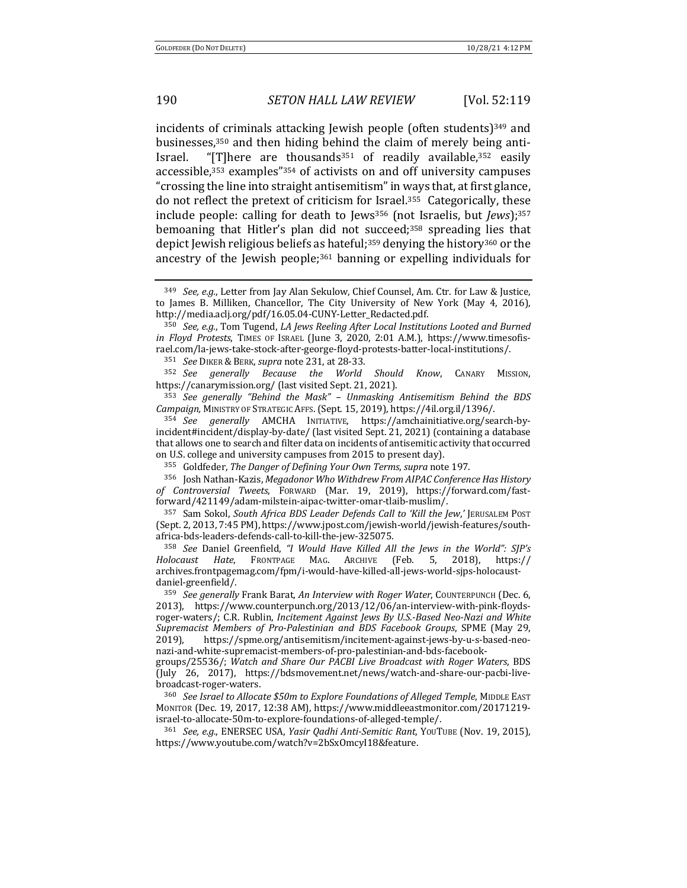incidents of criminals attacking Jewish people (often students)[349] and businesses,[350] and then hiding behind the claim of merely being anti-Israel. "[T]here are thousands[351] of readily available,[352] easily accessible,[353] examples"[354] of activists on and off university campuses "crossing the line into straight antisemitism" in ways that, at first glance, do not reflect the pretext of criticism for Israel.[355] Categorically, these include people: calling for death to Jews[356] (not Israelis, but *Jews*);[357] bemoaning that Hitler's plan did not succeed;[358] spreading lies that depict Jewish religious beliefs as hateful;[359] denying the history[360] or the ancestry of the Jewish people;[361] banning or expelling individuals for

---

[349] *See, e.g.*, Letter from Jay Alan Sekulow, Chief Counsel, Am. Ctr. for Law & Justice, to James B. Milliken, Chancellor, The City University of New York (May 4, 2016), http://media.aclj.org/pdf/16.05.04-CUNY-Letter_Redacted.pdf.

[350] *See, e.g.*, Tom Tugend, *LA Jews Reeling After Local Institutions Looted and Burned in Floyd Protests*, TIMES OF ISRAEL (June 3, 2020, 2:01 A.M.), https://www.timesofisrael.com/la-jews-take-stock-after-george-floyd-protests-batter-local-institutions/.

[351] *See* DIKER & BERK, *supra* note 231, at 28-33.

[352] *See generally Because the World Should Know*, CANARY MISSION, https://canarymission.org/ (last visited Sept. 21, 2021).

[353] *See generally "Behind the Mask" – Unmasking Antisemitism Behind the BDS Campaign*, MINISTRY OF STRATEGIC AFFS. (Sept. 15, 2019), https://4il.org.il/1396/.

[354] *See generally* AMCHA INITIATIVE, https://amchainitiative.org/search-by-incident#incident/display-by-date/ (last visited Sept. 21, 2021) (containing a database that allows one to search and filter data on incidents of antisemitic activity that occurred on U.S. college and university campuses from 2015 to present day).

[355] Goldfeder, *The Danger of Defining Your Own Terms*, *supra* note 197.

[356] Josh Nathan-Kazis, *Megadonor Who Withdrew From AIPAC Conference Has History of Controversial Tweets*, FORWARD (Mar. 19, 2019), https://forward.com/fast-forward/421149/adam-milstein-aipac-twitter-omar-tlaib-muslim/.

[357] Sam Sokol, *South Africa BDS Leader Defends Call to 'Kill the Jew*,' JERUSALEM POST (Sept. 2, 2013, 7:45 PM), https://www.jpost.com/jewish-world/jewish-features/south-africa-bds-leaders-defends-call-to-kill-the-jew-325075.

[358] *See* Daniel Greenfield, *"I Would Have Killed All the Jews in the World": SJP's Holocaust Hate*, FRONTPAGE MAG. ARCHIVE (Feb. 5, 2018), https://archives.frontpagemag.com/fpm/i-would-have-killed-all-jews-world-sjps-holocaust-daniel-greenfield/.

[359] *See generally* Frank Barat, *An Interview with Roger Water*, COUNTERPUNCH (Dec. 6, 2013), https://www.counterpunch.org/2013/12/06/an-interview-with-pink-floyds-roger-waters/; C.R. Rublin, *Incitement Against Jews By U.S.-Based Neo-Nazi and White Supremacist Members of Pro-Palestinian and BDS Facebook Groups*, SPME (May 29, 2019), https://spme.org/antisemitism/incitement-against-jews-by-u-s-based-neo-nazi-and-white-supremacist-members-of-pro-palestinian-and-bds-facebook-groups/25536/; *Watch and Share Our PACBI Live Broadcast with Roger Waters*, BDS (July 26, 2017), https://bdsmovement.net/news/watch-and-share-our-pacbi-live-broadcast-roger-waters.

[360] *See Israel to Allocate $50m to Explore Foundations of Alleged Temple*, MIDDLE EAST MONITOR (Dec. 19, 2017, 12:38 AM), https://www.middleeastmonitor.com/20171219-israel-to-allocate-50m-to-explore-foundations-of-alleged-temple/.

[361] *See, e.g.*, ENERSEC USA, *Yasir Qadhi Anti-Semitic Rant*, YOUTUBE (Nov. 19, 2015), https://www.youtube.com/watch?v=2bSxOmcyI18&feature.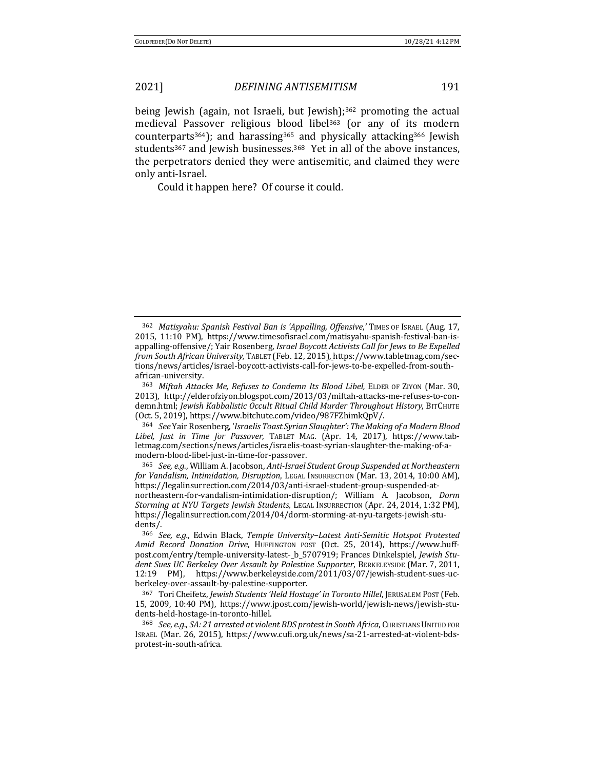being Jewish (again, not Israeli, but Jewish);[362] promoting the actual medieval Passover religious blood libel[363] (or any of its modern counterparts[364]); and harassing[365] and physically attacking[366] Jewish students[367] and Jewish businesses.[368] Yet in all of the above instances, the perpetrators denied they were antisemitic, and claimed they were only anti-Israel.

Could it happen here? Of course it could.

---

[362] *Matisyahu: Spanish Festival Ban is 'Appalling, Offensive,'* TIMES OF ISRAEL (Aug. 17, 2015, 11:10 PM), https://www.timesofisrael.com/matisyahu-spanish-festival-ban-is-appalling-offensive/; Yair Rosenberg, *Israel Boycott Activists Call for Jews to Be Expelled from South African University,* TABLET (Feb. 12, 2015), https://www.tabletmag.com/sections/news/articles/israel-boycott-activists-call-for-jews-to-be-expelled-from-south-african-university.

[363] *Miftah Attacks Me, Refuses to Condemn Its Blood Libel,* ELDER OF ZIYON (Mar. 30, 2013), http://elderofziyon.blogspot.com/2013/03/miftah-attacks-me-refuses-to-condemn.html; *Jewish Kabbalistic Occult Ritual Child Murder Throughout History*, BITCHUTE (Oct. 5, 2019), https://www.bitchute.com/video/987FZhimkQpV/.

[364] *See* Yair Rosenberg, *'Israelis Toast Syrian Slaughter': The Making of a Modern Blood Libel, Just in Time for Passover*, TABLET MAG. (Apr. 14, 2017), https://www.tabletmag.com/sections/news/articles/israelis-toast-syrian-slaughter-the-making-of-a-modern-blood-libel-just-in-time-for-passover.

[365] *See, e.g.*, William A. Jacobson, *Anti-Israel Student Group Suspended at Northeastern for Vandalism, Intimidation, Disruption*, LEGAL INSURRECTION (Mar. 13, 2014, 10:00 AM), https://legalinsurrection.com/2014/03/anti-israel-student-group-suspended-at-northeastern-for-vandalism-intimidation-disruption/; William A. Jacobson, *Dorm Storming at NYU Targets Jewish Students,* LEGAL INSURRECTION (Apr. 24, 2014, 1:32 PM), https://legalinsurrection.com/2014/04/dorm-storming-at-nyu-targets-jewish-students/.

[366] *See, e.g.*, Edwin Black, *Temple University–Latest Anti-Semitic Hotspot Protested Amid Record Donation Drive*, HUFFINGTON POST (Oct. 25, 2014), https://www.huffpost.com/entry/temple-university-latest-_b_5707919; Frances Dinkelspiel, *Jewish Student Sues UC Berkeley Over Assault by Palestine Supporter*, BERKELEYSIDE (Mar. 7, 2011, 12:19 PM), https://www.berkeleyside.com/2011/03/07/jewish-student-sues-uc-berkeley-over-assault-by-palestine-supporter.

[367] Tori Cheifetz, *Jewish Students 'Held Hostage' in Toronto Hillel*, JERUSALEM POST (Feb. 15, 2009, 10:40 PM), https://www.jpost.com/jewish-world/jewish-news/jewish-students-held-hostage-in-toronto-hillel.

[368] *See, e.g., SA: 21 arrested at violent BDS protest in South Africa*, CHRISTIANS UNITED FOR ISRAEL (Mar. 26, 2015), https://www.cufi.org.uk/news/sa-21-arrested-at-violent-bds-protest-in-south-africa.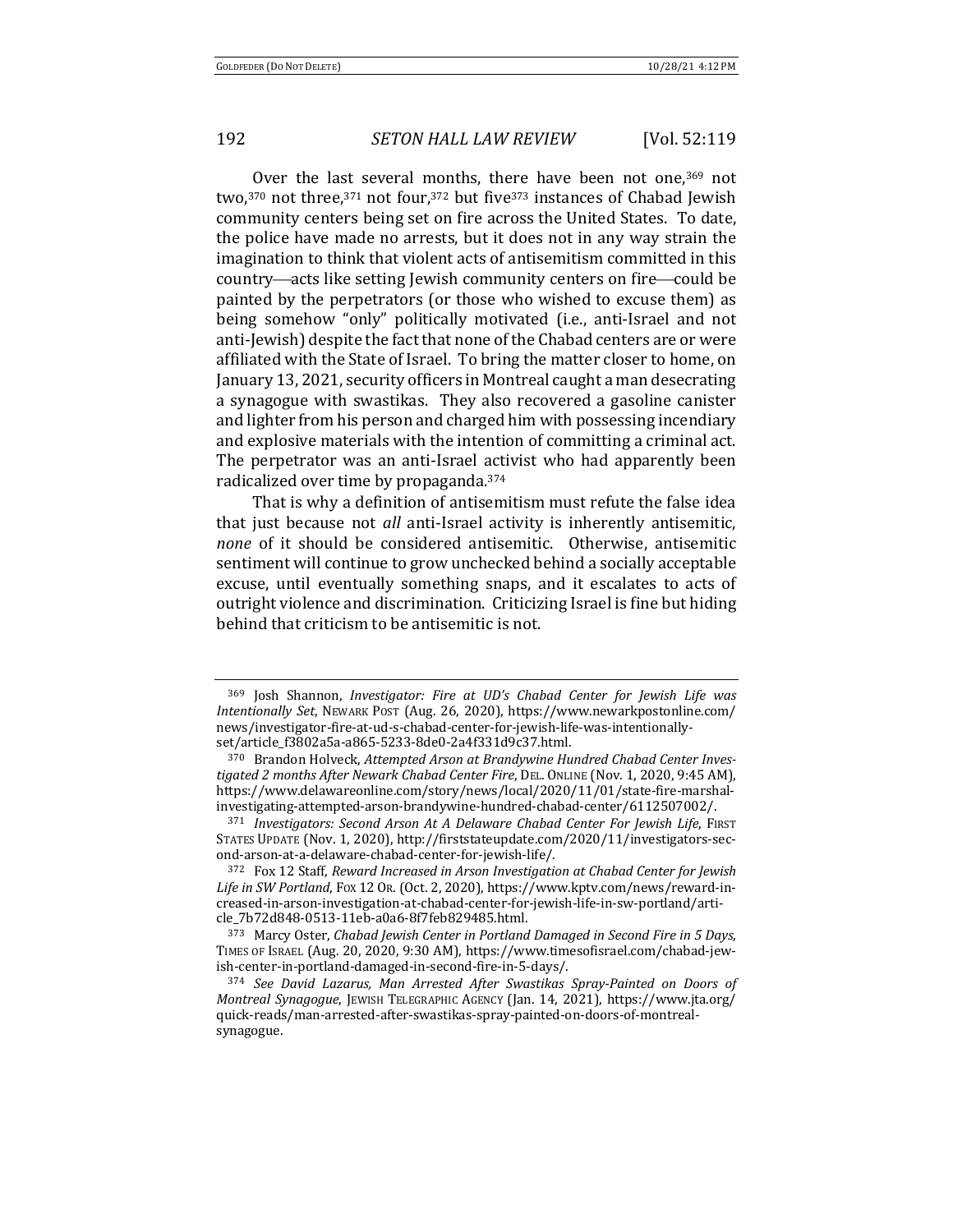Over the last several months, there have been not one,[369] not two,[370] not three,[371] not four,[372] but five[373] instances of Chabad Jewish community centers being set on fire across the United States. To date, the police have made no arrests, but it does not in any way strain the imagination to think that violent acts of antisemitism committed in this country—acts like setting Jewish community centers on fire—could be painted by the perpetrators (or those who wished to excuse them) as being somehow "only" politically motivated (i.e., anti-Israel and not anti-Jewish) despite the fact that none of the Chabad centers are or were affiliated with the State of Israel. To bring the matter closer to home, on January 13, 2021, security officers in Montreal caught a man desecrating a synagogue with swastikas. They also recovered a gasoline canister and lighter from his person and charged him with possessing incendiary and explosive materials with the intention of committing a criminal act. The perpetrator was an anti-Israel activist who had apparently been radicalized over time by propaganda.[374]

That is why a definition of antisemitism must refute the false idea that just because not *all* anti-Israel activity is inherently antisemitic, *none* of it should be considered antisemitic. Otherwise, antisemitic sentiment will continue to grow unchecked behind a socially acceptable excuse, until eventually something snaps, and it escalates to acts of outright violence and discrimination. Criticizing Israel is fine but hiding behind that criticism to be antisemitic is not.

---

[369] Josh Shannon, *Investigator: Fire at UD's Chabad Center for Jewish Life was Intentionally Set*, NEWARK POST (Aug. 26, 2020), https://www.newarkpostonline.com/news/investigator-fire-at-ud-s-chabad-center-for-jewish-life-was-intentionally-set/article_f3802a5a-a865-5233-8de0-2a4f331d9c37.html.

[370] Brandon Holveck, *Attempted Arson at Brandywine Hundred Chabad Center Investigated 2 months After Newark Chabad Center Fire*, DEL. ONLINE (Nov. 1, 2020, 9:45 AM), https://www.delawareonline.com/story/news/local/2020/11/01/state-fire-marshal-investigating-attempted-arson-brandywine-hundred-chabad-center/6112507002/.

[371] *Investigators: Second Arson At A Delaware Chabad Center For Jewish Life*, FIRST STATES UPDATE (Nov. 1, 2020), http://firststateupdate.com/2020/11/investigators-second-arson-at-a-delaware-chabad-center-for-jewish-life/.

[372] Fox 12 Staff, *Reward Increased in Arson Investigation at Chabad Center for Jewish Life in SW Portland*, FOX 12 OR. (Oct. 2, 2020), https://www.kptv.com/news/reward-increased-in-arson-investigation-at-chabad-center-for-jewish-life-in-sw-portland/article_7b72d848-0513-11eb-a0a6-8f7feb829485.html.

[373] Marcy Oster, *Chabad Jewish Center in Portland Damaged in Second Fire in 5 Days*, TIMES OF ISRAEL (Aug. 20, 2020, 9:30 AM), https://www.timesofisrael.com/chabad-jewish-center-in-portland-damaged-in-second-fire-in-5-days/.

[374] *See David Lazarus, Man Arrested After Swastikas Spray-Painted on Doors of Montreal Synagogue*, JEWISH TELEGRAPHIC AGENCY (Jan. 14, 2021), https://www.jta.org/quick-reads/man-arrested-after-swastikas-spray-painted-on-doors-of-montreal-synagogue.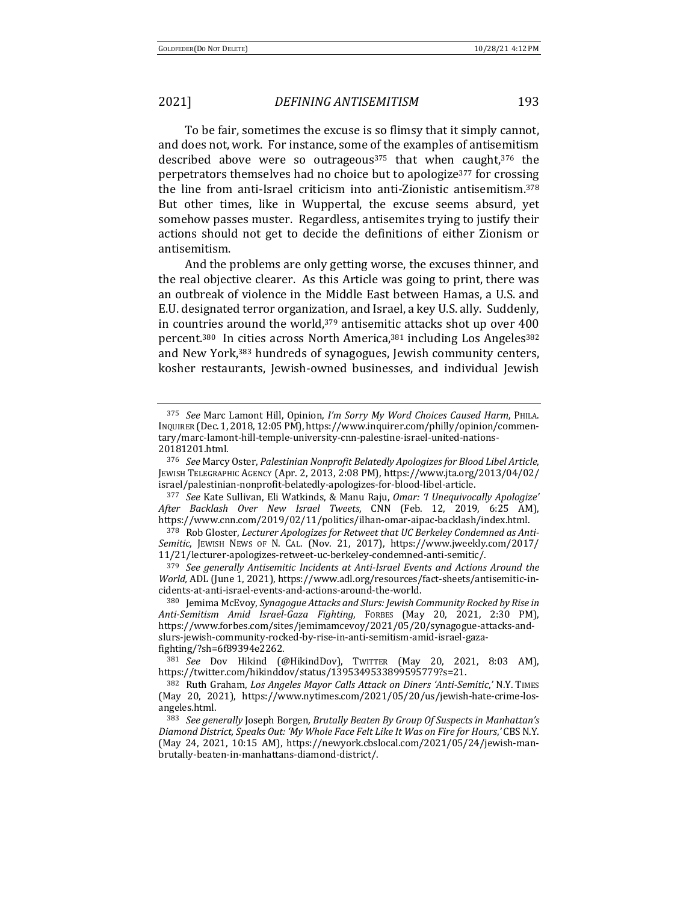To be fair, sometimes the excuse is so flimsy that it simply cannot, and does not, work. For instance, some of the examples of antisemitism described above were so outrageous[375] that when caught,[376] the perpetrators themselves had no choice but to apologize[377] for crossing the line from anti-Israel criticism into anti-Zionistic antisemitism.[378] But other times, like in Wuppertal, the excuse seems absurd, yet somehow passes muster. Regardless, antisemites trying to justify their actions should not get to decide the definitions of either Zionism or antisemitism.

And the problems are only getting worse, the excuses thinner, and the real objective clearer. As this Article was going to print, there was an outbreak of violence in the Middle East between Hamas, a U.S. and E.U. designated terror organization, and Israel, a key U.S. ally. Suddenly, in countries around the world,[379] antisemitic attacks shot up over 400 percent.[380] In cities across North America,[381] including Los Angeles[382] and New York,[383] hundreds of synagogues, Jewish community centers, kosher restaurants, Jewish-owned businesses, and individual Jewish

---

375 *See* Marc Lamont Hill, Opinion, *I'm Sorry My Word Choices Caused Harm*, PHILA. INQUIRER (Dec. 1, 2018, 12:05 PM), https://www.inquirer.com/philly/opinion/commentary/marc-lamont-hill-temple-university-cnn-palestine-israel-united-nations-20181201.html.

376 *See* Marcy Oster, *Palestinian Nonprofit Belatedly Apologizes for Blood Libel Article*, JEWISH TELEGRAPHIC AGENCY (Apr. 2, 2013, 2:08 PM), https://www.jta.org/2013/04/02/israel/palestinian-nonprofit-belatedly-apologizes-for-blood-libel-article.

377 *See* Kate Sullivan, Eli Watkinds, & Manu Raju, *Omar: 'I Unequivocally Apologize' After Backlash Over New Israel Tweets*, CNN (Feb. 12, 2019, 6:25 AM), https://www.cnn.com/2019/02/11/politics/ilhan-omar-aipac-backlash/index.html.

378 Rob Gloster, *Lecturer Apologizes for Retweet that UC Berkeley Condemned as Anti-Semitic*, JEWISH NEWS OF N. CAL. (Nov. 21, 2017), https://www.jweekly.com/2017/11/21/lecturer-apologizes-retweet-uc-berkeley-condemned-anti-semitic/.

379 *See generally Antisemitic Incidents at Anti-Israel Events and Actions Around the World*, ADL (June 1, 2021), https://www.adl.org/resources/fact-sheets/antisemitic-incidents-at-anti-israel-events-and-actions-around-the-world.

380 Jemima McEvoy, *Synagogue Attacks and Slurs: Jewish Community Rocked by Rise in Anti-Semitism Amid Israel-Gaza Fighting*, FORBES (May 20, 2021, 2:30 PM), https://www.forbes.com/sites/jemimamcevoy/2021/05/20/synagogue-attacks-and-slurs-jewish-community-rocked-by-rise-in-anti-semitism-amid-israel-gaza-fighting/?sh=6f89394e2262.

381 *See* Dov Hikind (@HikindDov), TWITTER (May 20, 2021, 8:03 AM), https://twitter.com/hikinddov/status/1395349533899595779?s=21.

382 Ruth Graham, *Los Angeles Mayor Calls Attack on Diners 'Anti-Semitic*,*'* N.Y. TIMES (May 20, 2021), https://www.nytimes.com/2021/05/20/us/jewish-hate-crime-los-angeles.html.

383 *See generally* Joseph Borgen, *Brutally Beaten By Group Of Suspects in Manhattan's Diamond District, Speaks Out: 'My Whole Face Felt Like It Was on Fire for Hours*,*'* CBS N.Y. (May 24, 2021, 10:15 AM), https://newyork.cbslocal.com/2021/05/24/jewish-man-brutally-beaten-in-manhattans-diamond-district/.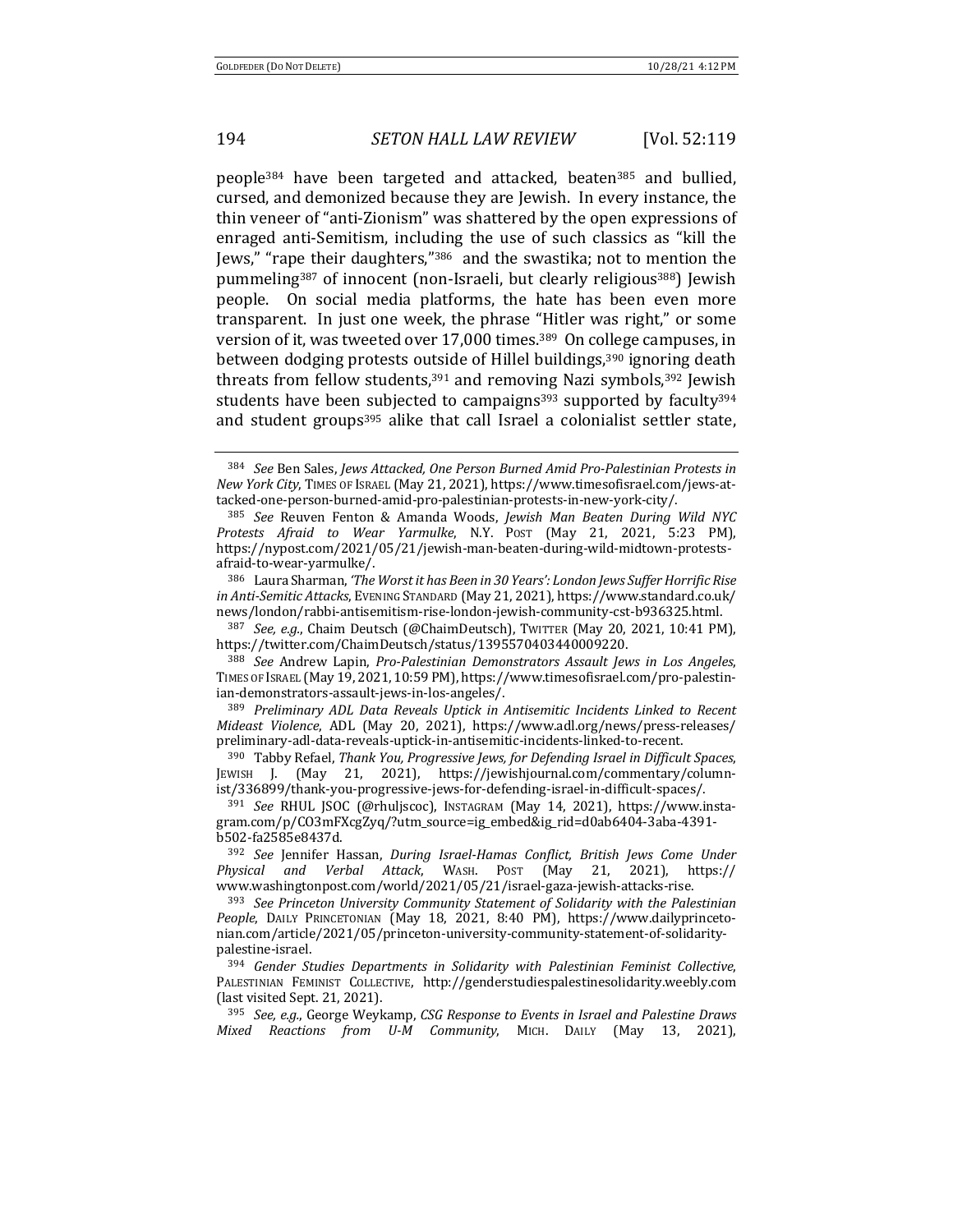people[384] have been targeted and attacked, beaten[385] and bullied, cursed, and demonized because they are Jewish. In every instance, the thin veneer of "anti-Zionism" was shattered by the open expressions of enraged anti-Semitism, including the use of such classics as "kill the Jews," "rape their daughters,"[386] and the swastika; not to mention the pummeling[387] of innocent (non-Israeli, but clearly religious[388]) Jewish people. On social media platforms, the hate has been even more transparent. In just one week, the phrase "Hitler was right," or some version of it, was tweeted over 17,000 times.[389] On college campuses, in between dodging protests outside of Hillel buildings,[390] ignoring death threats from fellow students,[391] and removing Nazi symbols,[392] Jewish students have been subjected to campaigns[393] supported by faculty[394] and student groups[395] alike that call Israel a colonialist settler state,

---

[384] *See* Ben Sales, *Jews Attacked, One Person Burned Amid Pro-Palestinian Protests in New York City*, TIMES OF ISRAEL (May 21, 2021), https://www.timesofisrael.com/jews-attacked-one-person-burned-amid-pro-palestinian-protests-in-new-york-city/.

[385] *See* Reuven Fenton & Amanda Woods, *Jewish Man Beaten During Wild NYC Protests Afraid to Wear Yarmulke*, N.Y. POST (May 21, 2021, 5:23 PM), https://nypost.com/2021/05/21/jewish-man-beaten-during-wild-midtown-protests-afraid-to-wear-yarmulke/.

[386] Laura Sharman, *'The Worst it has Been in 30 Years': London Jews Suffer Horrific Rise in Anti-Semitic Attacks*, EVENING STANDARD (May 21, 2021), https://www.standard.co.uk/news/london/rabbi-antisemitism-rise-london-jewish-community-cst-b936325.html.

[387] *See, e.g.*, Chaim Deutsch (@ChaimDeutsch), TWITTER (May 20, 2021, 10:41 PM), https://twitter.com/ChaimDeutsch/status/1395570403440009220.

[388] *See* Andrew Lapin, *Pro-Palestinian Demonstrators Assault Jews in Los Angeles*, TIMES OF ISRAEL (May 19, 2021, 10:59 PM), https://www.timesofisrael.com/pro-palestinian-demonstrators-assault-jews-in-los-angeles/.

[389] *Preliminary ADL Data Reveals Uptick in Antisemitic Incidents Linked to Recent Mideast Violence*, ADL (May 20, 2021), https://www.adl.org/news/press-releases/preliminary-adl-data-reveals-uptick-in-antisemitic-incidents-linked-to-recent.

[390] Tabby Refael, *Thank You, Progressive Jews, for Defending Israel in Difficult Spaces*, JEWISH J. (May 21, 2021), https://jewishjournal.com/commentary/columnist/336899/thank-you-progressive-jews-for-defending-israel-in-difficult-spaces/.

[391] *See* RHUL JSOC (@rhuljscoc), INSTAGRAM (May 14, 2021), https://www.instagram.com/p/CO3mFXcgZyq/?utm_source=ig_embed&ig_rid=d0ab6404-3aba-4391-b502-fa2585e8437d.

[392] *See* Jennifer Hassan, *During Israel-Hamas Conflict, British Jews Come Under Physical and Verbal Attack*, WASH. POST (May 21, 2021), https://www.washingtonpost.com/world/2021/05/21/israel-gaza-jewish-attacks-rise.

[393] *See Princeton University Community Statement of Solidarity with the Palestinian People*, DAILY PRINCETONIAN (May 18, 2021, 8:40 PM), https://www.dailyprincetonian.com/article/2021/05/princeton-university-community-statement-of-solidarity-palestine-israel.

[394] *Gender Studies Departments in Solidarity with Palestinian Feminist Collective*, PALESTINIAN FEMINIST COLLECTIVE, http://genderstudiespalestinesolidarity.weebly.com (last visited Sept. 21, 2021).

[395] *See, e.g.*, George Weykamp, *CSG Response to Events in Israel and Palestine Draws Mixed Reactions from U-M Community*, MICH. DAILY (May 13, 2021),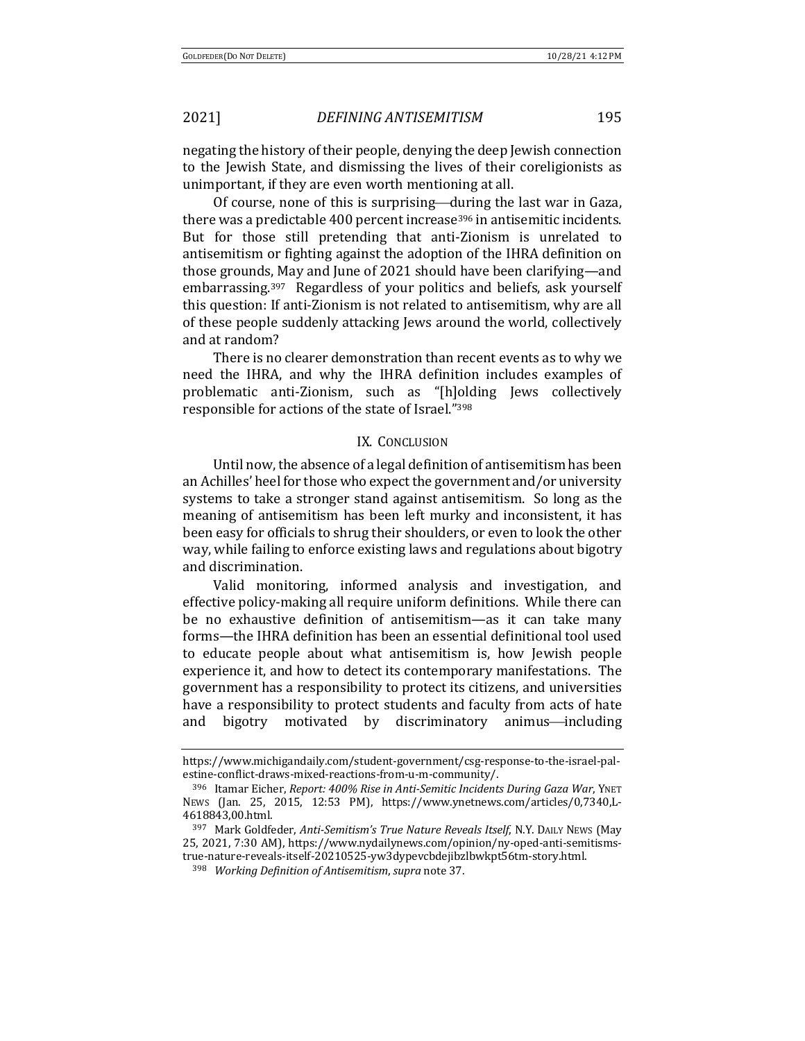negating the history of their people, denying the deep Jewish connection to the Jewish State, and dismissing the lives of their coreligionists as unimportant, if they are even worth mentioning at all.

Of course, none of this is surprising—during the last war in Gaza, there was a predictable 400 percent increase[396] in antisemitic incidents. But for those still pretending that anti-Zionism is unrelated to antisemitism or fighting against the adoption of the IHRA definition on those grounds, May and June of 2021 should have been clarifying—and embarrassing.[397] Regardless of your politics and beliefs, ask yourself this question: If anti-Zionism is not related to antisemitism, why are all of these people suddenly attacking Jews around the world, collectively and at random?

There is no clearer demonstration than recent events as to why we need the IHRA, and why the IHRA definition includes examples of problematic anti-Zionism, such as "[h]olding Jews collectively responsible for actions of the state of Israel."[398]

## IX. CONCLUSION

Until now, the absence of a legal definition of antisemitism has been an Achilles' heel for those who expect the government and/or university systems to take a stronger stand against antisemitism. So long as the meaning of antisemitism has been left murky and inconsistent, it has been easy for officials to shrug their shoulders, or even to look the other way, while failing to enforce existing laws and regulations about bigotry and discrimination.

Valid monitoring, informed analysis and investigation, and effective policy-making all require uniform definitions. While there can be no exhaustive definition of antisemitism—as it can take many forms—the IHRA definition has been an essential definitional tool used to educate people about what antisemitism is, how Jewish people experience it, and how to detect its contemporary manifestations. The government has a responsibility to protect its citizens, and universities have a responsibility to protect students and faculty from acts of hate and bigotry motivated by discriminatory animus—including

---

https://www.michigandaily.com/student-government/csg-response-to-the-israel-palestine-conflict-draws-mixed-reactions-from-u-m-community/.

[396] Itamar Eicher, *Report: 400% Rise in Anti-Semitic Incidents During Gaza War*, YNET NEWS (Jan. 25, 2015, 12:53 PM), https://www.ynetnews.com/articles/0,7340,L-4618843,00.html.

[397] Mark Goldfeder, *Anti-Semitism's True Nature Reveals Itself*, N.Y. DAILY NEWS (May 25, 2021, 7:30 AM), https://www.nydailynews.com/opinion/ny-oped-anti-semitisms-true-nature-reveals-itself-20210525-yw3dypevcbdejibzlbwkpt56tm-story.html.

[398] *Working Definition of Antisemitism*, *supra* note 37.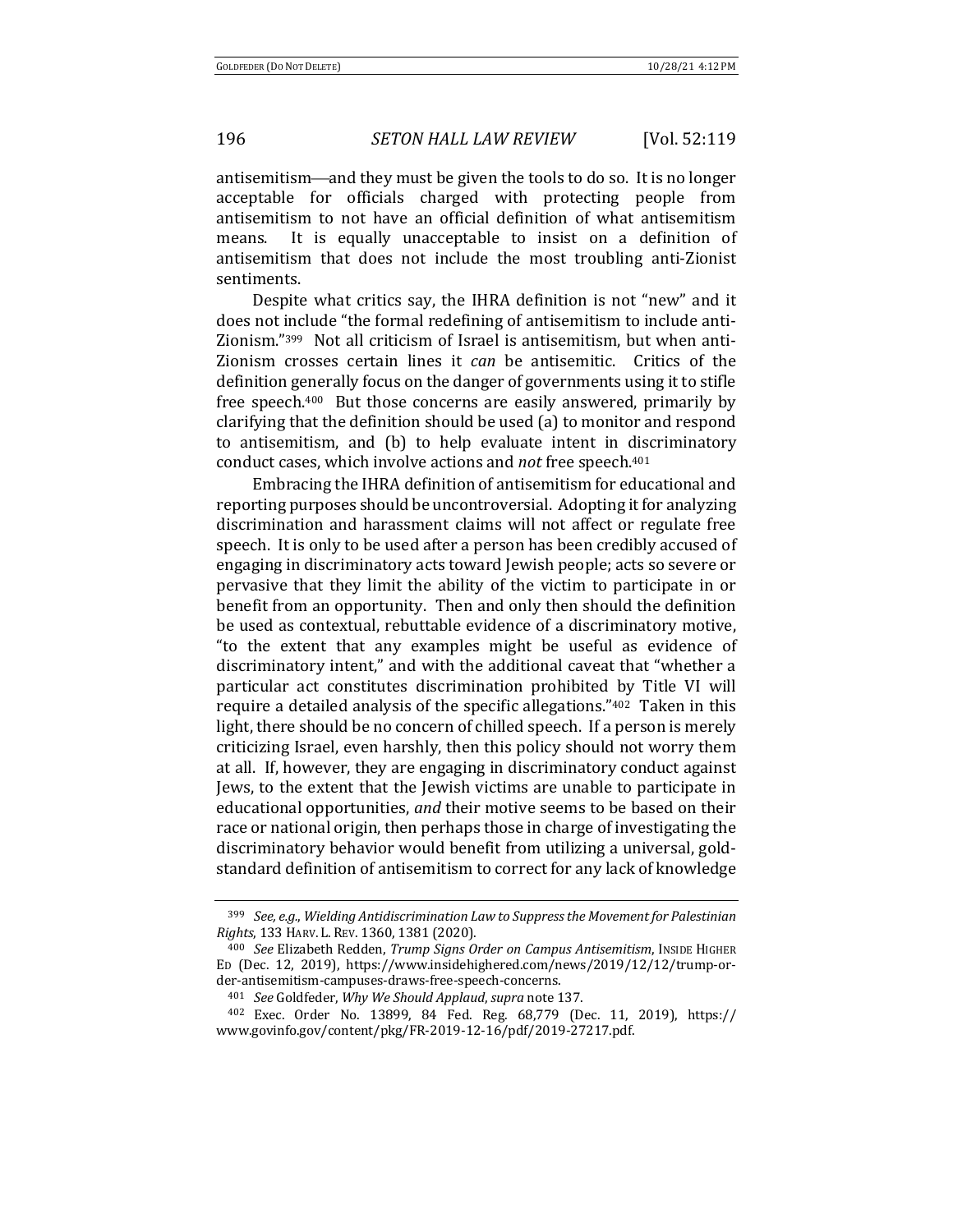antisemitism—and they must be given the tools to do so. It is no longer acceptable for officials charged with protecting people from antisemitism to not have an official definition of what antisemitism means. It is equally unacceptable to insist on a definition of antisemitism that does not include the most troubling anti-Zionist sentiments.

Despite what critics say, the IHRA definition is not "new" and it does not include "the formal redefining of antisemitism to include anti-Zionism."[399] Not all criticism of Israel is antisemitism, but when anti-Zionism crosses certain lines it *can* be antisemitic. Critics of the definition generally focus on the danger of governments using it to stifle free speech.[400] But those concerns are easily answered, primarily by clarifying that the definition should be used (a) to monitor and respond to antisemitism, and (b) to help evaluate intent in discriminatory conduct cases, which involve actions and *not* free speech.[401]

Embracing the IHRA definition of antisemitism for educational and reporting purposes should be uncontroversial. Adopting it for analyzing discrimination and harassment claims will not affect or regulate free speech. It is only to be used after a person has been credibly accused of engaging in discriminatory acts toward Jewish people; acts so severe or pervasive that they limit the ability of the victim to participate in or benefit from an opportunity. Then and only then should the definition be used as contextual, rebuttable evidence of a discriminatory motive, "to the extent that any examples might be useful as evidence of discriminatory intent," and with the additional caveat that "whether a particular act constitutes discrimination prohibited by Title VI will require a detailed analysis of the specific allegations."[402] Taken in this light, there should be no concern of chilled speech. If a person is merely criticizing Israel, even harshly, then this policy should not worry them at all. If, however, they are engaging in discriminatory conduct against Jews, to the extent that the Jewish victims are unable to participate in educational opportunities, *and* their motive seems to be based on their race or national origin, then perhaps those in charge of investigating the discriminatory behavior would benefit from utilizing a universal, gold-standard definition of antisemitism to correct for any lack of knowledge

---

[399] *See, e.g.*, *Wielding Antidiscrimination Law to Suppress the Movement for Palestinian Rights*, 133 HARV. L. REV. 1360, 1381 (2020).

[400] *See* Elizabeth Redden, *Trump Signs Order on Campus Antisemitism*, INSIDE HIGHER ED (Dec. 12, 2019), https://www.insidehighered.com/news/2019/12/12/trump-order-antisemitism-campuses-draws-free-speech-concerns.

[401] *See* Goldfeder, *Why We Should Applaud*, *supra* note 137.

[402] Exec. Order No. 13899, 84 Fed. Reg. 68,779 (Dec. 11, 2019), https://www.govinfo.gov/content/pkg/FR-2019-12-16/pdf/2019-27217.pdf.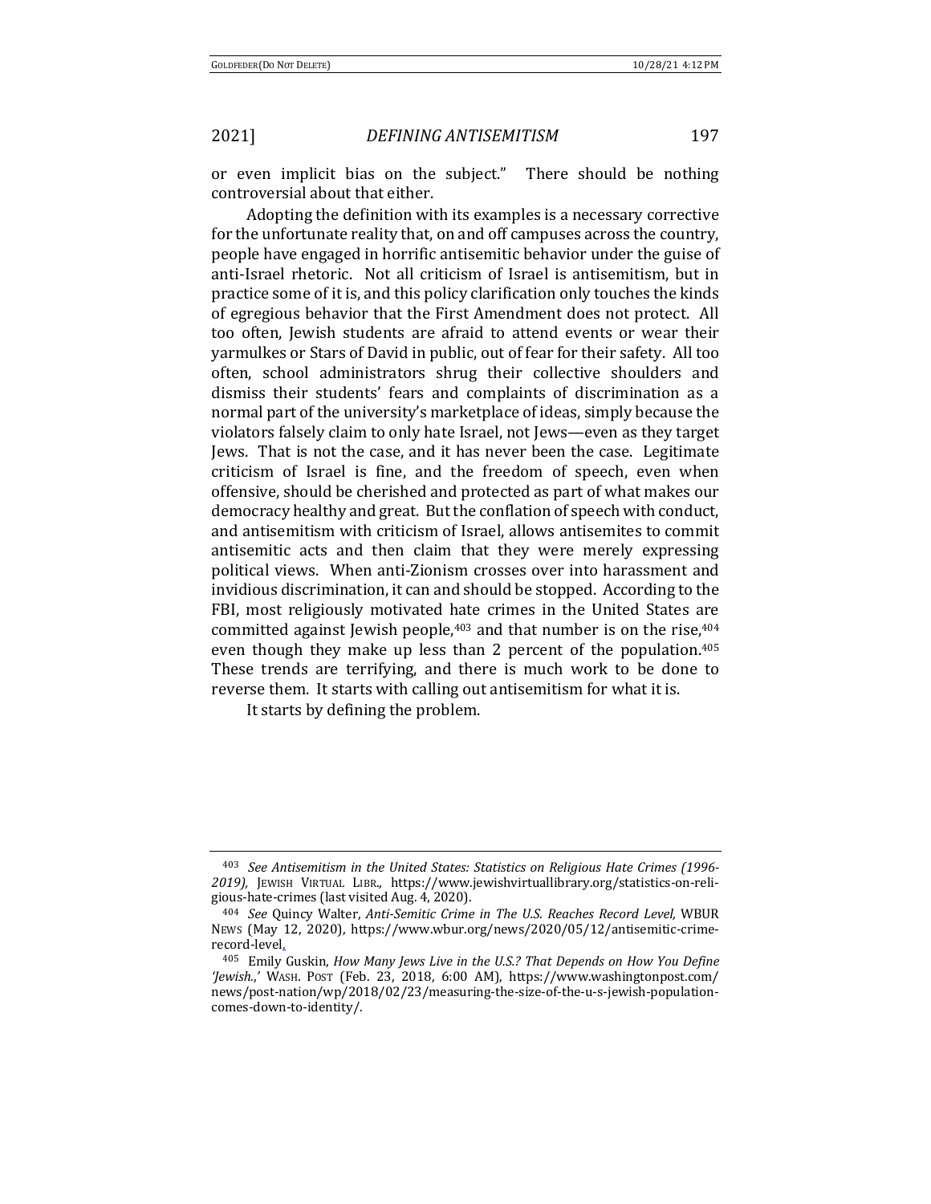or even implicit bias on the subject." There should be nothing controversial about that either.

Adopting the definition with its examples is a necessary corrective for the unfortunate reality that, on and off campuses across the country, people have engaged in horrific antisemitic behavior under the guise of anti-Israel rhetoric. Not all criticism of Israel is antisemitism, but in practice some of it is, and this policy clarification only touches the kinds of egregious behavior that the First Amendment does not protect. All too often, Jewish students are afraid to attend events or wear their yarmulkes or Stars of David in public, out of fear for their safety. All too often, school administrators shrug their collective shoulders and dismiss their students' fears and complaints of discrimination as a normal part of the university's marketplace of ideas, simply because the violators falsely claim to only hate Israel, not Jews—even as they target Jews. That is not the case, and it has never been the case. Legitimate criticism of Israel is fine, and the freedom of speech, even when offensive, should be cherished and protected as part of what makes our democracy healthy and great. But the conflation of speech with conduct, and antisemitism with criticism of Israel, allows antisemites to commit antisemitic acts and then claim that they were merely expressing political views. When anti-Zionism crosses over into harassment and invidious discrimination, it can and should be stopped. According to the FBI, most religiously motivated hate crimes in the United States are committed against Jewish people,[403] and that number is on the rise,[404] even though they make up less than 2 percent of the population.[405] These trends are terrifying, and there is much work to be done to reverse them. It starts with calling out antisemitism for what it is.

It starts by defining the problem.

---

[403] *See Antisemitism in the United States: Statistics on Religious Hate Crimes (1996-2019)*, JEWISH VIRTUAL LIBR., https://www.jewishvirtuallibrary.org/statistics-on-religious-hate-crimes (last visited Aug. 4, 2020).

[404] *See* Quincy Walter, *Anti-Semitic Crime in The U.S. Reaches Record Level,* WBUR NEWS (May 12, 2020), https://www.wbur.org/news/2020/05/12/antisemitic-crime-record-level.

[405] Emily Guskin, *How Many Jews Live in the U.S.? That Depends on How You Define 'Jewish.,'* WASH. POST (Feb. 23, 2018, 6:00 AM), https://www.washingtonpost.com/news/post-nation/wp/2018/02/23/measuring-the-size-of-the-u-s-jewish-population-comes-down-to-identity/.